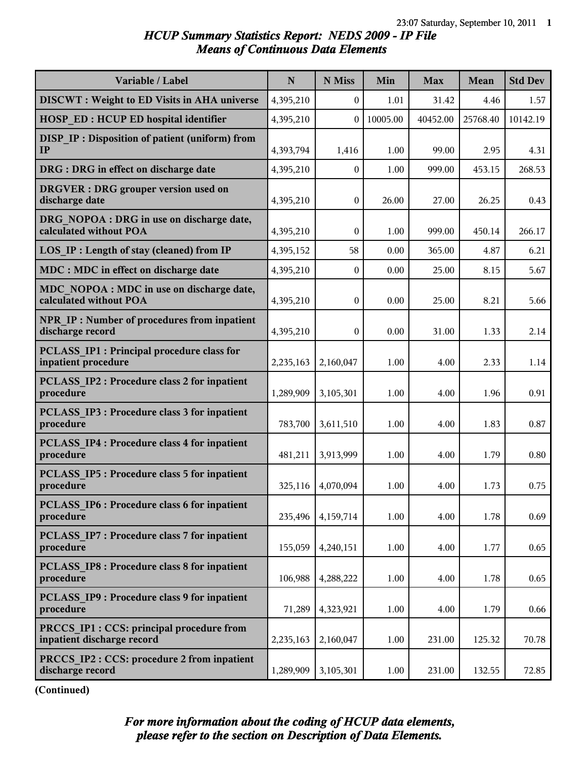# *HCUP Summary Statistics Report: NEDS 2009 - IP File*
## *Means of Continuous Data Elements*

| Variable / Label | N | N Miss | Min | Max | Mean | Std Dev |
|---|---|---|---|---|---|---|
| **DISCWT : Weight to ED Visits in AHA universe** | 4,395,210 | 0 | 1.01 | 31.42 | 4.46 | 1.57 |
| **HOSP_ED : HCUP ED hospital identifier** | 4,395,210 | 0 | 10005.00 | 40452.00 | 25768.40 | 10142.19 |
| **DISP_IP : Disposition of patient (uniform) from IP** | 4,393,794 | 1,416 | 1.00 | 99.00 | 2.95 | 4.31 |
| **DRG : DRG in effect on discharge date** | 4,395,210 | 0 | 1.00 | 999.00 | 453.15 | 268.53 |
| **DRGVER : DRG grouper version used on discharge date** | 4,395,210 | 0 | 26.00 | 27.00 | 26.25 | 0.43 |
| **DRG_NOPOA : DRG in use on discharge date, calculated without POA** | 4,395,210 | 0 | 1.00 | 999.00 | 450.14 | 266.17 |
| **LOS_IP : Length of stay (cleaned) from IP** | 4,395,152 | 58 | 0.00 | 365.00 | 4.87 | 6.21 |
| **MDC : MDC in effect on discharge date** | 4,395,210 | 0 | 0.00 | 25.00 | 8.15 | 5.67 |
| **MDC_NOPOA : MDC in use on discharge date, calculated without POA** | 4,395,210 | 0 | 0.00 | 25.00 | 8.21 | 5.66 |
| **NPR_IP : Number of procedures from inpatient discharge record** | 4,395,210 | 0 | 0.00 | 31.00 | 1.33 | 2.14 |
| **PCLASS_IP1 : Principal procedure class for inpatient procedure** | 2,235,163 | 2,160,047 | 1.00 | 4.00 | 2.33 | 1.14 |
| **PCLASS_IP2 : Procedure class 2 for inpatient procedure** | 1,289,909 | 3,105,301 | 1.00 | 4.00 | 1.96 | 0.91 |
| **PCLASS_IP3 : Procedure class 3 for inpatient procedure** | 783,700 | 3,611,510 | 1.00 | 4.00 | 1.83 | 0.87 |
| **PCLASS_IP4 : Procedure class 4 for inpatient procedure** | 481,211 | 3,913,999 | 1.00 | 4.00 | 1.79 | 0.80 |
| **PCLASS_IP5 : Procedure class 5 for inpatient procedure** | 325,116 | 4,070,094 | 1.00 | 4.00 | 1.73 | 0.75 |
| **PCLASS_IP6 : Procedure class 6 for inpatient procedure** | 235,496 | 4,159,714 | 1.00 | 4.00 | 1.78 | 0.69 |
| **PCLASS_IP7 : Procedure class 7 for inpatient procedure** | 155,059 | 4,240,151 | 1.00 | 4.00 | 1.77 | 0.65 |
| **PCLASS_IP8 : Procedure class 8 for inpatient procedure** | 106,988 | 4,288,222 | 1.00 | 4.00 | 1.78 | 0.65 |
| **PCLASS_IP9 : Procedure class 9 for inpatient procedure** | 71,289 | 4,323,921 | 1.00 | 4.00 | 1.79 | 0.66 |
| **PRCCS_IP1 : CCS: principal procedure from inpatient discharge record** | 2,235,163 | 2,160,047 | 1.00 | 231.00 | 125.32 | 70.78 |
| **PRCCS_IP2 : CCS: procedure 2 from inpatient discharge record** | 1,289,909 | 3,105,301 | 1.00 | 231.00 | 132.55 | 72.85 |

**(Continued)**

***For more information about the coding of HCUP data elements, please refer to the section on Description of Data Elements.***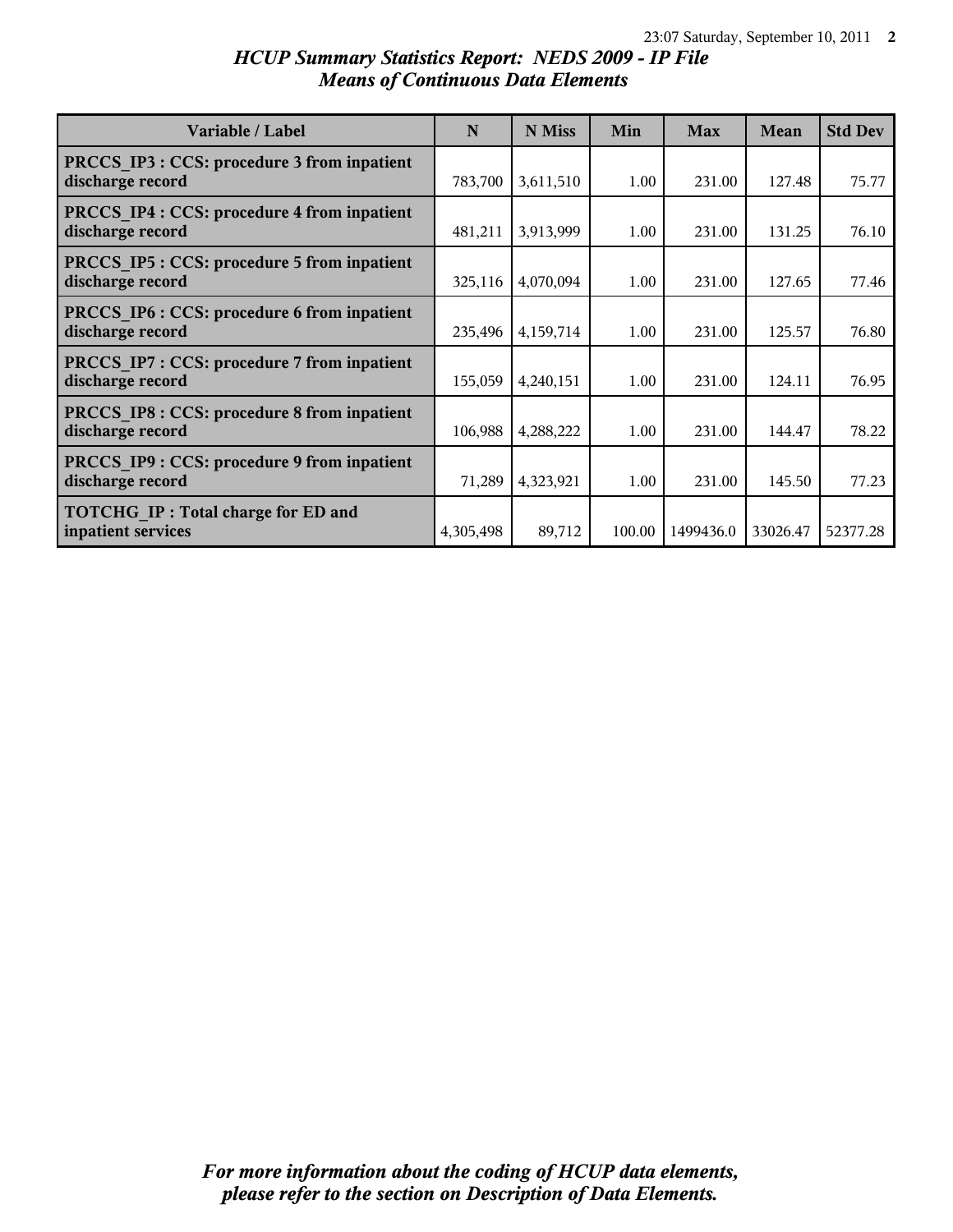# HCUP Summary Statistics Report: NEDS 2009 - IP File
## Means of Continuous Data Elements

| Variable / Label | N | N Miss | Min | Max | Mean | Std Dev |
|---|---|---|---|---|---|---|
| PRCCS_IP3 : CCS: procedure 3 from inpatient discharge record | 783,700 | 3,611,510 | 1.00 | 231.00 | 127.48 | 75.77 |
| PRCCS_IP4 : CCS: procedure 4 from inpatient discharge record | 481,211 | 3,913,999 | 1.00 | 231.00 | 131.25 | 76.10 |
| PRCCS_IP5 : CCS: procedure 5 from inpatient discharge record | 325,116 | 4,070,094 | 1.00 | 231.00 | 127.65 | 77.46 |
| PRCCS_IP6 : CCS: procedure 6 from inpatient discharge record | 235,496 | 4,159,714 | 1.00 | 231.00 | 125.57 | 76.80 |
| PRCCS_IP7 : CCS: procedure 7 from inpatient discharge record | 155,059 | 4,240,151 | 1.00 | 231.00 | 124.11 | 76.95 |
| PRCCS_IP8 : CCS: procedure 8 from inpatient discharge record | 106,988 | 4,288,222 | 1.00 | 231.00 | 144.47 | 78.22 |
| PRCCS_IP9 : CCS: procedure 9 from inpatient discharge record | 71,289 | 4,323,921 | 1.00 | 231.00 | 145.50 | 77.23 |
| TOTCHG_IP : Total charge for ED and inpatient services | 4,305,498 | 89,712 | 100.00 | 1499436.0 | 33026.47 | 52377.28 |

*For more information about the coding of HCUP data elements, please refer to the section on Description of Data Elements.*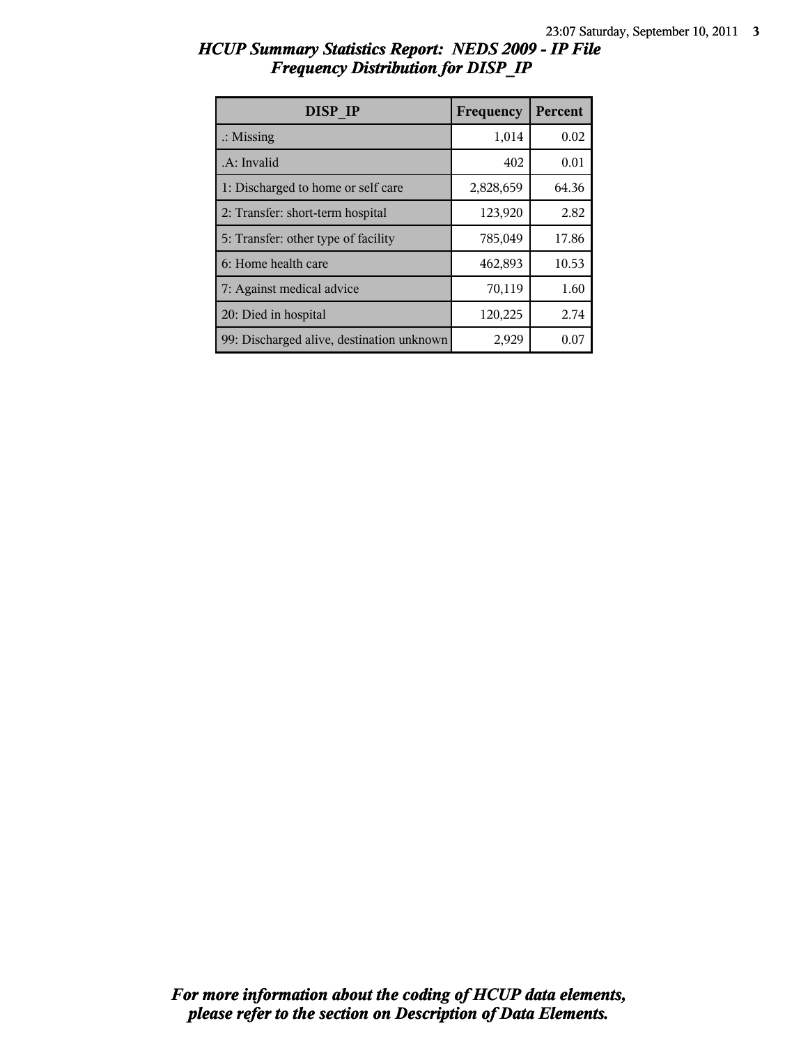## *HCUP Summary Statistics Report: NEDS 2009 - IP File*
## *Frequency Distribution for DISP_IP*

| DISP_IP | Frequency | Percent |
| --- | --- | --- |
| .: Missing | 1,014 | 0.02 |
| .A: Invalid | 402 | 0.01 |
| 1: Discharged to home or self care | 2,828,659 | 64.36 |
| 2: Transfer: short-term hospital | 123,920 | 2.82 |
| 5: Transfer: other type of facility | 785,049 | 17.86 |
| 6: Home health care | 462,893 | 10.53 |
| 7: Against medical advice | 70,119 | 1.60 |
| 20: Died in hospital | 120,225 | 2.74 |
| 99: Discharged alive, destination unknown | 2,929 | 0.07 |

***For more information about the coding of HCUP data elements, please refer to the section on Description of Data Elements.***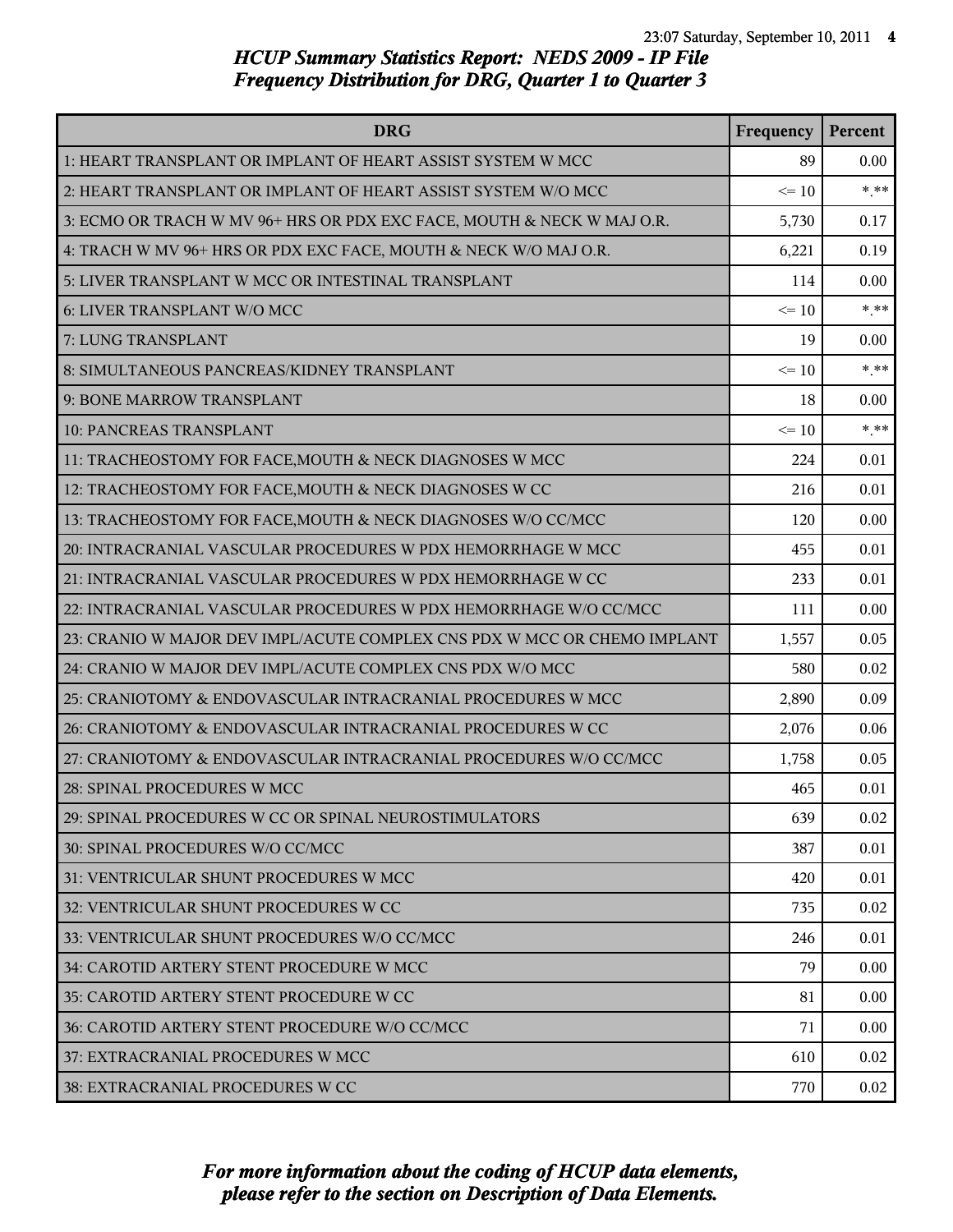# HCUP Summary Statistics Report: NEDS 2009 - IP File
## Frequency Distribution for DRG, Quarter 1 to Quarter 3

| DRG | Frequency | Percent |
|---|---|---|
| 1: HEART TRANSPLANT OR IMPLANT OF HEART ASSIST SYSTEM W MCC | 89 | 0.00 |
| 2: HEART TRANSPLANT OR IMPLANT OF HEART ASSIST SYSTEM W/O MCC | <= 10 | *.** |
| 3: ECMO OR TRACH W MV 96+ HRS OR PDX EXC FACE, MOUTH & NECK W MAJ O.R. | 5,730 | 0.17 |
| 4: TRACH W MV 96+ HRS OR PDX EXC FACE, MOUTH & NECK W/O MAJ O.R. | 6,221 | 0.19 |
| 5: LIVER TRANSPLANT W MCC OR INTESTINAL TRANSPLANT | 114 | 0.00 |
| 6: LIVER TRANSPLANT W/O MCC | <= 10 | *.** |
| 7: LUNG TRANSPLANT | 19 | 0.00 |
| 8: SIMULTANEOUS PANCREAS/KIDNEY TRANSPLANT | <= 10 | *.** |
| 9: BONE MARROW TRANSPLANT | 18 | 0.00 |
| 10: PANCREAS TRANSPLANT | <= 10 | *.** |
| 11: TRACHEOSTOMY FOR FACE,MOUTH & NECK DIAGNOSES W MCC | 224 | 0.01 |
| 12: TRACHEOSTOMY FOR FACE,MOUTH & NECK DIAGNOSES W CC | 216 | 0.01 |
| 13: TRACHEOSTOMY FOR FACE,MOUTH & NECK DIAGNOSES W/O CC/MCC | 120 | 0.00 |
| 20: INTRACRANIAL VASCULAR PROCEDURES W PDX HEMORRHAGE W MCC | 455 | 0.01 |
| 21: INTRACRANIAL VASCULAR PROCEDURES W PDX HEMORRHAGE W CC | 233 | 0.01 |
| 22: INTRACRANIAL VASCULAR PROCEDURES W PDX HEMORRHAGE W/O CC/MCC | 111 | 0.00 |
| 23: CRANIO W MAJOR DEV IMPL/ACUTE COMPLEX CNS PDX W MCC OR CHEMO IMPLANT | 1,557 | 0.05 |
| 24: CRANIO W MAJOR DEV IMPL/ACUTE COMPLEX CNS PDX W/O MCC | 580 | 0.02 |
| 25: CRANIOTOMY & ENDOVASCULAR INTRACRANIAL PROCEDURES W MCC | 2,890 | 0.09 |
| 26: CRANIOTOMY & ENDOVASCULAR INTRACRANIAL PROCEDURES W CC | 2,076 | 0.06 |
| 27: CRANIOTOMY & ENDOVASCULAR INTRACRANIAL PROCEDURES W/O CC/MCC | 1,758 | 0.05 |
| 28: SPINAL PROCEDURES W MCC | 465 | 0.01 |
| 29: SPINAL PROCEDURES W CC OR SPINAL NEUROSTIMULATORS | 639 | 0.02 |
| 30: SPINAL PROCEDURES W/O CC/MCC | 387 | 0.01 |
| 31: VENTRICULAR SHUNT PROCEDURES W MCC | 420 | 0.01 |
| 32: VENTRICULAR SHUNT PROCEDURES W CC | 735 | 0.02 |
| 33: VENTRICULAR SHUNT PROCEDURES W/O CC/MCC | 246 | 0.01 |
| 34: CAROTID ARTERY STENT PROCEDURE W MCC | 79 | 0.00 |
| 35: CAROTID ARTERY STENT PROCEDURE W CC | 81 | 0.00 |
| 36: CAROTID ARTERY STENT PROCEDURE W/O CC/MCC | 71 | 0.00 |
| 37: EXTRACRANIAL PROCEDURES W MCC | 610 | 0.02 |
| 38: EXTRACRANIAL PROCEDURES W CC | 770 | 0.02 |

*For more information about the coding of HCUP data elements, please refer to the section on Description of Data Elements.*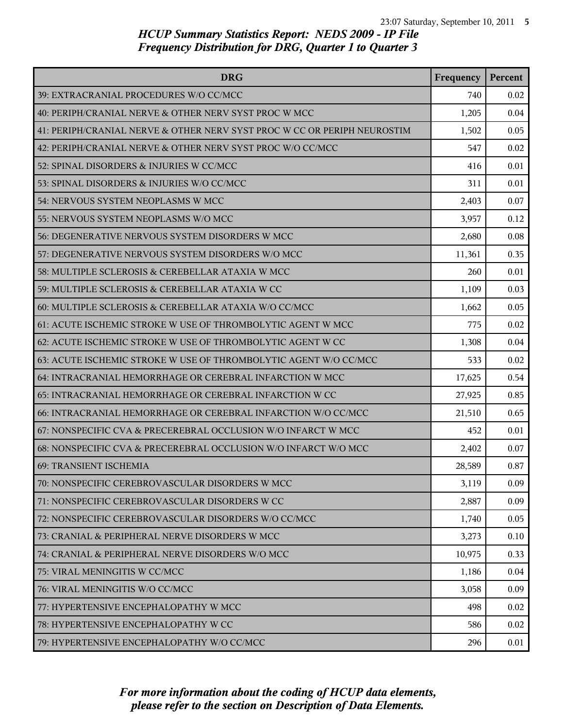## HCUP Summary Statistics Report: NEDS 2009 - IP File
## Frequency Distribution for DRG, Quarter 1 to Quarter 3

| DRG | Frequency | Percent |
|---|---|---|
| 39: EXTRACRANIAL PROCEDURES W/O CC/MCC | 740 | 0.02 |
| 40: PERIPH/CRANIAL NERVE & OTHER NERV SYST PROC W MCC | 1,205 | 0.04 |
| 41: PERIPH/CRANIAL NERVE & OTHER NERV SYST PROC W CC OR PERIPH NEUROSTIM | 1,502 | 0.05 |
| 42: PERIPH/CRANIAL NERVE & OTHER NERV SYST PROC W/O CC/MCC | 547 | 0.02 |
| 52: SPINAL DISORDERS & INJURIES W CC/MCC | 416 | 0.01 |
| 53: SPINAL DISORDERS & INJURIES W/O CC/MCC | 311 | 0.01 |
| 54: NERVOUS SYSTEM NEOPLASMS W MCC | 2,403 | 0.07 |
| 55: NERVOUS SYSTEM NEOPLASMS W/O MCC | 3,957 | 0.12 |
| 56: DEGENERATIVE NERVOUS SYSTEM DISORDERS W MCC | 2,680 | 0.08 |
| 57: DEGENERATIVE NERVOUS SYSTEM DISORDERS W/O MCC | 11,361 | 0.35 |
| 58: MULTIPLE SCLEROSIS & CEREBELLAR ATAXIA W MCC | 260 | 0.01 |
| 59: MULTIPLE SCLEROSIS & CEREBELLAR ATAXIA W CC | 1,109 | 0.03 |
| 60: MULTIPLE SCLEROSIS & CEREBELLAR ATAXIA W/O CC/MCC | 1,662 | 0.05 |
| 61: ACUTE ISCHEMIC STROKE W USE OF THROMBOLYTIC AGENT W MCC | 775 | 0.02 |
| 62: ACUTE ISCHEMIC STROKE W USE OF THROMBOLYTIC AGENT W CC | 1,308 | 0.04 |
| 63: ACUTE ISCHEMIC STROKE W USE OF THROMBOLYTIC AGENT W/O CC/MCC | 533 | 0.02 |
| 64: INTRACRANIAL HEMORRHAGE OR CEREBRAL INFARCTION W MCC | 17,625 | 0.54 |
| 65: INTRACRANIAL HEMORRHAGE OR CEREBRAL INFARCTION W CC | 27,925 | 0.85 |
| 66: INTRACRANIAL HEMORRHAGE OR CEREBRAL INFARCTION W/O CC/MCC | 21,510 | 0.65 |
| 67: NONSPECIFIC CVA & PRECEREBRAL OCCLUSION W/O INFARCT W MCC | 452 | 0.01 |
| 68: NONSPECIFIC CVA & PRECEREBRAL OCCLUSION W/O INFARCT W/O MCC | 2,402 | 0.07 |
| 69: TRANSIENT ISCHEMIA | 28,589 | 0.87 |
| 70: NONSPECIFIC CEREBROVASCULAR DISORDERS W MCC | 3,119 | 0.09 |
| 71: NONSPECIFIC CEREBROVASCULAR DISORDERS W CC | 2,887 | 0.09 |
| 72: NONSPECIFIC CEREBROVASCULAR DISORDERS W/O CC/MCC | 1,740 | 0.05 |
| 73: CRANIAL & PERIPHERAL NERVE DISORDERS W MCC | 3,273 | 0.10 |
| 74: CRANIAL & PERIPHERAL NERVE DISORDERS W/O MCC | 10,975 | 0.33 |
| 75: VIRAL MENINGITIS W CC/MCC | 1,186 | 0.04 |
| 76: VIRAL MENINGITIS W/O CC/MCC | 3,058 | 0.09 |
| 77: HYPERTENSIVE ENCEPHALOPATHY W MCC | 498 | 0.02 |
| 78: HYPERTENSIVE ENCEPHALOPATHY W CC | 586 | 0.02 |
| 79: HYPERTENSIVE ENCEPHALOPATHY W/O CC/MCC | 296 | 0.01 |

*For more information about the coding of HCUP data elements, please refer to the section on Description of Data Elements.*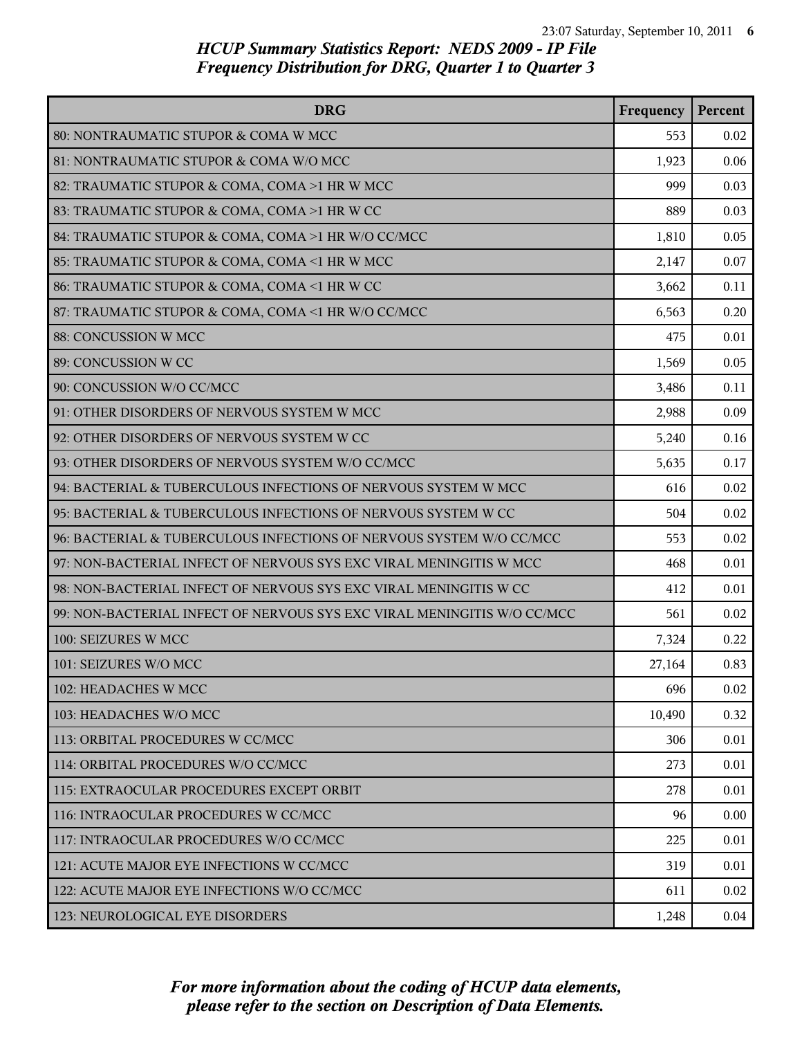*HCUP Summary Statistics Report: NEDS 2009 - IP File*
*Frequency Distribution for DRG, Quarter 1 to Quarter 3*

| DRG | Frequency | Percent |
|---|---|---|
| 80: NONTRAUMATIC STUPOR & COMA W MCC | 553 | 0.02 |
| 81: NONTRAUMATIC STUPOR & COMA W/O MCC | 1,923 | 0.06 |
| 82: TRAUMATIC STUPOR & COMA, COMA >1 HR W MCC | 999 | 0.03 |
| 83: TRAUMATIC STUPOR & COMA, COMA >1 HR W CC | 889 | 0.03 |
| 84: TRAUMATIC STUPOR & COMA, COMA >1 HR W/O CC/MCC | 1,810 | 0.05 |
| 85: TRAUMATIC STUPOR & COMA, COMA <1 HR W MCC | 2,147 | 0.07 |
| 86: TRAUMATIC STUPOR & COMA, COMA <1 HR W CC | 3,662 | 0.11 |
| 87: TRAUMATIC STUPOR & COMA, COMA <1 HR W/O CC/MCC | 6,563 | 0.20 |
| 88: CONCUSSION W MCC | 475 | 0.01 |
| 89: CONCUSSION W CC | 1,569 | 0.05 |
| 90: CONCUSSION W/O CC/MCC | 3,486 | 0.11 |
| 91: OTHER DISORDERS OF NERVOUS SYSTEM W MCC | 2,988 | 0.09 |
| 92: OTHER DISORDERS OF NERVOUS SYSTEM W CC | 5,240 | 0.16 |
| 93: OTHER DISORDERS OF NERVOUS SYSTEM W/O CC/MCC | 5,635 | 0.17 |
| 94: BACTERIAL & TUBERCULOUS INFECTIONS OF NERVOUS SYSTEM W MCC | 616 | 0.02 |
| 95: BACTERIAL & TUBERCULOUS INFECTIONS OF NERVOUS SYSTEM W CC | 504 | 0.02 |
| 96: BACTERIAL & TUBERCULOUS INFECTIONS OF NERVOUS SYSTEM W/O CC/MCC | 553 | 0.02 |
| 97: NON-BACTERIAL INFECT OF NERVOUS SYS EXC VIRAL MENINGITIS W MCC | 468 | 0.01 |
| 98: NON-BACTERIAL INFECT OF NERVOUS SYS EXC VIRAL MENINGITIS W CC | 412 | 0.01 |
| 99: NON-BACTERIAL INFECT OF NERVOUS SYS EXC VIRAL MENINGITIS W/O CC/MCC | 561 | 0.02 |
| 100: SEIZURES W MCC | 7,324 | 0.22 |
| 101: SEIZURES W/O MCC | 27,164 | 0.83 |
| 102: HEADACHES W MCC | 696 | 0.02 |
| 103: HEADACHES W/O MCC | 10,490 | 0.32 |
| 113: ORBITAL PROCEDURES W CC/MCC | 306 | 0.01 |
| 114: ORBITAL PROCEDURES W/O CC/MCC | 273 | 0.01 |
| 115: EXTRAOCULAR PROCEDURES EXCEPT ORBIT | 278 | 0.01 |
| 116: INTRAOCULAR PROCEDURES W CC/MCC | 96 | 0.00 |
| 117: INTRAOCULAR PROCEDURES W/O CC/MCC | 225 | 0.01 |
| 121: ACUTE MAJOR EYE INFECTIONS W CC/MCC | 319 | 0.01 |
| 122: ACUTE MAJOR EYE INFECTIONS W/O CC/MCC | 611 | 0.02 |
| 123: NEUROLOGICAL EYE DISORDERS | 1,248 | 0.04 |

*For more information about the coding of HCUP data elements, please refer to the section on Description of Data Elements.*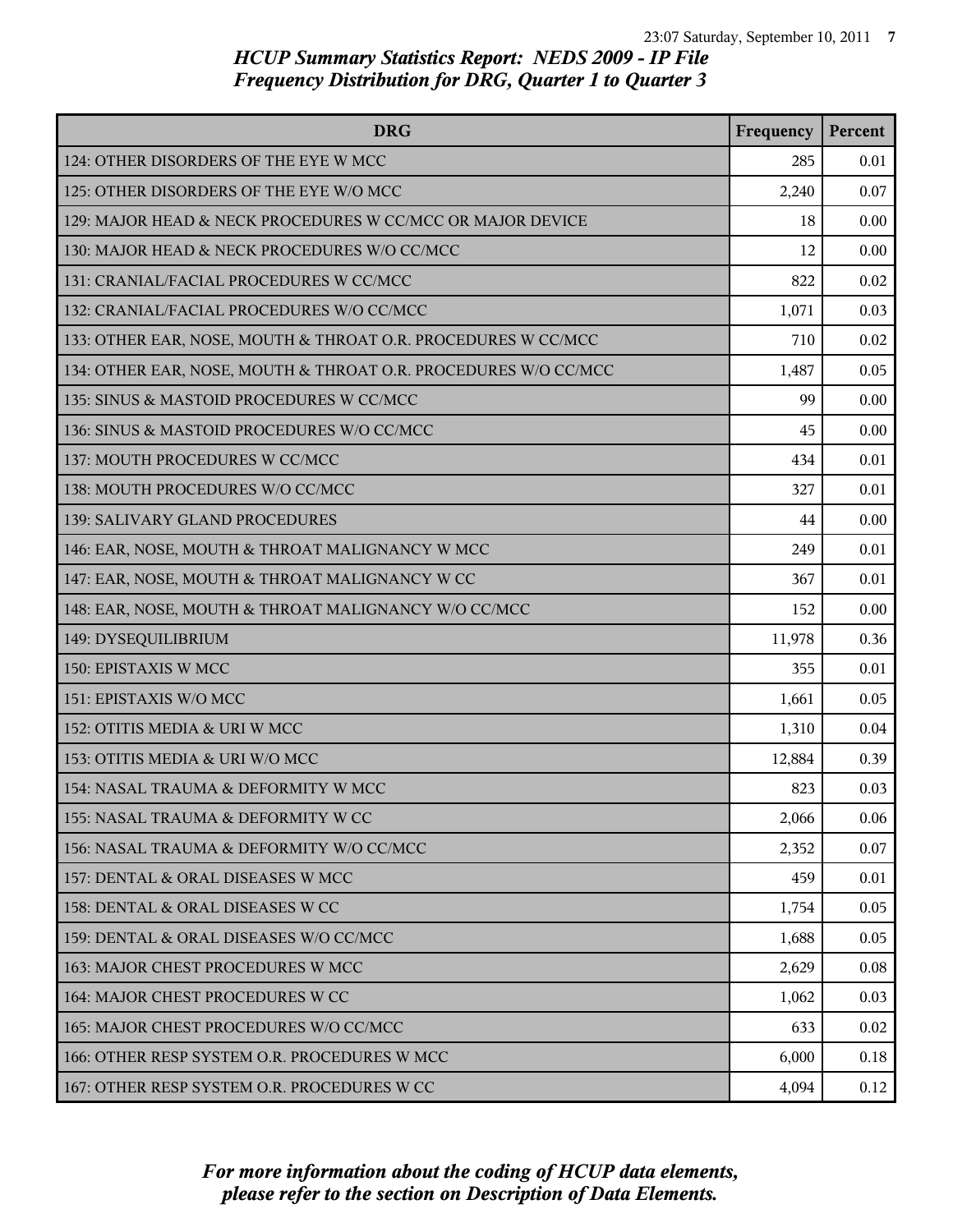*HCUP Summary Statistics Report: NEDS 2009 - IP File*
*Frequency Distribution for DRG, Quarter 1 to Quarter 3*

| DRG | Frequency | Percent |
|---|---|---|
| 124: OTHER DISORDERS OF THE EYE W MCC | 285 | 0.01 |
| 125: OTHER DISORDERS OF THE EYE W/O MCC | 2,240 | 0.07 |
| 129: MAJOR HEAD & NECK PROCEDURES W CC/MCC OR MAJOR DEVICE | 18 | 0.00 |
| 130: MAJOR HEAD & NECK PROCEDURES W/O CC/MCC | 12 | 0.00 |
| 131: CRANIAL/FACIAL PROCEDURES W CC/MCC | 822 | 0.02 |
| 132: CRANIAL/FACIAL PROCEDURES W/O CC/MCC | 1,071 | 0.03 |
| 133: OTHER EAR, NOSE, MOUTH & THROAT O.R. PROCEDURES W CC/MCC | 710 | 0.02 |
| 134: OTHER EAR, NOSE, MOUTH & THROAT O.R. PROCEDURES W/O CC/MCC | 1,487 | 0.05 |
| 135: SINUS & MASTOID PROCEDURES W CC/MCC | 99 | 0.00 |
| 136: SINUS & MASTOID PROCEDURES W/O CC/MCC | 45 | 0.00 |
| 137: MOUTH PROCEDURES W CC/MCC | 434 | 0.01 |
| 138: MOUTH PROCEDURES W/O CC/MCC | 327 | 0.01 |
| 139: SALIVARY GLAND PROCEDURES | 44 | 0.00 |
| 146: EAR, NOSE, MOUTH & THROAT MALIGNANCY W MCC | 249 | 0.01 |
| 147: EAR, NOSE, MOUTH & THROAT MALIGNANCY W CC | 367 | 0.01 |
| 148: EAR, NOSE, MOUTH & THROAT MALIGNANCY W/O CC/MCC | 152 | 0.00 |
| 149: DYSEQUILIBRIUM | 11,978 | 0.36 |
| 150: EPISTAXIS W MCC | 355 | 0.01 |
| 151: EPISTAXIS W/O MCC | 1,661 | 0.05 |
| 152: OTITIS MEDIA & URI W MCC | 1,310 | 0.04 |
| 153: OTITIS MEDIA & URI W/O MCC | 12,884 | 0.39 |
| 154: NASAL TRAUMA & DEFORMITY W MCC | 823 | 0.03 |
| 155: NASAL TRAUMA & DEFORMITY W CC | 2,066 | 0.06 |
| 156: NASAL TRAUMA & DEFORMITY W/O CC/MCC | 2,352 | 0.07 |
| 157: DENTAL & ORAL DISEASES W MCC | 459 | 0.01 |
| 158: DENTAL & ORAL DISEASES W CC | 1,754 | 0.05 |
| 159: DENTAL & ORAL DISEASES W/O CC/MCC | 1,688 | 0.05 |
| 163: MAJOR CHEST PROCEDURES W MCC | 2,629 | 0.08 |
| 164: MAJOR CHEST PROCEDURES W CC | 1,062 | 0.03 |
| 165: MAJOR CHEST PROCEDURES W/O CC/MCC | 633 | 0.02 |
| 166: OTHER RESP SYSTEM O.R. PROCEDURES W MCC | 6,000 | 0.18 |
| 167: OTHER RESP SYSTEM O.R. PROCEDURES W CC | 4,094 | 0.12 |

*For more information about the coding of HCUP data elements, please refer to the section on Description of Data Elements.*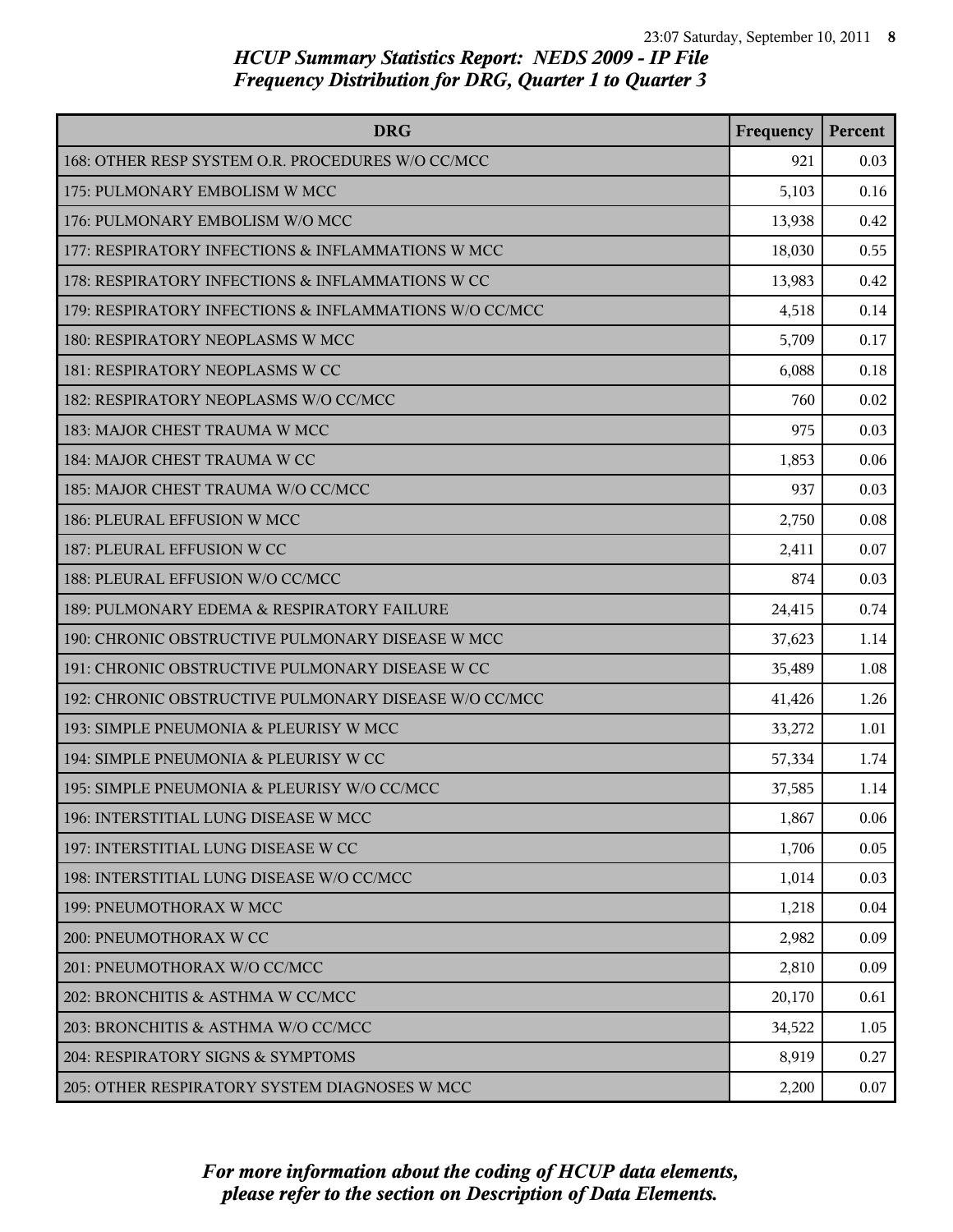## HCUP Summary Statistics Report: NEDS 2009 - IP File
## Frequency Distribution for DRG, Quarter 1 to Quarter 3

| DRG | Frequency | Percent |
|---|---|---|
| 168: OTHER RESP SYSTEM O.R. PROCEDURES W/O CC/MCC | 921 | 0.03 |
| 175: PULMONARY EMBOLISM W MCC | 5,103 | 0.16 |
| 176: PULMONARY EMBOLISM W/O MCC | 13,938 | 0.42 |
| 177: RESPIRATORY INFECTIONS & INFLAMMATIONS W MCC | 18,030 | 0.55 |
| 178: RESPIRATORY INFECTIONS & INFLAMMATIONS W CC | 13,983 | 0.42 |
| 179: RESPIRATORY INFECTIONS & INFLAMMATIONS W/O CC/MCC | 4,518 | 0.14 |
| 180: RESPIRATORY NEOPLASMS W MCC | 5,709 | 0.17 |
| 181: RESPIRATORY NEOPLASMS W CC | 6,088 | 0.18 |
| 182: RESPIRATORY NEOPLASMS W/O CC/MCC | 760 | 0.02 |
| 183: MAJOR CHEST TRAUMA W MCC | 975 | 0.03 |
| 184: MAJOR CHEST TRAUMA W CC | 1,853 | 0.06 |
| 185: MAJOR CHEST TRAUMA W/O CC/MCC | 937 | 0.03 |
| 186: PLEURAL EFFUSION W MCC | 2,750 | 0.08 |
| 187: PLEURAL EFFUSION W CC | 2,411 | 0.07 |
| 188: PLEURAL EFFUSION W/O CC/MCC | 874 | 0.03 |
| 189: PULMONARY EDEMA & RESPIRATORY FAILURE | 24,415 | 0.74 |
| 190: CHRONIC OBSTRUCTIVE PULMONARY DISEASE W MCC | 37,623 | 1.14 |
| 191: CHRONIC OBSTRUCTIVE PULMONARY DISEASE W CC | 35,489 | 1.08 |
| 192: CHRONIC OBSTRUCTIVE PULMONARY DISEASE W/O CC/MCC | 41,426 | 1.26 |
| 193: SIMPLE PNEUMONIA & PLEURISY W MCC | 33,272 | 1.01 |
| 194: SIMPLE PNEUMONIA & PLEURISY W CC | 57,334 | 1.74 |
| 195: SIMPLE PNEUMONIA & PLEURISY W/O CC/MCC | 37,585 | 1.14 |
| 196: INTERSTITIAL LUNG DISEASE W MCC | 1,867 | 0.06 |
| 197: INTERSTITIAL LUNG DISEASE W CC | 1,706 | 0.05 |
| 198: INTERSTITIAL LUNG DISEASE W/O CC/MCC | 1,014 | 0.03 |
| 199: PNEUMOTHORAX W MCC | 1,218 | 0.04 |
| 200: PNEUMOTHORAX W CC | 2,982 | 0.09 |
| 201: PNEUMOTHORAX W/O CC/MCC | 2,810 | 0.09 |
| 202: BRONCHITIS & ASTHMA W CC/MCC | 20,170 | 0.61 |
| 203: BRONCHITIS & ASTHMA W/O CC/MCC | 34,522 | 1.05 |
| 204: RESPIRATORY SIGNS & SYMPTOMS | 8,919 | 0.27 |
| 205: OTHER RESPIRATORY SYSTEM DIAGNOSES W MCC | 2,200 | 0.07 |

*For more information about the coding of HCUP data elements, please refer to the section on Description of Data Elements.*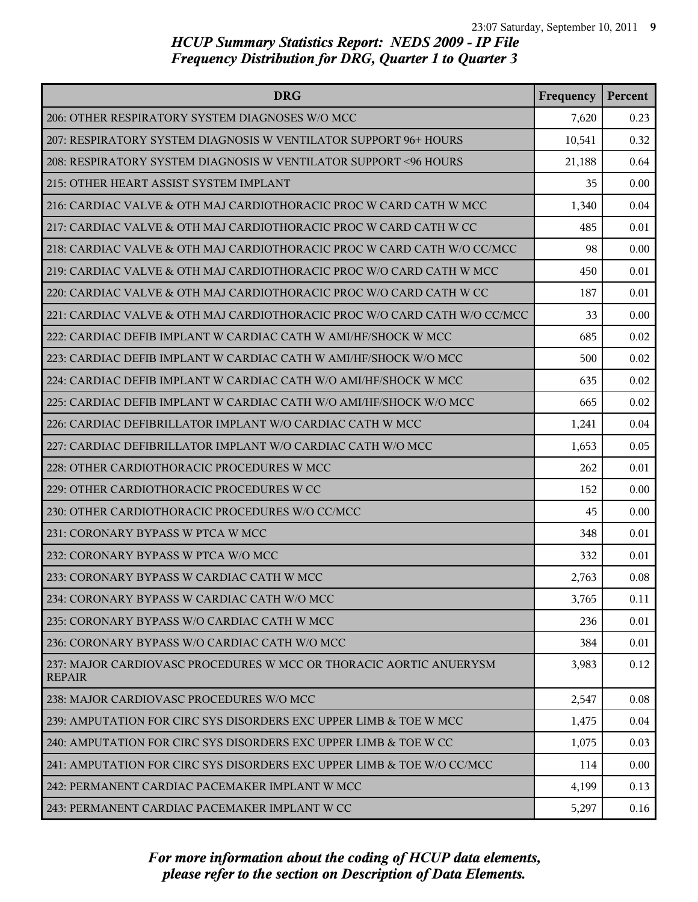## HCUP Summary Statistics Report: NEDS 2009 - IP File
### Frequency Distribution for DRG, Quarter 1 to Quarter 3

| DRG | Frequency | Percent |
|---|---|---|
| 206: OTHER RESPIRATORY SYSTEM DIAGNOSES W/O MCC | 7,620 | 0.23 |
| 207: RESPIRATORY SYSTEM DIAGNOSIS W VENTILATOR SUPPORT 96+ HOURS | 10,541 | 0.32 |
| 208: RESPIRATORY SYSTEM DIAGNOSIS W VENTILATOR SUPPORT <96 HOURS | 21,188 | 0.64 |
| 215: OTHER HEART ASSIST SYSTEM IMPLANT | 35 | 0.00 |
| 216: CARDIAC VALVE & OTH MAJ CARDIOTHORACIC PROC W CARD CATH W MCC | 1,340 | 0.04 |
| 217: CARDIAC VALVE & OTH MAJ CARDIOTHORACIC PROC W CARD CATH W CC | 485 | 0.01 |
| 218: CARDIAC VALVE & OTH MAJ CARDIOTHORACIC PROC W CARD CATH W/O CC/MCC | 98 | 0.00 |
| 219: CARDIAC VALVE & OTH MAJ CARDIOTHORACIC PROC W/O CARD CATH W MCC | 450 | 0.01 |
| 220: CARDIAC VALVE & OTH MAJ CARDIOTHORACIC PROC W/O CARD CATH W CC | 187 | 0.01 |
| 221: CARDIAC VALVE & OTH MAJ CARDIOTHORACIC PROC W/O CARD CATH W/O CC/MCC | 33 | 0.00 |
| 222: CARDIAC DEFIB IMPLANT W CARDIAC CATH W AMI/HF/SHOCK W MCC | 685 | 0.02 |
| 223: CARDIAC DEFIB IMPLANT W CARDIAC CATH W AMI/HF/SHOCK W/O MCC | 500 | 0.02 |
| 224: CARDIAC DEFIB IMPLANT W CARDIAC CATH W/O AMI/HF/SHOCK W MCC | 635 | 0.02 |
| 225: CARDIAC DEFIB IMPLANT W CARDIAC CATH W/O AMI/HF/SHOCK W/O MCC | 665 | 0.02 |
| 226: CARDIAC DEFIBRILLATOR IMPLANT W/O CARDIAC CATH W MCC | 1,241 | 0.04 |
| 227: CARDIAC DEFIBRILLATOR IMPLANT W/O CARDIAC CATH W/O MCC | 1,653 | 0.05 |
| 228: OTHER CARDIOTHORACIC PROCEDURES W MCC | 262 | 0.01 |
| 229: OTHER CARDIOTHORACIC PROCEDURES W CC | 152 | 0.00 |
| 230: OTHER CARDIOTHORACIC PROCEDURES W/O CC/MCC | 45 | 0.00 |
| 231: CORONARY BYPASS W PTCA W MCC | 348 | 0.01 |
| 232: CORONARY BYPASS W PTCA W/O MCC | 332 | 0.01 |
| 233: CORONARY BYPASS W CARDIAC CATH W MCC | 2,763 | 0.08 |
| 234: CORONARY BYPASS W CARDIAC CATH W/O MCC | 3,765 | 0.11 |
| 235: CORONARY BYPASS W/O CARDIAC CATH W MCC | 236 | 0.01 |
| 236: CORONARY BYPASS W/O CARDIAC CATH W/O MCC | 384 | 0.01 |
| 237: MAJOR CARDIOVASC PROCEDURES W MCC OR THORACIC AORTIC ANUERYSM REPAIR | 3,983 | 0.12 |
| 238: MAJOR CARDIOVASC PROCEDURES W/O MCC | 2,547 | 0.08 |
| 239: AMPUTATION FOR CIRC SYS DISORDERS EXC UPPER LIMB & TOE W MCC | 1,475 | 0.04 |
| 240: AMPUTATION FOR CIRC SYS DISORDERS EXC UPPER LIMB & TOE W CC | 1,075 | 0.03 |
| 241: AMPUTATION FOR CIRC SYS DISORDERS EXC UPPER LIMB & TOE W/O CC/MCC | 114 | 0.00 |
| 242: PERMANENT CARDIAC PACEMAKER IMPLANT W MCC | 4,199 | 0.13 |
| 243: PERMANENT CARDIAC PACEMAKER IMPLANT W CC | 5,297 | 0.16 |

*For more information about the coding of HCUP data elements, please refer to the section on Description of Data Elements.*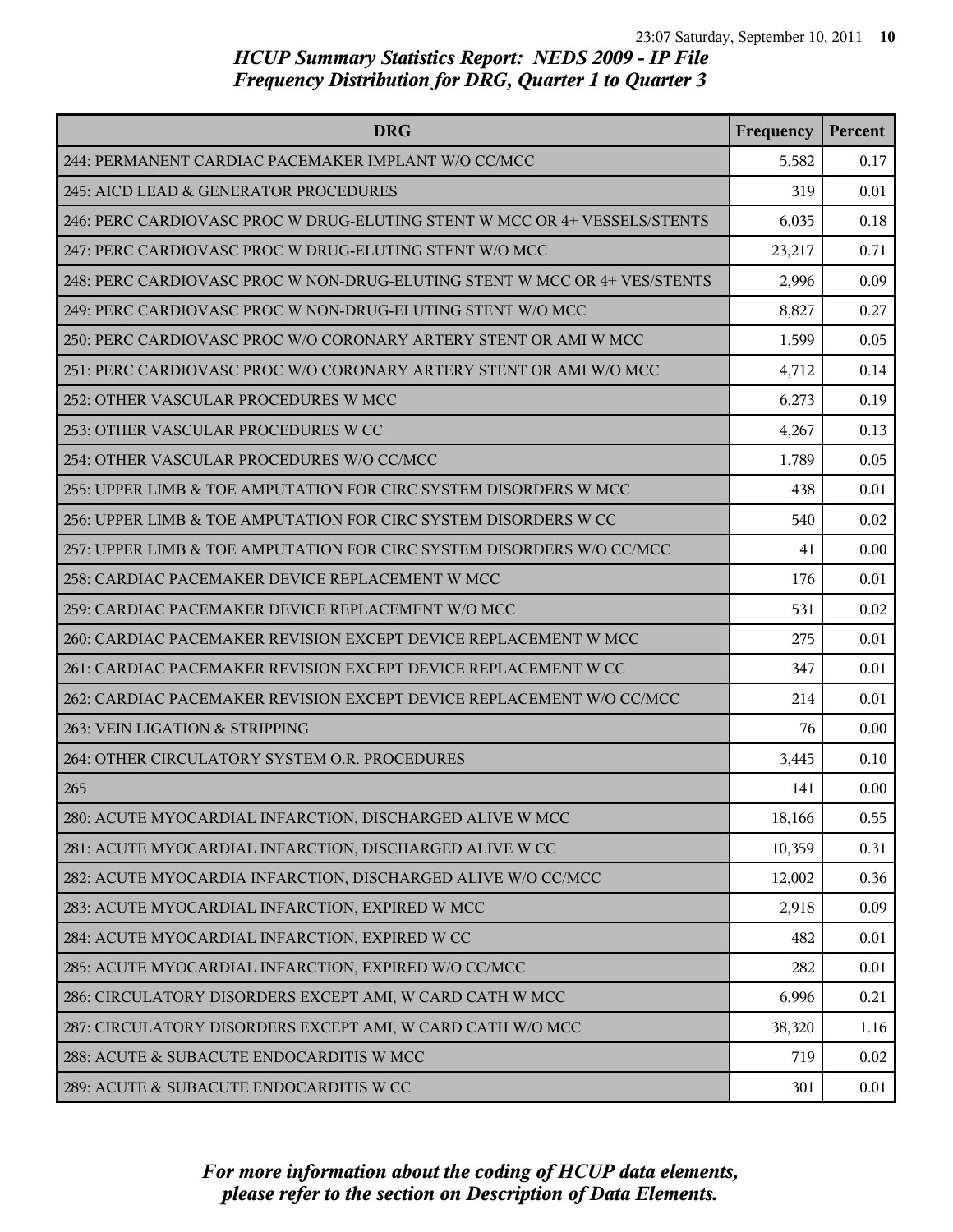## HCUP Summary Statistics Report: NEDS 2009 - IP File
## Frequency Distribution for DRG, Quarter 1 to Quarter 3

| DRG | Frequency | Percent |
|---|---|---|
| 244: PERMANENT CARDIAC PACEMAKER IMPLANT W/O CC/MCC | 5,582 | 0.17 |
| 245: AICD LEAD & GENERATOR PROCEDURES | 319 | 0.01 |
| 246: PERC CARDIOVASC PROC W DRUG-ELUTING STENT W MCC OR 4+ VESSELS/STENTS | 6,035 | 0.18 |
| 247: PERC CARDIOVASC PROC W DRUG-ELUTING STENT W/O MCC | 23,217 | 0.71 |
| 248: PERC CARDIOVASC PROC W NON-DRUG-ELUTING STENT W MCC OR 4+ VES/STENTS | 2,996 | 0.09 |
| 249: PERC CARDIOVASC PROC W NON-DRUG-ELUTING STENT W/O MCC | 8,827 | 0.27 |
| 250: PERC CARDIOVASC PROC W/O CORONARY ARTERY STENT OR AMI W MCC | 1,599 | 0.05 |
| 251: PERC CARDIOVASC PROC W/O CORONARY ARTERY STENT OR AMI W/O MCC | 4,712 | 0.14 |
| 252: OTHER VASCULAR PROCEDURES W MCC | 6,273 | 0.19 |
| 253: OTHER VASCULAR PROCEDURES W CC | 4,267 | 0.13 |
| 254: OTHER VASCULAR PROCEDURES W/O CC/MCC | 1,789 | 0.05 |
| 255: UPPER LIMB & TOE AMPUTATION FOR CIRC SYSTEM DISORDERS W MCC | 438 | 0.01 |
| 256: UPPER LIMB & TOE AMPUTATION FOR CIRC SYSTEM DISORDERS W CC | 540 | 0.02 |
| 257: UPPER LIMB & TOE AMPUTATION FOR CIRC SYSTEM DISORDERS W/O CC/MCC | 41 | 0.00 |
| 258: CARDIAC PACEMAKER DEVICE REPLACEMENT W MCC | 176 | 0.01 |
| 259: CARDIAC PACEMAKER DEVICE REPLACEMENT W/O MCC | 531 | 0.02 |
| 260: CARDIAC PACEMAKER REVISION EXCEPT DEVICE REPLACEMENT W MCC | 275 | 0.01 |
| 261: CARDIAC PACEMAKER REVISION EXCEPT DEVICE REPLACEMENT W CC | 347 | 0.01 |
| 262: CARDIAC PACEMAKER REVISION EXCEPT DEVICE REPLACEMENT W/O CC/MCC | 214 | 0.01 |
| 263: VEIN LIGATION & STRIPPING | 76 | 0.00 |
| 264: OTHER CIRCULATORY SYSTEM O.R. PROCEDURES | 3,445 | 0.10 |
| 265 | 141 | 0.00 |
| 280: ACUTE MYOCARDIAL INFARCTION, DISCHARGED ALIVE W MCC | 18,166 | 0.55 |
| 281: ACUTE MYOCARDIAL INFARCTION, DISCHARGED ALIVE W CC | 10,359 | 0.31 |
| 282: ACUTE MYOCARDIA INFARCTION, DISCHARGED ALIVE W/O CC/MCC | 12,002 | 0.36 |
| 283: ACUTE MYOCARDIAL INFARCTION, EXPIRED W MCC | 2,918 | 0.09 |
| 284: ACUTE MYOCARDIAL INFARCTION, EXPIRED W CC | 482 | 0.01 |
| 285: ACUTE MYOCARDIAL INFARCTION, EXPIRED W/O CC/MCC | 282 | 0.01 |
| 286: CIRCULATORY DISORDERS EXCEPT AMI, W CARD CATH W MCC | 6,996 | 0.21 |
| 287: CIRCULATORY DISORDERS EXCEPT AMI, W CARD CATH W/O MCC | 38,320 | 1.16 |
| 288: ACUTE & SUBACUTE ENDOCARDITIS W MCC | 719 | 0.02 |
| 289: ACUTE & SUBACUTE ENDOCARDITIS W CC | 301 | 0.01 |

*For more information about the coding of HCUP data elements, please refer to the section on Description of Data Elements.*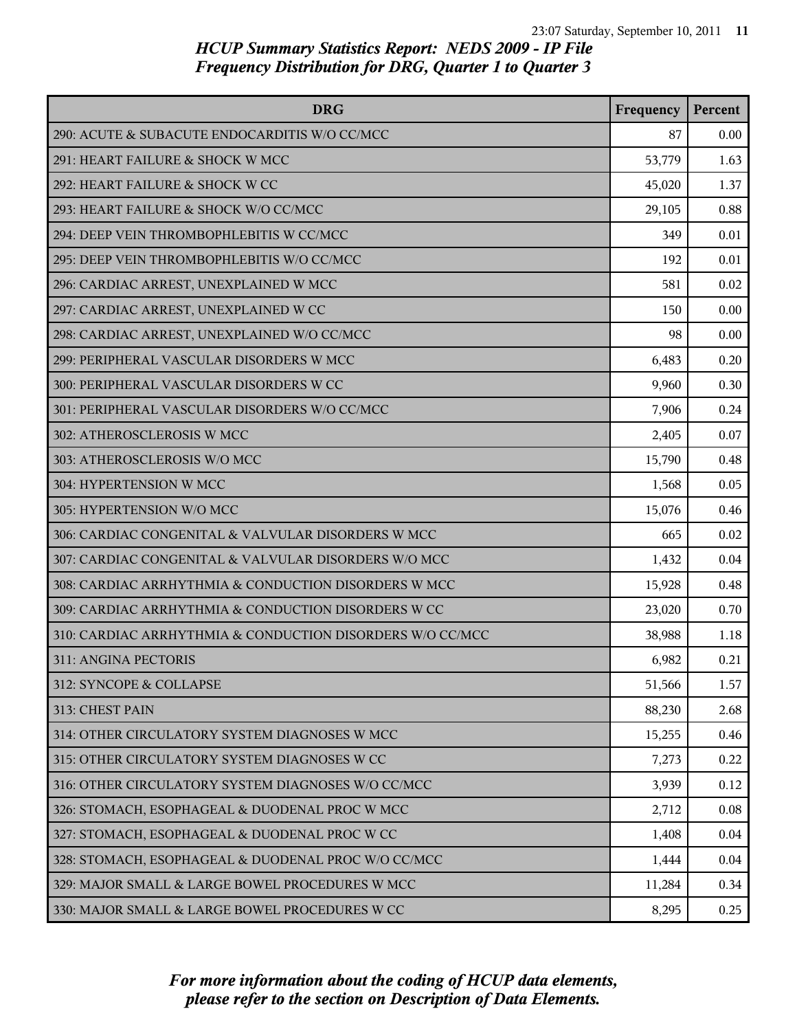# HCUP Summary Statistics Report: NEDS 2009 - IP File
## Frequency Distribution for DRG, Quarter 1 to Quarter 3

| DRG | Frequency | Percent |
| --- | --- | --- |
| 290: ACUTE & SUBACUTE ENDOCARDITIS W/O CC/MCC | 87 | 0.00 |
| 291: HEART FAILURE & SHOCK W MCC | 53,779 | 1.63 |
| 292: HEART FAILURE & SHOCK W CC | 45,020 | 1.37 |
| 293: HEART FAILURE & SHOCK W/O CC/MCC | 29,105 | 0.88 |
| 294: DEEP VEIN THROMBOPHLEBITIS W CC/MCC | 349 | 0.01 |
| 295: DEEP VEIN THROMBOPHLEBITIS W/O CC/MCC | 192 | 0.01 |
| 296: CARDIAC ARREST, UNEXPLAINED W MCC | 581 | 0.02 |
| 297: CARDIAC ARREST, UNEXPLAINED W CC | 150 | 0.00 |
| 298: CARDIAC ARREST, UNEXPLAINED W/O CC/MCC | 98 | 0.00 |
| 299: PERIPHERAL VASCULAR DISORDERS W MCC | 6,483 | 0.20 |
| 300: PERIPHERAL VASCULAR DISORDERS W CC | 9,960 | 0.30 |
| 301: PERIPHERAL VASCULAR DISORDERS W/O CC/MCC | 7,906 | 0.24 |
| 302: ATHEROSCLEROSIS W MCC | 2,405 | 0.07 |
| 303: ATHEROSCLEROSIS W/O MCC | 15,790 | 0.48 |
| 304: HYPERTENSION W MCC | 1,568 | 0.05 |
| 305: HYPERTENSION W/O MCC | 15,076 | 0.46 |
| 306: CARDIAC CONGENITAL & VALVULAR DISORDERS W MCC | 665 | 0.02 |
| 307: CARDIAC CONGENITAL & VALVULAR DISORDERS W/O MCC | 1,432 | 0.04 |
| 308: CARDIAC ARRHYTHMIA & CONDUCTION DISORDERS W MCC | 15,928 | 0.48 |
| 309: CARDIAC ARRHYTHMIA & CONDUCTION DISORDERS W CC | 23,020 | 0.70 |
| 310: CARDIAC ARRHYTHMIA & CONDUCTION DISORDERS W/O CC/MCC | 38,988 | 1.18 |
| 311: ANGINA PECTORIS | 6,982 | 0.21 |
| 312: SYNCOPE & COLLAPSE | 51,566 | 1.57 |
| 313: CHEST PAIN | 88,230 | 2.68 |
| 314: OTHER CIRCULATORY SYSTEM DIAGNOSES W MCC | 15,255 | 0.46 |
| 315: OTHER CIRCULATORY SYSTEM DIAGNOSES W CC | 7,273 | 0.22 |
| 316: OTHER CIRCULATORY SYSTEM DIAGNOSES W/O CC/MCC | 3,939 | 0.12 |
| 326: STOMACH, ESOPHAGEAL & DUODENAL PROC W MCC | 2,712 | 0.08 |
| 327: STOMACH, ESOPHAGEAL & DUODENAL PROC W CC | 1,408 | 0.04 |
| 328: STOMACH, ESOPHAGEAL & DUODENAL PROC W/O CC/MCC | 1,444 | 0.04 |
| 329: MAJOR SMALL & LARGE BOWEL PROCEDURES W MCC | 11,284 | 0.34 |
| 330: MAJOR SMALL & LARGE BOWEL PROCEDURES W CC | 8,295 | 0.25 |

*For more information about the coding of HCUP data elements, please refer to the section on Description of Data Elements.*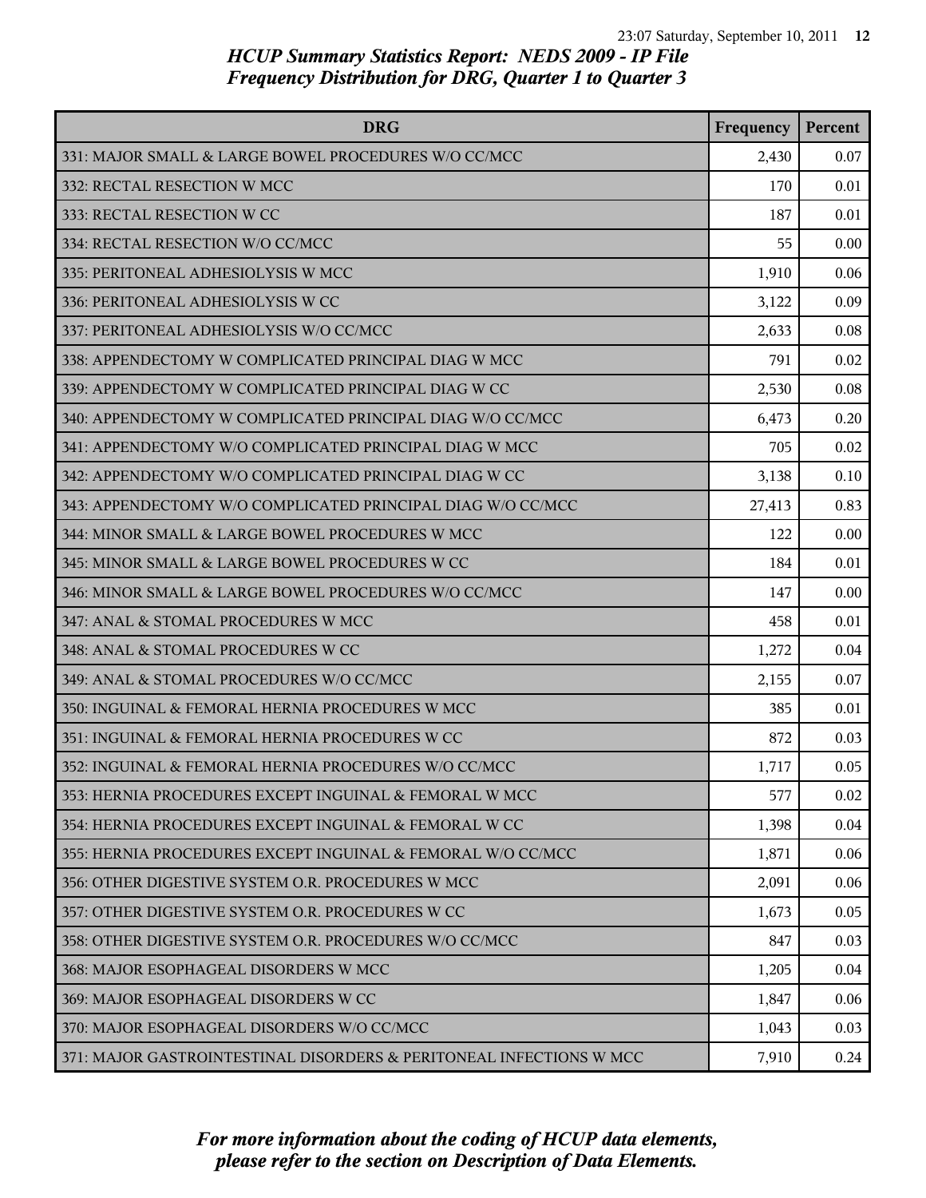*HCUP Summary Statistics Report: NEDS 2009 - IP File*
*Frequency Distribution for DRG, Quarter 1 to Quarter 3*

| DRG | Frequency | Percent |
|---|---|---|
| 331: MAJOR SMALL & LARGE BOWEL PROCEDURES W/O CC/MCC | 2,430 | 0.07 |
| 332: RECTAL RESECTION W MCC | 170 | 0.01 |
| 333: RECTAL RESECTION W CC | 187 | 0.01 |
| 334: RECTAL RESECTION W/O CC/MCC | 55 | 0.00 |
| 335: PERITONEAL ADHESIOLYSIS W MCC | 1,910 | 0.06 |
| 336: PERITONEAL ADHESIOLYSIS W CC | 3,122 | 0.09 |
| 337: PERITONEAL ADHESIOLYSIS W/O CC/MCC | 2,633 | 0.08 |
| 338: APPENDECTOMY W COMPLICATED PRINCIPAL DIAG W MCC | 791 | 0.02 |
| 339: APPENDECTOMY W COMPLICATED PRINCIPAL DIAG W CC | 2,530 | 0.08 |
| 340: APPENDECTOMY W COMPLICATED PRINCIPAL DIAG W/O CC/MCC | 6,473 | 0.20 |
| 341: APPENDECTOMY W/O COMPLICATED PRINCIPAL DIAG W MCC | 705 | 0.02 |
| 342: APPENDECTOMY W/O COMPLICATED PRINCIPAL DIAG W CC | 3,138 | 0.10 |
| 343: APPENDECTOMY W/O COMPLICATED PRINCIPAL DIAG W/O CC/MCC | 27,413 | 0.83 |
| 344: MINOR SMALL & LARGE BOWEL PROCEDURES W MCC | 122 | 0.00 |
| 345: MINOR SMALL & LARGE BOWEL PROCEDURES W CC | 184 | 0.01 |
| 346: MINOR SMALL & LARGE BOWEL PROCEDURES W/O CC/MCC | 147 | 0.00 |
| 347: ANAL & STOMAL PROCEDURES W MCC | 458 | 0.01 |
| 348: ANAL & STOMAL PROCEDURES W CC | 1,272 | 0.04 |
| 349: ANAL & STOMAL PROCEDURES W/O CC/MCC | 2,155 | 0.07 |
| 350: INGUINAL & FEMORAL HERNIA PROCEDURES W MCC | 385 | 0.01 |
| 351: INGUINAL & FEMORAL HERNIA PROCEDURES W CC | 872 | 0.03 |
| 352: INGUINAL & FEMORAL HERNIA PROCEDURES W/O CC/MCC | 1,717 | 0.05 |
| 353: HERNIA PROCEDURES EXCEPT INGUINAL & FEMORAL W MCC | 577 | 0.02 |
| 354: HERNIA PROCEDURES EXCEPT INGUINAL & FEMORAL W CC | 1,398 | 0.04 |
| 355: HERNIA PROCEDURES EXCEPT INGUINAL & FEMORAL W/O CC/MCC | 1,871 | 0.06 |
| 356: OTHER DIGESTIVE SYSTEM O.R. PROCEDURES W MCC | 2,091 | 0.06 |
| 357: OTHER DIGESTIVE SYSTEM O.R. PROCEDURES W CC | 1,673 | 0.05 |
| 358: OTHER DIGESTIVE SYSTEM O.R. PROCEDURES W/O CC/MCC | 847 | 0.03 |
| 368: MAJOR ESOPHAGEAL DISORDERS W MCC | 1,205 | 0.04 |
| 369: MAJOR ESOPHAGEAL DISORDERS W CC | 1,847 | 0.06 |
| 370: MAJOR ESOPHAGEAL DISORDERS W/O CC/MCC | 1,043 | 0.03 |
| 371: MAJOR GASTROINTESTINAL DISORDERS & PERITONEAL INFECTIONS W MCC | 7,910 | 0.24 |

*For more information about the coding of HCUP data elements, please refer to the section on Description of Data Elements.*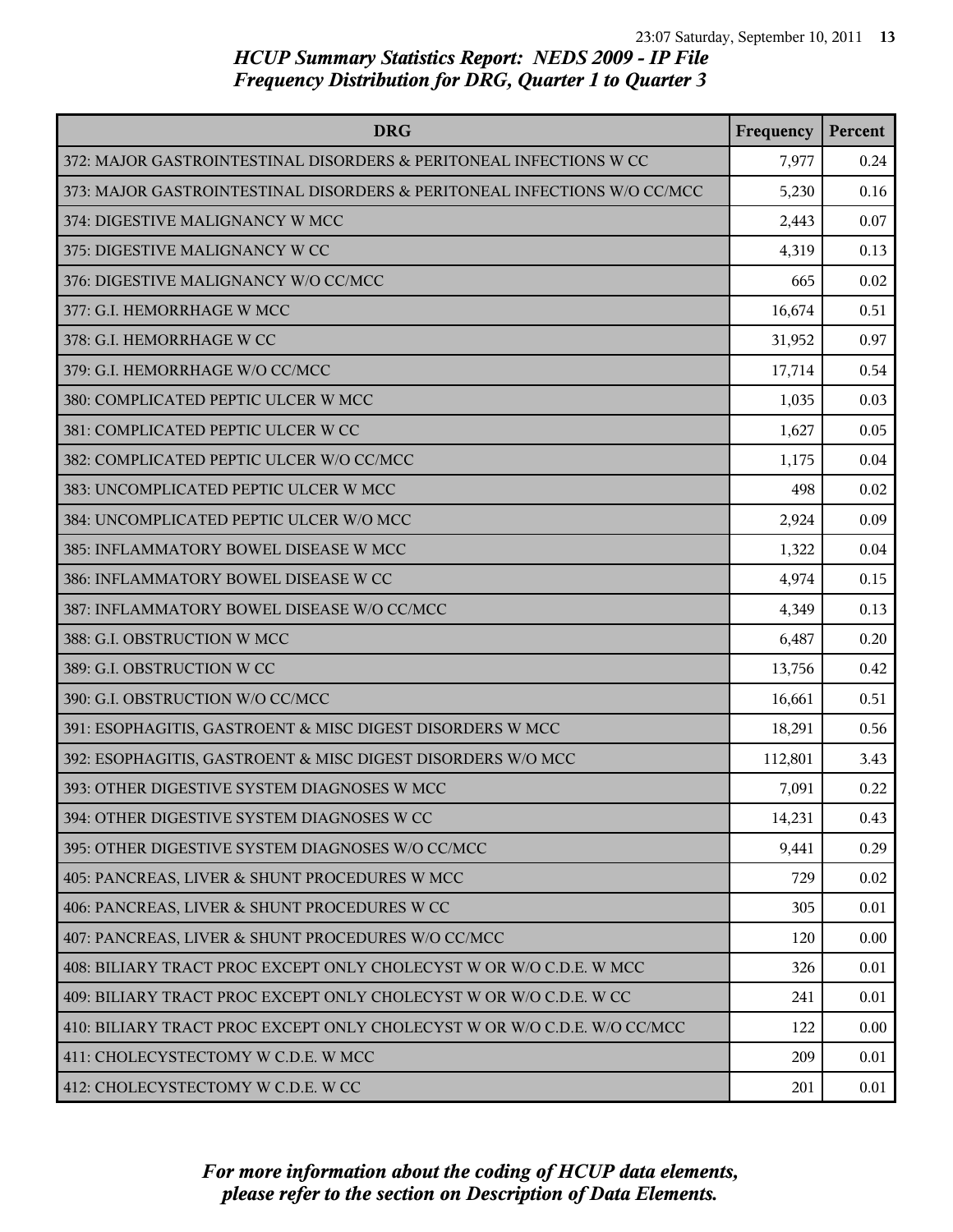## HCUP Summary Statistics Report: NEDS 2009 - IP File
## Frequency Distribution for DRG, Quarter 1 to Quarter 3

| DRG | Frequency | Percent |
| --- | --- | --- |
| 372: MAJOR GASTROINTESTINAL DISORDERS & PERITONEAL INFECTIONS W CC | 7,977 | 0.24 |
| 373: MAJOR GASTROINTESTINAL DISORDERS & PERITONEAL INFECTIONS W/O CC/MCC | 5,230 | 0.16 |
| 374: DIGESTIVE MALIGNANCY W MCC | 2,443 | 0.07 |
| 375: DIGESTIVE MALIGNANCY W CC | 4,319 | 0.13 |
| 376: DIGESTIVE MALIGNANCY W/O CC/MCC | 665 | 0.02 |
| 377: G.I. HEMORRHAGE W MCC | 16,674 | 0.51 |
| 378: G.I. HEMORRHAGE W CC | 31,952 | 0.97 |
| 379: G.I. HEMORRHAGE W/O CC/MCC | 17,714 | 0.54 |
| 380: COMPLICATED PEPTIC ULCER W MCC | 1,035 | 0.03 |
| 381: COMPLICATED PEPTIC ULCER W CC | 1,627 | 0.05 |
| 382: COMPLICATED PEPTIC ULCER W/O CC/MCC | 1,175 | 0.04 |
| 383: UNCOMPLICATED PEPTIC ULCER W MCC | 498 | 0.02 |
| 384: UNCOMPLICATED PEPTIC ULCER W/O MCC | 2,924 | 0.09 |
| 385: INFLAMMATORY BOWEL DISEASE W MCC | 1,322 | 0.04 |
| 386: INFLAMMATORY BOWEL DISEASE W CC | 4,974 | 0.15 |
| 387: INFLAMMATORY BOWEL DISEASE W/O CC/MCC | 4,349 | 0.13 |
| 388: G.I. OBSTRUCTION W MCC | 6,487 | 0.20 |
| 389: G.I. OBSTRUCTION W CC | 13,756 | 0.42 |
| 390: G.I. OBSTRUCTION W/O CC/MCC | 16,661 | 0.51 |
| 391: ESOPHAGITIS, GASTROENT & MISC DIGEST DISORDERS W MCC | 18,291 | 0.56 |
| 392: ESOPHAGITIS, GASTROENT & MISC DIGEST DISORDERS W/O MCC | 112,801 | 3.43 |
| 393: OTHER DIGESTIVE SYSTEM DIAGNOSES W MCC | 7,091 | 0.22 |
| 394: OTHER DIGESTIVE SYSTEM DIAGNOSES W CC | 14,231 | 0.43 |
| 395: OTHER DIGESTIVE SYSTEM DIAGNOSES W/O CC/MCC | 9,441 | 0.29 |
| 405: PANCREAS, LIVER & SHUNT PROCEDURES W MCC | 729 | 0.02 |
| 406: PANCREAS, LIVER & SHUNT PROCEDURES W CC | 305 | 0.01 |
| 407: PANCREAS, LIVER & SHUNT PROCEDURES W/O CC/MCC | 120 | 0.00 |
| 408: BILIARY TRACT PROC EXCEPT ONLY CHOLECYST W OR W/O C.D.E. W MCC | 326 | 0.01 |
| 409: BILIARY TRACT PROC EXCEPT ONLY CHOLECYST W OR W/O C.D.E. W CC | 241 | 0.01 |
| 410: BILIARY TRACT PROC EXCEPT ONLY CHOLECYST W OR W/O C.D.E. W/O CC/MCC | 122 | 0.00 |
| 411: CHOLECYSTECTOMY W C.D.E. W MCC | 209 | 0.01 |
| 412: CHOLECYSTECTOMY W C.D.E. W CC | 201 | 0.01 |

*For more information about the coding of HCUP data elements, please refer to the section on Description of Data Elements.*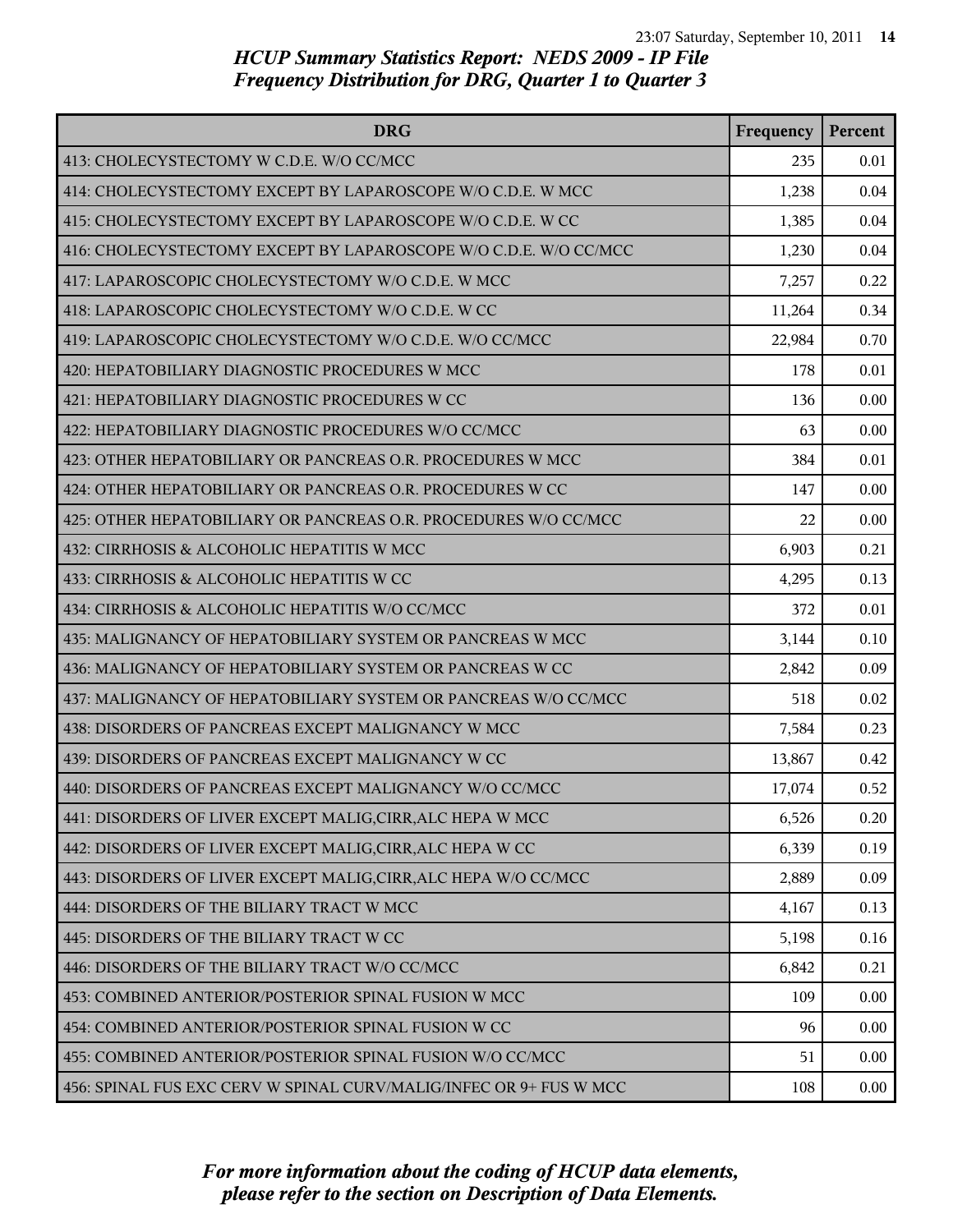## HCUP Summary Statistics Report: NEDS 2009 - IP File
## Frequency Distribution for DRG, Quarter 1 to Quarter 3

| DRG | Frequency | Percent |
|---|---|---|
| 413: CHOLECYSTECTOMY W C.D.E. W/O CC/MCC | 235 | 0.01 |
| 414: CHOLECYSTECTOMY EXCEPT BY LAPAROSCOPE W/O C.D.E. W MCC | 1,238 | 0.04 |
| 415: CHOLECYSTECTOMY EXCEPT BY LAPAROSCOPE W/O C.D.E. W CC | 1,385 | 0.04 |
| 416: CHOLECYSTECTOMY EXCEPT BY LAPAROSCOPE W/O C.D.E. W/O CC/MCC | 1,230 | 0.04 |
| 417: LAPAROSCOPIC CHOLECYSTECTOMY W/O C.D.E. W MCC | 7,257 | 0.22 |
| 418: LAPAROSCOPIC CHOLECYSTECTOMY W/O C.D.E. W CC | 11,264 | 0.34 |
| 419: LAPAROSCOPIC CHOLECYSTECTOMY W/O C.D.E. W/O CC/MCC | 22,984 | 0.70 |
| 420: HEPATOBILIARY DIAGNOSTIC PROCEDURES W MCC | 178 | 0.01 |
| 421: HEPATOBILIARY DIAGNOSTIC PROCEDURES W CC | 136 | 0.00 |
| 422: HEPATOBILIARY DIAGNOSTIC PROCEDURES W/O CC/MCC | 63 | 0.00 |
| 423: OTHER HEPATOBILIARY OR PANCREAS O.R. PROCEDURES W MCC | 384 | 0.01 |
| 424: OTHER HEPATOBILIARY OR PANCREAS O.R. PROCEDURES W CC | 147 | 0.00 |
| 425: OTHER HEPATOBILIARY OR PANCREAS O.R. PROCEDURES W/O CC/MCC | 22 | 0.00 |
| 432: CIRRHOSIS & ALCOHOLIC HEPATITIS W MCC | 6,903 | 0.21 |
| 433: CIRRHOSIS & ALCOHOLIC HEPATITIS W CC | 4,295 | 0.13 |
| 434: CIRRHOSIS & ALCOHOLIC HEPATITIS W/O CC/MCC | 372 | 0.01 |
| 435: MALIGNANCY OF HEPATOBILIARY SYSTEM OR PANCREAS W MCC | 3,144 | 0.10 |
| 436: MALIGNANCY OF HEPATOBILIARY SYSTEM OR PANCREAS W CC | 2,842 | 0.09 |
| 437: MALIGNANCY OF HEPATOBILIARY SYSTEM OR PANCREAS W/O CC/MCC | 518 | 0.02 |
| 438: DISORDERS OF PANCREAS EXCEPT MALIGNANCY W MCC | 7,584 | 0.23 |
| 439: DISORDERS OF PANCREAS EXCEPT MALIGNANCY W CC | 13,867 | 0.42 |
| 440: DISORDERS OF PANCREAS EXCEPT MALIGNANCY W/O CC/MCC | 17,074 | 0.52 |
| 441: DISORDERS OF LIVER EXCEPT MALIG,CIRR,ALC HEPA W MCC | 6,526 | 0.20 |
| 442: DISORDERS OF LIVER EXCEPT MALIG,CIRR,ALC HEPA W CC | 6,339 | 0.19 |
| 443: DISORDERS OF LIVER EXCEPT MALIG,CIRR,ALC HEPA W/O CC/MCC | 2,889 | 0.09 |
| 444: DISORDERS OF THE BILIARY TRACT W MCC | 4,167 | 0.13 |
| 445: DISORDERS OF THE BILIARY TRACT W CC | 5,198 | 0.16 |
| 446: DISORDERS OF THE BILIARY TRACT W/O CC/MCC | 6,842 | 0.21 |
| 453: COMBINED ANTERIOR/POSTERIOR SPINAL FUSION W MCC | 109 | 0.00 |
| 454: COMBINED ANTERIOR/POSTERIOR SPINAL FUSION W CC | 96 | 0.00 |
| 455: COMBINED ANTERIOR/POSTERIOR SPINAL FUSION W/O CC/MCC | 51 | 0.00 |
| 456: SPINAL FUS EXC CERV W SPINAL CURV/MALIG/INFEC OR 9+ FUS W MCC | 108 | 0.00 |

*For more information about the coding of HCUP data elements, please refer to the section on Description of Data Elements.*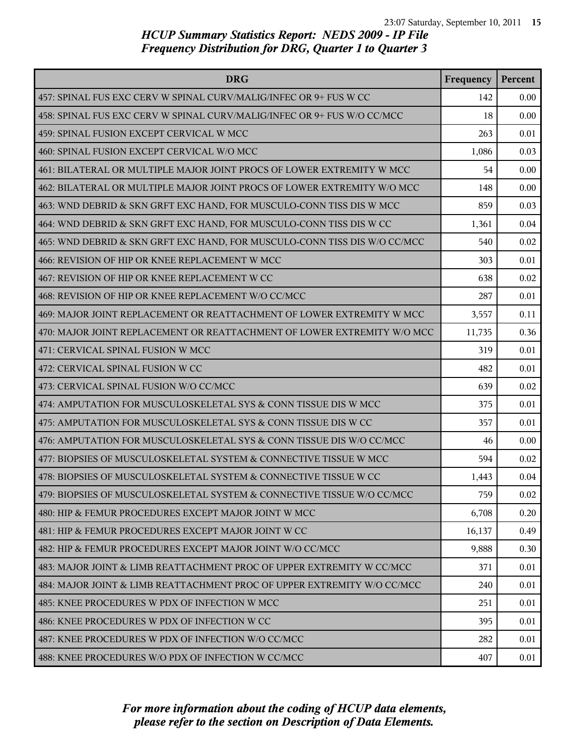## HCUP Summary Statistics Report: NEDS 2009 - IP File
## Frequency Distribution for DRG, Quarter 1 to Quarter 3

| DRG | Frequency | Percent |
|---|---|---|
| 457: SPINAL FUS EXC CERV W SPINAL CURV/MALIG/INFEC OR 9+ FUS W CC | 142 | 0.00 |
| 458: SPINAL FUS EXC CERV W SPINAL CURV/MALIG/INFEC OR 9+ FUS W/O CC/MCC | 18 | 0.00 |
| 459: SPINAL FUSION EXCEPT CERVICAL W MCC | 263 | 0.01 |
| 460: SPINAL FUSION EXCEPT CERVICAL W/O MCC | 1,086 | 0.03 |
| 461: BILATERAL OR MULTIPLE MAJOR JOINT PROCS OF LOWER EXTREMITY W MCC | 54 | 0.00 |
| 462: BILATERAL OR MULTIPLE MAJOR JOINT PROCS OF LOWER EXTREMITY W/O MCC | 148 | 0.00 |
| 463: WND DEBRID & SKN GRFT EXC HAND, FOR MUSCULO-CONN TISS DIS W MCC | 859 | 0.03 |
| 464: WND DEBRID & SKN GRFT EXC HAND, FOR MUSCULO-CONN TISS DIS W CC | 1,361 | 0.04 |
| 465: WND DEBRID & SKN GRFT EXC HAND, FOR MUSCULO-CONN TISS DIS W/O CC/MCC | 540 | 0.02 |
| 466: REVISION OF HIP OR KNEE REPLACEMENT W MCC | 303 | 0.01 |
| 467: REVISION OF HIP OR KNEE REPLACEMENT W CC | 638 | 0.02 |
| 468: REVISION OF HIP OR KNEE REPLACEMENT W/O CC/MCC | 287 | 0.01 |
| 469: MAJOR JOINT REPLACEMENT OR REATTACHMENT OF LOWER EXTREMITY W MCC | 3,557 | 0.11 |
| 470: MAJOR JOINT REPLACEMENT OR REATTACHMENT OF LOWER EXTREMITY W/O MCC | 11,735 | 0.36 |
| 471: CERVICAL SPINAL FUSION W MCC | 319 | 0.01 |
| 472: CERVICAL SPINAL FUSION W CC | 482 | 0.01 |
| 473: CERVICAL SPINAL FUSION W/O CC/MCC | 639 | 0.02 |
| 474: AMPUTATION FOR MUSCULOSKELETAL SYS & CONN TISSUE DIS W MCC | 375 | 0.01 |
| 475: AMPUTATION FOR MUSCULOSKELETAL SYS & CONN TISSUE DIS W CC | 357 | 0.01 |
| 476: AMPUTATION FOR MUSCULOSKELETAL SYS & CONN TISSUE DIS W/O CC/MCC | 46 | 0.00 |
| 477: BIOPSIES OF MUSCULOSKELETAL SYSTEM & CONNECTIVE TISSUE W MCC | 594 | 0.02 |
| 478: BIOPSIES OF MUSCULOSKELETAL SYSTEM & CONNECTIVE TISSUE W CC | 1,443 | 0.04 |
| 479: BIOPSIES OF MUSCULOSKELETAL SYSTEM & CONNECTIVE TISSUE W/O CC/MCC | 759 | 0.02 |
| 480: HIP & FEMUR PROCEDURES EXCEPT MAJOR JOINT W MCC | 6,708 | 0.20 |
| 481: HIP & FEMUR PROCEDURES EXCEPT MAJOR JOINT W CC | 16,137 | 0.49 |
| 482: HIP & FEMUR PROCEDURES EXCEPT MAJOR JOINT W/O CC/MCC | 9,888 | 0.30 |
| 483: MAJOR JOINT & LIMB REATTACHMENT PROC OF UPPER EXTREMITY W CC/MCC | 371 | 0.01 |
| 484: MAJOR JOINT & LIMB REATTACHMENT PROC OF UPPER EXTREMITY W/O CC/MCC | 240 | 0.01 |
| 485: KNEE PROCEDURES W PDX OF INFECTION W MCC | 251 | 0.01 |
| 486: KNEE PROCEDURES W PDX OF INFECTION W CC | 395 | 0.01 |
| 487: KNEE PROCEDURES W PDX OF INFECTION W/O CC/MCC | 282 | 0.01 |
| 488: KNEE PROCEDURES W/O PDX OF INFECTION W CC/MCC | 407 | 0.01 |

*For more information about the coding of HCUP data elements, please refer to the section on Description of Data Elements.*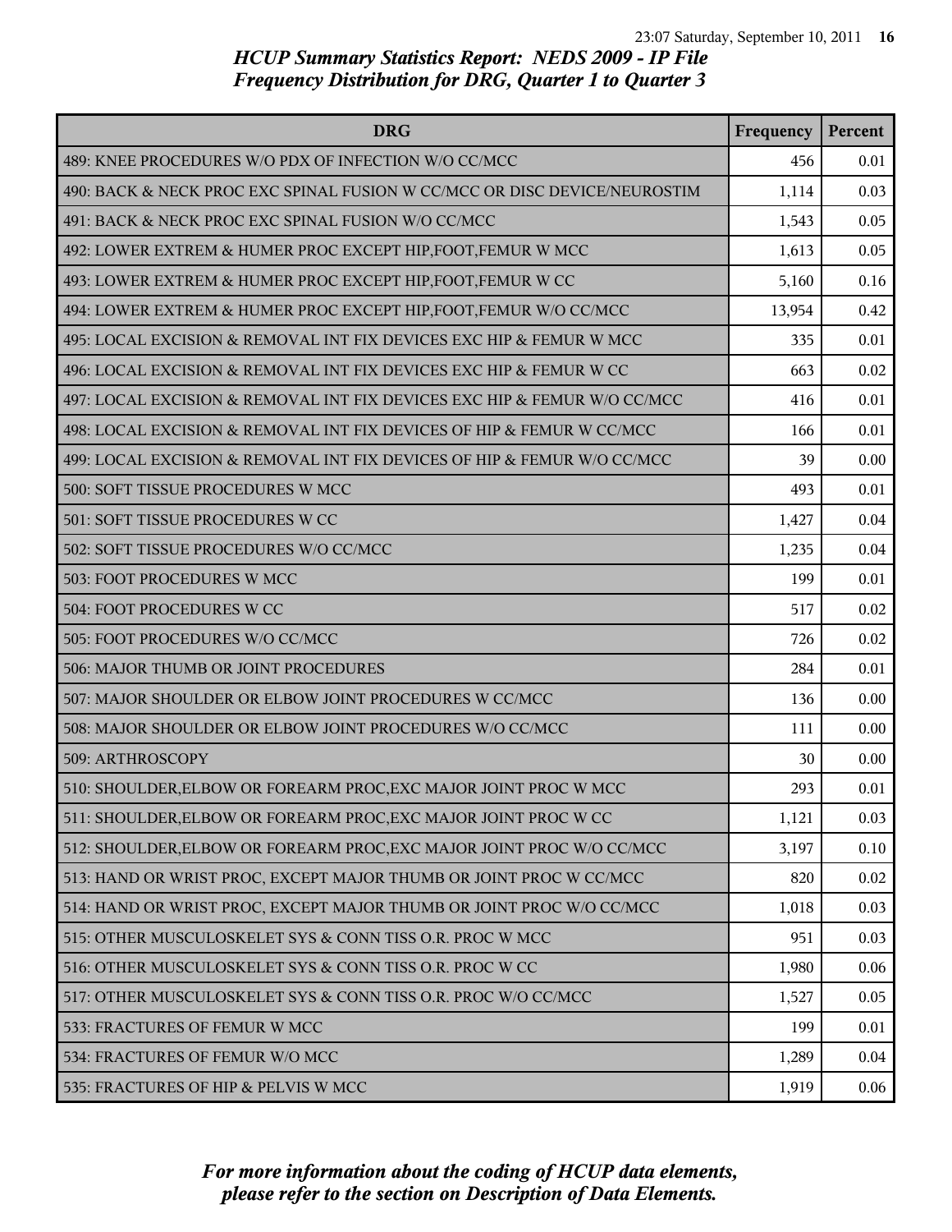## HCUP Summary Statistics Report: NEDS 2009 - IP File
## Frequency Distribution for DRG, Quarter 1 to Quarter 3

| DRG | Frequency | Percent |
|---|---|---|
| 489: KNEE PROCEDURES W/O PDX OF INFECTION W/O CC/MCC | 456 | 0.01 |
| 490: BACK & NECK PROC EXC SPINAL FUSION W CC/MCC OR DISC DEVICE/NEUROSTIM | 1,114 | 0.03 |
| 491: BACK & NECK PROC EXC SPINAL FUSION W/O CC/MCC | 1,543 | 0.05 |
| 492: LOWER EXTREM & HUMER PROC EXCEPT HIP,FOOT,FEMUR W MCC | 1,613 | 0.05 |
| 493: LOWER EXTREM & HUMER PROC EXCEPT HIP,FOOT,FEMUR W CC | 5,160 | 0.16 |
| 494: LOWER EXTREM & HUMER PROC EXCEPT HIP,FOOT,FEMUR W/O CC/MCC | 13,954 | 0.42 |
| 495: LOCAL EXCISION & REMOVAL INT FIX DEVICES EXC HIP & FEMUR W MCC | 335 | 0.01 |
| 496: LOCAL EXCISION & REMOVAL INT FIX DEVICES EXC HIP & FEMUR W CC | 663 | 0.02 |
| 497: LOCAL EXCISION & REMOVAL INT FIX DEVICES EXC HIP & FEMUR W/O CC/MCC | 416 | 0.01 |
| 498: LOCAL EXCISION & REMOVAL INT FIX DEVICES OF HIP & FEMUR W CC/MCC | 166 | 0.01 |
| 499: LOCAL EXCISION & REMOVAL INT FIX DEVICES OF HIP & FEMUR W/O CC/MCC | 39 | 0.00 |
| 500: SOFT TISSUE PROCEDURES W MCC | 493 | 0.01 |
| 501: SOFT TISSUE PROCEDURES W CC | 1,427 | 0.04 |
| 502: SOFT TISSUE PROCEDURES W/O CC/MCC | 1,235 | 0.04 |
| 503: FOOT PROCEDURES W MCC | 199 | 0.01 |
| 504: FOOT PROCEDURES W CC | 517 | 0.02 |
| 505: FOOT PROCEDURES W/O CC/MCC | 726 | 0.02 |
| 506: MAJOR THUMB OR JOINT PROCEDURES | 284 | 0.01 |
| 507: MAJOR SHOULDER OR ELBOW JOINT PROCEDURES W CC/MCC | 136 | 0.00 |
| 508: MAJOR SHOULDER OR ELBOW JOINT PROCEDURES W/O CC/MCC | 111 | 0.00 |
| 509: ARTHROSCOPY | 30 | 0.00 |
| 510: SHOULDER,ELBOW OR FOREARM PROC,EXC MAJOR JOINT PROC W MCC | 293 | 0.01 |
| 511: SHOULDER,ELBOW OR FOREARM PROC,EXC MAJOR JOINT PROC W CC | 1,121 | 0.03 |
| 512: SHOULDER,ELBOW OR FOREARM PROC,EXC MAJOR JOINT PROC W/O CC/MCC | 3,197 | 0.10 |
| 513: HAND OR WRIST PROC, EXCEPT MAJOR THUMB OR JOINT PROC W CC/MCC | 820 | 0.02 |
| 514: HAND OR WRIST PROC, EXCEPT MAJOR THUMB OR JOINT PROC W/O CC/MCC | 1,018 | 0.03 |
| 515: OTHER MUSCULOSKELET SYS & CONN TISS O.R. PROC W MCC | 951 | 0.03 |
| 516: OTHER MUSCULOSKELET SYS & CONN TISS O.R. PROC W CC | 1,980 | 0.06 |
| 517: OTHER MUSCULOSKELET SYS & CONN TISS O.R. PROC W/O CC/MCC | 1,527 | 0.05 |
| 533: FRACTURES OF FEMUR W MCC | 199 | 0.01 |
| 534: FRACTURES OF FEMUR W/O MCC | 1,289 | 0.04 |
| 535: FRACTURES OF HIP & PELVIS W MCC | 1,919 | 0.06 |

*For more information about the coding of HCUP data elements, please refer to the section on Description of Data Elements.*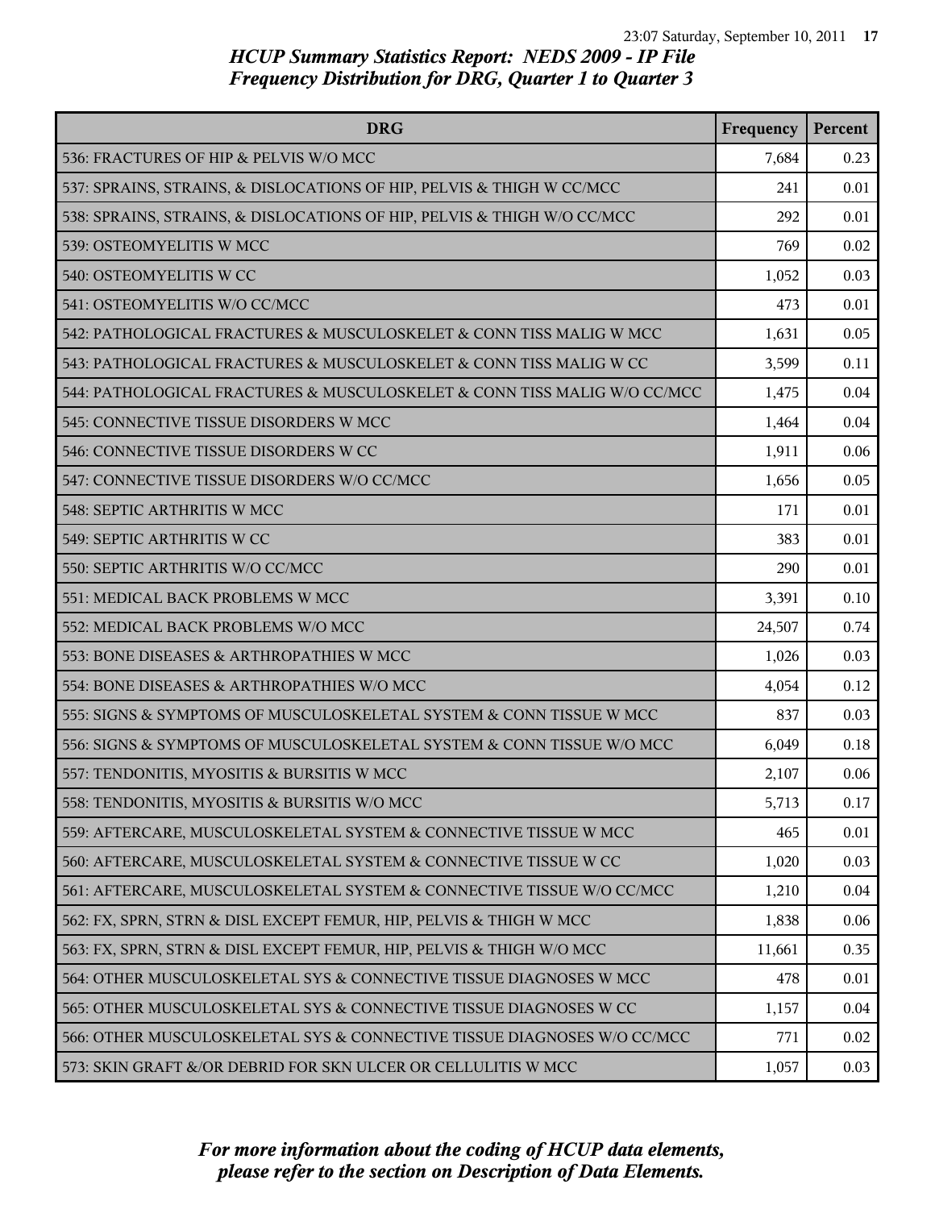## HCUP Summary Statistics Report: NEDS 2009 - IP File
## Frequency Distribution for DRG, Quarter 1 to Quarter 3

| DRG | Frequency | Percent |
|---|---|---|
| 536: FRACTURES OF HIP & PELVIS W/O MCC | 7,684 | 0.23 |
| 537: SPRAINS, STRAINS, & DISLOCATIONS OF HIP, PELVIS & THIGH W CC/MCC | 241 | 0.01 |
| 538: SPRAINS, STRAINS, & DISLOCATIONS OF HIP, PELVIS & THIGH W/O CC/MCC | 292 | 0.01 |
| 539: OSTEOMYELITIS W MCC | 769 | 0.02 |
| 540: OSTEOMYELITIS W CC | 1,052 | 0.03 |
| 541: OSTEOMYELITIS W/O CC/MCC | 473 | 0.01 |
| 542: PATHOLOGICAL FRACTURES & MUSCULOSKELET & CONN TISS MALIG W MCC | 1,631 | 0.05 |
| 543: PATHOLOGICAL FRACTURES & MUSCULOSKELET & CONN TISS MALIG W CC | 3,599 | 0.11 |
| 544: PATHOLOGICAL FRACTURES & MUSCULOSKELET & CONN TISS MALIG W/O CC/MCC | 1,475 | 0.04 |
| 545: CONNECTIVE TISSUE DISORDERS W MCC | 1,464 | 0.04 |
| 546: CONNECTIVE TISSUE DISORDERS W CC | 1,911 | 0.06 |
| 547: CONNECTIVE TISSUE DISORDERS W/O CC/MCC | 1,656 | 0.05 |
| 548: SEPTIC ARTHRITIS W MCC | 171 | 0.01 |
| 549: SEPTIC ARTHRITIS W CC | 383 | 0.01 |
| 550: SEPTIC ARTHRITIS W/O CC/MCC | 290 | 0.01 |
| 551: MEDICAL BACK PROBLEMS W MCC | 3,391 | 0.10 |
| 552: MEDICAL BACK PROBLEMS W/O MCC | 24,507 | 0.74 |
| 553: BONE DISEASES & ARTHROPATHIES W MCC | 1,026 | 0.03 |
| 554: BONE DISEASES & ARTHROPATHIES W/O MCC | 4,054 | 0.12 |
| 555: SIGNS & SYMPTOMS OF MUSCULOSKELETAL SYSTEM & CONN TISSUE W MCC | 837 | 0.03 |
| 556: SIGNS & SYMPTOMS OF MUSCULOSKELETAL SYSTEM & CONN TISSUE W/O MCC | 6,049 | 0.18 |
| 557: TENDONITIS, MYOSITIS & BURSITIS W MCC | 2,107 | 0.06 |
| 558: TENDONITIS, MYOSITIS & BURSITIS W/O MCC | 5,713 | 0.17 |
| 559: AFTERCARE, MUSCULOSKELETAL SYSTEM & CONNECTIVE TISSUE W MCC | 465 | 0.01 |
| 560: AFTERCARE, MUSCULOSKELETAL SYSTEM & CONNECTIVE TISSUE W CC | 1,020 | 0.03 |
| 561: AFTERCARE, MUSCULOSKELETAL SYSTEM & CONNECTIVE TISSUE W/O CC/MCC | 1,210 | 0.04 |
| 562: FX, SPRN, STRN & DISL EXCEPT FEMUR, HIP, PELVIS & THIGH W MCC | 1,838 | 0.06 |
| 563: FX, SPRN, STRN & DISL EXCEPT FEMUR, HIP, PELVIS & THIGH W/O MCC | 11,661 | 0.35 |
| 564: OTHER MUSCULOSKELETAL SYS & CONNECTIVE TISSUE DIAGNOSES W MCC | 478 | 0.01 |
| 565: OTHER MUSCULOSKELETAL SYS & CONNECTIVE TISSUE DIAGNOSES W CC | 1,157 | 0.04 |
| 566: OTHER MUSCULOSKELETAL SYS & CONNECTIVE TISSUE DIAGNOSES W/O CC/MCC | 771 | 0.02 |
| 573: SKIN GRAFT &/OR DEBRID FOR SKN ULCER OR CELLULITIS W MCC | 1,057 | 0.03 |

*For more information about the coding of HCUP data elements, please refer to the section on Description of Data Elements.*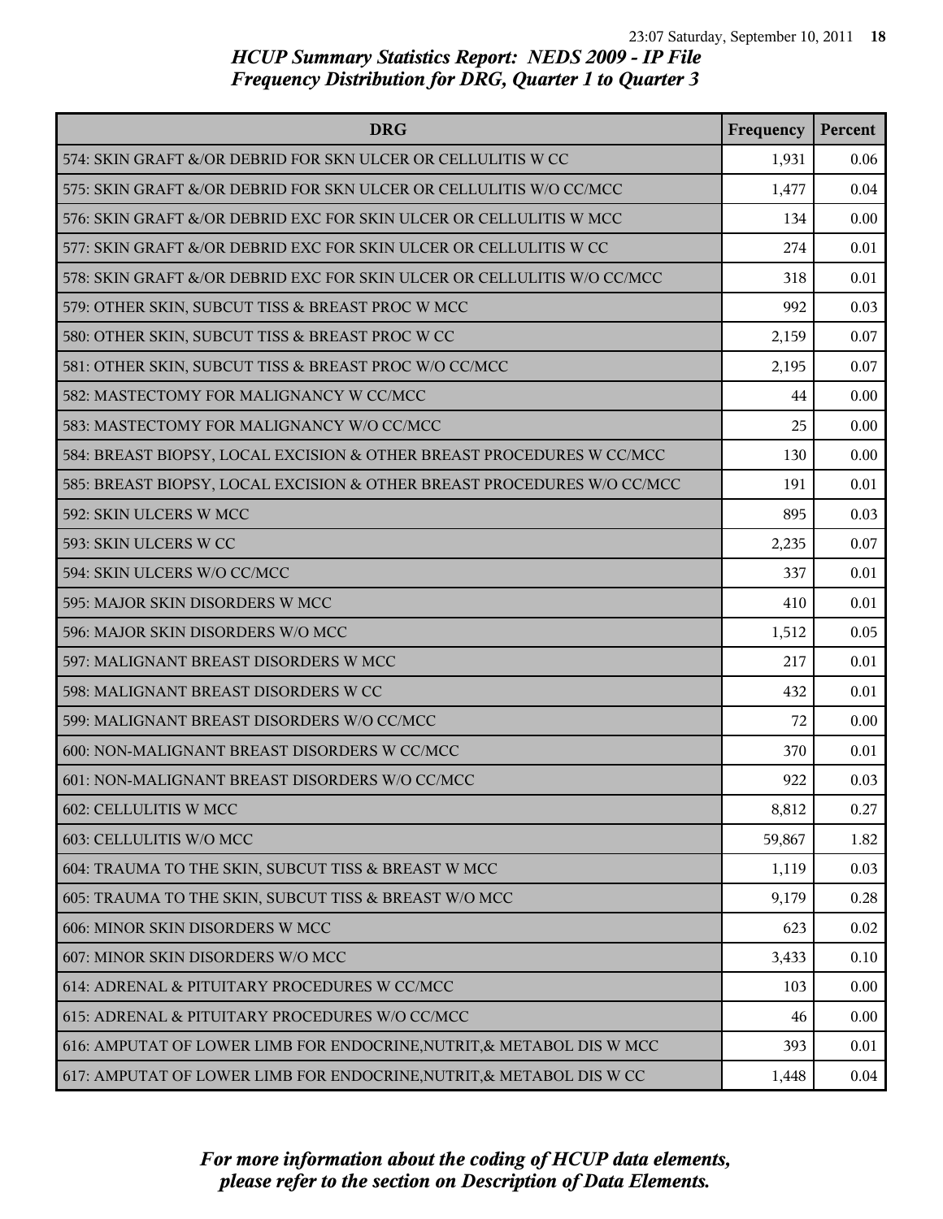*HCUP Summary Statistics Report: NEDS 2009 - IP File*
*Frequency Distribution for DRG, Quarter 1 to Quarter 3*

| DRG | Frequency | Percent |
| --- | --- | --- |
| 574: SKIN GRAFT &/OR DEBRID FOR SKN ULCER OR CELLULITIS W CC | 1,931 | 0.06 |
| 575: SKIN GRAFT &/OR DEBRID FOR SKN ULCER OR CELLULITIS W/O CC/MCC | 1,477 | 0.04 |
| 576: SKIN GRAFT &/OR DEBRID EXC FOR SKIN ULCER OR CELLULITIS W MCC | 134 | 0.00 |
| 577: SKIN GRAFT &/OR DEBRID EXC FOR SKIN ULCER OR CELLULITIS W CC | 274 | 0.01 |
| 578: SKIN GRAFT &/OR DEBRID EXC FOR SKIN ULCER OR CELLULITIS W/O CC/MCC | 318 | 0.01 |
| 579: OTHER SKIN, SUBCUT TISS & BREAST PROC W MCC | 992 | 0.03 |
| 580: OTHER SKIN, SUBCUT TISS & BREAST PROC W CC | 2,159 | 0.07 |
| 581: OTHER SKIN, SUBCUT TISS & BREAST PROC W/O CC/MCC | 2,195 | 0.07 |
| 582: MASTECTOMY FOR MALIGNANCY W CC/MCC | 44 | 0.00 |
| 583: MASTECTOMY FOR MALIGNANCY W/O CC/MCC | 25 | 0.00 |
| 584: BREAST BIOPSY, LOCAL EXCISION & OTHER BREAST PROCEDURES W CC/MCC | 130 | 0.00 |
| 585: BREAST BIOPSY, LOCAL EXCISION & OTHER BREAST PROCEDURES W/O CC/MCC | 191 | 0.01 |
| 592: SKIN ULCERS W MCC | 895 | 0.03 |
| 593: SKIN ULCERS W CC | 2,235 | 0.07 |
| 594: SKIN ULCERS W/O CC/MCC | 337 | 0.01 |
| 595: MAJOR SKIN DISORDERS W MCC | 410 | 0.01 |
| 596: MAJOR SKIN DISORDERS W/O MCC | 1,512 | 0.05 |
| 597: MALIGNANT BREAST DISORDERS W MCC | 217 | 0.01 |
| 598: MALIGNANT BREAST DISORDERS W CC | 432 | 0.01 |
| 599: MALIGNANT BREAST DISORDERS W/O CC/MCC | 72 | 0.00 |
| 600: NON-MALIGNANT BREAST DISORDERS W CC/MCC | 370 | 0.01 |
| 601: NON-MALIGNANT BREAST DISORDERS W/O CC/MCC | 922 | 0.03 |
| 602: CELLULITIS W MCC | 8,812 | 0.27 |
| 603: CELLULITIS W/O MCC | 59,867 | 1.82 |
| 604: TRAUMA TO THE SKIN, SUBCUT TISS & BREAST W MCC | 1,119 | 0.03 |
| 605: TRAUMA TO THE SKIN, SUBCUT TISS & BREAST W/O MCC | 9,179 | 0.28 |
| 606: MINOR SKIN DISORDERS W MCC | 623 | 0.02 |
| 607: MINOR SKIN DISORDERS W/O MCC | 3,433 | 0.10 |
| 614: ADRENAL & PITUITARY PROCEDURES W CC/MCC | 103 | 0.00 |
| 615: ADRENAL & PITUITARY PROCEDURES W/O CC/MCC | 46 | 0.00 |
| 616: AMPUTAT OF LOWER LIMB FOR ENDOCRINE,NUTRIT,& METABOL DIS W MCC | 393 | 0.01 |
| 617: AMPUTAT OF LOWER LIMB FOR ENDOCRINE,NUTRIT,& METABOL DIS W CC | 1,448 | 0.04 |

*For more information about the coding of HCUP data elements, please refer to the section on Description of Data Elements.*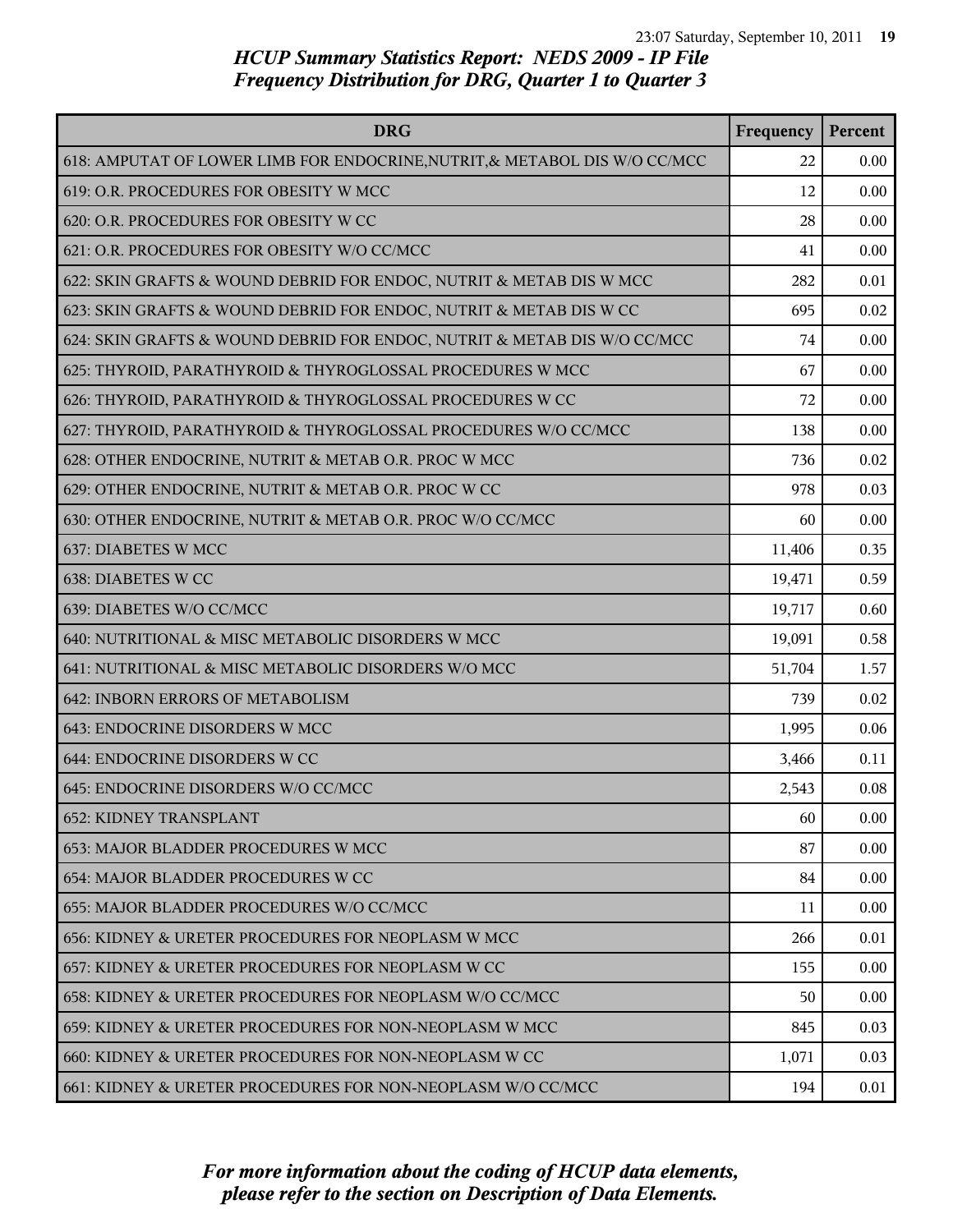*HCUP Summary Statistics Report: NEDS 2009 - IP File*
*Frequency Distribution for DRG, Quarter 1 to Quarter 3*

| DRG | Frequency | Percent |
|---|---|---|
| 618: AMPUTAT OF LOWER LIMB FOR ENDOCRINE,NUTRIT,& METABOL DIS W/O CC/MCC | 22 | 0.00 |
| 619: O.R. PROCEDURES FOR OBESITY W MCC | 12 | 0.00 |
| 620: O.R. PROCEDURES FOR OBESITY W CC | 28 | 0.00 |
| 621: O.R. PROCEDURES FOR OBESITY W/O CC/MCC | 41 | 0.00 |
| 622: SKIN GRAFTS & WOUND DEBRID FOR ENDOC, NUTRIT & METAB DIS W MCC | 282 | 0.01 |
| 623: SKIN GRAFTS & WOUND DEBRID FOR ENDOC, NUTRIT & METAB DIS W CC | 695 | 0.02 |
| 624: SKIN GRAFTS & WOUND DEBRID FOR ENDOC, NUTRIT & METAB DIS W/O CC/MCC | 74 | 0.00 |
| 625: THYROID, PARATHYROID & THYROGLOSSAL PROCEDURES W MCC | 67 | 0.00 |
| 626: THYROID, PARATHYROID & THYROGLOSSAL PROCEDURES W CC | 72 | 0.00 |
| 627: THYROID, PARATHYROID & THYROGLOSSAL PROCEDURES W/O CC/MCC | 138 | 0.00 |
| 628: OTHER ENDOCRINE, NUTRIT & METAB O.R. PROC W MCC | 736 | 0.02 |
| 629: OTHER ENDOCRINE, NUTRIT & METAB O.R. PROC W CC | 978 | 0.03 |
| 630: OTHER ENDOCRINE, NUTRIT & METAB O.R. PROC W/O CC/MCC | 60 | 0.00 |
| 637: DIABETES W MCC | 11,406 | 0.35 |
| 638: DIABETES W CC | 19,471 | 0.59 |
| 639: DIABETES W/O CC/MCC | 19,717 | 0.60 |
| 640: NUTRITIONAL & MISC METABOLIC DISORDERS W MCC | 19,091 | 0.58 |
| 641: NUTRITIONAL & MISC METABOLIC DISORDERS W/O MCC | 51,704 | 1.57 |
| 642: INBORN ERRORS OF METABOLISM | 739 | 0.02 |
| 643: ENDOCRINE DISORDERS W MCC | 1,995 | 0.06 |
| 644: ENDOCRINE DISORDERS W CC | 3,466 | 0.11 |
| 645: ENDOCRINE DISORDERS W/O CC/MCC | 2,543 | 0.08 |
| 652: KIDNEY TRANSPLANT | 60 | 0.00 |
| 653: MAJOR BLADDER PROCEDURES W MCC | 87 | 0.00 |
| 654: MAJOR BLADDER PROCEDURES W CC | 84 | 0.00 |
| 655: MAJOR BLADDER PROCEDURES W/O CC/MCC | 11 | 0.00 |
| 656: KIDNEY & URETER PROCEDURES FOR NEOPLASM W MCC | 266 | 0.01 |
| 657: KIDNEY & URETER PROCEDURES FOR NEOPLASM W CC | 155 | 0.00 |
| 658: KIDNEY & URETER PROCEDURES FOR NEOPLASM W/O CC/MCC | 50 | 0.00 |
| 659: KIDNEY & URETER PROCEDURES FOR NON-NEOPLASM W MCC | 845 | 0.03 |
| 660: KIDNEY & URETER PROCEDURES FOR NON-NEOPLASM W CC | 1,071 | 0.03 |
| 661: KIDNEY & URETER PROCEDURES FOR NON-NEOPLASM W/O CC/MCC | 194 | 0.01 |

*For more information about the coding of HCUP data elements, please refer to the section on Description of Data Elements.*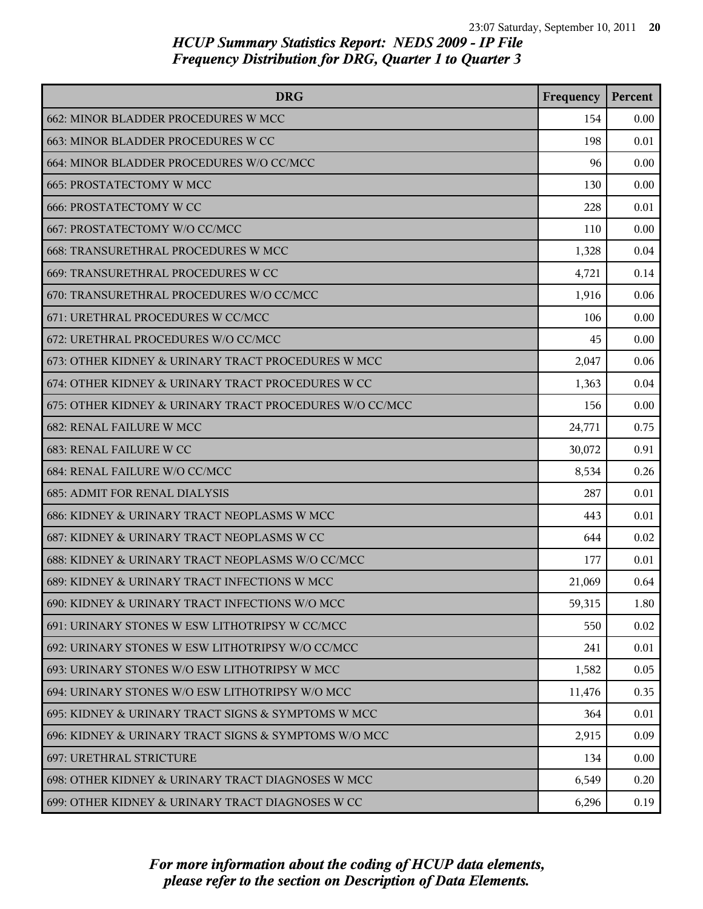*HCUP Summary Statistics Report: NEDS 2009 - IP File*
*Frequency Distribution for DRG, Quarter 1 to Quarter 3*

| DRG | Frequency | Percent |
|---|---|---|
| 662: MINOR BLADDER PROCEDURES W MCC | 154 | 0.00 |
| 663: MINOR BLADDER PROCEDURES W CC | 198 | 0.01 |
| 664: MINOR BLADDER PROCEDURES W/O CC/MCC | 96 | 0.00 |
| 665: PROSTATECTOMY W MCC | 130 | 0.00 |
| 666: PROSTATECTOMY W CC | 228 | 0.01 |
| 667: PROSTATECTOMY W/O CC/MCC | 110 | 0.00 |
| 668: TRANSURETHRAL PROCEDURES W MCC | 1,328 | 0.04 |
| 669: TRANSURETHRAL PROCEDURES W CC | 4,721 | 0.14 |
| 670: TRANSURETHRAL PROCEDURES W/O CC/MCC | 1,916 | 0.06 |
| 671: URETHRAL PROCEDURES W CC/MCC | 106 | 0.00 |
| 672: URETHRAL PROCEDURES W/O CC/MCC | 45 | 0.00 |
| 673: OTHER KIDNEY & URINARY TRACT PROCEDURES W MCC | 2,047 | 0.06 |
| 674: OTHER KIDNEY & URINARY TRACT PROCEDURES W CC | 1,363 | 0.04 |
| 675: OTHER KIDNEY & URINARY TRACT PROCEDURES W/O CC/MCC | 156 | 0.00 |
| 682: RENAL FAILURE W MCC | 24,771 | 0.75 |
| 683: RENAL FAILURE W CC | 30,072 | 0.91 |
| 684: RENAL FAILURE W/O CC/MCC | 8,534 | 0.26 |
| 685: ADMIT FOR RENAL DIALYSIS | 287 | 0.01 |
| 686: KIDNEY & URINARY TRACT NEOPLASMS W MCC | 443 | 0.01 |
| 687: KIDNEY & URINARY TRACT NEOPLASMS W CC | 644 | 0.02 |
| 688: KIDNEY & URINARY TRACT NEOPLASMS W/O CC/MCC | 177 | 0.01 |
| 689: KIDNEY & URINARY TRACT INFECTIONS W MCC | 21,069 | 0.64 |
| 690: KIDNEY & URINARY TRACT INFECTIONS W/O MCC | 59,315 | 1.80 |
| 691: URINARY STONES W ESW LITHOTRIPSY W CC/MCC | 550 | 0.02 |
| 692: URINARY STONES W ESW LITHOTRIPSY W/O CC/MCC | 241 | 0.01 |
| 693: URINARY STONES W/O ESW LITHOTRIPSY W MCC | 1,582 | 0.05 |
| 694: URINARY STONES W/O ESW LITHOTRIPSY W/O MCC | 11,476 | 0.35 |
| 695: KIDNEY & URINARY TRACT SIGNS & SYMPTOMS W MCC | 364 | 0.01 |
| 696: KIDNEY & URINARY TRACT SIGNS & SYMPTOMS W/O MCC | 2,915 | 0.09 |
| 697: URETHRAL STRICTURE | 134 | 0.00 |
| 698: OTHER KIDNEY & URINARY TRACT DIAGNOSES W MCC | 6,549 | 0.20 |
| 699: OTHER KIDNEY & URINARY TRACT DIAGNOSES W CC | 6,296 | 0.19 |

*For more information about the coding of HCUP data elements, please refer to the section on Description of Data Elements.*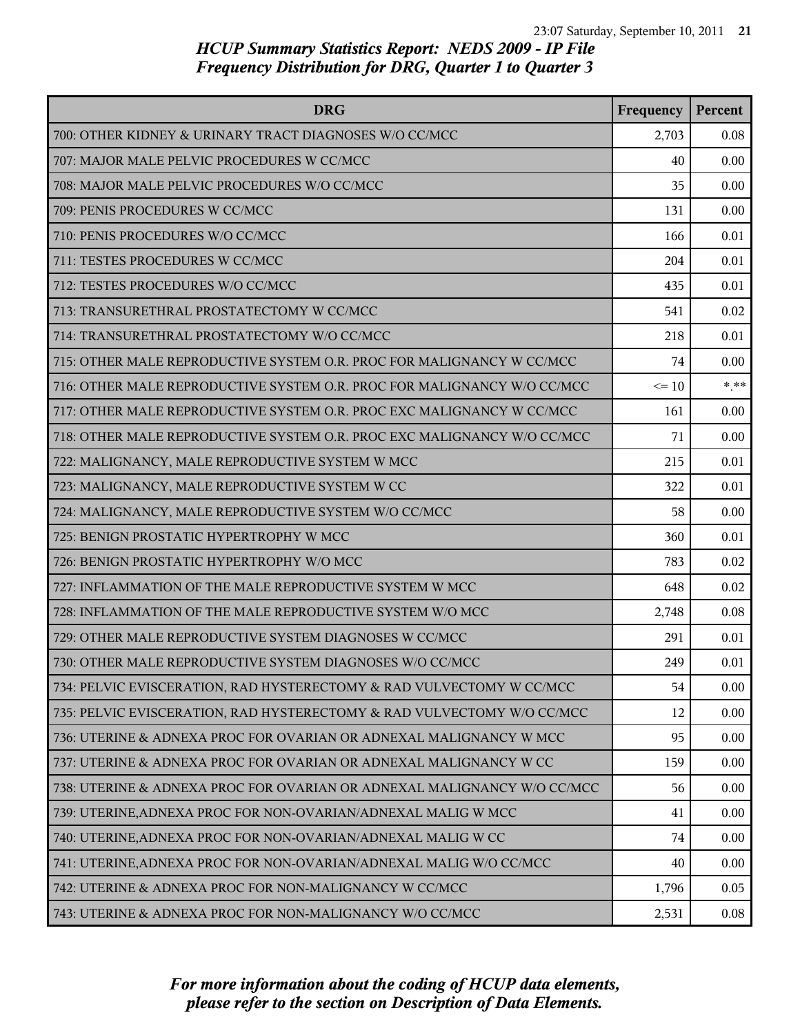## HCUP Summary Statistics Report: NEDS 2009 - IP File
## Frequency Distribution for DRG, Quarter 1 to Quarter 3

| DRG | Frequency | Percent |
|---|---|---|
| 700: OTHER KIDNEY & URINARY TRACT DIAGNOSES W/O CC/MCC | 2,703 | 0.08 |
| 707: MAJOR MALE PELVIC PROCEDURES W CC/MCC | 40 | 0.00 |
| 708: MAJOR MALE PELVIC PROCEDURES W/O CC/MCC | 35 | 0.00 |
| 709: PENIS PROCEDURES W CC/MCC | 131 | 0.00 |
| 710: PENIS PROCEDURES W/O CC/MCC | 166 | 0.01 |
| 711: TESTES PROCEDURES W CC/MCC | 204 | 0.01 |
| 712: TESTES PROCEDURES W/O CC/MCC | 435 | 0.01 |
| 713: TRANSURETHRAL PROSTATECTOMY W CC/MCC | 541 | 0.02 |
| 714: TRANSURETHRAL PROSTATECTOMY W/O CC/MCC | 218 | 0.01 |
| 715: OTHER MALE REPRODUCTIVE SYSTEM O.R. PROC FOR MALIGNANCY W CC/MCC | 74 | 0.00 |
| 716: OTHER MALE REPRODUCTIVE SYSTEM O.R. PROC FOR MALIGNANCY W/O CC/MCC | <= 10 | *.** |
| 717: OTHER MALE REPRODUCTIVE SYSTEM O.R. PROC EXC MALIGNANCY W CC/MCC | 161 | 0.00 |
| 718: OTHER MALE REPRODUCTIVE SYSTEM O.R. PROC EXC MALIGNANCY W/O CC/MCC | 71 | 0.00 |
| 722: MALIGNANCY, MALE REPRODUCTIVE SYSTEM W MCC | 215 | 0.01 |
| 723: MALIGNANCY, MALE REPRODUCTIVE SYSTEM W CC | 322 | 0.01 |
| 724: MALIGNANCY, MALE REPRODUCTIVE SYSTEM W/O CC/MCC | 58 | 0.00 |
| 725: BENIGN PROSTATIC HYPERTROPHY W MCC | 360 | 0.01 |
| 726: BENIGN PROSTATIC HYPERTROPHY W/O MCC | 783 | 0.02 |
| 727: INFLAMMATION OF THE MALE REPRODUCTIVE SYSTEM W MCC | 648 | 0.02 |
| 728: INFLAMMATION OF THE MALE REPRODUCTIVE SYSTEM W/O MCC | 2,748 | 0.08 |
| 729: OTHER MALE REPRODUCTIVE SYSTEM DIAGNOSES W CC/MCC | 291 | 0.01 |
| 730: OTHER MALE REPRODUCTIVE SYSTEM DIAGNOSES W/O CC/MCC | 249 | 0.01 |
| 734: PELVIC EVISCERATION, RAD HYSTERECTOMY & RAD VULVECTOMY W CC/MCC | 54 | 0.00 |
| 735: PELVIC EVISCERATION, RAD HYSTERECTOMY & RAD VULVECTOMY W/O CC/MCC | 12 | 0.00 |
| 736: UTERINE & ADNEXA PROC FOR OVARIAN OR ADNEXAL MALIGNANCY W MCC | 95 | 0.00 |
| 737: UTERINE & ADNEXA PROC FOR OVARIAN OR ADNEXAL MALIGNANCY W CC | 159 | 0.00 |
| 738: UTERINE & ADNEXA PROC FOR OVARIAN OR ADNEXAL MALIGNANCY W/O CC/MCC | 56 | 0.00 |
| 739: UTERINE,ADNEXA PROC FOR NON-OVARIAN/ADNEXAL MALIG W MCC | 41 | 0.00 |
| 740: UTERINE,ADNEXA PROC FOR NON-OVARIAN/ADNEXAL MALIG W CC | 74 | 0.00 |
| 741: UTERINE,ADNEXA PROC FOR NON-OVARIAN/ADNEXAL MALIG W/O CC/MCC | 40 | 0.00 |
| 742: UTERINE & ADNEXA PROC FOR NON-MALIGNANCY W CC/MCC | 1,796 | 0.05 |
| 743: UTERINE & ADNEXA PROC FOR NON-MALIGNANCY W/O CC/MCC | 2,531 | 0.08 |

*For more information about the coding of HCUP data elements, please refer to the section on Description of Data Elements.*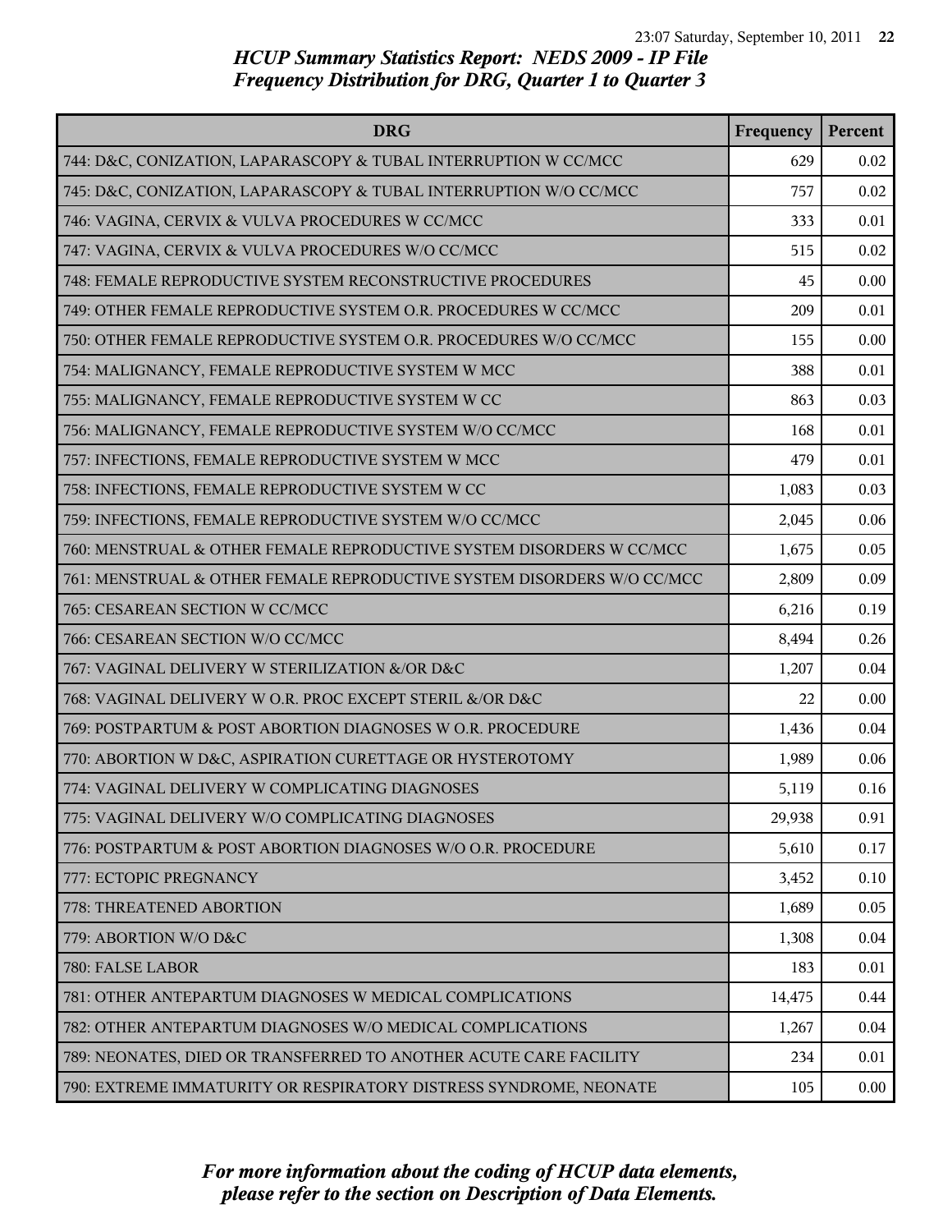*HCUP Summary Statistics Report: NEDS 2009 - IP File*
*Frequency Distribution for DRG, Quarter 1 to Quarter 3*

| DRG | Frequency | Percent |
|---|---|---|
| 744: D&C, CONIZATION, LAPARASCOPY & TUBAL INTERRUPTION W CC/MCC | 629 | 0.02 |
| 745: D&C, CONIZATION, LAPARASCOPY & TUBAL INTERRUPTION W/O CC/MCC | 757 | 0.02 |
| 746: VAGINA, CERVIX & VULVA PROCEDURES W CC/MCC | 333 | 0.01 |
| 747: VAGINA, CERVIX & VULVA PROCEDURES W/O CC/MCC | 515 | 0.02 |
| 748: FEMALE REPRODUCTIVE SYSTEM RECONSTRUCTIVE PROCEDURES | 45 | 0.00 |
| 749: OTHER FEMALE REPRODUCTIVE SYSTEM O.R. PROCEDURES W CC/MCC | 209 | 0.01 |
| 750: OTHER FEMALE REPRODUCTIVE SYSTEM O.R. PROCEDURES W/O CC/MCC | 155 | 0.00 |
| 754: MALIGNANCY, FEMALE REPRODUCTIVE SYSTEM W MCC | 388 | 0.01 |
| 755: MALIGNANCY, FEMALE REPRODUCTIVE SYSTEM W CC | 863 | 0.03 |
| 756: MALIGNANCY, FEMALE REPRODUCTIVE SYSTEM W/O CC/MCC | 168 | 0.01 |
| 757: INFECTIONS, FEMALE REPRODUCTIVE SYSTEM W MCC | 479 | 0.01 |
| 758: INFECTIONS, FEMALE REPRODUCTIVE SYSTEM W CC | 1,083 | 0.03 |
| 759: INFECTIONS, FEMALE REPRODUCTIVE SYSTEM W/O CC/MCC | 2,045 | 0.06 |
| 760: MENSTRUAL & OTHER FEMALE REPRODUCTIVE SYSTEM DISORDERS W CC/MCC | 1,675 | 0.05 |
| 761: MENSTRUAL & OTHER FEMALE REPRODUCTIVE SYSTEM DISORDERS W/O CC/MCC | 2,809 | 0.09 |
| 765: CESAREAN SECTION W CC/MCC | 6,216 | 0.19 |
| 766: CESAREAN SECTION W/O CC/MCC | 8,494 | 0.26 |
| 767: VAGINAL DELIVERY W STERILIZATION &/OR D&C | 1,207 | 0.04 |
| 768: VAGINAL DELIVERY W O.R. PROC EXCEPT STERIL &/OR D&C | 22 | 0.00 |
| 769: POSTPARTUM & POST ABORTION DIAGNOSES W O.R. PROCEDURE | 1,436 | 0.04 |
| 770: ABORTION W D&C, ASPIRATION CURETTAGE OR HYSTEROTOMY | 1,989 | 0.06 |
| 774: VAGINAL DELIVERY W COMPLICATING DIAGNOSES | 5,119 | 0.16 |
| 775: VAGINAL DELIVERY W/O COMPLICATING DIAGNOSES | 29,938 | 0.91 |
| 776: POSTPARTUM & POST ABORTION DIAGNOSES W/O O.R. PROCEDURE | 5,610 | 0.17 |
| 777: ECTOPIC PREGNANCY | 3,452 | 0.10 |
| 778: THREATENED ABORTION | 1,689 | 0.05 |
| 779: ABORTION W/O D&C | 1,308 | 0.04 |
| 780: FALSE LABOR | 183 | 0.01 |
| 781: OTHER ANTEPARTUM DIAGNOSES W MEDICAL COMPLICATIONS | 14,475 | 0.44 |
| 782: OTHER ANTEPARTUM DIAGNOSES W/O MEDICAL COMPLICATIONS | 1,267 | 0.04 |
| 789: NEONATES, DIED OR TRANSFERRED TO ANOTHER ACUTE CARE FACILITY | 234 | 0.01 |
| 790: EXTREME IMMATURITY OR RESPIRATORY DISTRESS SYNDROME, NEONATE | 105 | 0.00 |

*For more information about the coding of HCUP data elements, please refer to the section on Description of Data Elements.*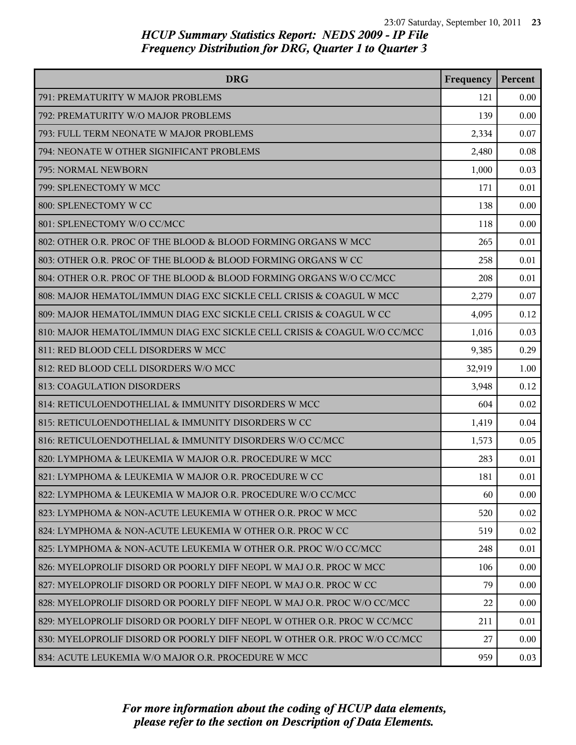## HCUP Summary Statistics Report: NEDS 2009 - IP File
## Frequency Distribution for DRG, Quarter 1 to Quarter 3

| DRG | Frequency | Percent |
| --- | --- | --- |
| 791: PREMATURITY W MAJOR PROBLEMS | 121 | 0.00 |
| 792: PREMATURITY W/O MAJOR PROBLEMS | 139 | 0.00 |
| 793: FULL TERM NEONATE W MAJOR PROBLEMS | 2,334 | 0.07 |
| 794: NEONATE W OTHER SIGNIFICANT PROBLEMS | 2,480 | 0.08 |
| 795: NORMAL NEWBORN | 1,000 | 0.03 |
| 799: SPLENECTOMY W MCC | 171 | 0.01 |
| 800: SPLENECTOMY W CC | 138 | 0.00 |
| 801: SPLENECTOMY W/O CC/MCC | 118 | 0.00 |
| 802: OTHER O.R. PROC OF THE BLOOD & BLOOD FORMING ORGANS W MCC | 265 | 0.01 |
| 803: OTHER O.R. PROC OF THE BLOOD & BLOOD FORMING ORGANS W CC | 258 | 0.01 |
| 804: OTHER O.R. PROC OF THE BLOOD & BLOOD FORMING ORGANS W/O CC/MCC | 208 | 0.01 |
| 808: MAJOR HEMATOL/IMMUN DIAG EXC SICKLE CELL CRISIS & COAGUL W MCC | 2,279 | 0.07 |
| 809: MAJOR HEMATOL/IMMUN DIAG EXC SICKLE CELL CRISIS & COAGUL W CC | 4,095 | 0.12 |
| 810: MAJOR HEMATOL/IMMUN DIAG EXC SICKLE CELL CRISIS & COAGUL W/O CC/MCC | 1,016 | 0.03 |
| 811: RED BLOOD CELL DISORDERS W MCC | 9,385 | 0.29 |
| 812: RED BLOOD CELL DISORDERS W/O MCC | 32,919 | 1.00 |
| 813: COAGULATION DISORDERS | 3,948 | 0.12 |
| 814: RETICULOENDOTHELIAL & IMMUNITY DISORDERS W MCC | 604 | 0.02 |
| 815: RETICULOENDOTHELIAL & IMMUNITY DISORDERS W CC | 1,419 | 0.04 |
| 816: RETICULOENDOTHELIAL & IMMUNITY DISORDERS W/O CC/MCC | 1,573 | 0.05 |
| 820: LYMPHOMA & LEUKEMIA W MAJOR O.R. PROCEDURE W MCC | 283 | 0.01 |
| 821: LYMPHOMA & LEUKEMIA W MAJOR O.R. PROCEDURE W CC | 181 | 0.01 |
| 822: LYMPHOMA & LEUKEMIA W MAJOR O.R. PROCEDURE W/O CC/MCC | 60 | 0.00 |
| 823: LYMPHOMA & NON-ACUTE LEUKEMIA W OTHER O.R. PROC W MCC | 520 | 0.02 |
| 824: LYMPHOMA & NON-ACUTE LEUKEMIA W OTHER O.R. PROC W CC | 519 | 0.02 |
| 825: LYMPHOMA & NON-ACUTE LEUKEMIA W OTHER O.R. PROC W/O CC/MCC | 248 | 0.01 |
| 826: MYELOPROLIF DISORD OR POORLY DIFF NEOPL W MAJ O.R. PROC W MCC | 106 | 0.00 |
| 827: MYELOPROLIF DISORD OR POORLY DIFF NEOPL W MAJ O.R. PROC W CC | 79 | 0.00 |
| 828: MYELOPROLIF DISORD OR POORLY DIFF NEOPL W MAJ O.R. PROC W/O CC/MCC | 22 | 0.00 |
| 829: MYELOPROLIF DISORD OR POORLY DIFF NEOPL W OTHER O.R. PROC W CC/MCC | 211 | 0.01 |
| 830: MYELOPROLIF DISORD OR POORLY DIFF NEOPL W OTHER O.R. PROC W/O CC/MCC | 27 | 0.00 |
| 834: ACUTE LEUKEMIA W/O MAJOR O.R. PROCEDURE W MCC | 959 | 0.03 |

*For more information about the coding of HCUP data elements, please refer to the section on Description of Data Elements.*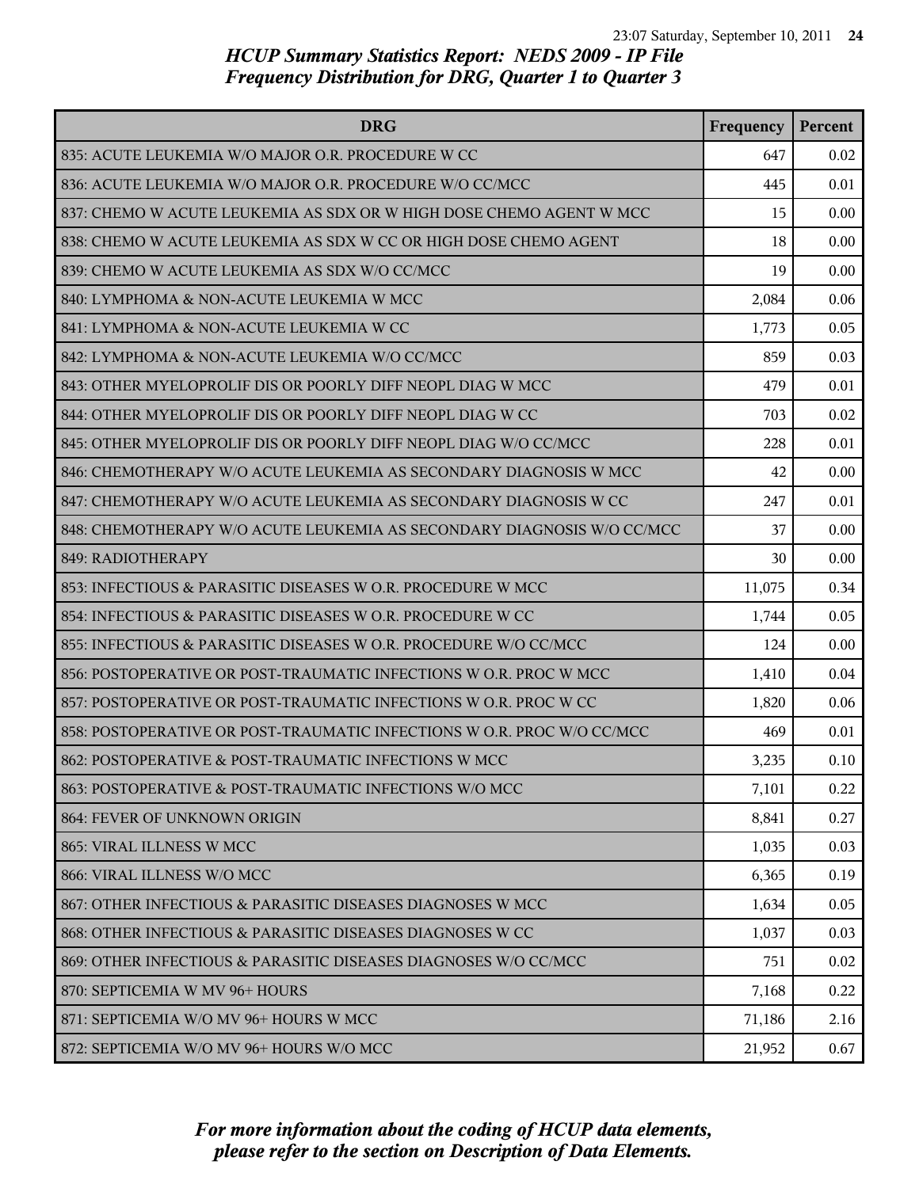## HCUP Summary Statistics Report: NEDS 2009 - IP File
## Frequency Distribution for DRG, Quarter 1 to Quarter 3

| DRG | Frequency | Percent |
|---|---|---|
| 835: ACUTE LEUKEMIA W/O MAJOR O.R. PROCEDURE W CC | 647 | 0.02 |
| 836: ACUTE LEUKEMIA W/O MAJOR O.R. PROCEDURE W/O CC/MCC | 445 | 0.01 |
| 837: CHEMO W ACUTE LEUKEMIA AS SDX OR W HIGH DOSE CHEMO AGENT W MCC | 15 | 0.00 |
| 838: CHEMO W ACUTE LEUKEMIA AS SDX W CC OR HIGH DOSE CHEMO AGENT | 18 | 0.00 |
| 839: CHEMO W ACUTE LEUKEMIA AS SDX W/O CC/MCC | 19 | 0.00 |
| 840: LYMPHOMA & NON-ACUTE LEUKEMIA W MCC | 2,084 | 0.06 |
| 841: LYMPHOMA & NON-ACUTE LEUKEMIA W CC | 1,773 | 0.05 |
| 842: LYMPHOMA & NON-ACUTE LEUKEMIA W/O CC/MCC | 859 | 0.03 |
| 843: OTHER MYELOPROLIF DIS OR POORLY DIFF NEOPL DIAG W MCC | 479 | 0.01 |
| 844: OTHER MYELOPROLIF DIS OR POORLY DIFF NEOPL DIAG W CC | 703 | 0.02 |
| 845: OTHER MYELOPROLIF DIS OR POORLY DIFF NEOPL DIAG W/O CC/MCC | 228 | 0.01 |
| 846: CHEMOTHERAPY W/O ACUTE LEUKEMIA AS SECONDARY DIAGNOSIS W MCC | 42 | 0.00 |
| 847: CHEMOTHERAPY W/O ACUTE LEUKEMIA AS SECONDARY DIAGNOSIS W CC | 247 | 0.01 |
| 848: CHEMOTHERAPY W/O ACUTE LEUKEMIA AS SECONDARY DIAGNOSIS W/O CC/MCC | 37 | 0.00 |
| 849: RADIOTHERAPY | 30 | 0.00 |
| 853: INFECTIOUS & PARASITIC DISEASES W O.R. PROCEDURE W MCC | 11,075 | 0.34 |
| 854: INFECTIOUS & PARASITIC DISEASES W O.R. PROCEDURE W CC | 1,744 | 0.05 |
| 855: INFECTIOUS & PARASITIC DISEASES W O.R. PROCEDURE W/O CC/MCC | 124 | 0.00 |
| 856: POSTOPERATIVE OR POST-TRAUMATIC INFECTIONS W O.R. PROC W MCC | 1,410 | 0.04 |
| 857: POSTOPERATIVE OR POST-TRAUMATIC INFECTIONS W O.R. PROC W CC | 1,820 | 0.06 |
| 858: POSTOPERATIVE OR POST-TRAUMATIC INFECTIONS W O.R. PROC W/O CC/MCC | 469 | 0.01 |
| 862: POSTOPERATIVE & POST-TRAUMATIC INFECTIONS W MCC | 3,235 | 0.10 |
| 863: POSTOPERATIVE & POST-TRAUMATIC INFECTIONS W/O MCC | 7,101 | 0.22 |
| 864: FEVER OF UNKNOWN ORIGIN | 8,841 | 0.27 |
| 865: VIRAL ILLNESS W MCC | 1,035 | 0.03 |
| 866: VIRAL ILLNESS W/O MCC | 6,365 | 0.19 |
| 867: OTHER INFECTIOUS & PARASITIC DISEASES DIAGNOSES W MCC | 1,634 | 0.05 |
| 868: OTHER INFECTIOUS & PARASITIC DISEASES DIAGNOSES W CC | 1,037 | 0.03 |
| 869: OTHER INFECTIOUS & PARASITIC DISEASES DIAGNOSES W/O CC/MCC | 751 | 0.02 |
| 870: SEPTICEMIA W MV 96+ HOURS | 7,168 | 0.22 |
| 871: SEPTICEMIA W/O MV 96+ HOURS W MCC | 71,186 | 2.16 |
| 872: SEPTICEMIA W/O MV 96+ HOURS W/O MCC | 21,952 | 0.67 |

*For more information about the coding of HCUP data elements, please refer to the section on Description of Data Elements.*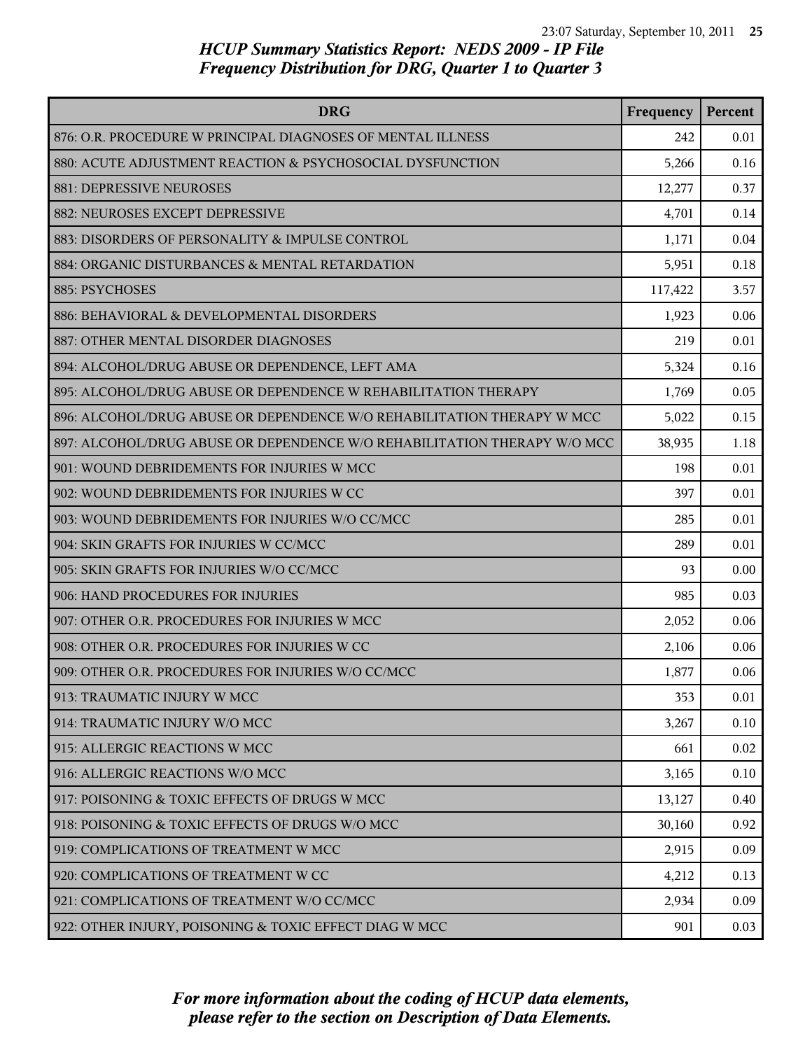## HCUP Summary Statistics Report: NEDS 2009 - IP File
## Frequency Distribution for DRG, Quarter 1 to Quarter 3

| DRG | Frequency | Percent |
|---|---|---|
| 876: O.R. PROCEDURE W PRINCIPAL DIAGNOSES OF MENTAL ILLNESS | 242 | 0.01 |
| 880: ACUTE ADJUSTMENT REACTION & PSYCHOSOCIAL DYSFUNCTION | 5,266 | 0.16 |
| 881: DEPRESSIVE NEUROSES | 12,277 | 0.37 |
| 882: NEUROSES EXCEPT DEPRESSIVE | 4,701 | 0.14 |
| 883: DISORDERS OF PERSONALITY & IMPULSE CONTROL | 1,171 | 0.04 |
| 884: ORGANIC DISTURBANCES & MENTAL RETARDATION | 5,951 | 0.18 |
| 885: PSYCHOSES | 117,422 | 3.57 |
| 886: BEHAVIORAL & DEVELOPMENTAL DISORDERS | 1,923 | 0.06 |
| 887: OTHER MENTAL DISORDER DIAGNOSES | 219 | 0.01 |
| 894: ALCOHOL/DRUG ABUSE OR DEPENDENCE, LEFT AMA | 5,324 | 0.16 |
| 895: ALCOHOL/DRUG ABUSE OR DEPENDENCE W REHABILITATION THERAPY | 1,769 | 0.05 |
| 896: ALCOHOL/DRUG ABUSE OR DEPENDENCE W/O REHABILITATION THERAPY W MCC | 5,022 | 0.15 |
| 897: ALCOHOL/DRUG ABUSE OR DEPENDENCE W/O REHABILITATION THERAPY W/O MCC | 38,935 | 1.18 |
| 901: WOUND DEBRIDEMENTS FOR INJURIES W MCC | 198 | 0.01 |
| 902: WOUND DEBRIDEMENTS FOR INJURIES W CC | 397 | 0.01 |
| 903: WOUND DEBRIDEMENTS FOR INJURIES W/O CC/MCC | 285 | 0.01 |
| 904: SKIN GRAFTS FOR INJURIES W CC/MCC | 289 | 0.01 |
| 905: SKIN GRAFTS FOR INJURIES W/O CC/MCC | 93 | 0.00 |
| 906: HAND PROCEDURES FOR INJURIES | 985 | 0.03 |
| 907: OTHER O.R. PROCEDURES FOR INJURIES W MCC | 2,052 | 0.06 |
| 908: OTHER O.R. PROCEDURES FOR INJURIES W CC | 2,106 | 0.06 |
| 909: OTHER O.R. PROCEDURES FOR INJURIES W/O CC/MCC | 1,877 | 0.06 |
| 913: TRAUMATIC INJURY W MCC | 353 | 0.01 |
| 914: TRAUMATIC INJURY W/O MCC | 3,267 | 0.10 |
| 915: ALLERGIC REACTIONS W MCC | 661 | 0.02 |
| 916: ALLERGIC REACTIONS W/O MCC | 3,165 | 0.10 |
| 917: POISONING & TOXIC EFFECTS OF DRUGS W MCC | 13,127 | 0.40 |
| 918: POISONING & TOXIC EFFECTS OF DRUGS W/O MCC | 30,160 | 0.92 |
| 919: COMPLICATIONS OF TREATMENT W MCC | 2,915 | 0.09 |
| 920: COMPLICATIONS OF TREATMENT W CC | 4,212 | 0.13 |
| 921: COMPLICATIONS OF TREATMENT W/O CC/MCC | 2,934 | 0.09 |
| 922: OTHER INJURY, POISONING & TOXIC EFFECT DIAG W MCC | 901 | 0.03 |

*For more information about the coding of HCUP data elements, please refer to the section on Description of Data Elements.*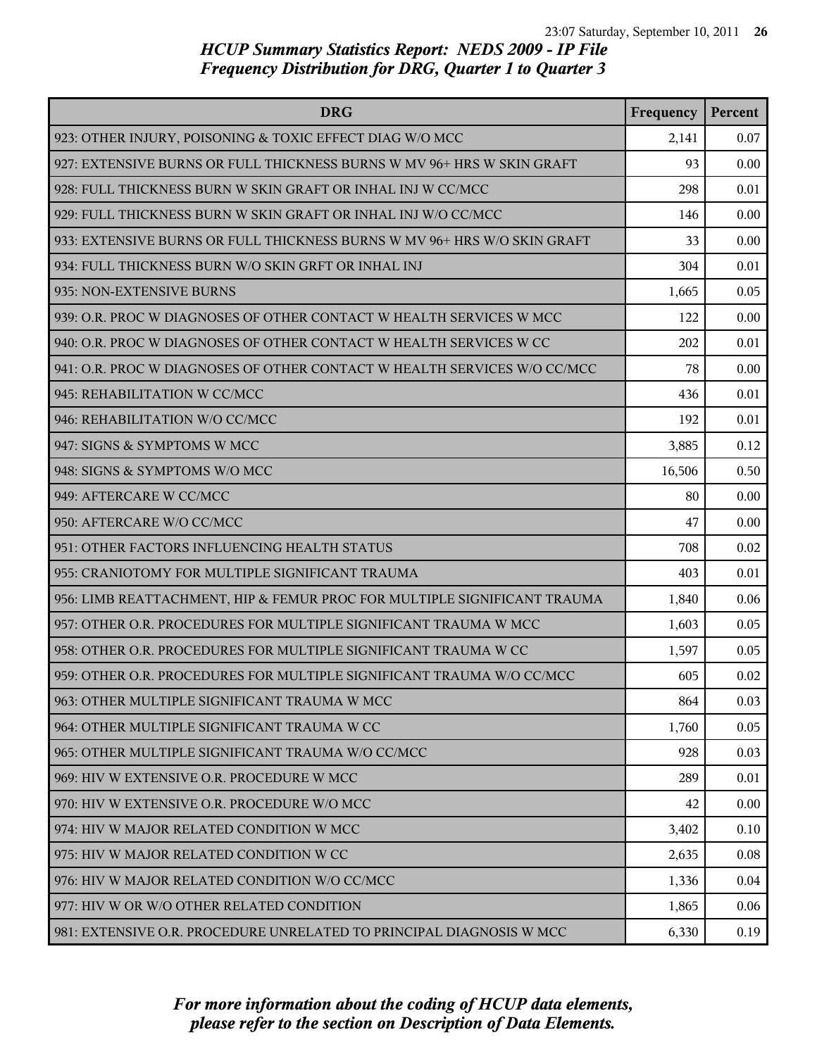## HCUP Summary Statistics Report: NEDS 2009 - IP File
## Frequency Distribution for DRG, Quarter 1 to Quarter 3

| DRG | Frequency | Percent |
|---|---|---|
| 923: OTHER INJURY, POISONING & TOXIC EFFECT DIAG W/O MCC | 2,141 | 0.07 |
| 927: EXTENSIVE BURNS OR FULL THICKNESS BURNS W MV 96+ HRS W SKIN GRAFT | 93 | 0.00 |
| 928: FULL THICKNESS BURN W SKIN GRAFT OR INHAL INJ W CC/MCC | 298 | 0.01 |
| 929: FULL THICKNESS BURN W SKIN GRAFT OR INHAL INJ W/O CC/MCC | 146 | 0.00 |
| 933: EXTENSIVE BURNS OR FULL THICKNESS BURNS W MV 96+ HRS W/O SKIN GRAFT | 33 | 0.00 |
| 934: FULL THICKNESS BURN W/O SKIN GRFT OR INHAL INJ | 304 | 0.01 |
| 935: NON-EXTENSIVE BURNS | 1,665 | 0.05 |
| 939: O.R. PROC W DIAGNOSES OF OTHER CONTACT W HEALTH SERVICES W MCC | 122 | 0.00 |
| 940: O.R. PROC W DIAGNOSES OF OTHER CONTACT W HEALTH SERVICES W CC | 202 | 0.01 |
| 941: O.R. PROC W DIAGNOSES OF OTHER CONTACT W HEALTH SERVICES W/O CC/MCC | 78 | 0.00 |
| 945: REHABILITATION W CC/MCC | 436 | 0.01 |
| 946: REHABILITATION W/O CC/MCC | 192 | 0.01 |
| 947: SIGNS & SYMPTOMS W MCC | 3,885 | 0.12 |
| 948: SIGNS & SYMPTOMS W/O MCC | 16,506 | 0.50 |
| 949: AFTERCARE W CC/MCC | 80 | 0.00 |
| 950: AFTERCARE W/O CC/MCC | 47 | 0.00 |
| 951: OTHER FACTORS INFLUENCING HEALTH STATUS | 708 | 0.02 |
| 955: CRANIOTOMY FOR MULTIPLE SIGNIFICANT TRAUMA | 403 | 0.01 |
| 956: LIMB REATTACHMENT, HIP & FEMUR PROC FOR MULTIPLE SIGNIFICANT TRAUMA | 1,840 | 0.06 |
| 957: OTHER O.R. PROCEDURES FOR MULTIPLE SIGNIFICANT TRAUMA W MCC | 1,603 | 0.05 |
| 958: OTHER O.R. PROCEDURES FOR MULTIPLE SIGNIFICANT TRAUMA W CC | 1,597 | 0.05 |
| 959: OTHER O.R. PROCEDURES FOR MULTIPLE SIGNIFICANT TRAUMA W/O CC/MCC | 605 | 0.02 |
| 963: OTHER MULTIPLE SIGNIFICANT TRAUMA W MCC | 864 | 0.03 |
| 964: OTHER MULTIPLE SIGNIFICANT TRAUMA W CC | 1,760 | 0.05 |
| 965: OTHER MULTIPLE SIGNIFICANT TRAUMA W/O CC/MCC | 928 | 0.03 |
| 969: HIV W EXTENSIVE O.R. PROCEDURE W MCC | 289 | 0.01 |
| 970: HIV W EXTENSIVE O.R. PROCEDURE W/O MCC | 42 | 0.00 |
| 974: HIV W MAJOR RELATED CONDITION W MCC | 3,402 | 0.10 |
| 975: HIV W MAJOR RELATED CONDITION W CC | 2,635 | 0.08 |
| 976: HIV W MAJOR RELATED CONDITION W/O CC/MCC | 1,336 | 0.04 |
| 977: HIV W OR W/O OTHER RELATED CONDITION | 1,865 | 0.06 |
| 981: EXTENSIVE O.R. PROCEDURE UNRELATED TO PRINCIPAL DIAGNOSIS W MCC | 6,330 | 0.19 |

*For more information about the coding of HCUP data elements, please refer to the section on Description of Data Elements.*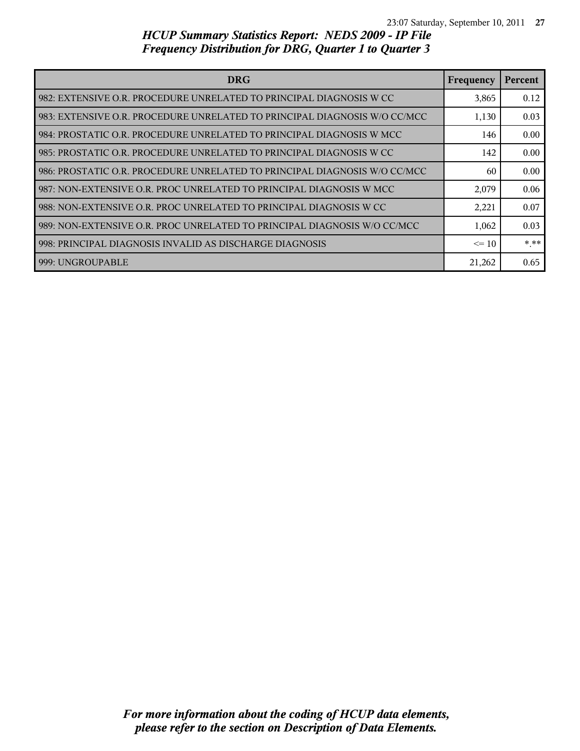# HCUP Summary Statistics Report: NEDS 2009 - IP File
## Frequency Distribution for DRG, Quarter 1 to Quarter 3

| DRG | Frequency | Percent |
|---|---|---|
| 982: EXTENSIVE O.R. PROCEDURE UNRELATED TO PRINCIPAL DIAGNOSIS W CC | 3,865 | 0.12 |
| 983: EXTENSIVE O.R. PROCEDURE UNRELATED TO PRINCIPAL DIAGNOSIS W/O CC/MCC | 1,130 | 0.03 |
| 984: PROSTATIC O.R. PROCEDURE UNRELATED TO PRINCIPAL DIAGNOSIS W MCC | 146 | 0.00 |
| 985: PROSTATIC O.R. PROCEDURE UNRELATED TO PRINCIPAL DIAGNOSIS W CC | 142 | 0.00 |
| 986: PROSTATIC O.R. PROCEDURE UNRELATED TO PRINCIPAL DIAGNOSIS W/O CC/MCC | 60 | 0.00 |
| 987: NON-EXTENSIVE O.R. PROC UNRELATED TO PRINCIPAL DIAGNOSIS W MCC | 2,079 | 0.06 |
| 988: NON-EXTENSIVE O.R. PROC UNRELATED TO PRINCIPAL DIAGNOSIS W CC | 2,221 | 0.07 |
| 989: NON-EXTENSIVE O.R. PROC UNRELATED TO PRINCIPAL DIAGNOSIS W/O CC/MCC | 1,062 | 0.03 |
| 998: PRINCIPAL DIAGNOSIS INVALID AS DISCHARGE DIAGNOSIS | <= 10 | *.** |
| 999: UNGROUPABLE | 21,262 | 0.65 |

*For more information about the coding of HCUP data elements, please refer to the section on Description of Data Elements.*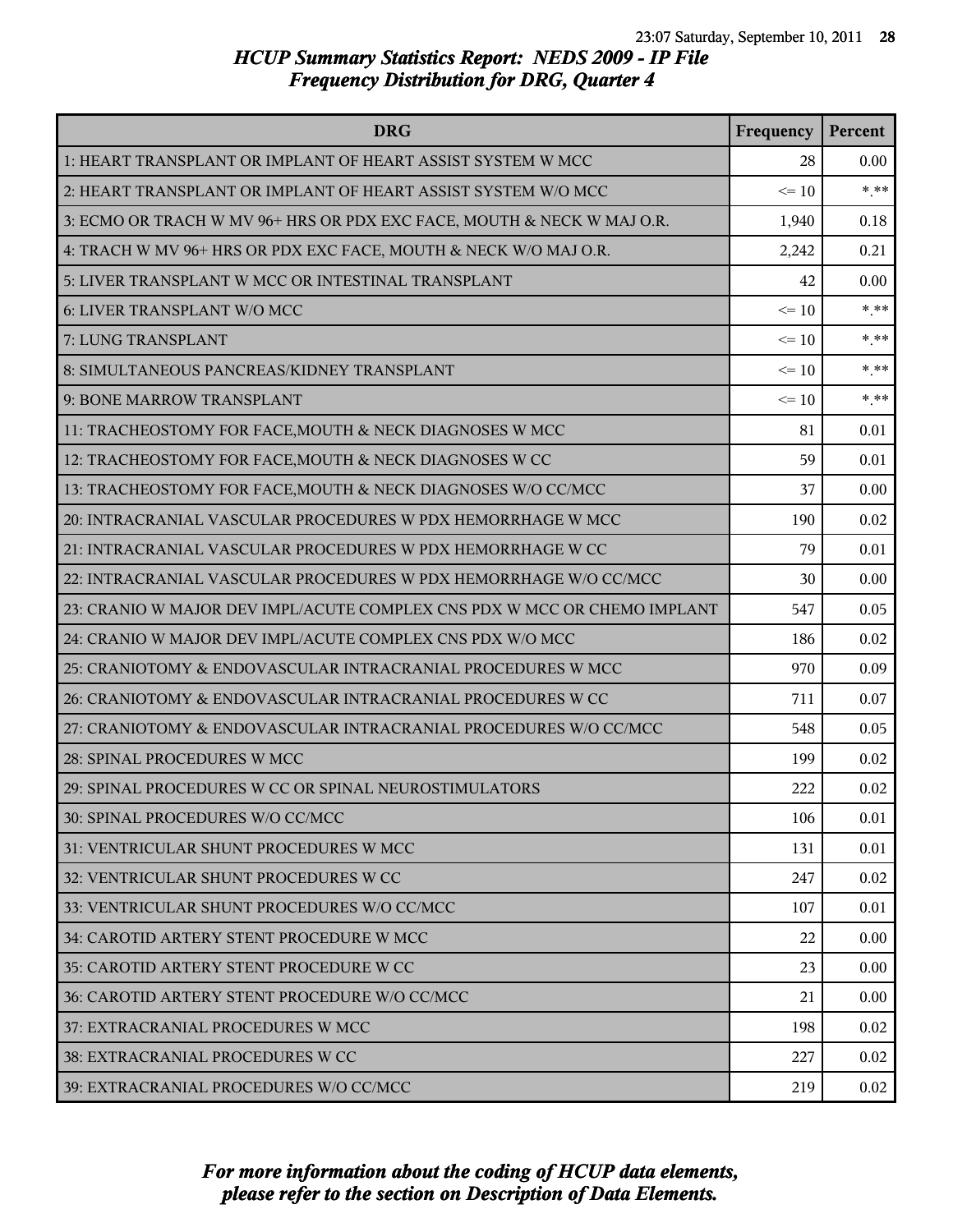# HCUP Summary Statistics Report: NEDS 2009 - IP File
## Frequency Distribution for DRG, Quarter 4

| DRG | Frequency | Percent |
|---|---|---|
| 1: HEART TRANSPLANT OR IMPLANT OF HEART ASSIST SYSTEM W MCC | 28 | 0.00 |
| 2: HEART TRANSPLANT OR IMPLANT OF HEART ASSIST SYSTEM W/O MCC | <= 10 | *.** |
| 3: ECMO OR TRACH W MV 96+ HRS OR PDX EXC FACE, MOUTH & NECK W MAJ O.R. | 1,940 | 0.18 |
| 4: TRACH W MV 96+ HRS OR PDX EXC FACE, MOUTH & NECK W/O MAJ O.R. | 2,242 | 0.21 |
| 5: LIVER TRANSPLANT W MCC OR INTESTINAL TRANSPLANT | 42 | 0.00 |
| 6: LIVER TRANSPLANT W/O MCC | <= 10 | *.** |
| 7: LUNG TRANSPLANT | <= 10 | *.** |
| 8: SIMULTANEOUS PANCREAS/KIDNEY TRANSPLANT | <= 10 | *.** |
| 9: BONE MARROW TRANSPLANT | <= 10 | *.** |
| 11: TRACHEOSTOMY FOR FACE,MOUTH & NECK DIAGNOSES W MCC | 81 | 0.01 |
| 12: TRACHEOSTOMY FOR FACE,MOUTH & NECK DIAGNOSES W CC | 59 | 0.01 |
| 13: TRACHEOSTOMY FOR FACE,MOUTH & NECK DIAGNOSES W/O CC/MCC | 37 | 0.00 |
| 20: INTRACRANIAL VASCULAR PROCEDURES W PDX HEMORRHAGE W MCC | 190 | 0.02 |
| 21: INTRACRANIAL VASCULAR PROCEDURES W PDX HEMORRHAGE W CC | 79 | 0.01 |
| 22: INTRACRANIAL VASCULAR PROCEDURES W PDX HEMORRHAGE W/O CC/MCC | 30 | 0.00 |
| 23: CRANIO W MAJOR DEV IMPL/ACUTE COMPLEX CNS PDX W MCC OR CHEMO IMPLANT | 547 | 0.05 |
| 24: CRANIO W MAJOR DEV IMPL/ACUTE COMPLEX CNS PDX W/O MCC | 186 | 0.02 |
| 25: CRANIOTOMY & ENDOVASCULAR INTRACRANIAL PROCEDURES W MCC | 970 | 0.09 |
| 26: CRANIOTOMY & ENDOVASCULAR INTRACRANIAL PROCEDURES W CC | 711 | 0.07 |
| 27: CRANIOTOMY & ENDOVASCULAR INTRACRANIAL PROCEDURES W/O CC/MCC | 548 | 0.05 |
| 28: SPINAL PROCEDURES W MCC | 199 | 0.02 |
| 29: SPINAL PROCEDURES W CC OR SPINAL NEUROSTIMULATORS | 222 | 0.02 |
| 30: SPINAL PROCEDURES W/O CC/MCC | 106 | 0.01 |
| 31: VENTRICULAR SHUNT PROCEDURES W MCC | 131 | 0.01 |
| 32: VENTRICULAR SHUNT PROCEDURES W CC | 247 | 0.02 |
| 33: VENTRICULAR SHUNT PROCEDURES W/O CC/MCC | 107 | 0.01 |
| 34: CAROTID ARTERY STENT PROCEDURE W MCC | 22 | 0.00 |
| 35: CAROTID ARTERY STENT PROCEDURE W CC | 23 | 0.00 |
| 36: CAROTID ARTERY STENT PROCEDURE W/O CC/MCC | 21 | 0.00 |
| 37: EXTRACRANIAL PROCEDURES W MCC | 198 | 0.02 |
| 38: EXTRACRANIAL PROCEDURES W CC | 227 | 0.02 |
| 39: EXTRACRANIAL PROCEDURES W/O CC/MCC | 219 | 0.02 |

*For more information about the coding of HCUP data elements, please refer to the section on Description of Data Elements.*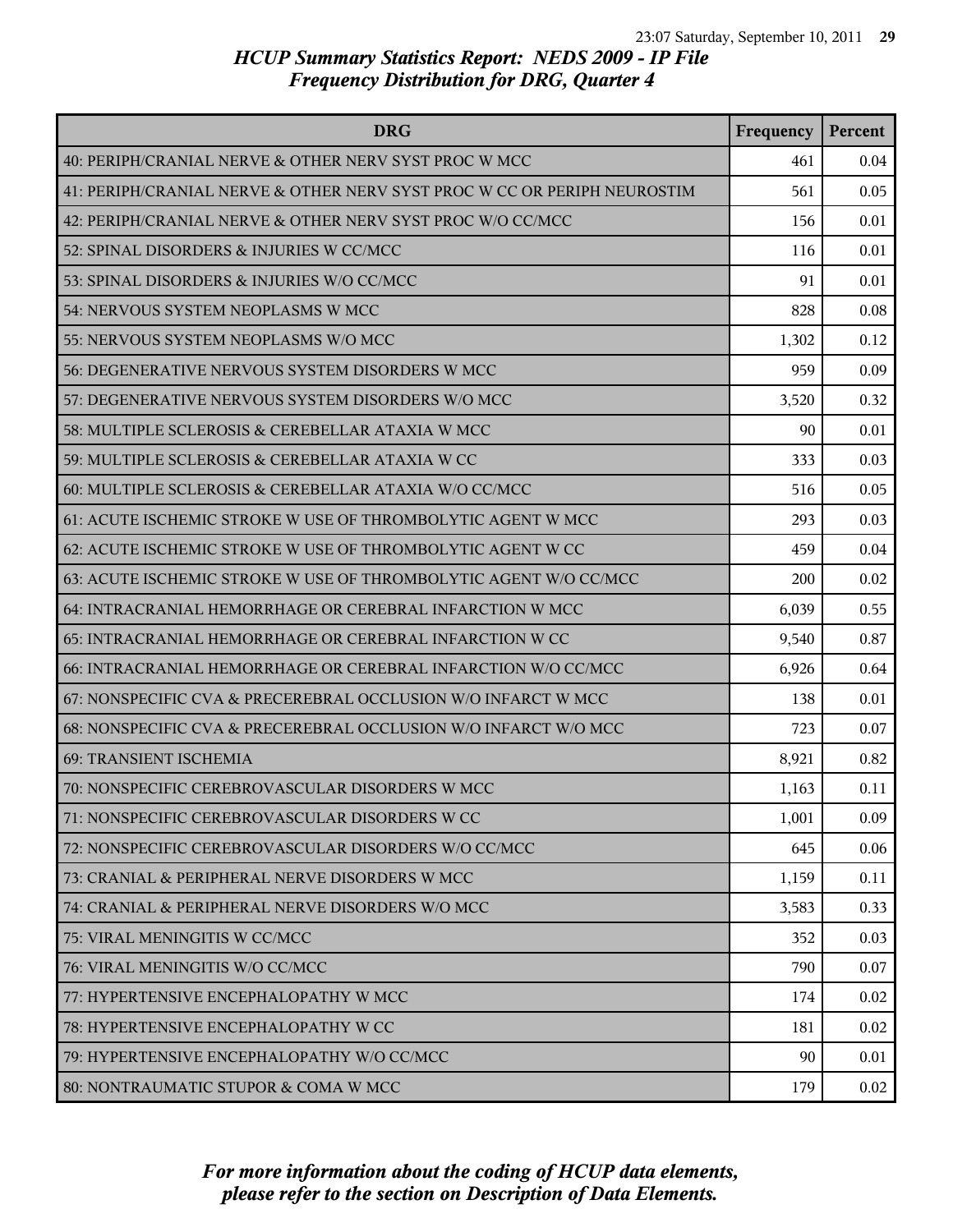## HCUP Summary Statistics Report: NEDS 2009 - IP File
## Frequency Distribution for DRG, Quarter 4

| DRG | Frequency | Percent |
|---|---|---|
| 40: PERIPH/CRANIAL NERVE & OTHER NERV SYST PROC W MCC | 461 | 0.04 |
| 41: PERIPH/CRANIAL NERVE & OTHER NERV SYST PROC W CC OR PERIPH NEUROSTIM | 561 | 0.05 |
| 42: PERIPH/CRANIAL NERVE & OTHER NERV SYST PROC W/O CC/MCC | 156 | 0.01 |
| 52: SPINAL DISORDERS & INJURIES W CC/MCC | 116 | 0.01 |
| 53: SPINAL DISORDERS & INJURIES W/O CC/MCC | 91 | 0.01 |
| 54: NERVOUS SYSTEM NEOPLASMS W MCC | 828 | 0.08 |
| 55: NERVOUS SYSTEM NEOPLASMS W/O MCC | 1,302 | 0.12 |
| 56: DEGENERATIVE NERVOUS SYSTEM DISORDERS W MCC | 959 | 0.09 |
| 57: DEGENERATIVE NERVOUS SYSTEM DISORDERS W/O MCC | 3,520 | 0.32 |
| 58: MULTIPLE SCLEROSIS & CEREBELLAR ATAXIA W MCC | 90 | 0.01 |
| 59: MULTIPLE SCLEROSIS & CEREBELLAR ATAXIA W CC | 333 | 0.03 |
| 60: MULTIPLE SCLEROSIS & CEREBELLAR ATAXIA W/O CC/MCC | 516 | 0.05 |
| 61: ACUTE ISCHEMIC STROKE W USE OF THROMBOLYTIC AGENT W MCC | 293 | 0.03 |
| 62: ACUTE ISCHEMIC STROKE W USE OF THROMBOLYTIC AGENT W CC | 459 | 0.04 |
| 63: ACUTE ISCHEMIC STROKE W USE OF THROMBOLYTIC AGENT W/O CC/MCC | 200 | 0.02 |
| 64: INTRACRANIAL HEMORRHAGE OR CEREBRAL INFARCTION W MCC | 6,039 | 0.55 |
| 65: INTRACRANIAL HEMORRHAGE OR CEREBRAL INFARCTION W CC | 9,540 | 0.87 |
| 66: INTRACRANIAL HEMORRHAGE OR CEREBRAL INFARCTION W/O CC/MCC | 6,926 | 0.64 |
| 67: NONSPECIFIC CVA & PRECEREBRAL OCCLUSION W/O INFARCT W MCC | 138 | 0.01 |
| 68: NONSPECIFIC CVA & PRECEREBRAL OCCLUSION W/O INFARCT W/O MCC | 723 | 0.07 |
| 69: TRANSIENT ISCHEMIA | 8,921 | 0.82 |
| 70: NONSPECIFIC CEREBROVASCULAR DISORDERS W MCC | 1,163 | 0.11 |
| 71: NONSPECIFIC CEREBROVASCULAR DISORDERS W CC | 1,001 | 0.09 |
| 72: NONSPECIFIC CEREBROVASCULAR DISORDERS W/O CC/MCC | 645 | 0.06 |
| 73: CRANIAL & PERIPHERAL NERVE DISORDERS W MCC | 1,159 | 0.11 |
| 74: CRANIAL & PERIPHERAL NERVE DISORDERS W/O MCC | 3,583 | 0.33 |
| 75: VIRAL MENINGITIS W CC/MCC | 352 | 0.03 |
| 76: VIRAL MENINGITIS W/O CC/MCC | 790 | 0.07 |
| 77: HYPERTENSIVE ENCEPHALOPATHY W MCC | 174 | 0.02 |
| 78: HYPERTENSIVE ENCEPHALOPATHY W CC | 181 | 0.02 |
| 79: HYPERTENSIVE ENCEPHALOPATHY W/O CC/MCC | 90 | 0.01 |
| 80: NONTRAUMATIC STUPOR & COMA W MCC | 179 | 0.02 |

*For more information about the coding of HCUP data elements, please refer to the section on Description of Data Elements.*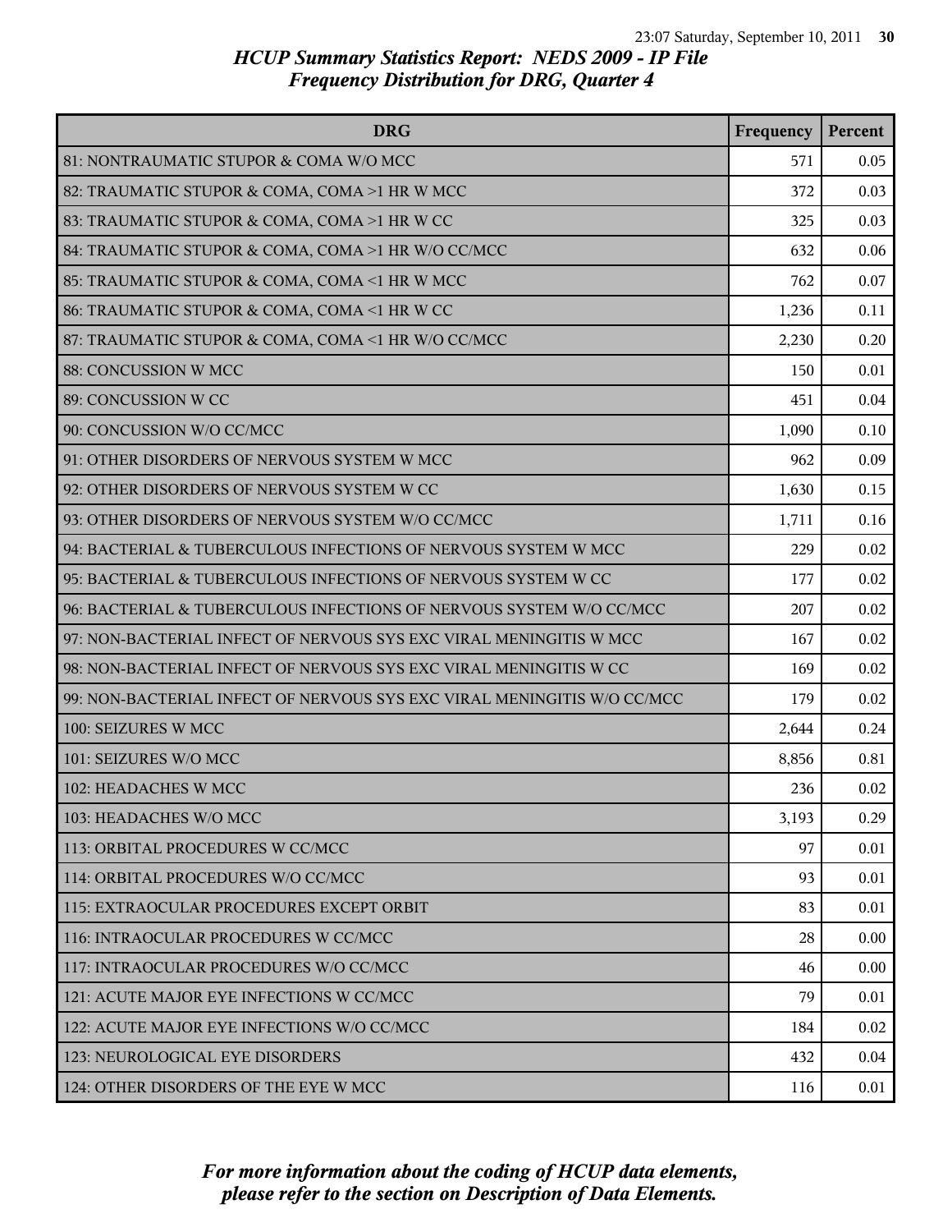# HCUP Summary Statistics Report: NEDS 2009 - IP File
## Frequency Distribution for DRG, Quarter 4

| DRG | Frequency | Percent |
|---|---|---|
| 81: NONTRAUMATIC STUPOR & COMA W/O MCC | 571 | 0.05 |
| 82: TRAUMATIC STUPOR & COMA, COMA >1 HR W MCC | 372 | 0.03 |
| 83: TRAUMATIC STUPOR & COMA, COMA >1 HR W CC | 325 | 0.03 |
| 84: TRAUMATIC STUPOR & COMA, COMA >1 HR W/O CC/MCC | 632 | 0.06 |
| 85: TRAUMATIC STUPOR & COMA, COMA <1 HR W MCC | 762 | 0.07 |
| 86: TRAUMATIC STUPOR & COMA, COMA <1 HR W CC | 1,236 | 0.11 |
| 87: TRAUMATIC STUPOR & COMA, COMA <1 HR W/O CC/MCC | 2,230 | 0.20 |
| 88: CONCUSSION W MCC | 150 | 0.01 |
| 89: CONCUSSION W CC | 451 | 0.04 |
| 90: CONCUSSION W/O CC/MCC | 1,090 | 0.10 |
| 91: OTHER DISORDERS OF NERVOUS SYSTEM W MCC | 962 | 0.09 |
| 92: OTHER DISORDERS OF NERVOUS SYSTEM W CC | 1,630 | 0.15 |
| 93: OTHER DISORDERS OF NERVOUS SYSTEM W/O CC/MCC | 1,711 | 0.16 |
| 94: BACTERIAL & TUBERCULOUS INFECTIONS OF NERVOUS SYSTEM W MCC | 229 | 0.02 |
| 95: BACTERIAL & TUBERCULOUS INFECTIONS OF NERVOUS SYSTEM W CC | 177 | 0.02 |
| 96: BACTERIAL & TUBERCULOUS INFECTIONS OF NERVOUS SYSTEM W/O CC/MCC | 207 | 0.02 |
| 97: NON-BACTERIAL INFECT OF NERVOUS SYS EXC VIRAL MENINGITIS W MCC | 167 | 0.02 |
| 98: NON-BACTERIAL INFECT OF NERVOUS SYS EXC VIRAL MENINGITIS W CC | 169 | 0.02 |
| 99: NON-BACTERIAL INFECT OF NERVOUS SYS EXC VIRAL MENINGITIS W/O CC/MCC | 179 | 0.02 |
| 100: SEIZURES W MCC | 2,644 | 0.24 |
| 101: SEIZURES W/O MCC | 8,856 | 0.81 |
| 102: HEADACHES W MCC | 236 | 0.02 |
| 103: HEADACHES W/O MCC | 3,193 | 0.29 |
| 113: ORBITAL PROCEDURES W CC/MCC | 97 | 0.01 |
| 114: ORBITAL PROCEDURES W/O CC/MCC | 93 | 0.01 |
| 115: EXTRAOCULAR PROCEDURES EXCEPT ORBIT | 83 | 0.01 |
| 116: INTRAOCULAR PROCEDURES W CC/MCC | 28 | 0.00 |
| 117: INTRAOCULAR PROCEDURES W/O CC/MCC | 46 | 0.00 |
| 121: ACUTE MAJOR EYE INFECTIONS W CC/MCC | 79 | 0.01 |
| 122: ACUTE MAJOR EYE INFECTIONS W/O CC/MCC | 184 | 0.02 |
| 123: NEUROLOGICAL EYE DISORDERS | 432 | 0.04 |
| 124: OTHER DISORDERS OF THE EYE W MCC | 116 | 0.01 |

*For more information about the coding of HCUP data elements, please refer to the section on Description of Data Elements.*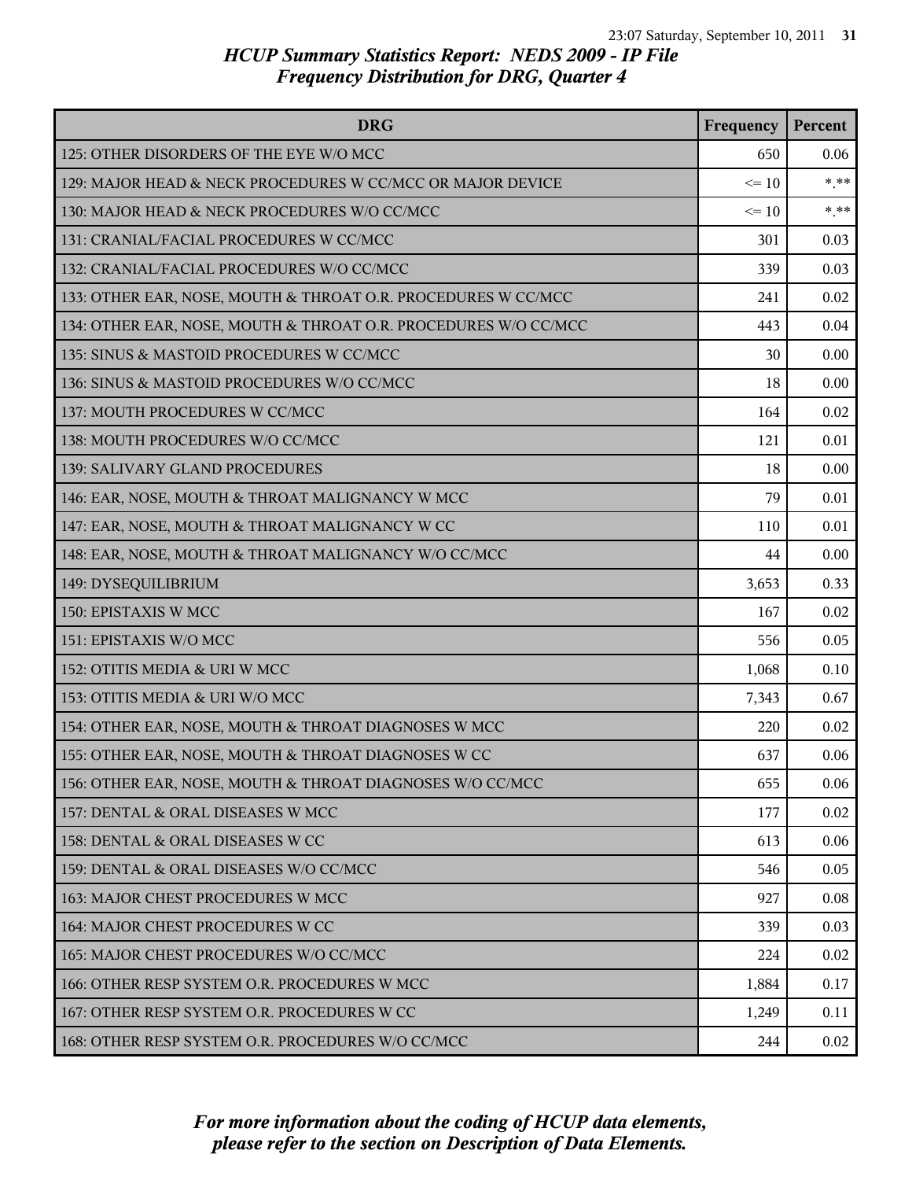# HCUP Summary Statistics Report: NEDS 2009 - IP File
## Frequency Distribution for DRG, Quarter 4

| DRG | Frequency | Percent |
|---|---|---|
| 125: OTHER DISORDERS OF THE EYE W/O MCC | 650 | 0.06 |
| 129: MAJOR HEAD & NECK PROCEDURES W CC/MCC OR MAJOR DEVICE | <= 10 | *.** |
| 130: MAJOR HEAD & NECK PROCEDURES W/O CC/MCC | <= 10 | *.** |
| 131: CRANIAL/FACIAL PROCEDURES W CC/MCC | 301 | 0.03 |
| 132: CRANIAL/FACIAL PROCEDURES W/O CC/MCC | 339 | 0.03 |
| 133: OTHER EAR, NOSE, MOUTH & THROAT O.R. PROCEDURES W CC/MCC | 241 | 0.02 |
| 134: OTHER EAR, NOSE, MOUTH & THROAT O.R. PROCEDURES W/O CC/MCC | 443 | 0.04 |
| 135: SINUS & MASTOID PROCEDURES W CC/MCC | 30 | 0.00 |
| 136: SINUS & MASTOID PROCEDURES W/O CC/MCC | 18 | 0.00 |
| 137: MOUTH PROCEDURES W CC/MCC | 164 | 0.02 |
| 138: MOUTH PROCEDURES W/O CC/MCC | 121 | 0.01 |
| 139: SALIVARY GLAND PROCEDURES | 18 | 0.00 |
| 146: EAR, NOSE, MOUTH & THROAT MALIGNANCY W MCC | 79 | 0.01 |
| 147: EAR, NOSE, MOUTH & THROAT MALIGNANCY W CC | 110 | 0.01 |
| 148: EAR, NOSE, MOUTH & THROAT MALIGNANCY W/O CC/MCC | 44 | 0.00 |
| 149: DYSEQUILIBRIUM | 3,653 | 0.33 |
| 150: EPISTAXIS W MCC | 167 | 0.02 |
| 151: EPISTAXIS W/O MCC | 556 | 0.05 |
| 152: OTITIS MEDIA & URI W MCC | 1,068 | 0.10 |
| 153: OTITIS MEDIA & URI W/O MCC | 7,343 | 0.67 |
| 154: OTHER EAR, NOSE, MOUTH & THROAT DIAGNOSES W MCC | 220 | 0.02 |
| 155: OTHER EAR, NOSE, MOUTH & THROAT DIAGNOSES W CC | 637 | 0.06 |
| 156: OTHER EAR, NOSE, MOUTH & THROAT DIAGNOSES W/O CC/MCC | 655 | 0.06 |
| 157: DENTAL & ORAL DISEASES W MCC | 177 | 0.02 |
| 158: DENTAL & ORAL DISEASES W CC | 613 | 0.06 |
| 159: DENTAL & ORAL DISEASES W/O CC/MCC | 546 | 0.05 |
| 163: MAJOR CHEST PROCEDURES W MCC | 927 | 0.08 |
| 164: MAJOR CHEST PROCEDURES W CC | 339 | 0.03 |
| 165: MAJOR CHEST PROCEDURES W/O CC/MCC | 224 | 0.02 |
| 166: OTHER RESP SYSTEM O.R. PROCEDURES W MCC | 1,884 | 0.17 |
| 167: OTHER RESP SYSTEM O.R. PROCEDURES W CC | 1,249 | 0.11 |
| 168: OTHER RESP SYSTEM O.R. PROCEDURES W/O CC/MCC | 244 | 0.02 |

*For more information about the coding of HCUP data elements, please refer to the section on Description of Data Elements.*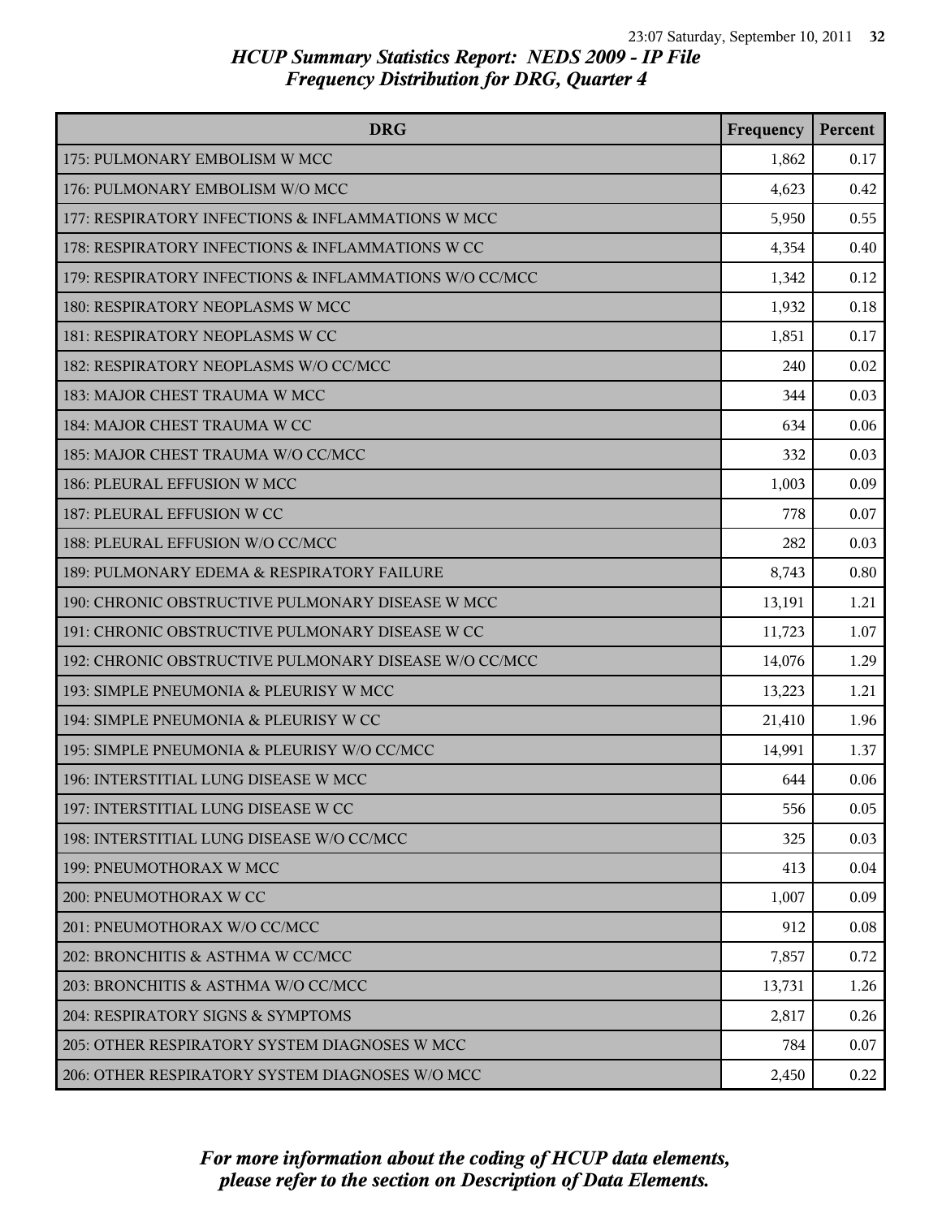*HCUP Summary Statistics Report: NEDS 2009 - IP File*
*Frequency Distribution for DRG, Quarter 4*

| DRG | Frequency | Percent |
|---|---|---|
| 175: PULMONARY EMBOLISM W MCC | 1,862 | 0.17 |
| 176: PULMONARY EMBOLISM W/O MCC | 4,623 | 0.42 |
| 177: RESPIRATORY INFECTIONS & INFLAMMATIONS W MCC | 5,950 | 0.55 |
| 178: RESPIRATORY INFECTIONS & INFLAMMATIONS W CC | 4,354 | 0.40 |
| 179: RESPIRATORY INFECTIONS & INFLAMMATIONS W/O CC/MCC | 1,342 | 0.12 |
| 180: RESPIRATORY NEOPLASMS W MCC | 1,932 | 0.18 |
| 181: RESPIRATORY NEOPLASMS W CC | 1,851 | 0.17 |
| 182: RESPIRATORY NEOPLASMS W/O CC/MCC | 240 | 0.02 |
| 183: MAJOR CHEST TRAUMA W MCC | 344 | 0.03 |
| 184: MAJOR CHEST TRAUMA W CC | 634 | 0.06 |
| 185: MAJOR CHEST TRAUMA W/O CC/MCC | 332 | 0.03 |
| 186: PLEURAL EFFUSION W MCC | 1,003 | 0.09 |
| 187: PLEURAL EFFUSION W CC | 778 | 0.07 |
| 188: PLEURAL EFFUSION W/O CC/MCC | 282 | 0.03 |
| 189: PULMONARY EDEMA & RESPIRATORY FAILURE | 8,743 | 0.80 |
| 190: CHRONIC OBSTRUCTIVE PULMONARY DISEASE W MCC | 13,191 | 1.21 |
| 191: CHRONIC OBSTRUCTIVE PULMONARY DISEASE W CC | 11,723 | 1.07 |
| 192: CHRONIC OBSTRUCTIVE PULMONARY DISEASE W/O CC/MCC | 14,076 | 1.29 |
| 193: SIMPLE PNEUMONIA & PLEURISY W MCC | 13,223 | 1.21 |
| 194: SIMPLE PNEUMONIA & PLEURISY W CC | 21,410 | 1.96 |
| 195: SIMPLE PNEUMONIA & PLEURISY W/O CC/MCC | 14,991 | 1.37 |
| 196: INTERSTITIAL LUNG DISEASE W MCC | 644 | 0.06 |
| 197: INTERSTITIAL LUNG DISEASE W CC | 556 | 0.05 |
| 198: INTERSTITIAL LUNG DISEASE W/O CC/MCC | 325 | 0.03 |
| 199: PNEUMOTHORAX W MCC | 413 | 0.04 |
| 200: PNEUMOTHORAX W CC | 1,007 | 0.09 |
| 201: PNEUMOTHORAX W/O CC/MCC | 912 | 0.08 |
| 202: BRONCHITIS & ASTHMA W CC/MCC | 7,857 | 0.72 |
| 203: BRONCHITIS & ASTHMA W/O CC/MCC | 13,731 | 1.26 |
| 204: RESPIRATORY SIGNS & SYMPTOMS | 2,817 | 0.26 |
| 205: OTHER RESPIRATORY SYSTEM DIAGNOSES W MCC | 784 | 0.07 |
| 206: OTHER RESPIRATORY SYSTEM DIAGNOSES W/O MCC | 2,450 | 0.22 |

*For more information about the coding of HCUP data elements, please refer to the section on Description of Data Elements.*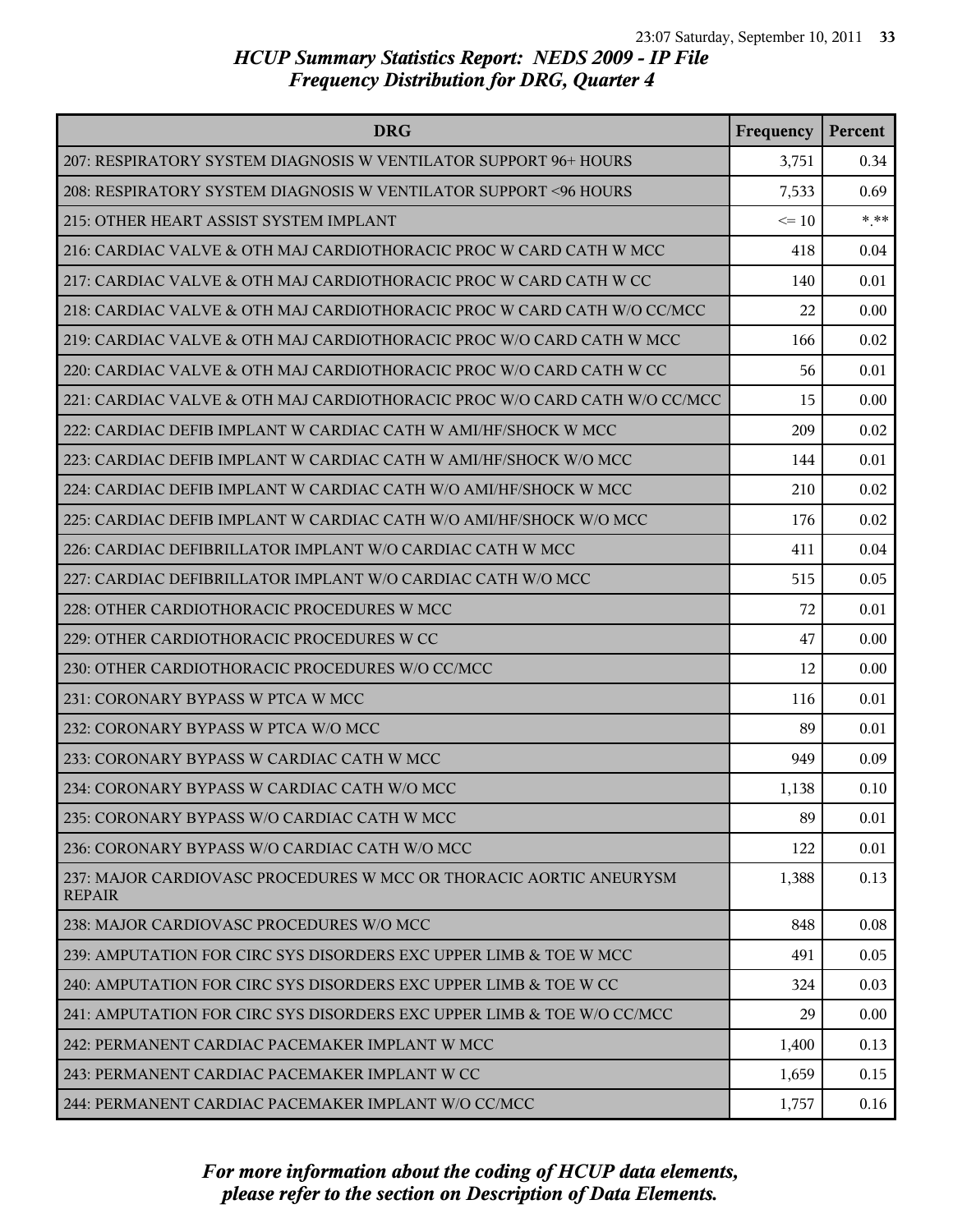## HCUP Summary Statistics Report: NEDS 2009 - IP File
## Frequency Distribution for DRG, Quarter 4

| DRG | Frequency | Percent |
|---|---|---|
| 207: RESPIRATORY SYSTEM DIAGNOSIS W VENTILATOR SUPPORT 96+ HOURS | 3,751 | 0.34 |
| 208: RESPIRATORY SYSTEM DIAGNOSIS W VENTILATOR SUPPORT <96 HOURS | 7,533 | 0.69 |
| 215: OTHER HEART ASSIST SYSTEM IMPLANT | <= 10 | *.** |
| 216: CARDIAC VALVE & OTH MAJ CARDIOTHORACIC PROC W CARD CATH W MCC | 418 | 0.04 |
| 217: CARDIAC VALVE & OTH MAJ CARDIOTHORACIC PROC W CARD CATH W CC | 140 | 0.01 |
| 218: CARDIAC VALVE & OTH MAJ CARDIOTHORACIC PROC W CARD CATH W/O CC/MCC | 22 | 0.00 |
| 219: CARDIAC VALVE & OTH MAJ CARDIOTHORACIC PROC W/O CARD CATH W MCC | 166 | 0.02 |
| 220: CARDIAC VALVE & OTH MAJ CARDIOTHORACIC PROC W/O CARD CATH W CC | 56 | 0.01 |
| 221: CARDIAC VALVE & OTH MAJ CARDIOTHORACIC PROC W/O CARD CATH W/O CC/MCC | 15 | 0.00 |
| 222: CARDIAC DEFIB IMPLANT W CARDIAC CATH W AMI/HF/SHOCK W MCC | 209 | 0.02 |
| 223: CARDIAC DEFIB IMPLANT W CARDIAC CATH W AMI/HF/SHOCK W/O MCC | 144 | 0.01 |
| 224: CARDIAC DEFIB IMPLANT W CARDIAC CATH W/O AMI/HF/SHOCK W MCC | 210 | 0.02 |
| 225: CARDIAC DEFIB IMPLANT W CARDIAC CATH W/O AMI/HF/SHOCK W/O MCC | 176 | 0.02 |
| 226: CARDIAC DEFIBRILLATOR IMPLANT W/O CARDIAC CATH W MCC | 411 | 0.04 |
| 227: CARDIAC DEFIBRILLATOR IMPLANT W/O CARDIAC CATH W/O MCC | 515 | 0.05 |
| 228: OTHER CARDIOTHORACIC PROCEDURES W MCC | 72 | 0.01 |
| 229: OTHER CARDIOTHORACIC PROCEDURES W CC | 47 | 0.00 |
| 230: OTHER CARDIOTHORACIC PROCEDURES W/O CC/MCC | 12 | 0.00 |
| 231: CORONARY BYPASS W PTCA W MCC | 116 | 0.01 |
| 232: CORONARY BYPASS W PTCA W/O MCC | 89 | 0.01 |
| 233: CORONARY BYPASS W CARDIAC CATH W MCC | 949 | 0.09 |
| 234: CORONARY BYPASS W CARDIAC CATH W/O MCC | 1,138 | 0.10 |
| 235: CORONARY BYPASS W/O CARDIAC CATH W MCC | 89 | 0.01 |
| 236: CORONARY BYPASS W/O CARDIAC CATH W/O MCC | 122 | 0.01 |
| 237: MAJOR CARDIOVASC PROCEDURES W MCC OR THORACIC AORTIC ANEURYSM REPAIR | 1,388 | 0.13 |
| 238: MAJOR CARDIOVASC PROCEDURES W/O MCC | 848 | 0.08 |
| 239: AMPUTATION FOR CIRC SYS DISORDERS EXC UPPER LIMB & TOE W MCC | 491 | 0.05 |
| 240: AMPUTATION FOR CIRC SYS DISORDERS EXC UPPER LIMB & TOE W CC | 324 | 0.03 |
| 241: AMPUTATION FOR CIRC SYS DISORDERS EXC UPPER LIMB & TOE W/O CC/MCC | 29 | 0.00 |
| 242: PERMANENT CARDIAC PACEMAKER IMPLANT W MCC | 1,400 | 0.13 |
| 243: PERMANENT CARDIAC PACEMAKER IMPLANT W CC | 1,659 | 0.15 |
| 244: PERMANENT CARDIAC PACEMAKER IMPLANT W/O CC/MCC | 1,757 | 0.16 |

*For more information about the coding of HCUP data elements, please refer to the section on Description of Data Elements.*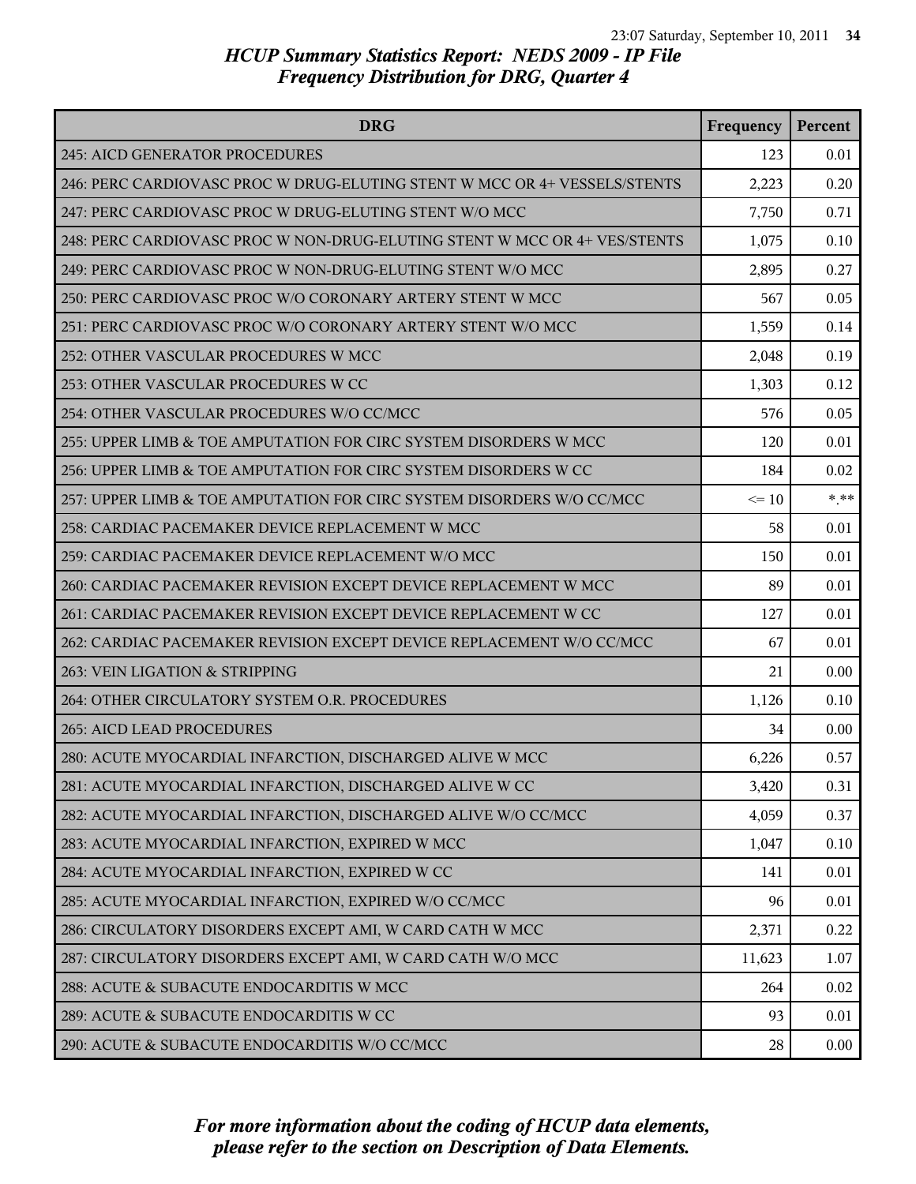# HCUP Summary Statistics Report: NEDS 2009 - IP File
## Frequency Distribution for DRG, Quarter 4

| DRG | Frequency | Percent |
|---|---|---|
| 245: AICD GENERATOR PROCEDURES | 123 | 0.01 |
| 246: PERC CARDIOVASC PROC W DRUG-ELUTING STENT W MCC OR 4+ VESSELS/STENTS | 2,223 | 0.20 |
| 247: PERC CARDIOVASC PROC W DRUG-ELUTING STENT W/O MCC | 7,750 | 0.71 |
| 248: PERC CARDIOVASC PROC W NON-DRUG-ELUTING STENT W MCC OR 4+ VES/STENTS | 1,075 | 0.10 |
| 249: PERC CARDIOVASC PROC W NON-DRUG-ELUTING STENT W/O MCC | 2,895 | 0.27 |
| 250: PERC CARDIOVASC PROC W/O CORONARY ARTERY STENT W MCC | 567 | 0.05 |
| 251: PERC CARDIOVASC PROC W/O CORONARY ARTERY STENT W/O MCC | 1,559 | 0.14 |
| 252: OTHER VASCULAR PROCEDURES W MCC | 2,048 | 0.19 |
| 253: OTHER VASCULAR PROCEDURES W CC | 1,303 | 0.12 |
| 254: OTHER VASCULAR PROCEDURES W/O CC/MCC | 576 | 0.05 |
| 255: UPPER LIMB & TOE AMPUTATION FOR CIRC SYSTEM DISORDERS W MCC | 120 | 0.01 |
| 256: UPPER LIMB & TOE AMPUTATION FOR CIRC SYSTEM DISORDERS W CC | 184 | 0.02 |
| 257: UPPER LIMB & TOE AMPUTATION FOR CIRC SYSTEM DISORDERS W/O CC/MCC | <= 10 | *.** |
| 258: CARDIAC PACEMAKER DEVICE REPLACEMENT W MCC | 58 | 0.01 |
| 259: CARDIAC PACEMAKER DEVICE REPLACEMENT W/O MCC | 150 | 0.01 |
| 260: CARDIAC PACEMAKER REVISION EXCEPT DEVICE REPLACEMENT W MCC | 89 | 0.01 |
| 261: CARDIAC PACEMAKER REVISION EXCEPT DEVICE REPLACEMENT W CC | 127 | 0.01 |
| 262: CARDIAC PACEMAKER REVISION EXCEPT DEVICE REPLACEMENT W/O CC/MCC | 67 | 0.01 |
| 263: VEIN LIGATION & STRIPPING | 21 | 0.00 |
| 264: OTHER CIRCULATORY SYSTEM O.R. PROCEDURES | 1,126 | 0.10 |
| 265: AICD LEAD PROCEDURES | 34 | 0.00 |
| 280: ACUTE MYOCARDIAL INFARCTION, DISCHARGED ALIVE W MCC | 6,226 | 0.57 |
| 281: ACUTE MYOCARDIAL INFARCTION, DISCHARGED ALIVE W CC | 3,420 | 0.31 |
| 282: ACUTE MYOCARDIAL INFARCTION, DISCHARGED ALIVE W/O CC/MCC | 4,059 | 0.37 |
| 283: ACUTE MYOCARDIAL INFARCTION, EXPIRED W MCC | 1,047 | 0.10 |
| 284: ACUTE MYOCARDIAL INFARCTION, EXPIRED W CC | 141 | 0.01 |
| 285: ACUTE MYOCARDIAL INFARCTION, EXPIRED W/O CC/MCC | 96 | 0.01 |
| 286: CIRCULATORY DISORDERS EXCEPT AMI, W CARD CATH W MCC | 2,371 | 0.22 |
| 287: CIRCULATORY DISORDERS EXCEPT AMI, W CARD CATH W/O MCC | 11,623 | 1.07 |
| 288: ACUTE & SUBACUTE ENDOCARDITIS W MCC | 264 | 0.02 |
| 289: ACUTE & SUBACUTE ENDOCARDITIS W CC | 93 | 0.01 |
| 290: ACUTE & SUBACUTE ENDOCARDITIS W/O CC/MCC | 28 | 0.00 |

*For more information about the coding of HCUP data elements, please refer to the section on Description of Data Elements.*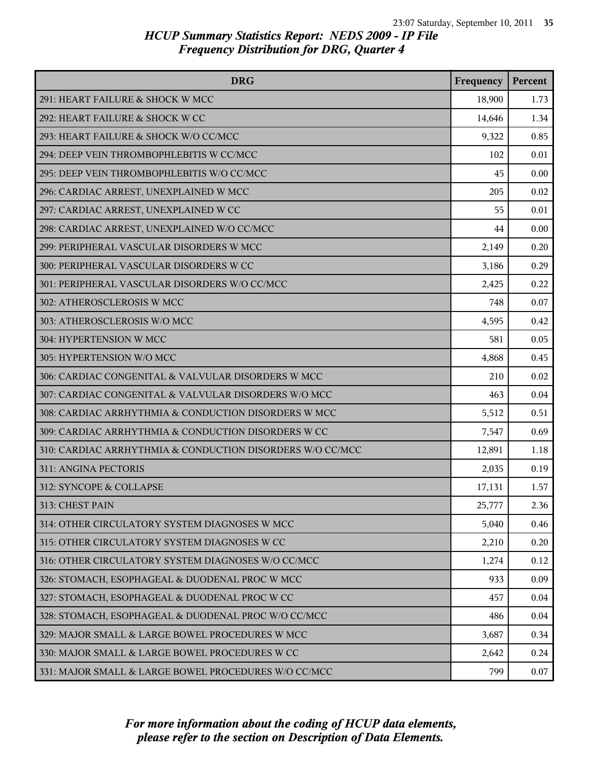# HCUP Summary Statistics Report: NEDS 2009 - IP File
## Frequency Distribution for DRG, Quarter 4

| DRG | Frequency | Percent |
|---|---|---|
| 291: HEART FAILURE & SHOCK W MCC | 18,900 | 1.73 |
| 292: HEART FAILURE & SHOCK W CC | 14,646 | 1.34 |
| 293: HEART FAILURE & SHOCK W/O CC/MCC | 9,322 | 0.85 |
| 294: DEEP VEIN THROMBOPHLEBITIS W CC/MCC | 102 | 0.01 |
| 295: DEEP VEIN THROMBOPHLEBITIS W/O CC/MCC | 45 | 0.00 |
| 296: CARDIAC ARREST, UNEXPLAINED W MCC | 205 | 0.02 |
| 297: CARDIAC ARREST, UNEXPLAINED W CC | 55 | 0.01 |
| 298: CARDIAC ARREST, UNEXPLAINED W/O CC/MCC | 44 | 0.00 |
| 299: PERIPHERAL VASCULAR DISORDERS W MCC | 2,149 | 0.20 |
| 300: PERIPHERAL VASCULAR DISORDERS W CC | 3,186 | 0.29 |
| 301: PERIPHERAL VASCULAR DISORDERS W/O CC/MCC | 2,425 | 0.22 |
| 302: ATHEROSCLEROSIS W MCC | 748 | 0.07 |
| 303: ATHEROSCLEROSIS W/O MCC | 4,595 | 0.42 |
| 304: HYPERTENSION W MCC | 581 | 0.05 |
| 305: HYPERTENSION W/O MCC | 4,868 | 0.45 |
| 306: CARDIAC CONGENITAL & VALVULAR DISORDERS W MCC | 210 | 0.02 |
| 307: CARDIAC CONGENITAL & VALVULAR DISORDERS W/O MCC | 463 | 0.04 |
| 308: CARDIAC ARRHYTHMIA & CONDUCTION DISORDERS W MCC | 5,512 | 0.51 |
| 309: CARDIAC ARRHYTHMIA & CONDUCTION DISORDERS W CC | 7,547 | 0.69 |
| 310: CARDIAC ARRHYTHMIA & CONDUCTION DISORDERS W/O CC/MCC | 12,891 | 1.18 |
| 311: ANGINA PECTORIS | 2,035 | 0.19 |
| 312: SYNCOPE & COLLAPSE | 17,131 | 1.57 |
| 313: CHEST PAIN | 25,777 | 2.36 |
| 314: OTHER CIRCULATORY SYSTEM DIAGNOSES W MCC | 5,040 | 0.46 |
| 315: OTHER CIRCULATORY SYSTEM DIAGNOSES W CC | 2,210 | 0.20 |
| 316: OTHER CIRCULATORY SYSTEM DIAGNOSES W/O CC/MCC | 1,274 | 0.12 |
| 326: STOMACH, ESOPHAGEAL & DUODENAL PROC W MCC | 933 | 0.09 |
| 327: STOMACH, ESOPHAGEAL & DUODENAL PROC W CC | 457 | 0.04 |
| 328: STOMACH, ESOPHAGEAL & DUODENAL PROC W/O CC/MCC | 486 | 0.04 |
| 329: MAJOR SMALL & LARGE BOWEL PROCEDURES W MCC | 3,687 | 0.34 |
| 330: MAJOR SMALL & LARGE BOWEL PROCEDURES W CC | 2,642 | 0.24 |
| 331: MAJOR SMALL & LARGE BOWEL PROCEDURES W/O CC/MCC | 799 | 0.07 |

*For more information about the coding of HCUP data elements, please refer to the section on Description of Data Elements.*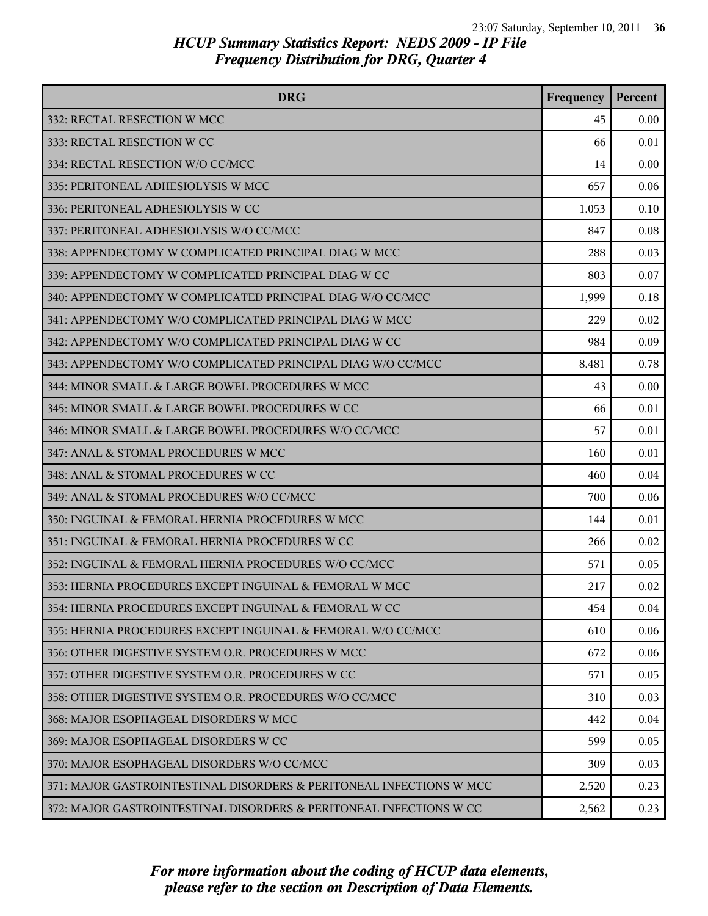# HCUP Summary Statistics Report: NEDS 2009 - IP File
## Frequency Distribution for DRG, Quarter 4

| DRG | Frequency | Percent |
| --- | --- | --- |
| 332: RECTAL RESECTION W MCC | 45 | 0.00 |
| 333: RECTAL RESECTION W CC | 66 | 0.01 |
| 334: RECTAL RESECTION W/O CC/MCC | 14 | 0.00 |
| 335: PERITONEAL ADHESIOLYSIS W MCC | 657 | 0.06 |
| 336: PERITONEAL ADHESIOLYSIS W CC | 1,053 | 0.10 |
| 337: PERITONEAL ADHESIOLYSIS W/O CC/MCC | 847 | 0.08 |
| 338: APPENDECTOMY W COMPLICATED PRINCIPAL DIAG W MCC | 288 | 0.03 |
| 339: APPENDECTOMY W COMPLICATED PRINCIPAL DIAG W CC | 803 | 0.07 |
| 340: APPENDECTOMY W COMPLICATED PRINCIPAL DIAG W/O CC/MCC | 1,999 | 0.18 |
| 341: APPENDECTOMY W/O COMPLICATED PRINCIPAL DIAG W MCC | 229 | 0.02 |
| 342: APPENDECTOMY W/O COMPLICATED PRINCIPAL DIAG W CC | 984 | 0.09 |
| 343: APPENDECTOMY W/O COMPLICATED PRINCIPAL DIAG W/O CC/MCC | 8,481 | 0.78 |
| 344: MINOR SMALL & LARGE BOWEL PROCEDURES W MCC | 43 | 0.00 |
| 345: MINOR SMALL & LARGE BOWEL PROCEDURES W CC | 66 | 0.01 |
| 346: MINOR SMALL & LARGE BOWEL PROCEDURES W/O CC/MCC | 57 | 0.01 |
| 347: ANAL & STOMAL PROCEDURES W MCC | 160 | 0.01 |
| 348: ANAL & STOMAL PROCEDURES W CC | 460 | 0.04 |
| 349: ANAL & STOMAL PROCEDURES W/O CC/MCC | 700 | 0.06 |
| 350: INGUINAL & FEMORAL HERNIA PROCEDURES W MCC | 144 | 0.01 |
| 351: INGUINAL & FEMORAL HERNIA PROCEDURES W CC | 266 | 0.02 |
| 352: INGUINAL & FEMORAL HERNIA PROCEDURES W/O CC/MCC | 571 | 0.05 |
| 353: HERNIA PROCEDURES EXCEPT INGUINAL & FEMORAL W MCC | 217 | 0.02 |
| 354: HERNIA PROCEDURES EXCEPT INGUINAL & FEMORAL W CC | 454 | 0.04 |
| 355: HERNIA PROCEDURES EXCEPT INGUINAL & FEMORAL W/O CC/MCC | 610 | 0.06 |
| 356: OTHER DIGESTIVE SYSTEM O.R. PROCEDURES W MCC | 672 | 0.06 |
| 357: OTHER DIGESTIVE SYSTEM O.R. PROCEDURES W CC | 571 | 0.05 |
| 358: OTHER DIGESTIVE SYSTEM O.R. PROCEDURES W/O CC/MCC | 310 | 0.03 |
| 368: MAJOR ESOPHAGEAL DISORDERS W MCC | 442 | 0.04 |
| 369: MAJOR ESOPHAGEAL DISORDERS W CC | 599 | 0.05 |
| 370: MAJOR ESOPHAGEAL DISORDERS W/O CC/MCC | 309 | 0.03 |
| 371: MAJOR GASTROINTESTINAL DISORDERS & PERITONEAL INFECTIONS W MCC | 2,520 | 0.23 |
| 372: MAJOR GASTROINTESTINAL DISORDERS & PERITONEAL INFECTIONS W CC | 2,562 | 0.23 |

*For more information about the coding of HCUP data elements, please refer to the section on Description of Data Elements.*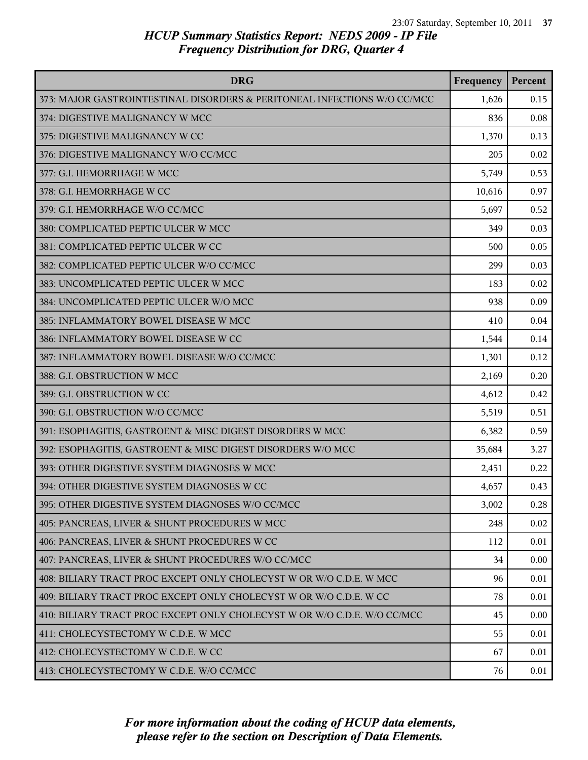## HCUP Summary Statistics Report: NEDS 2009 - IP File
### Frequency Distribution for DRG, Quarter 4

| DRG | Frequency | Percent |
|---|---|---|
| 373: MAJOR GASTROINTESTINAL DISORDERS & PERITONEAL INFECTIONS W/O CC/MCC | 1,626 | 0.15 |
| 374: DIGESTIVE MALIGNANCY W MCC | 836 | 0.08 |
| 375: DIGESTIVE MALIGNANCY W CC | 1,370 | 0.13 |
| 376: DIGESTIVE MALIGNANCY W/O CC/MCC | 205 | 0.02 |
| 377: G.I. HEMORRHAGE W MCC | 5,749 | 0.53 |
| 378: G.I. HEMORRHAGE W CC | 10,616 | 0.97 |
| 379: G.I. HEMORRHAGE W/O CC/MCC | 5,697 | 0.52 |
| 380: COMPLICATED PEPTIC ULCER W MCC | 349 | 0.03 |
| 381: COMPLICATED PEPTIC ULCER W CC | 500 | 0.05 |
| 382: COMPLICATED PEPTIC ULCER W/O CC/MCC | 299 | 0.03 |
| 383: UNCOMPLICATED PEPTIC ULCER W MCC | 183 | 0.02 |
| 384: UNCOMPLICATED PEPTIC ULCER W/O MCC | 938 | 0.09 |
| 385: INFLAMMATORY BOWEL DISEASE W MCC | 410 | 0.04 |
| 386: INFLAMMATORY BOWEL DISEASE W CC | 1,544 | 0.14 |
| 387: INFLAMMATORY BOWEL DISEASE W/O CC/MCC | 1,301 | 0.12 |
| 388: G.I. OBSTRUCTION W MCC | 2,169 | 0.20 |
| 389: G.I. OBSTRUCTION W CC | 4,612 | 0.42 |
| 390: G.I. OBSTRUCTION W/O CC/MCC | 5,519 | 0.51 |
| 391: ESOPHAGITIS, GASTROENT & MISC DIGEST DISORDERS W MCC | 6,382 | 0.59 |
| 392: ESOPHAGITIS, GASTROENT & MISC DIGEST DISORDERS W/O MCC | 35,684 | 3.27 |
| 393: OTHER DIGESTIVE SYSTEM DIAGNOSES W MCC | 2,451 | 0.22 |
| 394: OTHER DIGESTIVE SYSTEM DIAGNOSES W CC | 4,657 | 0.43 |
| 395: OTHER DIGESTIVE SYSTEM DIAGNOSES W/O CC/MCC | 3,002 | 0.28 |
| 405: PANCREAS, LIVER & SHUNT PROCEDURES W MCC | 248 | 0.02 |
| 406: PANCREAS, LIVER & SHUNT PROCEDURES W CC | 112 | 0.01 |
| 407: PANCREAS, LIVER & SHUNT PROCEDURES W/O CC/MCC | 34 | 0.00 |
| 408: BILIARY TRACT PROC EXCEPT ONLY CHOLECYST W OR W/O C.D.E. W MCC | 96 | 0.01 |
| 409: BILIARY TRACT PROC EXCEPT ONLY CHOLECYST W OR W/O C.D.E. W CC | 78 | 0.01 |
| 410: BILIARY TRACT PROC EXCEPT ONLY CHOLECYST W OR W/O C.D.E. W/O CC/MCC | 45 | 0.00 |
| 411: CHOLECYSTECTOMY W C.D.E. W MCC | 55 | 0.01 |
| 412: CHOLECYSTECTOMY W C.D.E. W CC | 67 | 0.01 |
| 413: CHOLECYSTECTOMY W C.D.E. W/O CC/MCC | 76 | 0.01 |

*For more information about the coding of HCUP data elements, please refer to the section on Description of Data Elements.*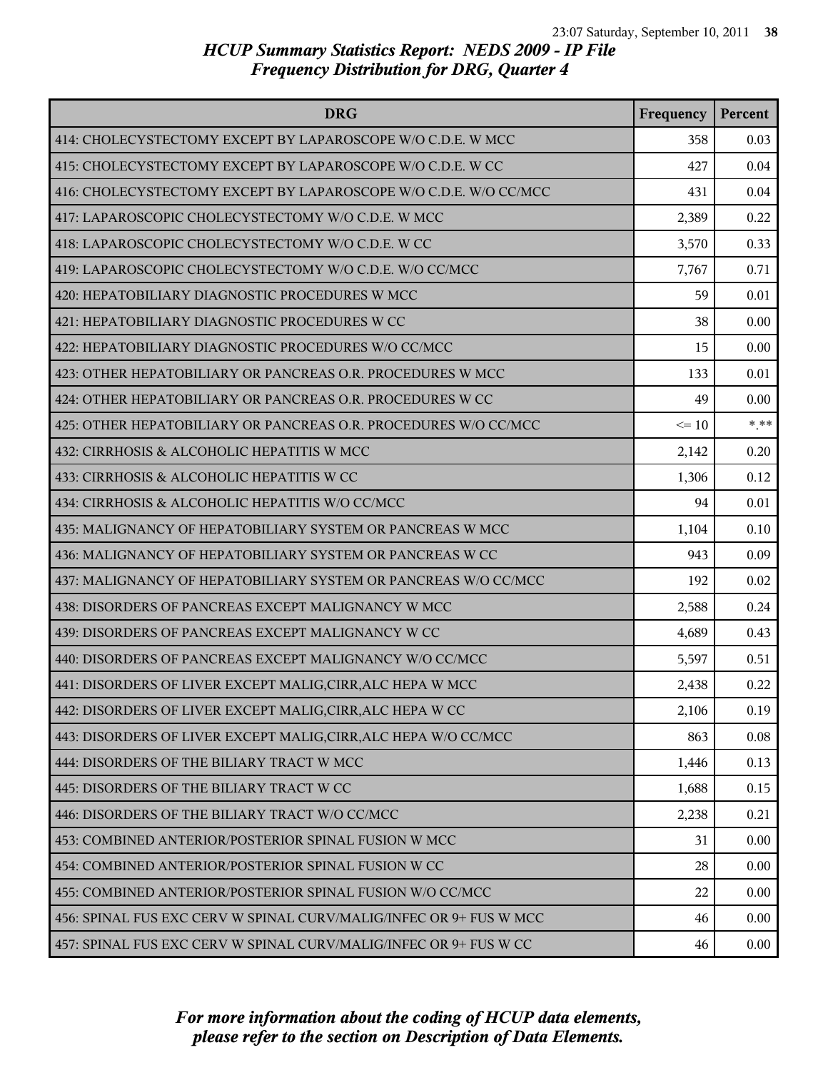# HCUP Summary Statistics Report: NEDS 2009 - IP File
## Frequency Distribution for DRG, Quarter 4

| DRG | Frequency | Percent |
|---|---|---|
| 414: CHOLECYSTECTOMY EXCEPT BY LAPAROSCOPE W/O C.D.E. W MCC | 358 | 0.03 |
| 415: CHOLECYSTECTOMY EXCEPT BY LAPAROSCOPE W/O C.D.E. W CC | 427 | 0.04 |
| 416: CHOLECYSTECTOMY EXCEPT BY LAPAROSCOPE W/O C.D.E. W/O CC/MCC | 431 | 0.04 |
| 417: LAPAROSCOPIC CHOLECYSTECTOMY W/O C.D.E. W MCC | 2,389 | 0.22 |
| 418: LAPAROSCOPIC CHOLECYSTECTOMY W/O C.D.E. W CC | 3,570 | 0.33 |
| 419: LAPAROSCOPIC CHOLECYSTECTOMY W/O C.D.E. W/O CC/MCC | 7,767 | 0.71 |
| 420: HEPATOBILIARY DIAGNOSTIC PROCEDURES W MCC | 59 | 0.01 |
| 421: HEPATOBILIARY DIAGNOSTIC PROCEDURES W CC | 38 | 0.00 |
| 422: HEPATOBILIARY DIAGNOSTIC PROCEDURES W/O CC/MCC | 15 | 0.00 |
| 423: OTHER HEPATOBILIARY OR PANCREAS O.R. PROCEDURES W MCC | 133 | 0.01 |
| 424: OTHER HEPATOBILIARY OR PANCREAS O.R. PROCEDURES W CC | 49 | 0.00 |
| 425: OTHER HEPATOBILIARY OR PANCREAS O.R. PROCEDURES W/O CC/MCC | <= 10 | *.** |
| 432: CIRRHOSIS & ALCOHOLIC HEPATITIS W MCC | 2,142 | 0.20 |
| 433: CIRRHOSIS & ALCOHOLIC HEPATITIS W CC | 1,306 | 0.12 |
| 434: CIRRHOSIS & ALCOHOLIC HEPATITIS W/O CC/MCC | 94 | 0.01 |
| 435: MALIGNANCY OF HEPATOBILIARY SYSTEM OR PANCREAS W MCC | 1,104 | 0.10 |
| 436: MALIGNANCY OF HEPATOBILIARY SYSTEM OR PANCREAS W CC | 943 | 0.09 |
| 437: MALIGNANCY OF HEPATOBILIARY SYSTEM OR PANCREAS W/O CC/MCC | 192 | 0.02 |
| 438: DISORDERS OF PANCREAS EXCEPT MALIGNANCY W MCC | 2,588 | 0.24 |
| 439: DISORDERS OF PANCREAS EXCEPT MALIGNANCY W CC | 4,689 | 0.43 |
| 440: DISORDERS OF PANCREAS EXCEPT MALIGNANCY W/O CC/MCC | 5,597 | 0.51 |
| 441: DISORDERS OF LIVER EXCEPT MALIG,CIRR,ALC HEPA W MCC | 2,438 | 0.22 |
| 442: DISORDERS OF LIVER EXCEPT MALIG,CIRR,ALC HEPA W CC | 2,106 | 0.19 |
| 443: DISORDERS OF LIVER EXCEPT MALIG,CIRR,ALC HEPA W/O CC/MCC | 863 | 0.08 |
| 444: DISORDERS OF THE BILIARY TRACT W MCC | 1,446 | 0.13 |
| 445: DISORDERS OF THE BILIARY TRACT W CC | 1,688 | 0.15 |
| 446: DISORDERS OF THE BILIARY TRACT W/O CC/MCC | 2,238 | 0.21 |
| 453: COMBINED ANTERIOR/POSTERIOR SPINAL FUSION W MCC | 31 | 0.00 |
| 454: COMBINED ANTERIOR/POSTERIOR SPINAL FUSION W CC | 28 | 0.00 |
| 455: COMBINED ANTERIOR/POSTERIOR SPINAL FUSION W/O CC/MCC | 22 | 0.00 |
| 456: SPINAL FUS EXC CERV W SPINAL CURV/MALIG/INFEC OR 9+ FUS W MCC | 46 | 0.00 |
| 457: SPINAL FUS EXC CERV W SPINAL CURV/MALIG/INFEC OR 9+ FUS W CC | 46 | 0.00 |

*For more information about the coding of HCUP data elements, please refer to the section on Description of Data Elements.*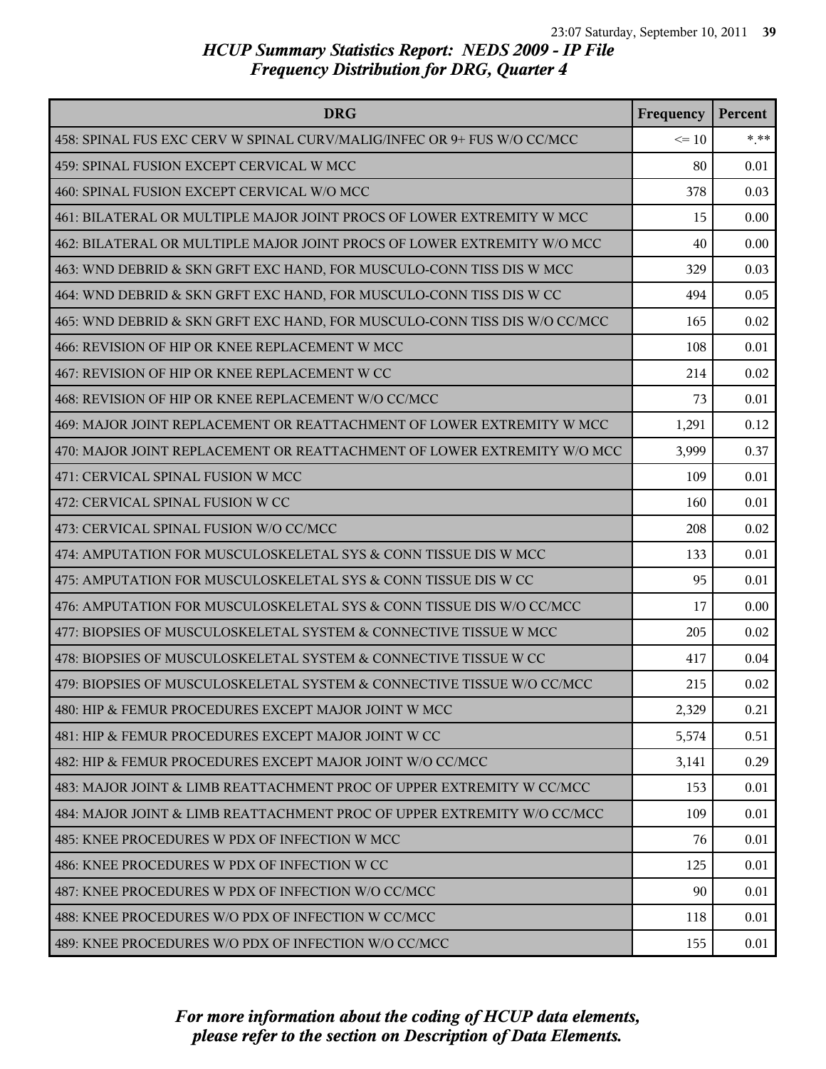# HCUP Summary Statistics Report: NEDS 2009 - IP File
## Frequency Distribution for DRG, Quarter 4

| DRG | Frequency | Percent |
|---|---|---|
| 458: SPINAL FUS EXC CERV W SPINAL CURV/MALIG/INFEC OR 9+ FUS W/O CC/MCC | <= 10 | *.** |
| 459: SPINAL FUSION EXCEPT CERVICAL W MCC | 80 | 0.01 |
| 460: SPINAL FUSION EXCEPT CERVICAL W/O MCC | 378 | 0.03 |
| 461: BILATERAL OR MULTIPLE MAJOR JOINT PROCS OF LOWER EXTREMITY W MCC | 15 | 0.00 |
| 462: BILATERAL OR MULTIPLE MAJOR JOINT PROCS OF LOWER EXTREMITY W/O MCC | 40 | 0.00 |
| 463: WND DEBRID & SKN GRFT EXC HAND, FOR MUSCULO-CONN TISS DIS W MCC | 329 | 0.03 |
| 464: WND DEBRID & SKN GRFT EXC HAND, FOR MUSCULO-CONN TISS DIS W CC | 494 | 0.05 |
| 465: WND DEBRID & SKN GRFT EXC HAND, FOR MUSCULO-CONN TISS DIS W/O CC/MCC | 165 | 0.02 |
| 466: REVISION OF HIP OR KNEE REPLACEMENT W MCC | 108 | 0.01 |
| 467: REVISION OF HIP OR KNEE REPLACEMENT W CC | 214 | 0.02 |
| 468: REVISION OF HIP OR KNEE REPLACEMENT W/O CC/MCC | 73 | 0.01 |
| 469: MAJOR JOINT REPLACEMENT OR REATTACHMENT OF LOWER EXTREMITY W MCC | 1,291 | 0.12 |
| 470: MAJOR JOINT REPLACEMENT OR REATTACHMENT OF LOWER EXTREMITY W/O MCC | 3,999 | 0.37 |
| 471: CERVICAL SPINAL FUSION W MCC | 109 | 0.01 |
| 472: CERVICAL SPINAL FUSION W CC | 160 | 0.01 |
| 473: CERVICAL SPINAL FUSION W/O CC/MCC | 208 | 0.02 |
| 474: AMPUTATION FOR MUSCULOSKELETAL SYS & CONN TISSUE DIS W MCC | 133 | 0.01 |
| 475: AMPUTATION FOR MUSCULOSKELETAL SYS & CONN TISSUE DIS W CC | 95 | 0.01 |
| 476: AMPUTATION FOR MUSCULOSKELETAL SYS & CONN TISSUE DIS W/O CC/MCC | 17 | 0.00 |
| 477: BIOPSIES OF MUSCULOSKELETAL SYSTEM & CONNECTIVE TISSUE W MCC | 205 | 0.02 |
| 478: BIOPSIES OF MUSCULOSKELETAL SYSTEM & CONNECTIVE TISSUE W CC | 417 | 0.04 |
| 479: BIOPSIES OF MUSCULOSKELETAL SYSTEM & CONNECTIVE TISSUE W/O CC/MCC | 215 | 0.02 |
| 480: HIP & FEMUR PROCEDURES EXCEPT MAJOR JOINT W MCC | 2,329 | 0.21 |
| 481: HIP & FEMUR PROCEDURES EXCEPT MAJOR JOINT W CC | 5,574 | 0.51 |
| 482: HIP & FEMUR PROCEDURES EXCEPT MAJOR JOINT W/O CC/MCC | 3,141 | 0.29 |
| 483: MAJOR JOINT & LIMB REATTACHMENT PROC OF UPPER EXTREMITY W CC/MCC | 153 | 0.01 |
| 484: MAJOR JOINT & LIMB REATTACHMENT PROC OF UPPER EXTREMITY W/O CC/MCC | 109 | 0.01 |
| 485: KNEE PROCEDURES W PDX OF INFECTION W MCC | 76 | 0.01 |
| 486: KNEE PROCEDURES W PDX OF INFECTION W CC | 125 | 0.01 |
| 487: KNEE PROCEDURES W PDX OF INFECTION W/O CC/MCC | 90 | 0.01 |
| 488: KNEE PROCEDURES W/O PDX OF INFECTION W CC/MCC | 118 | 0.01 |
| 489: KNEE PROCEDURES W/O PDX OF INFECTION W/O CC/MCC | 155 | 0.01 |

*For more information about the coding of HCUP data elements, please refer to the section on Description of Data Elements.*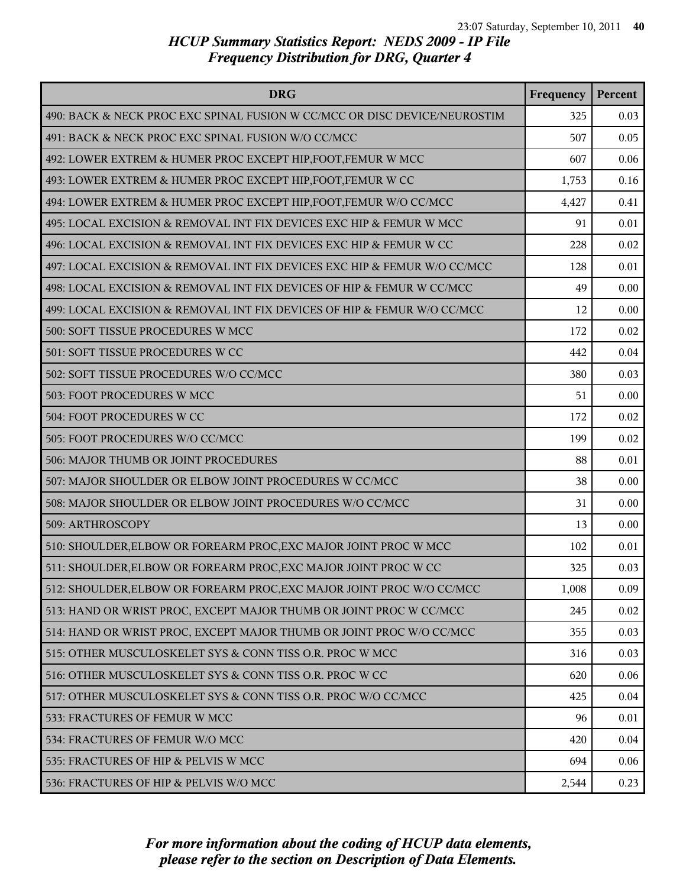# HCUP Summary Statistics Report: NEDS 2009 - IP File
## Frequency Distribution for DRG, Quarter 4

| DRG | Frequency | Percent |
|---|---|---|
| 490: BACK & NECK PROC EXC SPINAL FUSION W CC/MCC OR DISC DEVICE/NEUROSTIM | 325 | 0.03 |
| 491: BACK & NECK PROC EXC SPINAL FUSION W/O CC/MCC | 507 | 0.05 |
| 492: LOWER EXTREM & HUMER PROC EXCEPT HIP,FOOT,FEMUR W MCC | 607 | 0.06 |
| 493: LOWER EXTREM & HUMER PROC EXCEPT HIP,FOOT,FEMUR W CC | 1,753 | 0.16 |
| 494: LOWER EXTREM & HUMER PROC EXCEPT HIP,FOOT,FEMUR W/O CC/MCC | 4,427 | 0.41 |
| 495: LOCAL EXCISION & REMOVAL INT FIX DEVICES EXC HIP & FEMUR W MCC | 91 | 0.01 |
| 496: LOCAL EXCISION & REMOVAL INT FIX DEVICES EXC HIP & FEMUR W CC | 228 | 0.02 |
| 497: LOCAL EXCISION & REMOVAL INT FIX DEVICES EXC HIP & FEMUR W/O CC/MCC | 128 | 0.01 |
| 498: LOCAL EXCISION & REMOVAL INT FIX DEVICES OF HIP & FEMUR W CC/MCC | 49 | 0.00 |
| 499: LOCAL EXCISION & REMOVAL INT FIX DEVICES OF HIP & FEMUR W/O CC/MCC | 12 | 0.00 |
| 500: SOFT TISSUE PROCEDURES W MCC | 172 | 0.02 |
| 501: SOFT TISSUE PROCEDURES W CC | 442 | 0.04 |
| 502: SOFT TISSUE PROCEDURES W/O CC/MCC | 380 | 0.03 |
| 503: FOOT PROCEDURES W MCC | 51 | 0.00 |
| 504: FOOT PROCEDURES W CC | 172 | 0.02 |
| 505: FOOT PROCEDURES W/O CC/MCC | 199 | 0.02 |
| 506: MAJOR THUMB OR JOINT PROCEDURES | 88 | 0.01 |
| 507: MAJOR SHOULDER OR ELBOW JOINT PROCEDURES W CC/MCC | 38 | 0.00 |
| 508: MAJOR SHOULDER OR ELBOW JOINT PROCEDURES W/O CC/MCC | 31 | 0.00 |
| 509: ARTHROSCOPY | 13 | 0.00 |
| 510: SHOULDER,ELBOW OR FOREARM PROC,EXC MAJOR JOINT PROC W MCC | 102 | 0.01 |
| 511: SHOULDER,ELBOW OR FOREARM PROC,EXC MAJOR JOINT PROC W CC | 325 | 0.03 |
| 512: SHOULDER,ELBOW OR FOREARM PROC,EXC MAJOR JOINT PROC W/O CC/MCC | 1,008 | 0.09 |
| 513: HAND OR WRIST PROC, EXCEPT MAJOR THUMB OR JOINT PROC W CC/MCC | 245 | 0.02 |
| 514: HAND OR WRIST PROC, EXCEPT MAJOR THUMB OR JOINT PROC W/O CC/MCC | 355 | 0.03 |
| 515: OTHER MUSCULOSKELET SYS & CONN TISS O.R. PROC W MCC | 316 | 0.03 |
| 516: OTHER MUSCULOSKELET SYS & CONN TISS O.R. PROC W CC | 620 | 0.06 |
| 517: OTHER MUSCULOSKELET SYS & CONN TISS O.R. PROC W/O CC/MCC | 425 | 0.04 |
| 533: FRACTURES OF FEMUR W MCC | 96 | 0.01 |
| 534: FRACTURES OF FEMUR W/O MCC | 420 | 0.04 |
| 535: FRACTURES OF HIP & PELVIS W MCC | 694 | 0.06 |
| 536: FRACTURES OF HIP & PELVIS W/O MCC | 2,544 | 0.23 |

*For more information about the coding of HCUP data elements, please refer to the section on Description of Data Elements.*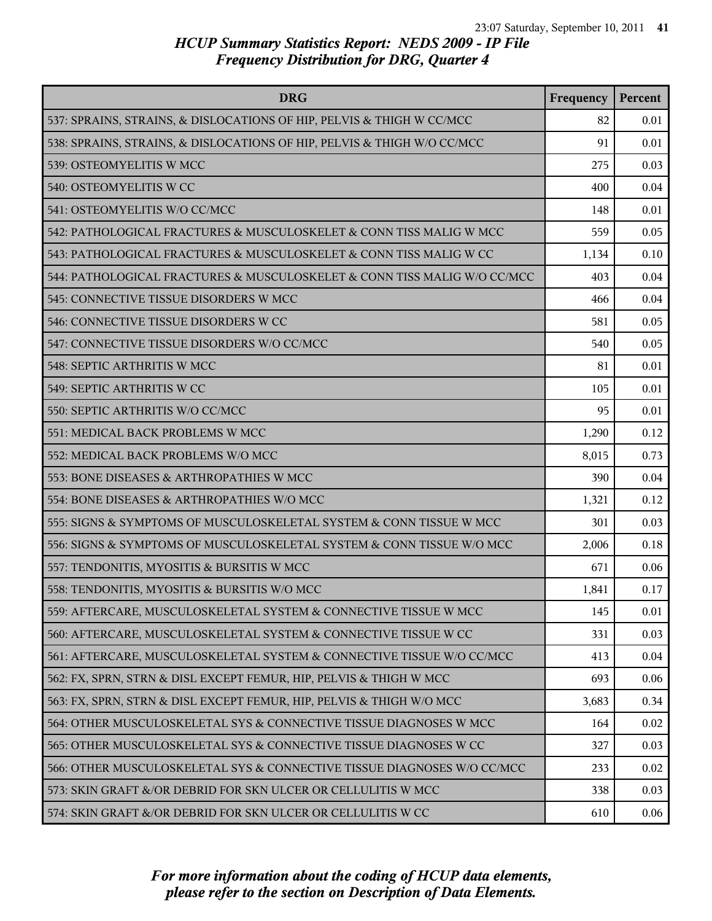# HCUP Summary Statistics Report: NEDS 2009 - IP File
## Frequency Distribution for DRG, Quarter 4

| DRG | Frequency | Percent |
|---|---|---|
| 537: SPRAINS, STRAINS, & DISLOCATIONS OF HIP, PELVIS & THIGH W CC/MCC | 82 | 0.01 |
| 538: SPRAINS, STRAINS, & DISLOCATIONS OF HIP, PELVIS & THIGH W/O CC/MCC | 91 | 0.01 |
| 539: OSTEOMYELITIS W MCC | 275 | 0.03 |
| 540: OSTEOMYELITIS W CC | 400 | 0.04 |
| 541: OSTEOMYELITIS W/O CC/MCC | 148 | 0.01 |
| 542: PATHOLOGICAL FRACTURES & MUSCULOSKELET & CONN TISS MALIG W MCC | 559 | 0.05 |
| 543: PATHOLOGICAL FRACTURES & MUSCULOSKELET & CONN TISS MALIG W CC | 1,134 | 0.10 |
| 544: PATHOLOGICAL FRACTURES & MUSCULOSKELET & CONN TISS MALIG W/O CC/MCC | 403 | 0.04 |
| 545: CONNECTIVE TISSUE DISORDERS W MCC | 466 | 0.04 |
| 546: CONNECTIVE TISSUE DISORDERS W CC | 581 | 0.05 |
| 547: CONNECTIVE TISSUE DISORDERS W/O CC/MCC | 540 | 0.05 |
| 548: SEPTIC ARTHRITIS W MCC | 81 | 0.01 |
| 549: SEPTIC ARTHRITIS W CC | 105 | 0.01 |
| 550: SEPTIC ARTHRITIS W/O CC/MCC | 95 | 0.01 |
| 551: MEDICAL BACK PROBLEMS W MCC | 1,290 | 0.12 |
| 552: MEDICAL BACK PROBLEMS W/O MCC | 8,015 | 0.73 |
| 553: BONE DISEASES & ARTHROPATHIES W MCC | 390 | 0.04 |
| 554: BONE DISEASES & ARTHROPATHIES W/O MCC | 1,321 | 0.12 |
| 555: SIGNS & SYMPTOMS OF MUSCULOSKELETAL SYSTEM & CONN TISSUE W MCC | 301 | 0.03 |
| 556: SIGNS & SYMPTOMS OF MUSCULOSKELETAL SYSTEM & CONN TISSUE W/O MCC | 2,006 | 0.18 |
| 557: TENDONITIS, MYOSITIS & BURSITIS W MCC | 671 | 0.06 |
| 558: TENDONITIS, MYOSITIS & BURSITIS W/O MCC | 1,841 | 0.17 |
| 559: AFTERCARE, MUSCULOSKELETAL SYSTEM & CONNECTIVE TISSUE W MCC | 145 | 0.01 |
| 560: AFTERCARE, MUSCULOSKELETAL SYSTEM & CONNECTIVE TISSUE W CC | 331 | 0.03 |
| 561: AFTERCARE, MUSCULOSKELETAL SYSTEM & CONNECTIVE TISSUE W/O CC/MCC | 413 | 0.04 |
| 562: FX, SPRN, STRN & DISL EXCEPT FEMUR, HIP, PELVIS & THIGH W MCC | 693 | 0.06 |
| 563: FX, SPRN, STRN & DISL EXCEPT FEMUR, HIP, PELVIS & THIGH W/O MCC | 3,683 | 0.34 |
| 564: OTHER MUSCULOSKELETAL SYS & CONNECTIVE TISSUE DIAGNOSES W MCC | 164 | 0.02 |
| 565: OTHER MUSCULOSKELETAL SYS & CONNECTIVE TISSUE DIAGNOSES W CC | 327 | 0.03 |
| 566: OTHER MUSCULOSKELETAL SYS & CONNECTIVE TISSUE DIAGNOSES W/O CC/MCC | 233 | 0.02 |
| 573: SKIN GRAFT &/OR DEBRID FOR SKN ULCER OR CELLULITIS W MCC | 338 | 0.03 |
| 574: SKIN GRAFT &/OR DEBRID FOR SKN ULCER OR CELLULITIS W CC | 610 | 0.06 |

*For more information about the coding of HCUP data elements, please refer to the section on Description of Data Elements.*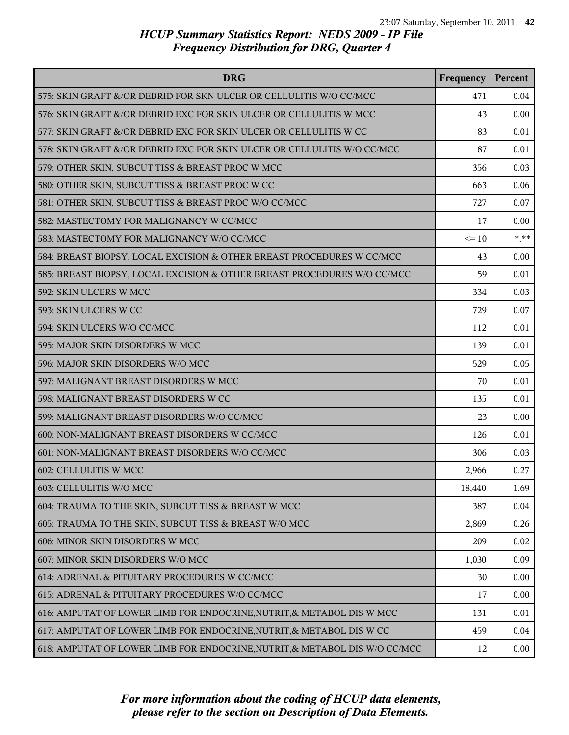# HCUP Summary Statistics Report: NEDS 2009 - IP File
## Frequency Distribution for DRG, Quarter 4

| DRG | Frequency | Percent |
|---|---|---|
| 575: SKIN GRAFT &/OR DEBRID FOR SKN ULCER OR CELLULITIS W/O CC/MCC | 471 | 0.04 |
| 576: SKIN GRAFT &/OR DEBRID EXC FOR SKIN ULCER OR CELLULITIS W MCC | 43 | 0.00 |
| 577: SKIN GRAFT &/OR DEBRID EXC FOR SKIN ULCER OR CELLULITIS W CC | 83 | 0.01 |
| 578: SKIN GRAFT &/OR DEBRID EXC FOR SKIN ULCER OR CELLULITIS W/O CC/MCC | 87 | 0.01 |
| 579: OTHER SKIN, SUBCUT TISS & BREAST PROC W MCC | 356 | 0.03 |
| 580: OTHER SKIN, SUBCUT TISS & BREAST PROC W CC | 663 | 0.06 |
| 581: OTHER SKIN, SUBCUT TISS & BREAST PROC W/O CC/MCC | 727 | 0.07 |
| 582: MASTECTOMY FOR MALIGNANCY W CC/MCC | 17 | 0.00 |
| 583: MASTECTOMY FOR MALIGNANCY W/O CC/MCC | <= 10 | *.** |
| 584: BREAST BIOPSY, LOCAL EXCISION & OTHER BREAST PROCEDURES W CC/MCC | 43 | 0.00 |
| 585: BREAST BIOPSY, LOCAL EXCISION & OTHER BREAST PROCEDURES W/O CC/MCC | 59 | 0.01 |
| 592: SKIN ULCERS W MCC | 334 | 0.03 |
| 593: SKIN ULCERS W CC | 729 | 0.07 |
| 594: SKIN ULCERS W/O CC/MCC | 112 | 0.01 |
| 595: MAJOR SKIN DISORDERS W MCC | 139 | 0.01 |
| 596: MAJOR SKIN DISORDERS W/O MCC | 529 | 0.05 |
| 597: MALIGNANT BREAST DISORDERS W MCC | 70 | 0.01 |
| 598: MALIGNANT BREAST DISORDERS W CC | 135 | 0.01 |
| 599: MALIGNANT BREAST DISORDERS W/O CC/MCC | 23 | 0.00 |
| 600: NON-MALIGNANT BREAST DISORDERS W CC/MCC | 126 | 0.01 |
| 601: NON-MALIGNANT BREAST DISORDERS W/O CC/MCC | 306 | 0.03 |
| 602: CELLULITIS W MCC | 2,966 | 0.27 |
| 603: CELLULITIS W/O MCC | 18,440 | 1.69 |
| 604: TRAUMA TO THE SKIN, SUBCUT TISS & BREAST W MCC | 387 | 0.04 |
| 605: TRAUMA TO THE SKIN, SUBCUT TISS & BREAST W/O MCC | 2,869 | 0.26 |
| 606: MINOR SKIN DISORDERS W MCC | 209 | 0.02 |
| 607: MINOR SKIN DISORDERS W/O MCC | 1,030 | 0.09 |
| 614: ADRENAL & PITUITARY PROCEDURES W CC/MCC | 30 | 0.00 |
| 615: ADRENAL & PITUITARY PROCEDURES W/O CC/MCC | 17 | 0.00 |
| 616: AMPUTAT OF LOWER LIMB FOR ENDOCRINE,NUTRIT,& METABOL DIS W MCC | 131 | 0.01 |
| 617: AMPUTAT OF LOWER LIMB FOR ENDOCRINE,NUTRIT,& METABOL DIS W CC | 459 | 0.04 |
| 618: AMPUTAT OF LOWER LIMB FOR ENDOCRINE,NUTRIT,& METABOL DIS W/O CC/MCC | 12 | 0.00 |

*For more information about the coding of HCUP data elements, please refer to the section on Description of Data Elements.*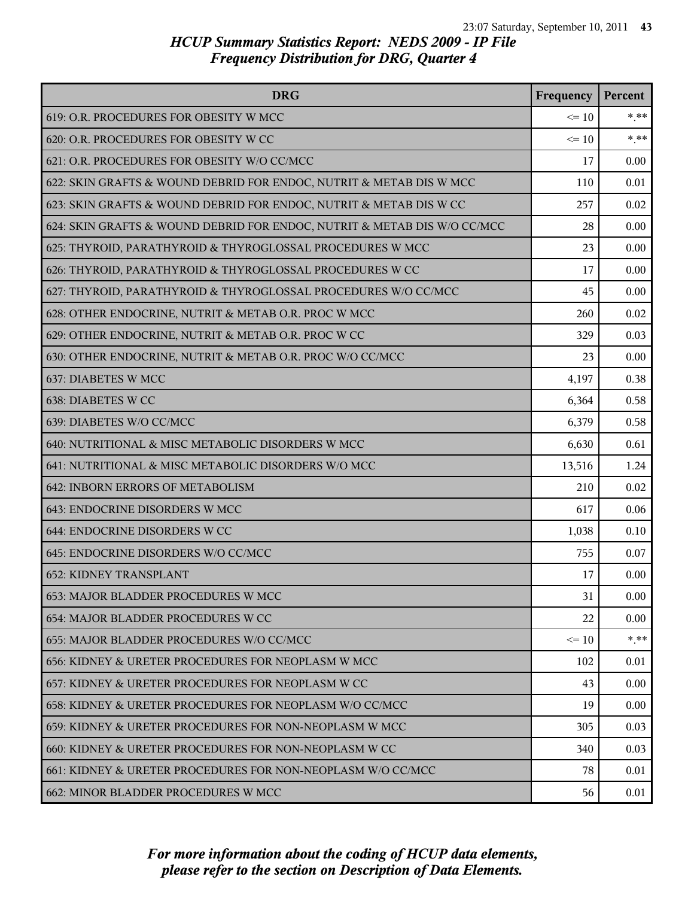# HCUP Summary Statistics Report: NEDS 2009 - IP File
## Frequency Distribution for DRG, Quarter 4

| DRG | Frequency | Percent |
|---|---|---|
| 619: O.R. PROCEDURES FOR OBESITY W MCC | <= 10 | *.** |
| 620: O.R. PROCEDURES FOR OBESITY W CC | <= 10 | *.** |
| 621: O.R. PROCEDURES FOR OBESITY W/O CC/MCC | 17 | 0.00 |
| 622: SKIN GRAFTS & WOUND DEBRID FOR ENDOC, NUTRIT & METAB DIS W MCC | 110 | 0.01 |
| 623: SKIN GRAFTS & WOUND DEBRID FOR ENDOC, NUTRIT & METAB DIS W CC | 257 | 0.02 |
| 624: SKIN GRAFTS & WOUND DEBRID FOR ENDOC, NUTRIT & METAB DIS W/O CC/MCC | 28 | 0.00 |
| 625: THYROID, PARATHYROID & THYROGLOSSAL PROCEDURES W MCC | 23 | 0.00 |
| 626: THYROID, PARATHYROID & THYROGLOSSAL PROCEDURES W CC | 17 | 0.00 |
| 627: THYROID, PARATHYROID & THYROGLOSSAL PROCEDURES W/O CC/MCC | 45 | 0.00 |
| 628: OTHER ENDOCRINE, NUTRIT & METAB O.R. PROC W MCC | 260 | 0.02 |
| 629: OTHER ENDOCRINE, NUTRIT & METAB O.R. PROC W CC | 329 | 0.03 |
| 630: OTHER ENDOCRINE, NUTRIT & METAB O.R. PROC W/O CC/MCC | 23 | 0.00 |
| 637: DIABETES W MCC | 4,197 | 0.38 |
| 638: DIABETES W CC | 6,364 | 0.58 |
| 639: DIABETES W/O CC/MCC | 6,379 | 0.58 |
| 640: NUTRITIONAL & MISC METABOLIC DISORDERS W MCC | 6,630 | 0.61 |
| 641: NUTRITIONAL & MISC METABOLIC DISORDERS W/O MCC | 13,516 | 1.24 |
| 642: INBORN ERRORS OF METABOLISM | 210 | 0.02 |
| 643: ENDOCRINE DISORDERS W MCC | 617 | 0.06 |
| 644: ENDOCRINE DISORDERS W CC | 1,038 | 0.10 |
| 645: ENDOCRINE DISORDERS W/O CC/MCC | 755 | 0.07 |
| 652: KIDNEY TRANSPLANT | 17 | 0.00 |
| 653: MAJOR BLADDER PROCEDURES W MCC | 31 | 0.00 |
| 654: MAJOR BLADDER PROCEDURES W CC | 22 | 0.00 |
| 655: MAJOR BLADDER PROCEDURES W/O CC/MCC | <= 10 | *.** |
| 656: KIDNEY & URETER PROCEDURES FOR NEOPLASM W MCC | 102 | 0.01 |
| 657: KIDNEY & URETER PROCEDURES FOR NEOPLASM W CC | 43 | 0.00 |
| 658: KIDNEY & URETER PROCEDURES FOR NEOPLASM W/O CC/MCC | 19 | 0.00 |
| 659: KIDNEY & URETER PROCEDURES FOR NON-NEOPLASM W MCC | 305 | 0.03 |
| 660: KIDNEY & URETER PROCEDURES FOR NON-NEOPLASM W CC | 340 | 0.03 |
| 661: KIDNEY & URETER PROCEDURES FOR NON-NEOPLASM W/O CC/MCC | 78 | 0.01 |
| 662: MINOR BLADDER PROCEDURES W MCC | 56 | 0.01 |

*For more information about the coding of HCUP data elements, please refer to the section on Description of Data Elements.*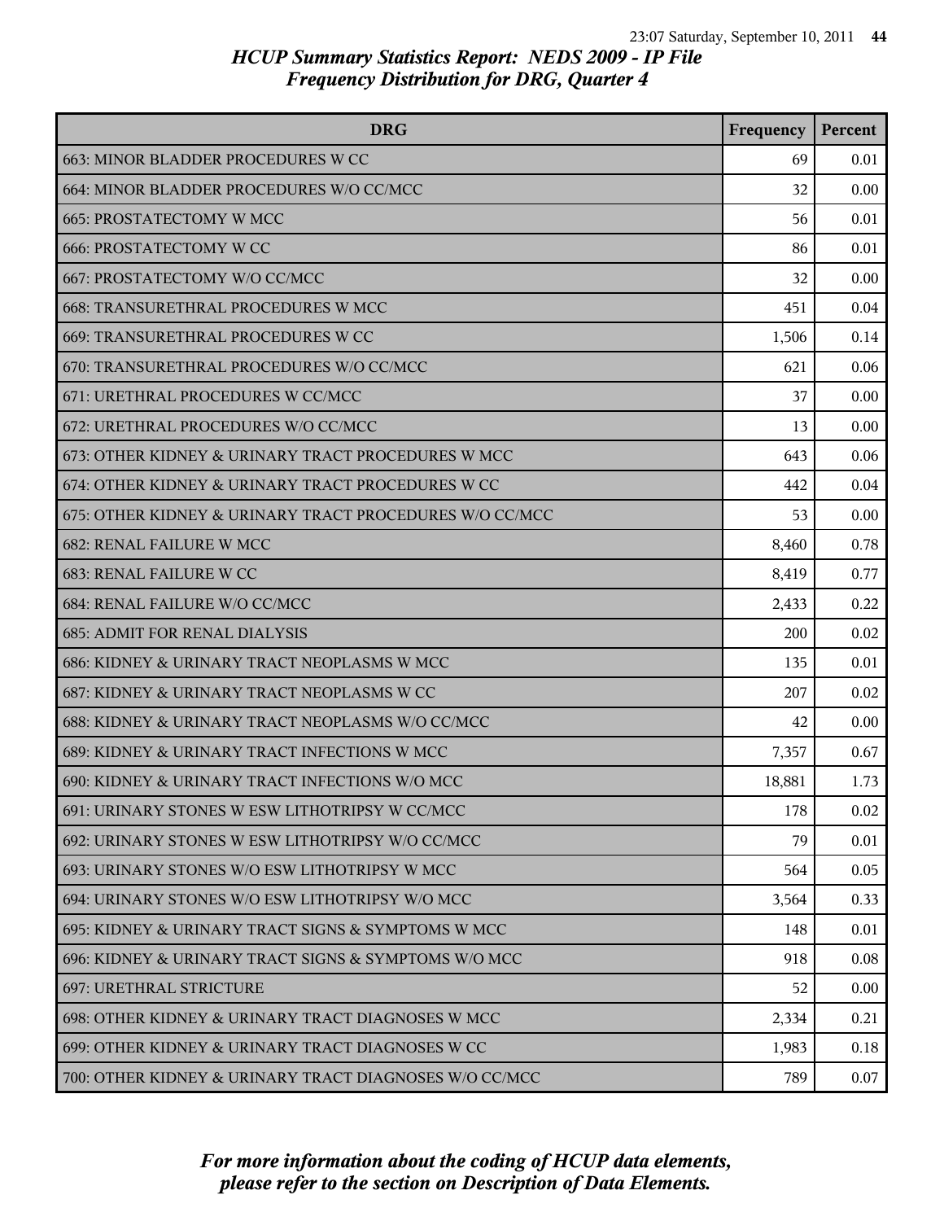# HCUP Summary Statistics Report: NEDS 2009 - IP File
## Frequency Distribution for DRG, Quarter 4

| DRG | Frequency | Percent |
|---|---|---|
| 663: MINOR BLADDER PROCEDURES W CC | 69 | 0.01 |
| 664: MINOR BLADDER PROCEDURES W/O CC/MCC | 32 | 0.00 |
| 665: PROSTATECTOMY W MCC | 56 | 0.01 |
| 666: PROSTATECTOMY W CC | 86 | 0.01 |
| 667: PROSTATECTOMY W/O CC/MCC | 32 | 0.00 |
| 668: TRANSURETHRAL PROCEDURES W MCC | 451 | 0.04 |
| 669: TRANSURETHRAL PROCEDURES W CC | 1,506 | 0.14 |
| 670: TRANSURETHRAL PROCEDURES W/O CC/MCC | 621 | 0.06 |
| 671: URETHRAL PROCEDURES W CC/MCC | 37 | 0.00 |
| 672: URETHRAL PROCEDURES W/O CC/MCC | 13 | 0.00 |
| 673: OTHER KIDNEY & URINARY TRACT PROCEDURES W MCC | 643 | 0.06 |
| 674: OTHER KIDNEY & URINARY TRACT PROCEDURES W CC | 442 | 0.04 |
| 675: OTHER KIDNEY & URINARY TRACT PROCEDURES W/O CC/MCC | 53 | 0.00 |
| 682: RENAL FAILURE W MCC | 8,460 | 0.78 |
| 683: RENAL FAILURE W CC | 8,419 | 0.77 |
| 684: RENAL FAILURE W/O CC/MCC | 2,433 | 0.22 |
| 685: ADMIT FOR RENAL DIALYSIS | 200 | 0.02 |
| 686: KIDNEY & URINARY TRACT NEOPLASMS W MCC | 135 | 0.01 |
| 687: KIDNEY & URINARY TRACT NEOPLASMS W CC | 207 | 0.02 |
| 688: KIDNEY & URINARY TRACT NEOPLASMS W/O CC/MCC | 42 | 0.00 |
| 689: KIDNEY & URINARY TRACT INFECTIONS W MCC | 7,357 | 0.67 |
| 690: KIDNEY & URINARY TRACT INFECTIONS W/O MCC | 18,881 | 1.73 |
| 691: URINARY STONES W ESW LITHOTRIPSY W CC/MCC | 178 | 0.02 |
| 692: URINARY STONES W ESW LITHOTRIPSY W/O CC/MCC | 79 | 0.01 |
| 693: URINARY STONES W/O ESW LITHOTRIPSY W MCC | 564 | 0.05 |
| 694: URINARY STONES W/O ESW LITHOTRIPSY W/O MCC | 3,564 | 0.33 |
| 695: KIDNEY & URINARY TRACT SIGNS & SYMPTOMS W MCC | 148 | 0.01 |
| 696: KIDNEY & URINARY TRACT SIGNS & SYMPTOMS W/O MCC | 918 | 0.08 |
| 697: URETHRAL STRICTURE | 52 | 0.00 |
| 698: OTHER KIDNEY & URINARY TRACT DIAGNOSES W MCC | 2,334 | 0.21 |
| 699: OTHER KIDNEY & URINARY TRACT DIAGNOSES W CC | 1,983 | 0.18 |
| 700: OTHER KIDNEY & URINARY TRACT DIAGNOSES W/O CC/MCC | 789 | 0.07 |

*For more information about the coding of HCUP data elements, please refer to the section on Description of Data Elements.*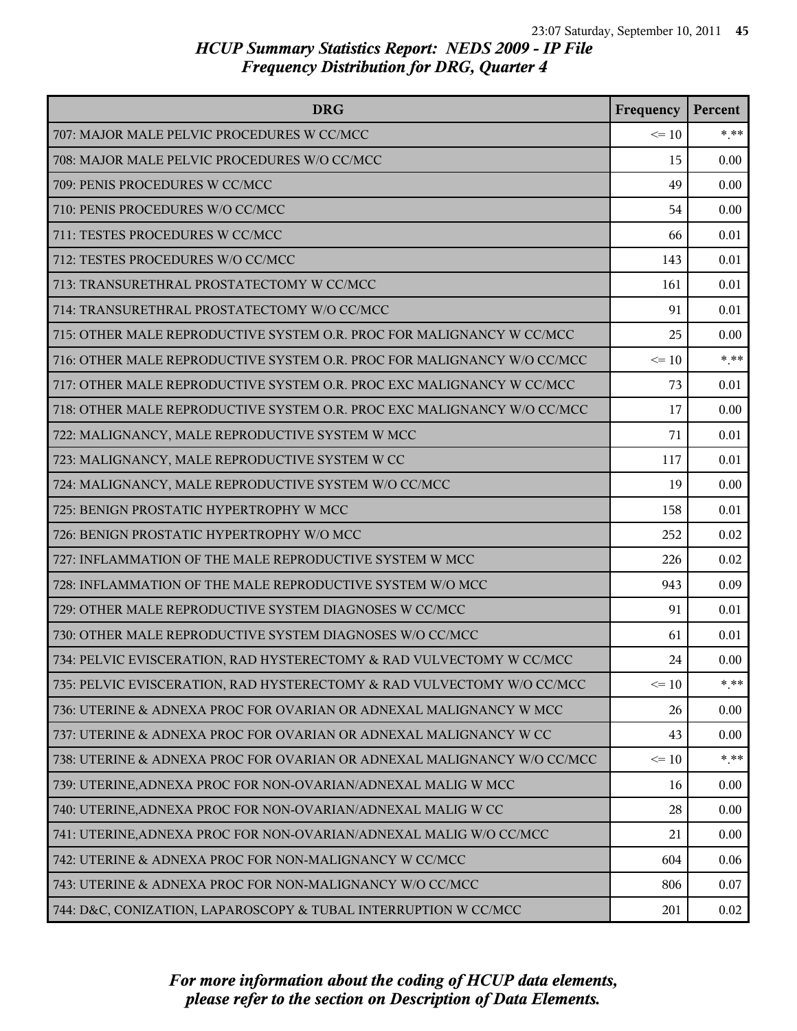# HCUP Summary Statistics Report: NEDS 2009 - IP File
## Frequency Distribution for DRG, Quarter 4

| DRG | Frequency | Percent |
|---|---|---|
| 707: MAJOR MALE PELVIC PROCEDURES W CC/MCC | <= 10 | *.** |
| 708: MAJOR MALE PELVIC PROCEDURES W/O CC/MCC | 15 | 0.00 |
| 709: PENIS PROCEDURES W CC/MCC | 49 | 0.00 |
| 710: PENIS PROCEDURES W/O CC/MCC | 54 | 0.00 |
| 711: TESTES PROCEDURES W CC/MCC | 66 | 0.01 |
| 712: TESTES PROCEDURES W/O CC/MCC | 143 | 0.01 |
| 713: TRANSURETHRAL PROSTATECTOMY W CC/MCC | 161 | 0.01 |
| 714: TRANSURETHRAL PROSTATECTOMY W/O CC/MCC | 91 | 0.01 |
| 715: OTHER MALE REPRODUCTIVE SYSTEM O.R. PROC FOR MALIGNANCY W CC/MCC | 25 | 0.00 |
| 716: OTHER MALE REPRODUCTIVE SYSTEM O.R. PROC FOR MALIGNANCY W/O CC/MCC | <= 10 | *.** |
| 717: OTHER MALE REPRODUCTIVE SYSTEM O.R. PROC EXC MALIGNANCY W CC/MCC | 73 | 0.01 |
| 718: OTHER MALE REPRODUCTIVE SYSTEM O.R. PROC EXC MALIGNANCY W/O CC/MCC | 17 | 0.00 |
| 722: MALIGNANCY, MALE REPRODUCTIVE SYSTEM W MCC | 71 | 0.01 |
| 723: MALIGNANCY, MALE REPRODUCTIVE SYSTEM W CC | 117 | 0.01 |
| 724: MALIGNANCY, MALE REPRODUCTIVE SYSTEM W/O CC/MCC | 19 | 0.00 |
| 725: BENIGN PROSTATIC HYPERTROPHY W MCC | 158 | 0.01 |
| 726: BENIGN PROSTATIC HYPERTROPHY W/O MCC | 252 | 0.02 |
| 727: INFLAMMATION OF THE MALE REPRODUCTIVE SYSTEM W MCC | 226 | 0.02 |
| 728: INFLAMMATION OF THE MALE REPRODUCTIVE SYSTEM W/O MCC | 943 | 0.09 |
| 729: OTHER MALE REPRODUCTIVE SYSTEM DIAGNOSES W CC/MCC | 91 | 0.01 |
| 730: OTHER MALE REPRODUCTIVE SYSTEM DIAGNOSES W/O CC/MCC | 61 | 0.01 |
| 734: PELVIC EVISCERATION, RAD HYSTERECTOMY & RAD VULVECTOMY W CC/MCC | 24 | 0.00 |
| 735: PELVIC EVISCERATION, RAD HYSTERECTOMY & RAD VULVECTOMY W/O CC/MCC | <= 10 | *.** |
| 736: UTERINE & ADNEXA PROC FOR OVARIAN OR ADNEXAL MALIGNANCY W MCC | 26 | 0.00 |
| 737: UTERINE & ADNEXA PROC FOR OVARIAN OR ADNEXAL MALIGNANCY W CC | 43 | 0.00 |
| 738: UTERINE & ADNEXA PROC FOR OVARIAN OR ADNEXAL MALIGNANCY W/O CC/MCC | <= 10 | *.** |
| 739: UTERINE,ADNEXA PROC FOR NON-OVARIAN/ADNEXAL MALIG W MCC | 16 | 0.00 |
| 740: UTERINE,ADNEXA PROC FOR NON-OVARIAN/ADNEXAL MALIG W CC | 28 | 0.00 |
| 741: UTERINE,ADNEXA PROC FOR NON-OVARIAN/ADNEXAL MALIG W/O CC/MCC | 21 | 0.00 |
| 742: UTERINE & ADNEXA PROC FOR NON-MALIGNANCY W CC/MCC | 604 | 0.06 |
| 743: UTERINE & ADNEXA PROC FOR NON-MALIGNANCY W/O CC/MCC | 806 | 0.07 |
| 744: D&C, CONIZATION, LAPAROSCOPY & TUBAL INTERRUPTION W CC/MCC | 201 | 0.02 |

*For more information about the coding of HCUP data elements, please refer to the section on Description of Data Elements.*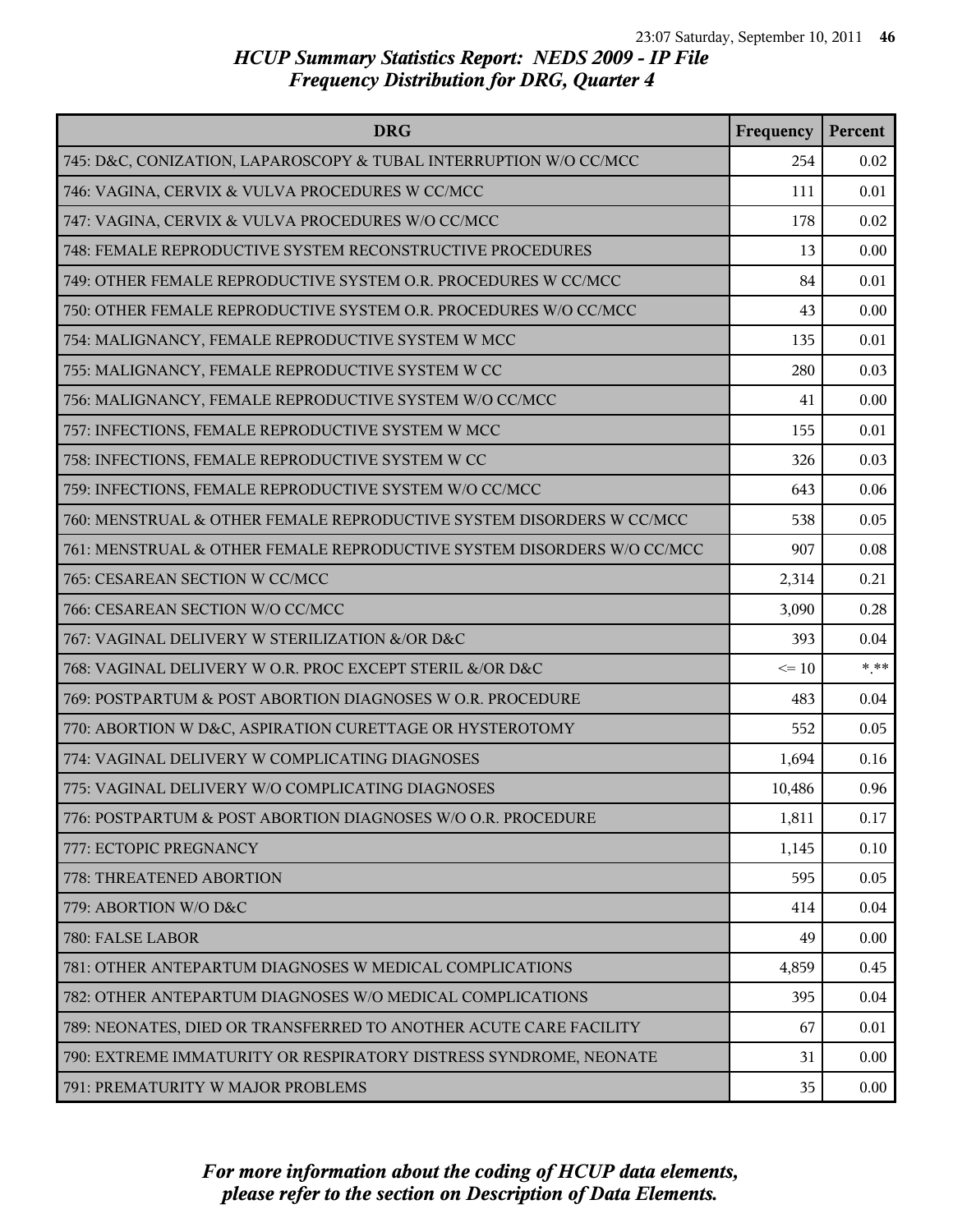# HCUP Summary Statistics Report: NEDS 2009 - IP File
## Frequency Distribution for DRG, Quarter 4

| DRG | Frequency | Percent |
| --- | --- | --- |
| 745: D&C, CONIZATION, LAPAROSCOPY & TUBAL INTERRUPTION W/O CC/MCC | 254 | 0.02 |
| 746: VAGINA, CERVIX & VULVA PROCEDURES W CC/MCC | 111 | 0.01 |
| 747: VAGINA, CERVIX & VULVA PROCEDURES W/O CC/MCC | 178 | 0.02 |
| 748: FEMALE REPRODUCTIVE SYSTEM RECONSTRUCTIVE PROCEDURES | 13 | 0.00 |
| 749: OTHER FEMALE REPRODUCTIVE SYSTEM O.R. PROCEDURES W CC/MCC | 84 | 0.01 |
| 750: OTHER FEMALE REPRODUCTIVE SYSTEM O.R. PROCEDURES W/O CC/MCC | 43 | 0.00 |
| 754: MALIGNANCY, FEMALE REPRODUCTIVE SYSTEM W MCC | 135 | 0.01 |
| 755: MALIGNANCY, FEMALE REPRODUCTIVE SYSTEM W CC | 280 | 0.03 |
| 756: MALIGNANCY, FEMALE REPRODUCTIVE SYSTEM W/O CC/MCC | 41 | 0.00 |
| 757: INFECTIONS, FEMALE REPRODUCTIVE SYSTEM W MCC | 155 | 0.01 |
| 758: INFECTIONS, FEMALE REPRODUCTIVE SYSTEM W CC | 326 | 0.03 |
| 759: INFECTIONS, FEMALE REPRODUCTIVE SYSTEM W/O CC/MCC | 643 | 0.06 |
| 760: MENSTRUAL & OTHER FEMALE REPRODUCTIVE SYSTEM DISORDERS W CC/MCC | 538 | 0.05 |
| 761: MENSTRUAL & OTHER FEMALE REPRODUCTIVE SYSTEM DISORDERS W/O CC/MCC | 907 | 0.08 |
| 765: CESAREAN SECTION W CC/MCC | 2,314 | 0.21 |
| 766: CESAREAN SECTION W/O CC/MCC | 3,090 | 0.28 |
| 767: VAGINAL DELIVERY W STERILIZATION &/OR D&C | 393 | 0.04 |
| 768: VAGINAL DELIVERY W O.R. PROC EXCEPT STERIL &/OR D&C | <= 10 | *.** |
| 769: POSTPARTUM & POST ABORTION DIAGNOSES W O.R. PROCEDURE | 483 | 0.04 |
| 770: ABORTION W D&C, ASPIRATION CURETTAGE OR HYSTEROTOMY | 552 | 0.05 |
| 774: VAGINAL DELIVERY W COMPLICATING DIAGNOSES | 1,694 | 0.16 |
| 775: VAGINAL DELIVERY W/O COMPLICATING DIAGNOSES | 10,486 | 0.96 |
| 776: POSTPARTUM & POST ABORTION DIAGNOSES W/O O.R. PROCEDURE | 1,811 | 0.17 |
| 777: ECTOPIC PREGNANCY | 1,145 | 0.10 |
| 778: THREATENED ABORTION | 595 | 0.05 |
| 779: ABORTION W/O D&C | 414 | 0.04 |
| 780: FALSE LABOR | 49 | 0.00 |
| 781: OTHER ANTEPARTUM DIAGNOSES W MEDICAL COMPLICATIONS | 4,859 | 0.45 |
| 782: OTHER ANTEPARTUM DIAGNOSES W/O MEDICAL COMPLICATIONS | 395 | 0.04 |
| 789: NEONATES, DIED OR TRANSFERRED TO ANOTHER ACUTE CARE FACILITY | 67 | 0.01 |
| 790: EXTREME IMMATURITY OR RESPIRATORY DISTRESS SYNDROME, NEONATE | 31 | 0.00 |
| 791: PREMATURITY W MAJOR PROBLEMS | 35 | 0.00 |

*For more information about the coding of HCUP data elements, please refer to the section on Description of Data Elements.*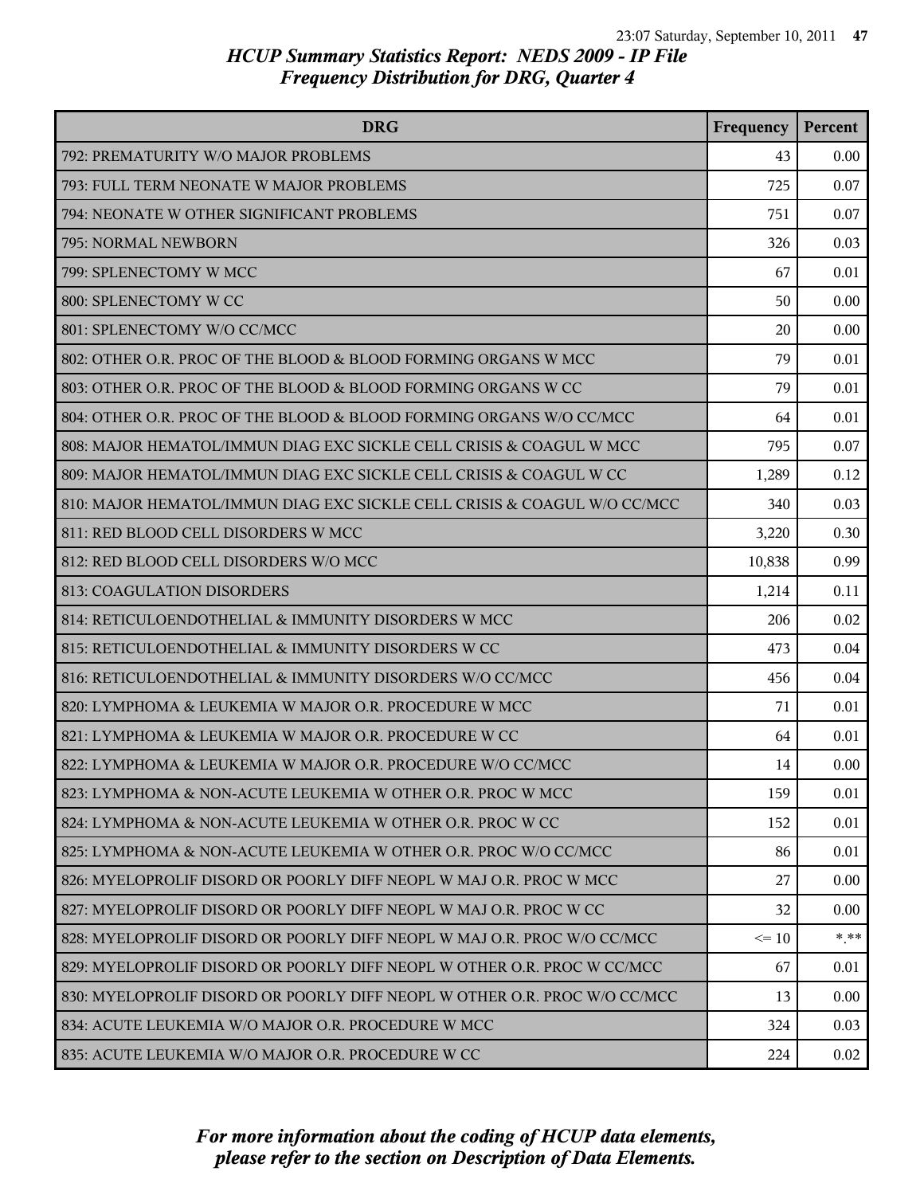# HCUP Summary Statistics Report: NEDS 2009 - IP File
## Frequency Distribution for DRG, Quarter 4

| DRG | Frequency | Percent |
|---|---|---|
| 792: PREMATURITY W/O MAJOR PROBLEMS | 43 | 0.00 |
| 793: FULL TERM NEONATE W MAJOR PROBLEMS | 725 | 0.07 |
| 794: NEONATE W OTHER SIGNIFICANT PROBLEMS | 751 | 0.07 |
| 795: NORMAL NEWBORN | 326 | 0.03 |
| 799: SPLENECTOMY W MCC | 67 | 0.01 |
| 800: SPLENECTOMY W CC | 50 | 0.00 |
| 801: SPLENECTOMY W/O CC/MCC | 20 | 0.00 |
| 802: OTHER O.R. PROC OF THE BLOOD & BLOOD FORMING ORGANS W MCC | 79 | 0.01 |
| 803: OTHER O.R. PROC OF THE BLOOD & BLOOD FORMING ORGANS W CC | 79 | 0.01 |
| 804: OTHER O.R. PROC OF THE BLOOD & BLOOD FORMING ORGANS W/O CC/MCC | 64 | 0.01 |
| 808: MAJOR HEMATOL/IMMUN DIAG EXC SICKLE CELL CRISIS & COAGUL W MCC | 795 | 0.07 |
| 809: MAJOR HEMATOL/IMMUN DIAG EXC SICKLE CELL CRISIS & COAGUL W CC | 1,289 | 0.12 |
| 810: MAJOR HEMATOL/IMMUN DIAG EXC SICKLE CELL CRISIS & COAGUL W/O CC/MCC | 340 | 0.03 |
| 811: RED BLOOD CELL DISORDERS W MCC | 3,220 | 0.30 |
| 812: RED BLOOD CELL DISORDERS W/O MCC | 10,838 | 0.99 |
| 813: COAGULATION DISORDERS | 1,214 | 0.11 |
| 814: RETICULOENDOTHELIAL & IMMUNITY DISORDERS W MCC | 206 | 0.02 |
| 815: RETICULOENDOTHELIAL & IMMUNITY DISORDERS W CC | 473 | 0.04 |
| 816: RETICULOENDOTHELIAL & IMMUNITY DISORDERS W/O CC/MCC | 456 | 0.04 |
| 820: LYMPHOMA & LEUKEMIA W MAJOR O.R. PROCEDURE W MCC | 71 | 0.01 |
| 821: LYMPHOMA & LEUKEMIA W MAJOR O.R. PROCEDURE W CC | 64 | 0.01 |
| 822: LYMPHOMA & LEUKEMIA W MAJOR O.R. PROCEDURE W/O CC/MCC | 14 | 0.00 |
| 823: LYMPHOMA & NON-ACUTE LEUKEMIA W OTHER O.R. PROC W MCC | 159 | 0.01 |
| 824: LYMPHOMA & NON-ACUTE LEUKEMIA W OTHER O.R. PROC W CC | 152 | 0.01 |
| 825: LYMPHOMA & NON-ACUTE LEUKEMIA W OTHER O.R. PROC W/O CC/MCC | 86 | 0.01 |
| 826: MYELOPROLIF DISORD OR POORLY DIFF NEOPL W MAJ O.R. PROC W MCC | 27 | 0.00 |
| 827: MYELOPROLIF DISORD OR POORLY DIFF NEOPL W MAJ O.R. PROC W CC | 32 | 0.00 |
| 828: MYELOPROLIF DISORD OR POORLY DIFF NEOPL W MAJ O.R. PROC W/O CC/MCC | <= 10 | *.** |
| 829: MYELOPROLIF DISORD OR POORLY DIFF NEOPL W OTHER O.R. PROC W CC/MCC | 67 | 0.01 |
| 830: MYELOPROLIF DISORD OR POORLY DIFF NEOPL W OTHER O.R. PROC W/O CC/MCC | 13 | 0.00 |
| 834: ACUTE LEUKEMIA W/O MAJOR O.R. PROCEDURE W MCC | 324 | 0.03 |
| 835: ACUTE LEUKEMIA W/O MAJOR O.R. PROCEDURE W CC | 224 | 0.02 |

*For more information about the coding of HCUP data elements, please refer to the section on Description of Data Elements.*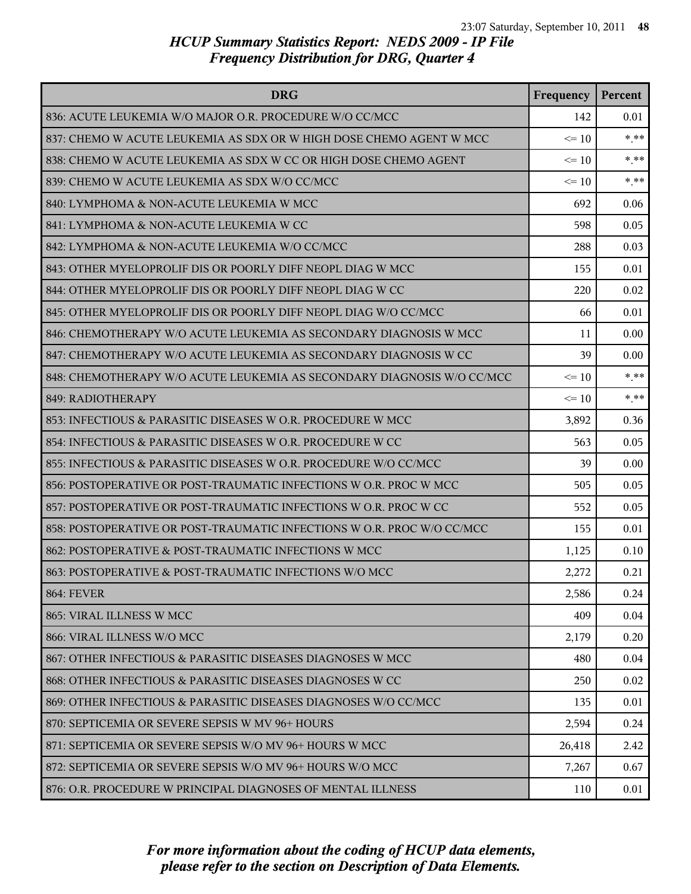## HCUP Summary Statistics Report: NEDS 2009 - IP File
## Frequency Distribution for DRG, Quarter 4

| DRG | Frequency | Percent |
|---|---|---|
| 836: ACUTE LEUKEMIA W/O MAJOR O.R. PROCEDURE W/O CC/MCC | 142 | 0.01 |
| 837: CHEMO W ACUTE LEUKEMIA AS SDX OR W HIGH DOSE CHEMO AGENT W MCC | <= 10 | *.** |
| 838: CHEMO W ACUTE LEUKEMIA AS SDX W CC OR HIGH DOSE CHEMO AGENT | <= 10 | *.** |
| 839: CHEMO W ACUTE LEUKEMIA AS SDX W/O CC/MCC | <= 10 | *.** |
| 840: LYMPHOMA & NON-ACUTE LEUKEMIA W MCC | 692 | 0.06 |
| 841: LYMPHOMA & NON-ACUTE LEUKEMIA W CC | 598 | 0.05 |
| 842: LYMPHOMA & NON-ACUTE LEUKEMIA W/O CC/MCC | 288 | 0.03 |
| 843: OTHER MYELOPROLIF DIS OR POORLY DIFF NEOPL DIAG W MCC | 155 | 0.01 |
| 844: OTHER MYELOPROLIF DIS OR POORLY DIFF NEOPL DIAG W CC | 220 | 0.02 |
| 845: OTHER MYELOPROLIF DIS OR POORLY DIFF NEOPL DIAG W/O CC/MCC | 66 | 0.01 |
| 846: CHEMOTHERAPY W/O ACUTE LEUKEMIA AS SECONDARY DIAGNOSIS W MCC | 11 | 0.00 |
| 847: CHEMOTHERAPY W/O ACUTE LEUKEMIA AS SECONDARY DIAGNOSIS W CC | 39 | 0.00 |
| 848: CHEMOTHERAPY W/O ACUTE LEUKEMIA AS SECONDARY DIAGNOSIS W/O CC/MCC | <= 10 | *.** |
| 849: RADIOTHERAPY | <= 10 | *.** |
| 853: INFECTIOUS & PARASITIC DISEASES W O.R. PROCEDURE W MCC | 3,892 | 0.36 |
| 854: INFECTIOUS & PARASITIC DISEASES W O.R. PROCEDURE W CC | 563 | 0.05 |
| 855: INFECTIOUS & PARASITIC DISEASES W O.R. PROCEDURE W/O CC/MCC | 39 | 0.00 |
| 856: POSTOPERATIVE OR POST-TRAUMATIC INFECTIONS W O.R. PROC W MCC | 505 | 0.05 |
| 857: POSTOPERATIVE OR POST-TRAUMATIC INFECTIONS W O.R. PROC W CC | 552 | 0.05 |
| 858: POSTOPERATIVE OR POST-TRAUMATIC INFECTIONS W O.R. PROC W/O CC/MCC | 155 | 0.01 |
| 862: POSTOPERATIVE & POST-TRAUMATIC INFECTIONS W MCC | 1,125 | 0.10 |
| 863: POSTOPERATIVE & POST-TRAUMATIC INFECTIONS W/O MCC | 2,272 | 0.21 |
| 864: FEVER | 2,586 | 0.24 |
| 865: VIRAL ILLNESS W MCC | 409 | 0.04 |
| 866: VIRAL ILLNESS W/O MCC | 2,179 | 0.20 |
| 867: OTHER INFECTIOUS & PARASITIC DISEASES DIAGNOSES W MCC | 480 | 0.04 |
| 868: OTHER INFECTIOUS & PARASITIC DISEASES DIAGNOSES W CC | 250 | 0.02 |
| 869: OTHER INFECTIOUS & PARASITIC DISEASES DIAGNOSES W/O CC/MCC | 135 | 0.01 |
| 870: SEPTICEMIA OR SEVERE SEPSIS W MV 96+ HOURS | 2,594 | 0.24 |
| 871: SEPTICEMIA OR SEVERE SEPSIS W/O MV 96+ HOURS W MCC | 26,418 | 2.42 |
| 872: SEPTICEMIA OR SEVERE SEPSIS W/O MV 96+ HOURS W/O MCC | 7,267 | 0.67 |
| 876: O.R. PROCEDURE W PRINCIPAL DIAGNOSES OF MENTAL ILLNESS | 110 | 0.01 |

*For more information about the coding of HCUP data elements, please refer to the section on Description of Data Elements.*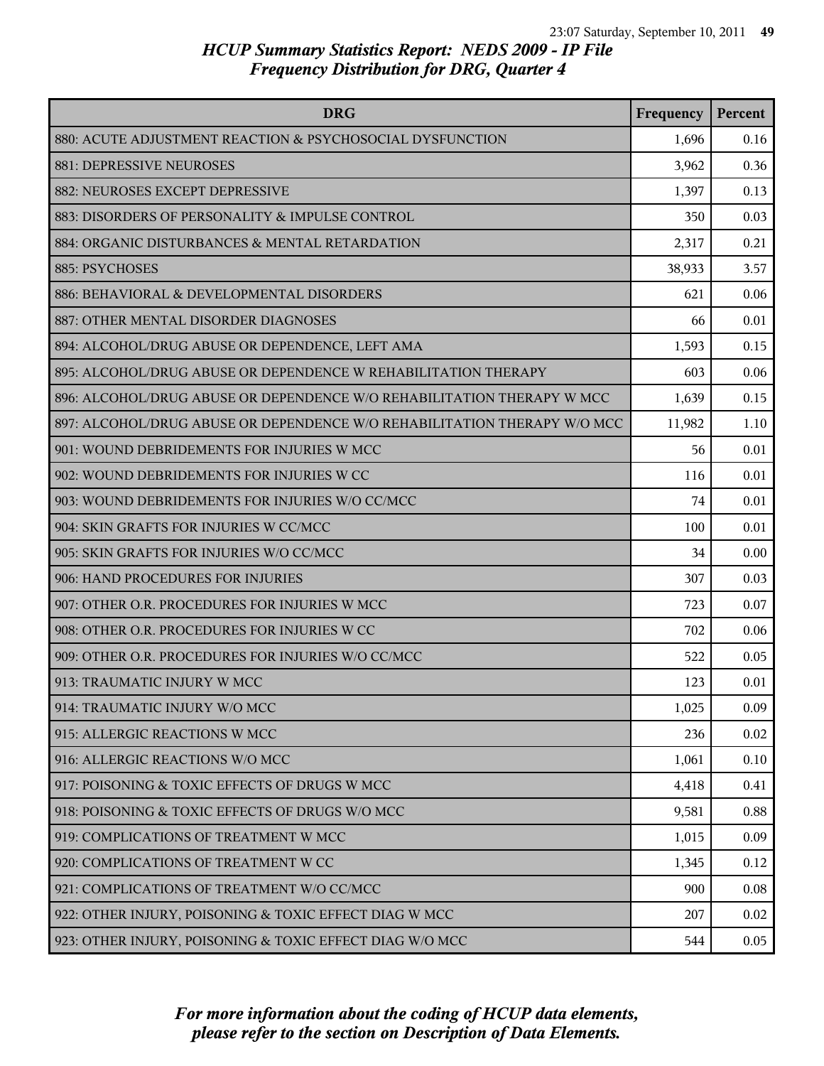# HCUP Summary Statistics Report: NEDS 2009 - IP File
## Frequency Distribution for DRG, Quarter 4

| DRG | Frequency | Percent |
|---|---|---|
| 880: ACUTE ADJUSTMENT REACTION & PSYCHOSOCIAL DYSFUNCTION | 1,696 | 0.16 |
| 881: DEPRESSIVE NEUROSES | 3,962 | 0.36 |
| 882: NEUROSES EXCEPT DEPRESSIVE | 1,397 | 0.13 |
| 883: DISORDERS OF PERSONALITY & IMPULSE CONTROL | 350 | 0.03 |
| 884: ORGANIC DISTURBANCES & MENTAL RETARDATION | 2,317 | 0.21 |
| 885: PSYCHOSES | 38,933 | 3.57 |
| 886: BEHAVIORAL & DEVELOPMENTAL DISORDERS | 621 | 0.06 |
| 887: OTHER MENTAL DISORDER DIAGNOSES | 66 | 0.01 |
| 894: ALCOHOL/DRUG ABUSE OR DEPENDENCE, LEFT AMA | 1,593 | 0.15 |
| 895: ALCOHOL/DRUG ABUSE OR DEPENDENCE W REHABILITATION THERAPY | 603 | 0.06 |
| 896: ALCOHOL/DRUG ABUSE OR DEPENDENCE W/O REHABILITATION THERAPY W MCC | 1,639 | 0.15 |
| 897: ALCOHOL/DRUG ABUSE OR DEPENDENCE W/O REHABILITATION THERAPY W/O MCC | 11,982 | 1.10 |
| 901: WOUND DEBRIDEMENTS FOR INJURIES W MCC | 56 | 0.01 |
| 902: WOUND DEBRIDEMENTS FOR INJURIES W CC | 116 | 0.01 |
| 903: WOUND DEBRIDEMENTS FOR INJURIES W/O CC/MCC | 74 | 0.01 |
| 904: SKIN GRAFTS FOR INJURIES W CC/MCC | 100 | 0.01 |
| 905: SKIN GRAFTS FOR INJURIES W/O CC/MCC | 34 | 0.00 |
| 906: HAND PROCEDURES FOR INJURIES | 307 | 0.03 |
| 907: OTHER O.R. PROCEDURES FOR INJURIES W MCC | 723 | 0.07 |
| 908: OTHER O.R. PROCEDURES FOR INJURIES W CC | 702 | 0.06 |
| 909: OTHER O.R. PROCEDURES FOR INJURIES W/O CC/MCC | 522 | 0.05 |
| 913: TRAUMATIC INJURY W MCC | 123 | 0.01 |
| 914: TRAUMATIC INJURY W/O MCC | 1,025 | 0.09 |
| 915: ALLERGIC REACTIONS W MCC | 236 | 0.02 |
| 916: ALLERGIC REACTIONS W/O MCC | 1,061 | 0.10 |
| 917: POISONING & TOXIC EFFECTS OF DRUGS W MCC | 4,418 | 0.41 |
| 918: POISONING & TOXIC EFFECTS OF DRUGS W/O MCC | 9,581 | 0.88 |
| 919: COMPLICATIONS OF TREATMENT W MCC | 1,015 | 0.09 |
| 920: COMPLICATIONS OF TREATMENT W CC | 1,345 | 0.12 |
| 921: COMPLICATIONS OF TREATMENT W/O CC/MCC | 900 | 0.08 |
| 922: OTHER INJURY, POISONING & TOXIC EFFECT DIAG W MCC | 207 | 0.02 |
| 923: OTHER INJURY, POISONING & TOXIC EFFECT DIAG W/O MCC | 544 | 0.05 |

*For more information about the coding of HCUP data elements, please refer to the section on Description of Data Elements.*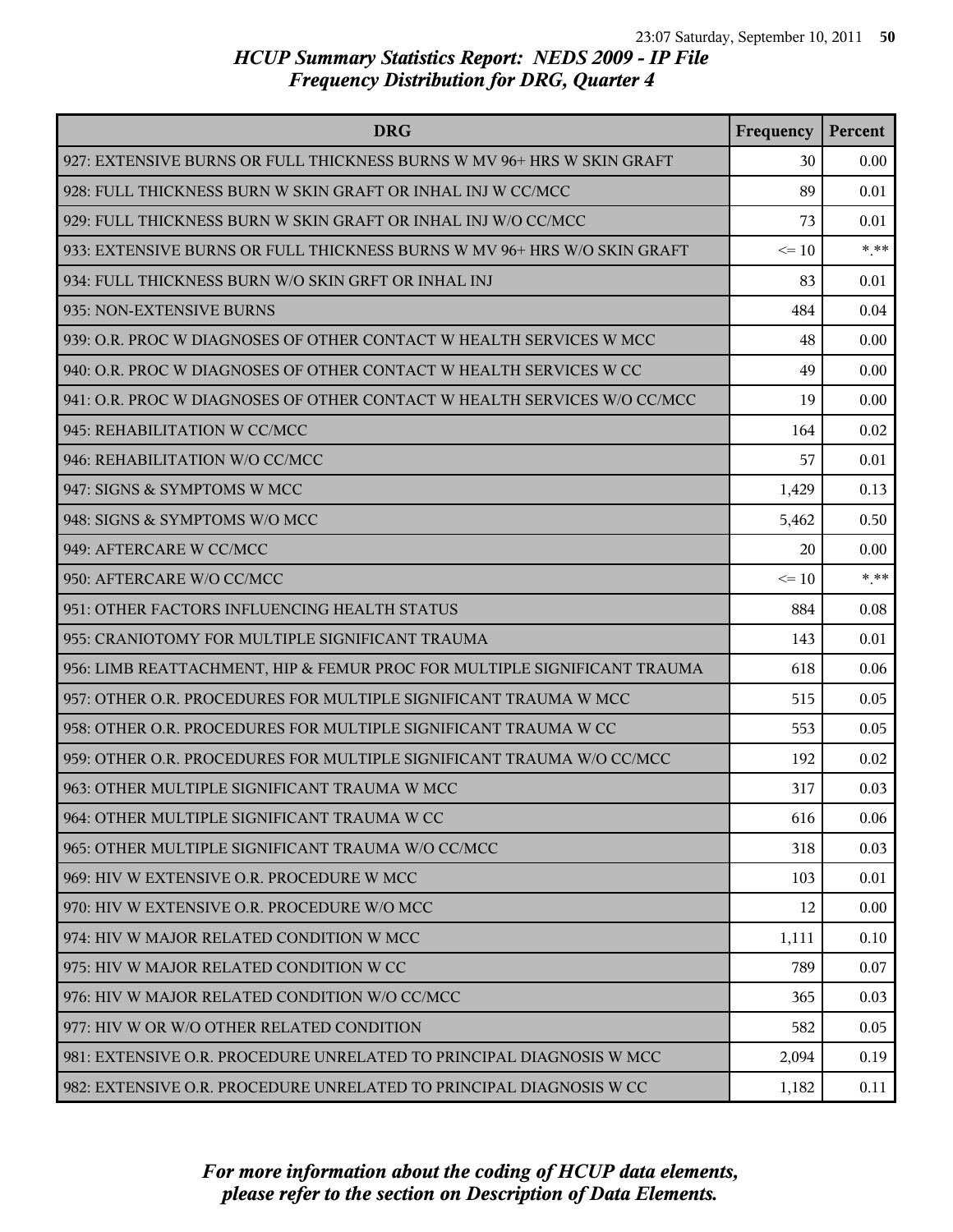# HCUP Summary Statistics Report: NEDS 2009 - IP File
## Frequency Distribution for DRG, Quarter 4

| DRG | Frequency | Percent |
|---|---|---|
| 927: EXTENSIVE BURNS OR FULL THICKNESS BURNS W MV 96+ HRS W SKIN GRAFT | 30 | 0.00 |
| 928: FULL THICKNESS BURN W SKIN GRAFT OR INHAL INJ W CC/MCC | 89 | 0.01 |
| 929: FULL THICKNESS BURN W SKIN GRAFT OR INHAL INJ W/O CC/MCC | 73 | 0.01 |
| 933: EXTENSIVE BURNS OR FULL THICKNESS BURNS W MV 96+ HRS W/O SKIN GRAFT | <= 10 | *.** |
| 934: FULL THICKNESS BURN W/O SKIN GRFT OR INHAL INJ | 83 | 0.01 |
| 935: NON-EXTENSIVE BURNS | 484 | 0.04 |
| 939: O.R. PROC W DIAGNOSES OF OTHER CONTACT W HEALTH SERVICES W MCC | 48 | 0.00 |
| 940: O.R. PROC W DIAGNOSES OF OTHER CONTACT W HEALTH SERVICES W CC | 49 | 0.00 |
| 941: O.R. PROC W DIAGNOSES OF OTHER CONTACT W HEALTH SERVICES W/O CC/MCC | 19 | 0.00 |
| 945: REHABILITATION W CC/MCC | 164 | 0.02 |
| 946: REHABILITATION W/O CC/MCC | 57 | 0.01 |
| 947: SIGNS & SYMPTOMS W MCC | 1,429 | 0.13 |
| 948: SIGNS & SYMPTOMS W/O MCC | 5,462 | 0.50 |
| 949: AFTERCARE W CC/MCC | 20 | 0.00 |
| 950: AFTERCARE W/O CC/MCC | <= 10 | *.** |
| 951: OTHER FACTORS INFLUENCING HEALTH STATUS | 884 | 0.08 |
| 955: CRANIOTOMY FOR MULTIPLE SIGNIFICANT TRAUMA | 143 | 0.01 |
| 956: LIMB REATTACHMENT, HIP & FEMUR PROC FOR MULTIPLE SIGNIFICANT TRAUMA | 618 | 0.06 |
| 957: OTHER O.R. PROCEDURES FOR MULTIPLE SIGNIFICANT TRAUMA W MCC | 515 | 0.05 |
| 958: OTHER O.R. PROCEDURES FOR MULTIPLE SIGNIFICANT TRAUMA W CC | 553 | 0.05 |
| 959: OTHER O.R. PROCEDURES FOR MULTIPLE SIGNIFICANT TRAUMA W/O CC/MCC | 192 | 0.02 |
| 963: OTHER MULTIPLE SIGNIFICANT TRAUMA W MCC | 317 | 0.03 |
| 964: OTHER MULTIPLE SIGNIFICANT TRAUMA W CC | 616 | 0.06 |
| 965: OTHER MULTIPLE SIGNIFICANT TRAUMA W/O CC/MCC | 318 | 0.03 |
| 969: HIV W EXTENSIVE O.R. PROCEDURE W MCC | 103 | 0.01 |
| 970: HIV W EXTENSIVE O.R. PROCEDURE W/O MCC | 12 | 0.00 |
| 974: HIV W MAJOR RELATED CONDITION W MCC | 1,111 | 0.10 |
| 975: HIV W MAJOR RELATED CONDITION W CC | 789 | 0.07 |
| 976: HIV W MAJOR RELATED CONDITION W/O CC/MCC | 365 | 0.03 |
| 977: HIV W OR W/O OTHER RELATED CONDITION | 582 | 0.05 |
| 981: EXTENSIVE O.R. PROCEDURE UNRELATED TO PRINCIPAL DIAGNOSIS W MCC | 2,094 | 0.19 |
| 982: EXTENSIVE O.R. PROCEDURE UNRELATED TO PRINCIPAL DIAGNOSIS W CC | 1,182 | 0.11 |

*For more information about the coding of HCUP data elements, please refer to the section on Description of Data Elements.*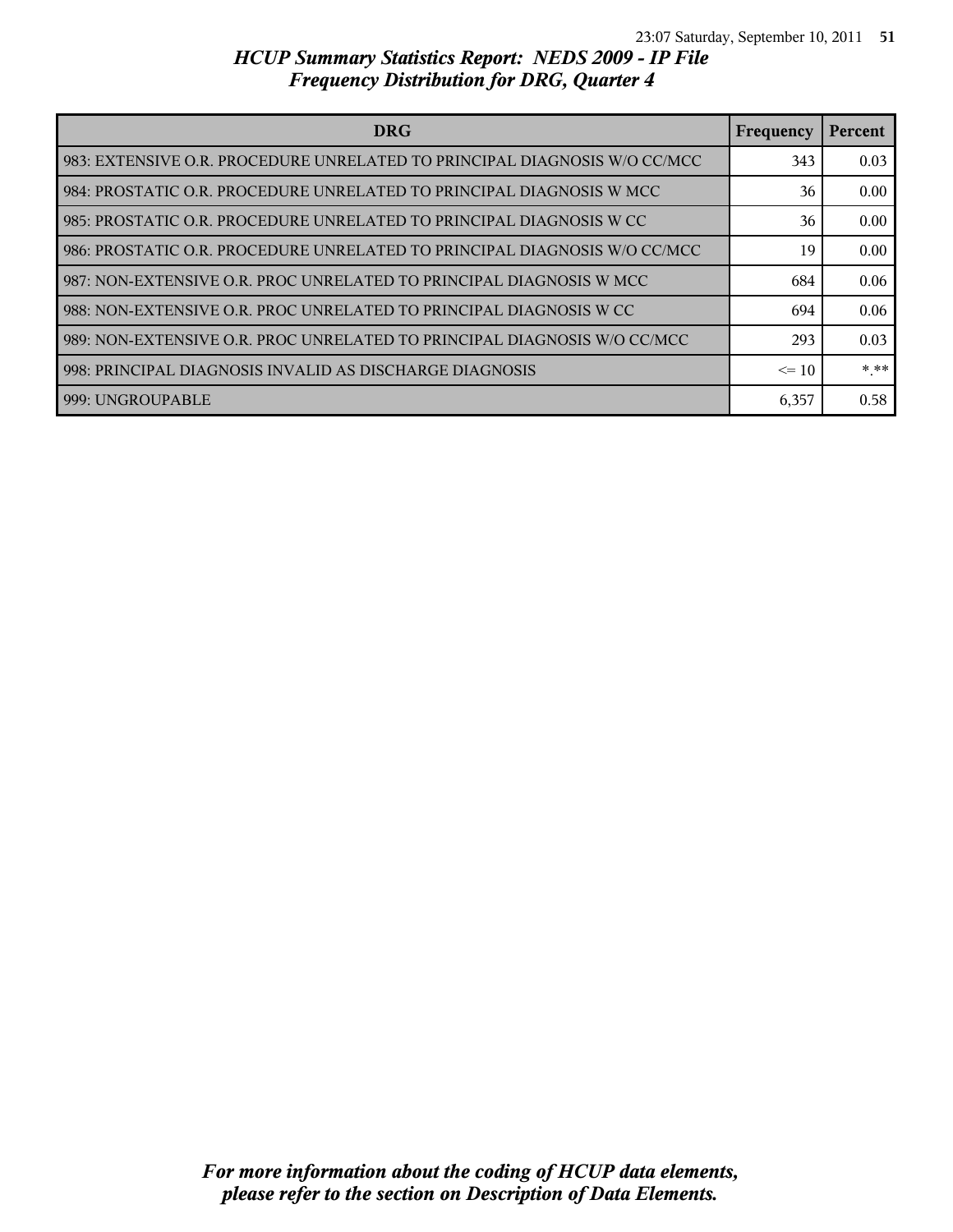## *HCUP Summary Statistics Report: NEDS 2009 - IP File*
## *Frequency Distribution for DRG, Quarter 4*

| DRG | Frequency | Percent |
|---|---|---|
| 983: EXTENSIVE O.R. PROCEDURE UNRELATED TO PRINCIPAL DIAGNOSIS W/O CC/MCC | 343 | 0.03 |
| 984: PROSTATIC O.R. PROCEDURE UNRELATED TO PRINCIPAL DIAGNOSIS W MCC | 36 | 0.00 |
| 985: PROSTATIC O.R. PROCEDURE UNRELATED TO PRINCIPAL DIAGNOSIS W CC | 36 | 0.00 |
| 986: PROSTATIC O.R. PROCEDURE UNRELATED TO PRINCIPAL DIAGNOSIS W/O CC/MCC | 19 | 0.00 |
| 987: NON-EXTENSIVE O.R. PROC UNRELATED TO PRINCIPAL DIAGNOSIS W MCC | 684 | 0.06 |
| 988: NON-EXTENSIVE O.R. PROC UNRELATED TO PRINCIPAL DIAGNOSIS W CC | 694 | 0.06 |
| 989: NON-EXTENSIVE O.R. PROC UNRELATED TO PRINCIPAL DIAGNOSIS W/O CC/MCC | 293 | 0.03 |
| 998: PRINCIPAL DIAGNOSIS INVALID AS DISCHARGE DIAGNOSIS | <= 10 | *.** |
| 999: UNGROUPABLE | 6,357 | 0.58 |

*For more information about the coding of HCUP data elements, please refer to the section on Description of Data Elements.*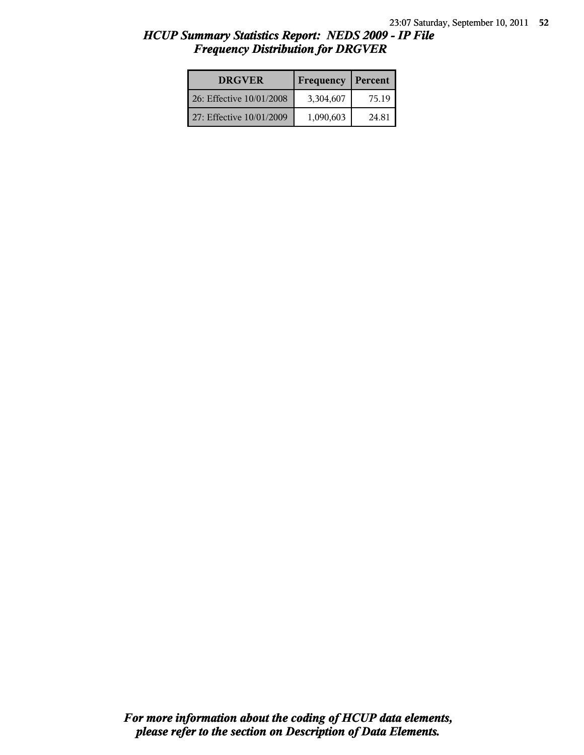## *HCUP Summary Statistics Report: NEDS 2009 - IP File*
## *Frequency Distribution for DRGVER*

| DRGVER | Frequency | Percent |
|---|---|---|
| 26: Effective 10/01/2008 | 3,304,607 | 75.19 |
| 27: Effective 10/01/2009 | 1,090,603 | 24.81 |

***For more information about the coding of HCUP data elements, please refer to the section on Description of Data Elements.***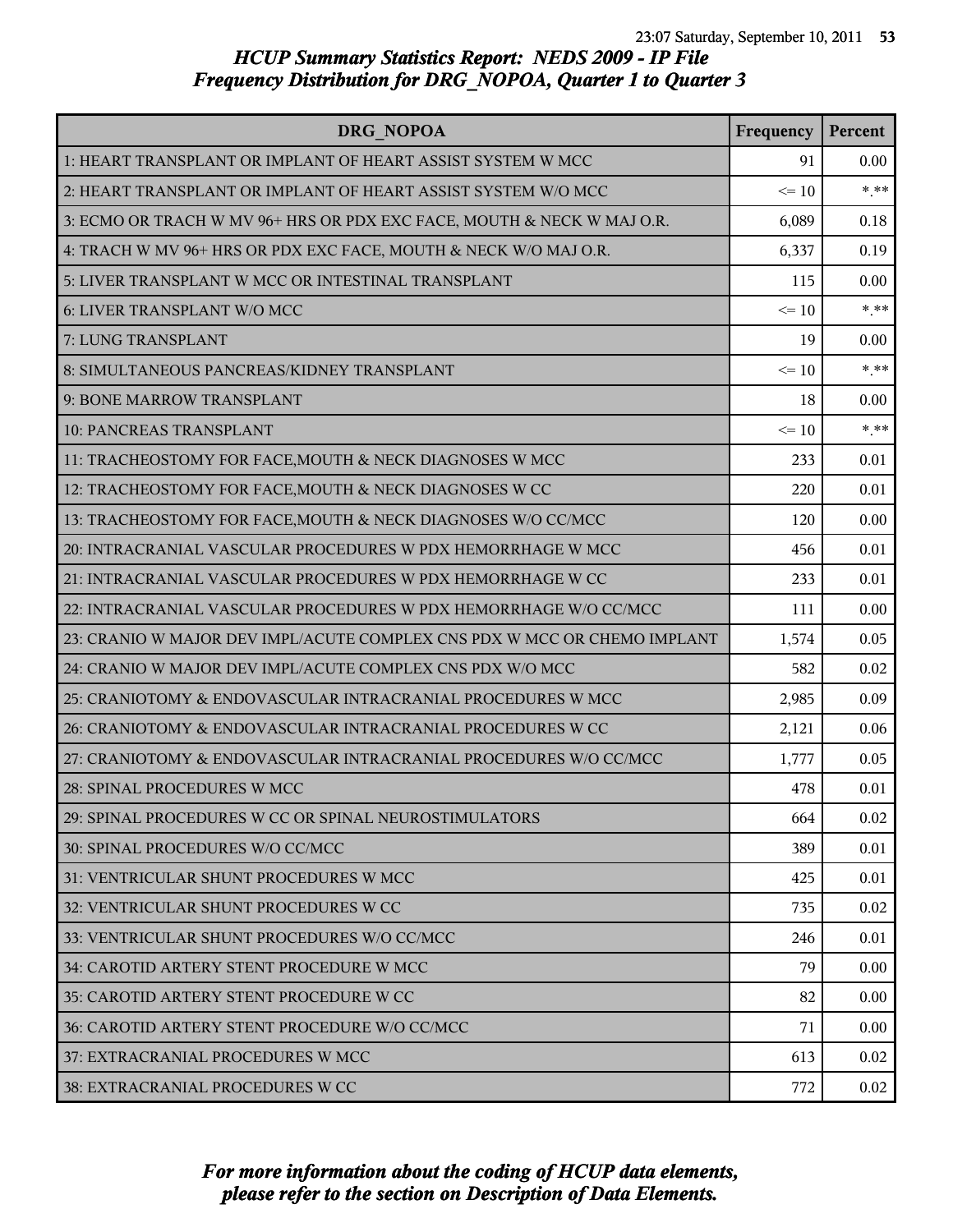## *HCUP Summary Statistics Report: NEDS 2009 - IP File*
## *Frequency Distribution for DRG_NOPOA, Quarter 1 to Quarter 3*

| DRG_NOPOA | Frequency | Percent |
|---|---|---|
| 1: HEART TRANSPLANT OR IMPLANT OF HEART ASSIST SYSTEM W MCC | 91 | 0.00 |
| 2: HEART TRANSPLANT OR IMPLANT OF HEART ASSIST SYSTEM W/O MCC | <= 10 | *.** |
| 3: ECMO OR TRACH W MV 96+ HRS OR PDX EXC FACE, MOUTH & NECK W MAJ O.R. | 6,089 | 0.18 |
| 4: TRACH W MV 96+ HRS OR PDX EXC FACE, MOUTH & NECK W/O MAJ O.R. | 6,337 | 0.19 |
| 5: LIVER TRANSPLANT W MCC OR INTESTINAL TRANSPLANT | 115 | 0.00 |
| 6: LIVER TRANSPLANT W/O MCC | <= 10 | *.** |
| 7: LUNG TRANSPLANT | 19 | 0.00 |
| 8: SIMULTANEOUS PANCREAS/KIDNEY TRANSPLANT | <= 10 | *.** |
| 9: BONE MARROW TRANSPLANT | 18 | 0.00 |
| 10: PANCREAS TRANSPLANT | <= 10 | *.** |
| 11: TRACHEOSTOMY FOR FACE,MOUTH & NECK DIAGNOSES W MCC | 233 | 0.01 |
| 12: TRACHEOSTOMY FOR FACE,MOUTH & NECK DIAGNOSES W CC | 220 | 0.01 |
| 13: TRACHEOSTOMY FOR FACE,MOUTH & NECK DIAGNOSES W/O CC/MCC | 120 | 0.00 |
| 20: INTRACRANIAL VASCULAR PROCEDURES W PDX HEMORRHAGE W MCC | 456 | 0.01 |
| 21: INTRACRANIAL VASCULAR PROCEDURES W PDX HEMORRHAGE W CC | 233 | 0.01 |
| 22: INTRACRANIAL VASCULAR PROCEDURES W PDX HEMORRHAGE W/O CC/MCC | 111 | 0.00 |
| 23: CRANIO W MAJOR DEV IMPL/ACUTE COMPLEX CNS PDX W MCC OR CHEMO IMPLANT | 1,574 | 0.05 |
| 24: CRANIO W MAJOR DEV IMPL/ACUTE COMPLEX CNS PDX W/O MCC | 582 | 0.02 |
| 25: CRANIOTOMY & ENDOVASCULAR INTRACRANIAL PROCEDURES W MCC | 2,985 | 0.09 |
| 26: CRANIOTOMY & ENDOVASCULAR INTRACRANIAL PROCEDURES W CC | 2,121 | 0.06 |
| 27: CRANIOTOMY & ENDOVASCULAR INTRACRANIAL PROCEDURES W/O CC/MCC | 1,777 | 0.05 |
| 28: SPINAL PROCEDURES W MCC | 478 | 0.01 |
| 29: SPINAL PROCEDURES W CC OR SPINAL NEUROSTIMULATORS | 664 | 0.02 |
| 30: SPINAL PROCEDURES W/O CC/MCC | 389 | 0.01 |
| 31: VENTRICULAR SHUNT PROCEDURES W MCC | 425 | 0.01 |
| 32: VENTRICULAR SHUNT PROCEDURES W CC | 735 | 0.02 |
| 33: VENTRICULAR SHUNT PROCEDURES W/O CC/MCC | 246 | 0.01 |
| 34: CAROTID ARTERY STENT PROCEDURE W MCC | 79 | 0.00 |
| 35: CAROTID ARTERY STENT PROCEDURE W CC | 82 | 0.00 |
| 36: CAROTID ARTERY STENT PROCEDURE W/O CC/MCC | 71 | 0.00 |
| 37: EXTRACRANIAL PROCEDURES W MCC | 613 | 0.02 |
| 38: EXTRACRANIAL PROCEDURES W CC | 772 | 0.02 |

*For more information about the coding of HCUP data elements, please refer to the section on Description of Data Elements.*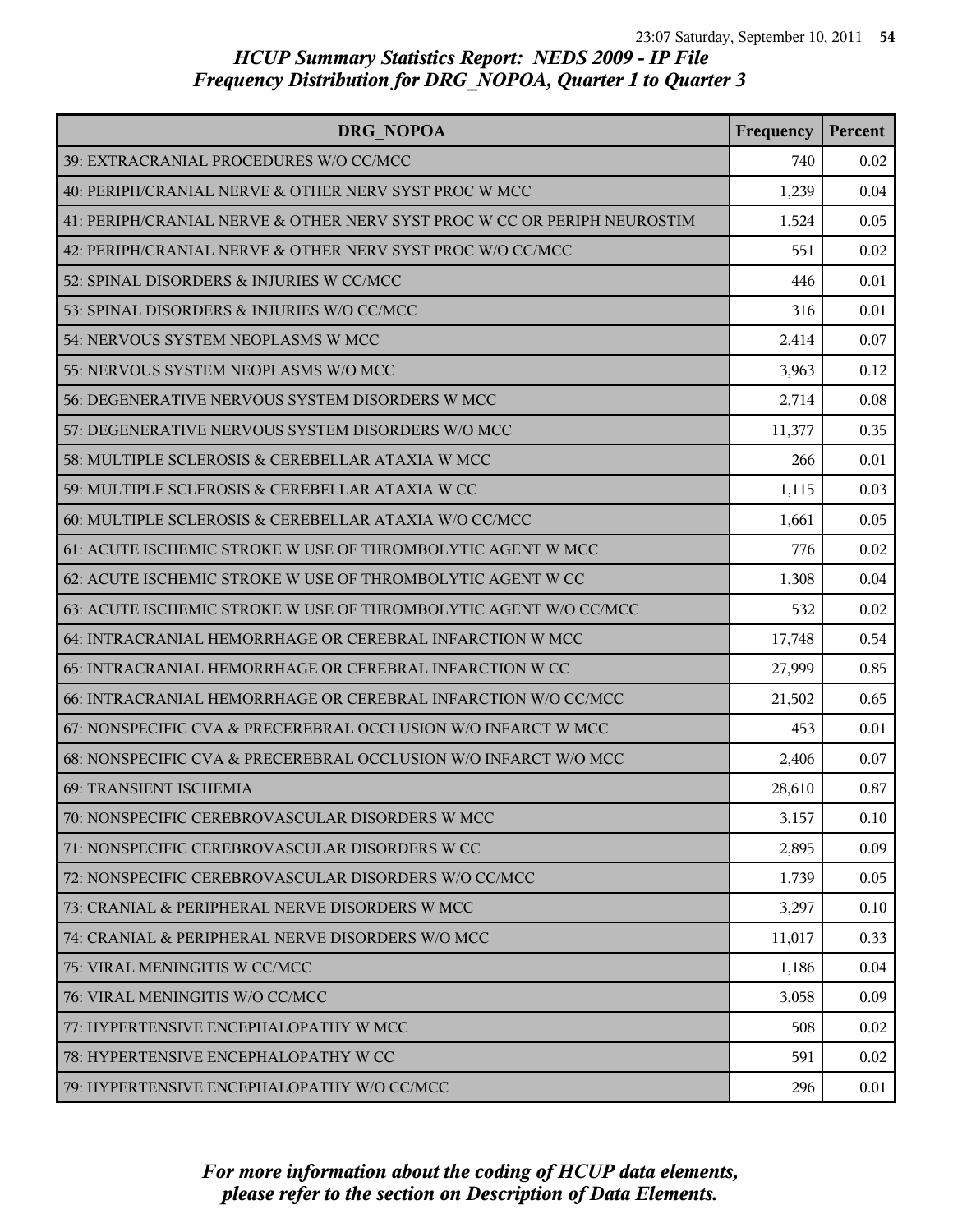# HCUP Summary Statistics Report: NEDS 2009 - IP File
## Frequency Distribution for DRG_NOPOA, Quarter 1 to Quarter 3

| DRG_NOPOA | Frequency | Percent |
|---|---|---|
| 39: EXTRACRANIAL PROCEDURES W/O CC/MCC | 740 | 0.02 |
| 40: PERIPH/CRANIAL NERVE & OTHER NERV SYST PROC W MCC | 1,239 | 0.04 |
| 41: PERIPH/CRANIAL NERVE & OTHER NERV SYST PROC W CC OR PERIPH NEUROSTIM | 1,524 | 0.05 |
| 42: PERIPH/CRANIAL NERVE & OTHER NERV SYST PROC W/O CC/MCC | 551 | 0.02 |
| 52: SPINAL DISORDERS & INJURIES W CC/MCC | 446 | 0.01 |
| 53: SPINAL DISORDERS & INJURIES W/O CC/MCC | 316 | 0.01 |
| 54: NERVOUS SYSTEM NEOPLASMS W MCC | 2,414 | 0.07 |
| 55: NERVOUS SYSTEM NEOPLASMS W/O MCC | 3,963 | 0.12 |
| 56: DEGENERATIVE NERVOUS SYSTEM DISORDERS W MCC | 2,714 | 0.08 |
| 57: DEGENERATIVE NERVOUS SYSTEM DISORDERS W/O MCC | 11,377 | 0.35 |
| 58: MULTIPLE SCLEROSIS & CEREBELLAR ATAXIA W MCC | 266 | 0.01 |
| 59: MULTIPLE SCLEROSIS & CEREBELLAR ATAXIA W CC | 1,115 | 0.03 |
| 60: MULTIPLE SCLEROSIS & CEREBELLAR ATAXIA W/O CC/MCC | 1,661 | 0.05 |
| 61: ACUTE ISCHEMIC STROKE W USE OF THROMBOLYTIC AGENT W MCC | 776 | 0.02 |
| 62: ACUTE ISCHEMIC STROKE W USE OF THROMBOLYTIC AGENT W CC | 1,308 | 0.04 |
| 63: ACUTE ISCHEMIC STROKE W USE OF THROMBOLYTIC AGENT W/O CC/MCC | 532 | 0.02 |
| 64: INTRACRANIAL HEMORRHAGE OR CEREBRAL INFARCTION W MCC | 17,748 | 0.54 |
| 65: INTRACRANIAL HEMORRHAGE OR CEREBRAL INFARCTION W CC | 27,999 | 0.85 |
| 66: INTRACRANIAL HEMORRHAGE OR CEREBRAL INFARCTION W/O CC/MCC | 21,502 | 0.65 |
| 67: NONSPECIFIC CVA & PRECEREBRAL OCCLUSION W/O INFARCT W MCC | 453 | 0.01 |
| 68: NONSPECIFIC CVA & PRECEREBRAL OCCLUSION W/O INFARCT W/O MCC | 2,406 | 0.07 |
| 69: TRANSIENT ISCHEMIA | 28,610 | 0.87 |
| 70: NONSPECIFIC CEREBROVASCULAR DISORDERS W MCC | 3,157 | 0.10 |
| 71: NONSPECIFIC CEREBROVASCULAR DISORDERS W CC | 2,895 | 0.09 |
| 72: NONSPECIFIC CEREBROVASCULAR DISORDERS W/O CC/MCC | 1,739 | 0.05 |
| 73: CRANIAL & PERIPHERAL NERVE DISORDERS W MCC | 3,297 | 0.10 |
| 74: CRANIAL & PERIPHERAL NERVE DISORDERS W/O MCC | 11,017 | 0.33 |
| 75: VIRAL MENINGITIS W CC/MCC | 1,186 | 0.04 |
| 76: VIRAL MENINGITIS W/O CC/MCC | 3,058 | 0.09 |
| 77: HYPERTENSIVE ENCEPHALOPATHY W MCC | 508 | 0.02 |
| 78: HYPERTENSIVE ENCEPHALOPATHY W CC | 591 | 0.02 |
| 79: HYPERTENSIVE ENCEPHALOPATHY W/O CC/MCC | 296 | 0.01 |

*For more information about the coding of HCUP data elements, please refer to the section on Description of Data Elements.*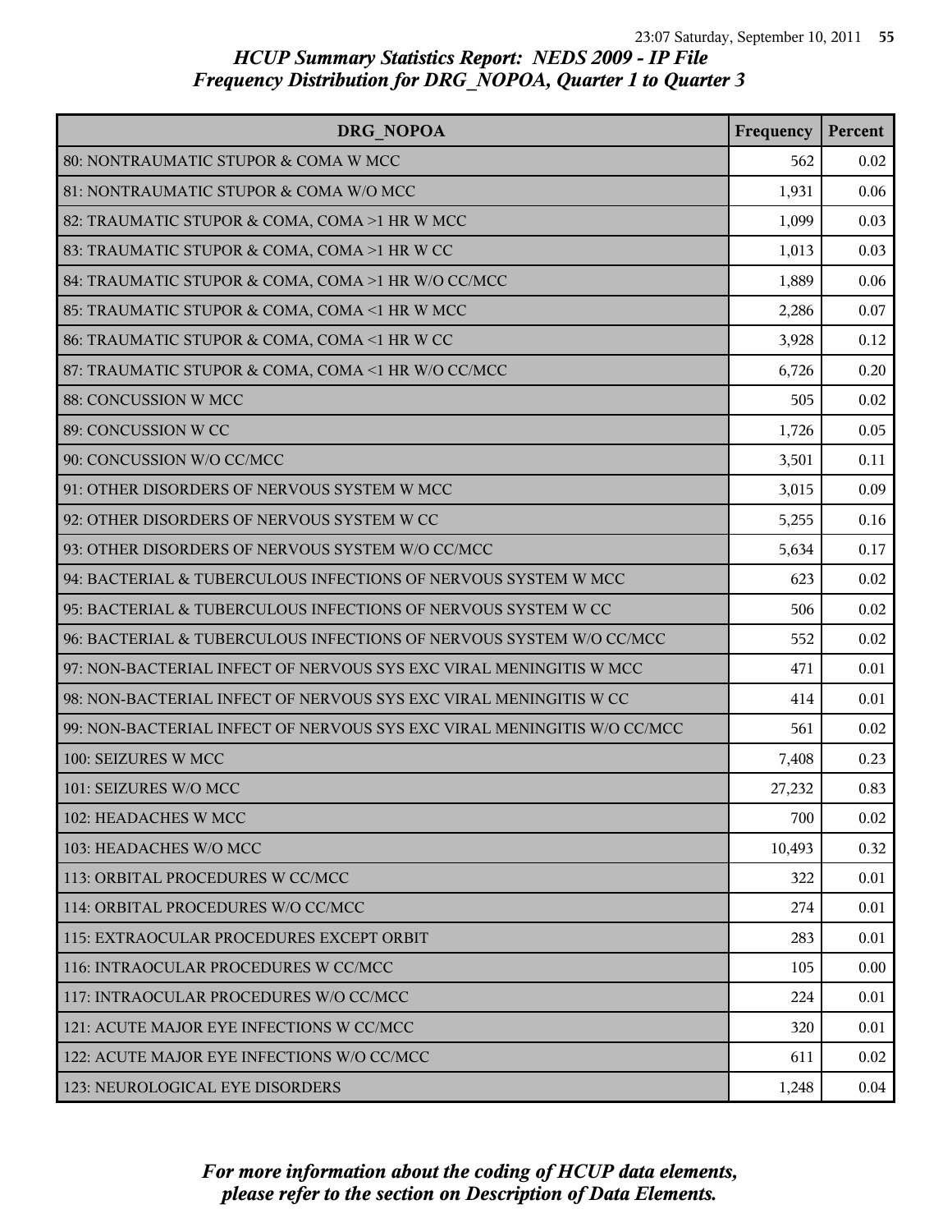# *HCUP Summary Statistics Report: NEDS 2009 - IP File*
## *Frequency Distribution for DRG_NOPOA, Quarter 1 to Quarter 3*

| DRG_NOPOA | Frequency | Percent |
|---|---|---|
| 80: NONTRAUMATIC STUPOR & COMA W MCC | 562 | 0.02 |
| 81: NONTRAUMATIC STUPOR & COMA W/O MCC | 1,931 | 0.06 |
| 82: TRAUMATIC STUPOR & COMA, COMA >1 HR W MCC | 1,099 | 0.03 |
| 83: TRAUMATIC STUPOR & COMA, COMA >1 HR W CC | 1,013 | 0.03 |
| 84: TRAUMATIC STUPOR & COMA, COMA >1 HR W/O CC/MCC | 1,889 | 0.06 |
| 85: TRAUMATIC STUPOR & COMA, COMA <1 HR W MCC | 2,286 | 0.07 |
| 86: TRAUMATIC STUPOR & COMA, COMA <1 HR W CC | 3,928 | 0.12 |
| 87: TRAUMATIC STUPOR & COMA, COMA <1 HR W/O CC/MCC | 6,726 | 0.20 |
| 88: CONCUSSION W MCC | 505 | 0.02 |
| 89: CONCUSSION W CC | 1,726 | 0.05 |
| 90: CONCUSSION W/O CC/MCC | 3,501 | 0.11 |
| 91: OTHER DISORDERS OF NERVOUS SYSTEM W MCC | 3,015 | 0.09 |
| 92: OTHER DISORDERS OF NERVOUS SYSTEM W CC | 5,255 | 0.16 |
| 93: OTHER DISORDERS OF NERVOUS SYSTEM W/O CC/MCC | 5,634 | 0.17 |
| 94: BACTERIAL & TUBERCULOUS INFECTIONS OF NERVOUS SYSTEM W MCC | 623 | 0.02 |
| 95: BACTERIAL & TUBERCULOUS INFECTIONS OF NERVOUS SYSTEM W CC | 506 | 0.02 |
| 96: BACTERIAL & TUBERCULOUS INFECTIONS OF NERVOUS SYSTEM W/O CC/MCC | 552 | 0.02 |
| 97: NON-BACTERIAL INFECT OF NERVOUS SYS EXC VIRAL MENINGITIS W MCC | 471 | 0.01 |
| 98: NON-BACTERIAL INFECT OF NERVOUS SYS EXC VIRAL MENINGITIS W CC | 414 | 0.01 |
| 99: NON-BACTERIAL INFECT OF NERVOUS SYS EXC VIRAL MENINGITIS W/O CC/MCC | 561 | 0.02 |
| 100: SEIZURES W MCC | 7,408 | 0.23 |
| 101: SEIZURES W/O MCC | 27,232 | 0.83 |
| 102: HEADACHES W MCC | 700 | 0.02 |
| 103: HEADACHES W/O MCC | 10,493 | 0.32 |
| 113: ORBITAL PROCEDURES W CC/MCC | 322 | 0.01 |
| 114: ORBITAL PROCEDURES W/O CC/MCC | 274 | 0.01 |
| 115: EXTRAOCULAR PROCEDURES EXCEPT ORBIT | 283 | 0.01 |
| 116: INTRAOCULAR PROCEDURES W CC/MCC | 105 | 0.00 |
| 117: INTRAOCULAR PROCEDURES W/O CC/MCC | 224 | 0.01 |
| 121: ACUTE MAJOR EYE INFECTIONS W CC/MCC | 320 | 0.01 |
| 122: ACUTE MAJOR EYE INFECTIONS W/O CC/MCC | 611 | 0.02 |
| 123: NEUROLOGICAL EYE DISORDERS | 1,248 | 0.04 |

*For more information about the coding of HCUP data elements, please refer to the section on Description of Data Elements.*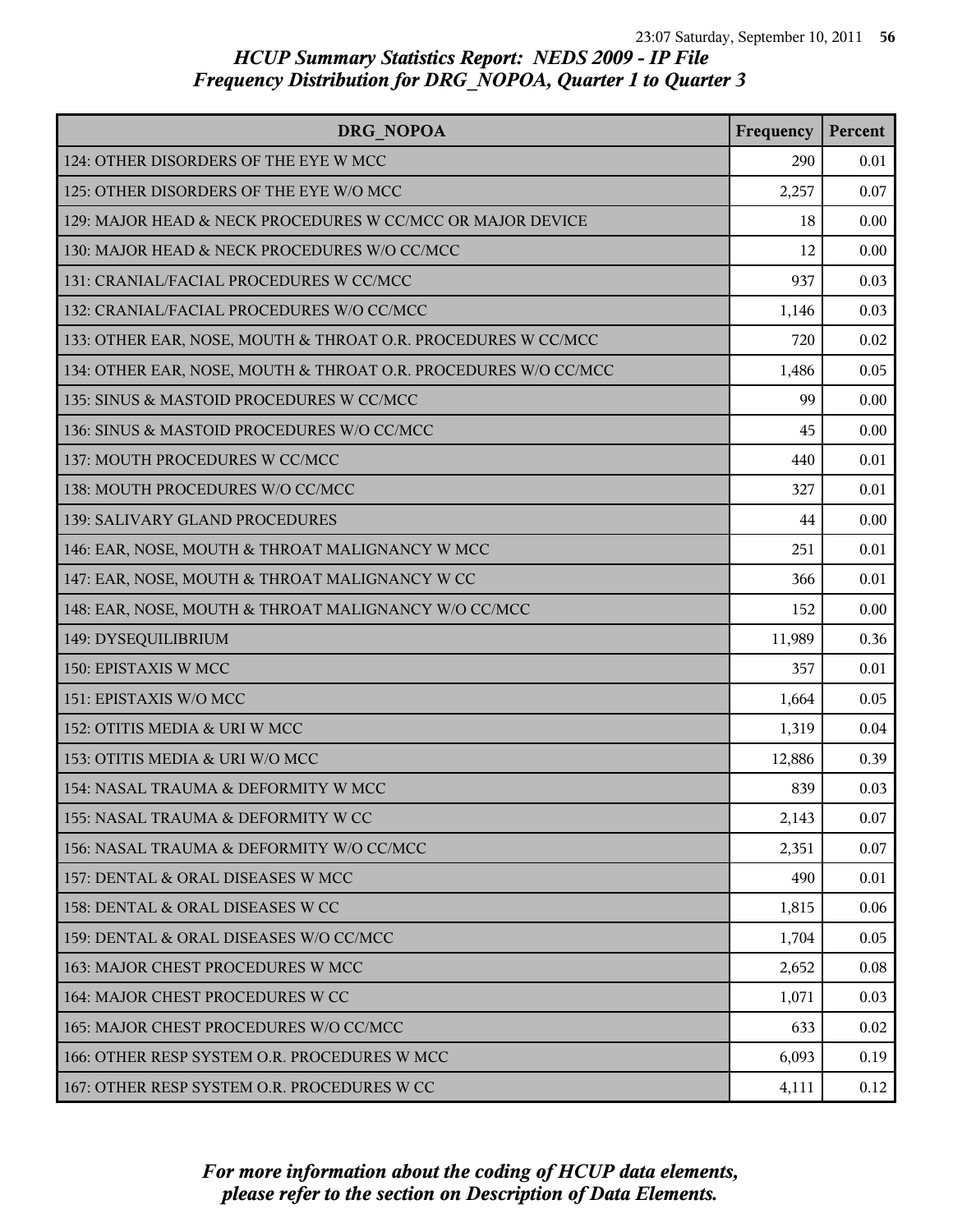## HCUP Summary Statistics Report: NEDS 2009 - IP File
## Frequency Distribution for DRG_NOPOA, Quarter 1 to Quarter 3

| DRG_NOPOA | Frequency | Percent |
|---|---|---|
| 124: OTHER DISORDERS OF THE EYE W MCC | 290 | 0.01 |
| 125: OTHER DISORDERS OF THE EYE W/O MCC | 2,257 | 0.07 |
| 129: MAJOR HEAD & NECK PROCEDURES W CC/MCC OR MAJOR DEVICE | 18 | 0.00 |
| 130: MAJOR HEAD & NECK PROCEDURES W/O CC/MCC | 12 | 0.00 |
| 131: CRANIAL/FACIAL PROCEDURES W CC/MCC | 937 | 0.03 |
| 132: CRANIAL/FACIAL PROCEDURES W/O CC/MCC | 1,146 | 0.03 |
| 133: OTHER EAR, NOSE, MOUTH & THROAT O.R. PROCEDURES W CC/MCC | 720 | 0.02 |
| 134: OTHER EAR, NOSE, MOUTH & THROAT O.R. PROCEDURES W/O CC/MCC | 1,486 | 0.05 |
| 135: SINUS & MASTOID PROCEDURES W CC/MCC | 99 | 0.00 |
| 136: SINUS & MASTOID PROCEDURES W/O CC/MCC | 45 | 0.00 |
| 137: MOUTH PROCEDURES W CC/MCC | 440 | 0.01 |
| 138: MOUTH PROCEDURES W/O CC/MCC | 327 | 0.01 |
| 139: SALIVARY GLAND PROCEDURES | 44 | 0.00 |
| 146: EAR, NOSE, MOUTH & THROAT MALIGNANCY W MCC | 251 | 0.01 |
| 147: EAR, NOSE, MOUTH & THROAT MALIGNANCY W CC | 366 | 0.01 |
| 148: EAR, NOSE, MOUTH & THROAT MALIGNANCY W/O CC/MCC | 152 | 0.00 |
| 149: DYSEQUILIBRIUM | 11,989 | 0.36 |
| 150: EPISTAXIS W MCC | 357 | 0.01 |
| 151: EPISTAXIS W/O MCC | 1,664 | 0.05 |
| 152: OTITIS MEDIA & URI W MCC | 1,319 | 0.04 |
| 153: OTITIS MEDIA & URI W/O MCC | 12,886 | 0.39 |
| 154: NASAL TRAUMA & DEFORMITY W MCC | 839 | 0.03 |
| 155: NASAL TRAUMA & DEFORMITY W CC | 2,143 | 0.07 |
| 156: NASAL TRAUMA & DEFORMITY W/O CC/MCC | 2,351 | 0.07 |
| 157: DENTAL & ORAL DISEASES W MCC | 490 | 0.01 |
| 158: DENTAL & ORAL DISEASES W CC | 1,815 | 0.06 |
| 159: DENTAL & ORAL DISEASES W/O CC/MCC | 1,704 | 0.05 |
| 163: MAJOR CHEST PROCEDURES W MCC | 2,652 | 0.08 |
| 164: MAJOR CHEST PROCEDURES W CC | 1,071 | 0.03 |
| 165: MAJOR CHEST PROCEDURES W/O CC/MCC | 633 | 0.02 |
| 166: OTHER RESP SYSTEM O.R. PROCEDURES W MCC | 6,093 | 0.19 |
| 167: OTHER RESP SYSTEM O.R. PROCEDURES W CC | 4,111 | 0.12 |

*For more information about the coding of HCUP data elements, please refer to the section on Description of Data Elements.*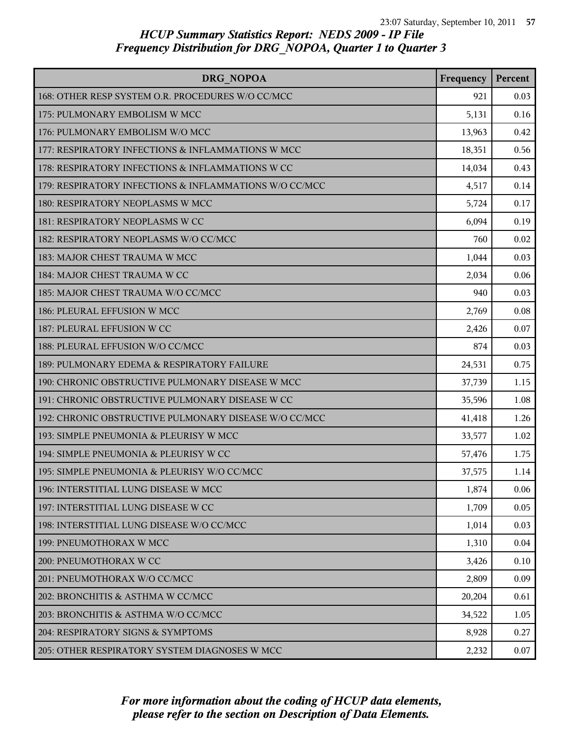# HCUP Summary Statistics Report: NEDS 2009 - IP File
## Frequency Distribution for DRG_NOPOA, Quarter 1 to Quarter 3

| DRG_NOPOA | Frequency | Percent |
|---|---|---|
| 168: OTHER RESP SYSTEM O.R. PROCEDURES W/O CC/MCC | 921 | 0.03 |
| 175: PULMONARY EMBOLISM W MCC | 5,131 | 0.16 |
| 176: PULMONARY EMBOLISM W/O MCC | 13,963 | 0.42 |
| 177: RESPIRATORY INFECTIONS & INFLAMMATIONS W MCC | 18,351 | 0.56 |
| 178: RESPIRATORY INFECTIONS & INFLAMMATIONS W CC | 14,034 | 0.43 |
| 179: RESPIRATORY INFECTIONS & INFLAMMATIONS W/O CC/MCC | 4,517 | 0.14 |
| 180: RESPIRATORY NEOPLASMS W MCC | 5,724 | 0.17 |
| 181: RESPIRATORY NEOPLASMS W CC | 6,094 | 0.19 |
| 182: RESPIRATORY NEOPLASMS W/O CC/MCC | 760 | 0.02 |
| 183: MAJOR CHEST TRAUMA W MCC | 1,044 | 0.03 |
| 184: MAJOR CHEST TRAUMA W CC | 2,034 | 0.06 |
| 185: MAJOR CHEST TRAUMA W/O CC/MCC | 940 | 0.03 |
| 186: PLEURAL EFFUSION W MCC | 2,769 | 0.08 |
| 187: PLEURAL EFFUSION W CC | 2,426 | 0.07 |
| 188: PLEURAL EFFUSION W/O CC/MCC | 874 | 0.03 |
| 189: PULMONARY EDEMA & RESPIRATORY FAILURE | 24,531 | 0.75 |
| 190: CHRONIC OBSTRUCTIVE PULMONARY DISEASE W MCC | 37,739 | 1.15 |
| 191: CHRONIC OBSTRUCTIVE PULMONARY DISEASE W CC | 35,596 | 1.08 |
| 192: CHRONIC OBSTRUCTIVE PULMONARY DISEASE W/O CC/MCC | 41,418 | 1.26 |
| 193: SIMPLE PNEUMONIA & PLEURISY W MCC | 33,577 | 1.02 |
| 194: SIMPLE PNEUMONIA & PLEURISY W CC | 57,476 | 1.75 |
| 195: SIMPLE PNEUMONIA & PLEURISY W/O CC/MCC | 37,575 | 1.14 |
| 196: INTERSTITIAL LUNG DISEASE W MCC | 1,874 | 0.06 |
| 197: INTERSTITIAL LUNG DISEASE W CC | 1,709 | 0.05 |
| 198: INTERSTITIAL LUNG DISEASE W/O CC/MCC | 1,014 | 0.03 |
| 199: PNEUMOTHORAX W MCC | 1,310 | 0.04 |
| 200: PNEUMOTHORAX W CC | 3,426 | 0.10 |
| 201: PNEUMOTHORAX W/O CC/MCC | 2,809 | 0.09 |
| 202: BRONCHITIS & ASTHMA W CC/MCC | 20,204 | 0.61 |
| 203: BRONCHITIS & ASTHMA W/O CC/MCC | 34,522 | 1.05 |
| 204: RESPIRATORY SIGNS & SYMPTOMS | 8,928 | 0.27 |
| 205: OTHER RESPIRATORY SYSTEM DIAGNOSES W MCC | 2,232 | 0.07 |

*For more information about the coding of HCUP data elements, please refer to the section on Description of Data Elements.*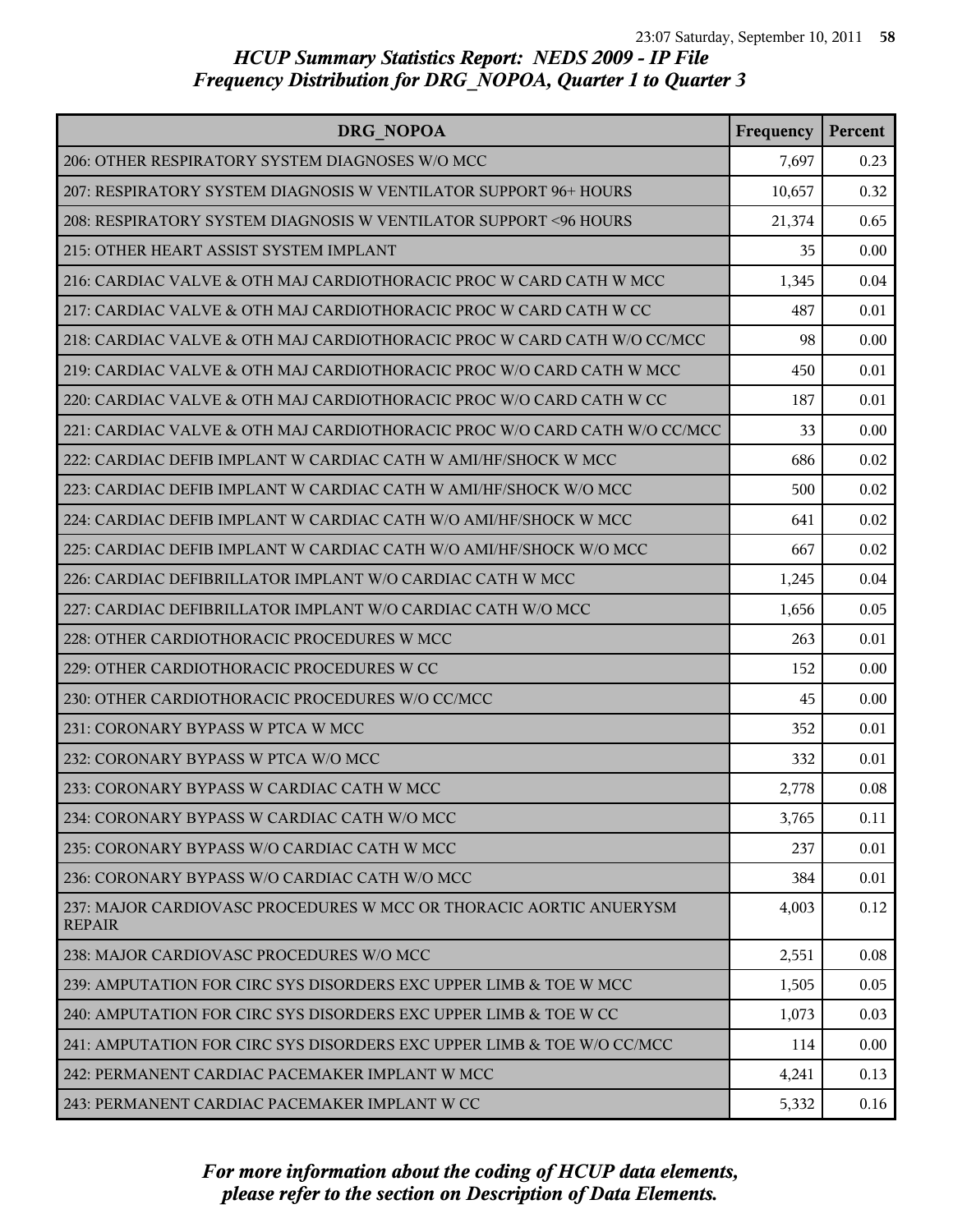# HCUP Summary Statistics Report: NEDS 2009 - IP File
## Frequency Distribution for DRG_NOPOA, Quarter 1 to Quarter 3

| DRG_NOPOA | Frequency | Percent |
|---|---|---|
| 206: OTHER RESPIRATORY SYSTEM DIAGNOSES W/O MCC | 7,697 | 0.23 |
| 207: RESPIRATORY SYSTEM DIAGNOSIS W VENTILATOR SUPPORT 96+ HOURS | 10,657 | 0.32 |
| 208: RESPIRATORY SYSTEM DIAGNOSIS W VENTILATOR SUPPORT <96 HOURS | 21,374 | 0.65 |
| 215: OTHER HEART ASSIST SYSTEM IMPLANT | 35 | 0.00 |
| 216: CARDIAC VALVE & OTH MAJ CARDIOTHORACIC PROC W CARD CATH W MCC | 1,345 | 0.04 |
| 217: CARDIAC VALVE & OTH MAJ CARDIOTHORACIC PROC W CARD CATH W CC | 487 | 0.01 |
| 218: CARDIAC VALVE & OTH MAJ CARDIOTHORACIC PROC W CARD CATH W/O CC/MCC | 98 | 0.00 |
| 219: CARDIAC VALVE & OTH MAJ CARDIOTHORACIC PROC W/O CARD CATH W MCC | 450 | 0.01 |
| 220: CARDIAC VALVE & OTH MAJ CARDIOTHORACIC PROC W/O CARD CATH W CC | 187 | 0.01 |
| 221: CARDIAC VALVE & OTH MAJ CARDIOTHORACIC PROC W/O CARD CATH W/O CC/MCC | 33 | 0.00 |
| 222: CARDIAC DEFIB IMPLANT W CARDIAC CATH W AMI/HF/SHOCK W MCC | 686 | 0.02 |
| 223: CARDIAC DEFIB IMPLANT W CARDIAC CATH W AMI/HF/SHOCK W/O MCC | 500 | 0.02 |
| 224: CARDIAC DEFIB IMPLANT W CARDIAC CATH W/O AMI/HF/SHOCK W MCC | 641 | 0.02 |
| 225: CARDIAC DEFIB IMPLANT W CARDIAC CATH W/O AMI/HF/SHOCK W/O MCC | 667 | 0.02 |
| 226: CARDIAC DEFIBRILLATOR IMPLANT W/O CARDIAC CATH W MCC | 1,245 | 0.04 |
| 227: CARDIAC DEFIBRILLATOR IMPLANT W/O CARDIAC CATH W/O MCC | 1,656 | 0.05 |
| 228: OTHER CARDIOTHORACIC PROCEDURES W MCC | 263 | 0.01 |
| 229: OTHER CARDIOTHORACIC PROCEDURES W CC | 152 | 0.00 |
| 230: OTHER CARDIOTHORACIC PROCEDURES W/O CC/MCC | 45 | 0.00 |
| 231: CORONARY BYPASS W PTCA W MCC | 352 | 0.01 |
| 232: CORONARY BYPASS W PTCA W/O MCC | 332 | 0.01 |
| 233: CORONARY BYPASS W CARDIAC CATH W MCC | 2,778 | 0.08 |
| 234: CORONARY BYPASS W CARDIAC CATH W/O MCC | 3,765 | 0.11 |
| 235: CORONARY BYPASS W/O CARDIAC CATH W MCC | 237 | 0.01 |
| 236: CORONARY BYPASS W/O CARDIAC CATH W/O MCC | 384 | 0.01 |
| 237: MAJOR CARDIOVASC PROCEDURES W MCC OR THORACIC AORTIC ANUERYSM REPAIR | 4,003 | 0.12 |
| 238: MAJOR CARDIOVASC PROCEDURES W/O MCC | 2,551 | 0.08 |
| 239: AMPUTATION FOR CIRC SYS DISORDERS EXC UPPER LIMB & TOE W MCC | 1,505 | 0.05 |
| 240: AMPUTATION FOR CIRC SYS DISORDERS EXC UPPER LIMB & TOE W CC | 1,073 | 0.03 |
| 241: AMPUTATION FOR CIRC SYS DISORDERS EXC UPPER LIMB & TOE W/O CC/MCC | 114 | 0.00 |
| 242: PERMANENT CARDIAC PACEMAKER IMPLANT W MCC | 4,241 | 0.13 |
| 243: PERMANENT CARDIAC PACEMAKER IMPLANT W CC | 5,332 | 0.16 |

*For more information about the coding of HCUP data elements, please refer to the section on Description of Data Elements.*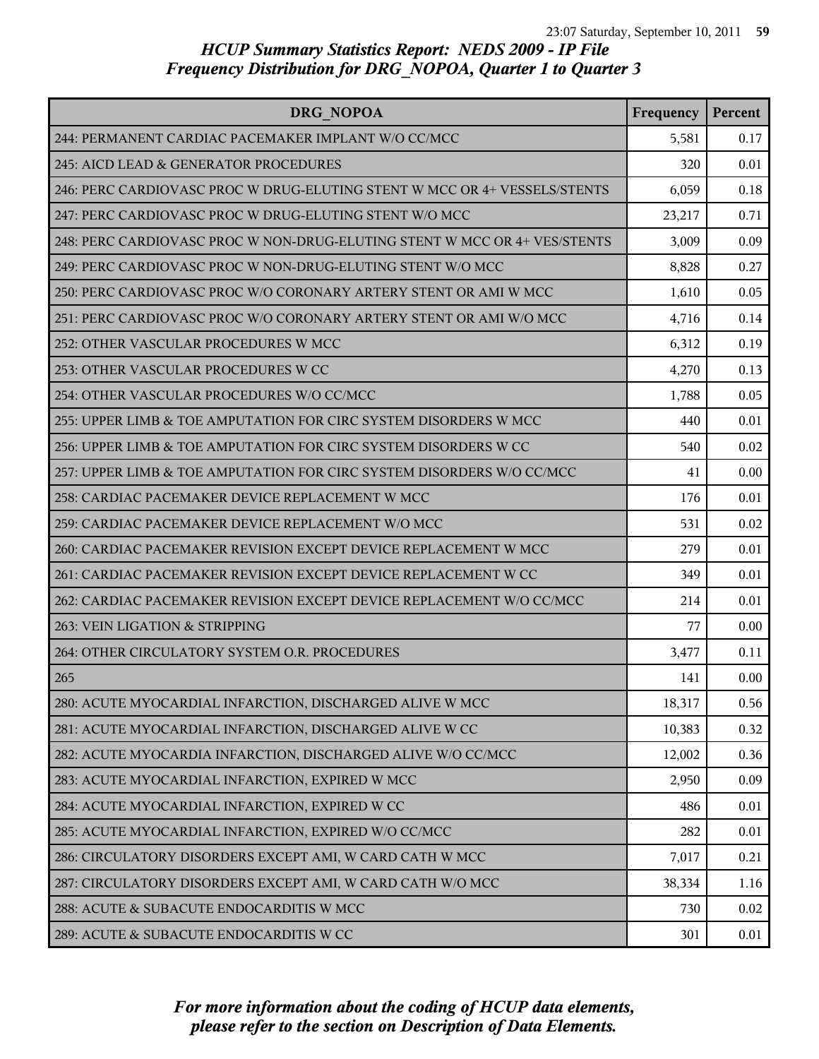# HCUP Summary Statistics Report: NEDS 2009 - IP File
## Frequency Distribution for DRG_NOPOA, Quarter 1 to Quarter 3

| DRG_NOPOA | Frequency | Percent |
|---|---|---|
| 244: PERMANENT CARDIAC PACEMAKER IMPLANT W/O CC/MCC | 5,581 | 0.17 |
| 245: AICD LEAD & GENERATOR PROCEDURES | 320 | 0.01 |
| 246: PERC CARDIOVASC PROC W DRUG-ELUTING STENT W MCC OR 4+ VESSELS/STENTS | 6,059 | 0.18 |
| 247: PERC CARDIOVASC PROC W DRUG-ELUTING STENT W/O MCC | 23,217 | 0.71 |
| 248: PERC CARDIOVASC PROC W NON-DRUG-ELUTING STENT W MCC OR 4+ VES/STENTS | 3,009 | 0.09 |
| 249: PERC CARDIOVASC PROC W NON-DRUG-ELUTING STENT W/O MCC | 8,828 | 0.27 |
| 250: PERC CARDIOVASC PROC W/O CORONARY ARTERY STENT OR AMI W MCC | 1,610 | 0.05 |
| 251: PERC CARDIOVASC PROC W/O CORONARY ARTERY STENT OR AMI W/O MCC | 4,716 | 0.14 |
| 252: OTHER VASCULAR PROCEDURES W MCC | 6,312 | 0.19 |
| 253: OTHER VASCULAR PROCEDURES W CC | 4,270 | 0.13 |
| 254: OTHER VASCULAR PROCEDURES W/O CC/MCC | 1,788 | 0.05 |
| 255: UPPER LIMB & TOE AMPUTATION FOR CIRC SYSTEM DISORDERS W MCC | 440 | 0.01 |
| 256: UPPER LIMB & TOE AMPUTATION FOR CIRC SYSTEM DISORDERS W CC | 540 | 0.02 |
| 257: UPPER LIMB & TOE AMPUTATION FOR CIRC SYSTEM DISORDERS W/O CC/MCC | 41 | 0.00 |
| 258: CARDIAC PACEMAKER DEVICE REPLACEMENT W MCC | 176 | 0.01 |
| 259: CARDIAC PACEMAKER DEVICE REPLACEMENT W/O MCC | 531 | 0.02 |
| 260: CARDIAC PACEMAKER REVISION EXCEPT DEVICE REPLACEMENT W MCC | 279 | 0.01 |
| 261: CARDIAC PACEMAKER REVISION EXCEPT DEVICE REPLACEMENT W CC | 349 | 0.01 |
| 262: CARDIAC PACEMAKER REVISION EXCEPT DEVICE REPLACEMENT W/O CC/MCC | 214 | 0.01 |
| 263: VEIN LIGATION & STRIPPING | 77 | 0.00 |
| 264: OTHER CIRCULATORY SYSTEM O.R. PROCEDURES | 3,477 | 0.11 |
| 265 | 141 | 0.00 |
| 280: ACUTE MYOCARDIAL INFARCTION, DISCHARGED ALIVE W MCC | 18,317 | 0.56 |
| 281: ACUTE MYOCARDIAL INFARCTION, DISCHARGED ALIVE W CC | 10,383 | 0.32 |
| 282: ACUTE MYOCARDIA INFARCTION, DISCHARGED ALIVE W/O CC/MCC | 12,002 | 0.36 |
| 283: ACUTE MYOCARDIAL INFARCTION, EXPIRED W MCC | 2,950 | 0.09 |
| 284: ACUTE MYOCARDIAL INFARCTION, EXPIRED W CC | 486 | 0.01 |
| 285: ACUTE MYOCARDIAL INFARCTION, EXPIRED W/O CC/MCC | 282 | 0.01 |
| 286: CIRCULATORY DISORDERS EXCEPT AMI, W CARD CATH W MCC | 7,017 | 0.21 |
| 287: CIRCULATORY DISORDERS EXCEPT AMI, W CARD CATH W/O MCC | 38,334 | 1.16 |
| 288: ACUTE & SUBACUTE ENDOCARDITIS W MCC | 730 | 0.02 |
| 289: ACUTE & SUBACUTE ENDOCARDITIS W CC | 301 | 0.01 |

*For more information about the coding of HCUP data elements, please refer to the section on Description of Data Elements.*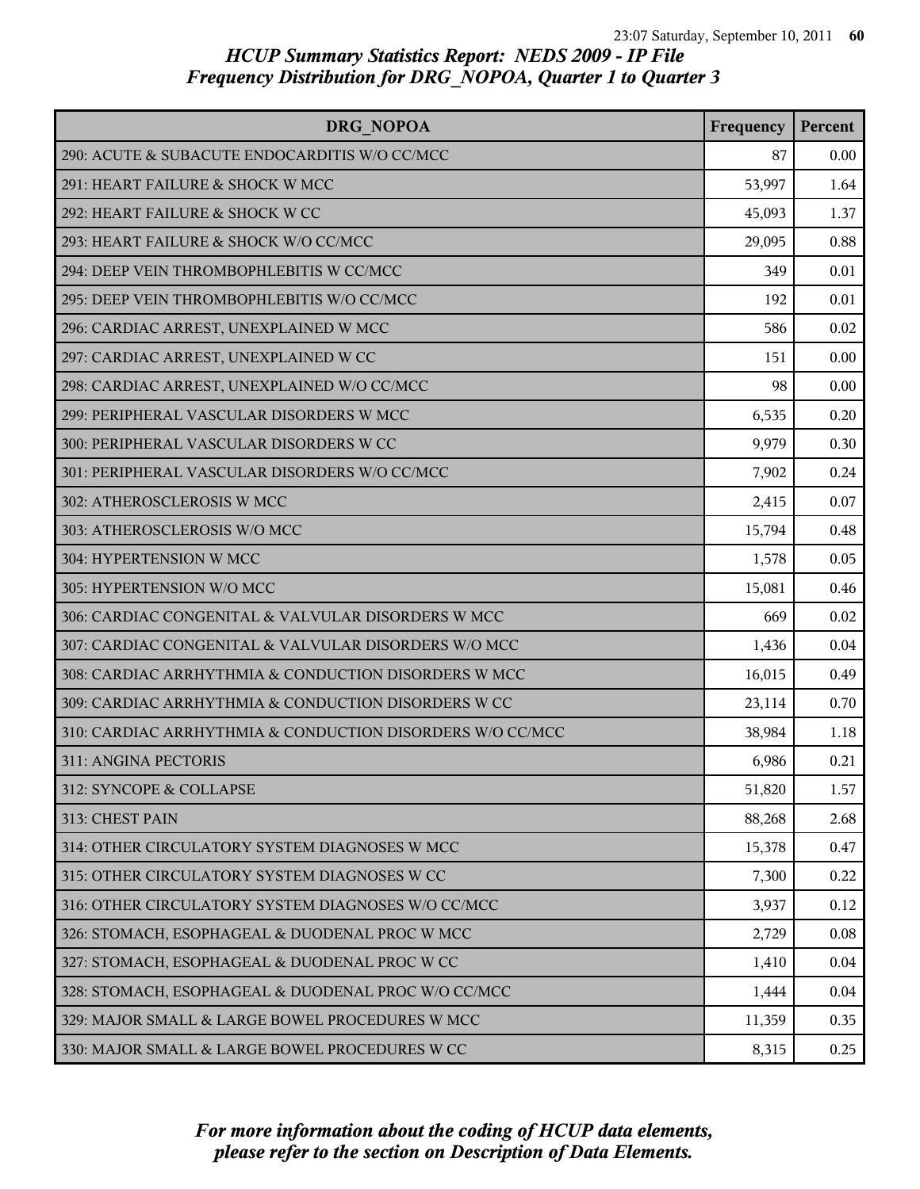# HCUP Summary Statistics Report: NEDS 2009 - IP File
## Frequency Distribution for DRG_NOPOA, Quarter 1 to Quarter 3

| DRG_NOPOA | Frequency | Percent |
|---|---|---|
| 290: ACUTE & SUBACUTE ENDOCARDITIS W/O CC/MCC | 87 | 0.00 |
| 291: HEART FAILURE & SHOCK W MCC | 53,997 | 1.64 |
| 292: HEART FAILURE & SHOCK W CC | 45,093 | 1.37 |
| 293: HEART FAILURE & SHOCK W/O CC/MCC | 29,095 | 0.88 |
| 294: DEEP VEIN THROMBOPHLEBITIS W CC/MCC | 349 | 0.01 |
| 295: DEEP VEIN THROMBOPHLEBITIS W/O CC/MCC | 192 | 0.01 |
| 296: CARDIAC ARREST, UNEXPLAINED W MCC | 586 | 0.02 |
| 297: CARDIAC ARREST, UNEXPLAINED W CC | 151 | 0.00 |
| 298: CARDIAC ARREST, UNEXPLAINED W/O CC/MCC | 98 | 0.00 |
| 299: PERIPHERAL VASCULAR DISORDERS W MCC | 6,535 | 0.20 |
| 300: PERIPHERAL VASCULAR DISORDERS W CC | 9,979 | 0.30 |
| 301: PERIPHERAL VASCULAR DISORDERS W/O CC/MCC | 7,902 | 0.24 |
| 302: ATHEROSCLEROSIS W MCC | 2,415 | 0.07 |
| 303: ATHEROSCLEROSIS W/O MCC | 15,794 | 0.48 |
| 304: HYPERTENSION W MCC | 1,578 | 0.05 |
| 305: HYPERTENSION W/O MCC | 15,081 | 0.46 |
| 306: CARDIAC CONGENITAL & VALVULAR DISORDERS W MCC | 669 | 0.02 |
| 307: CARDIAC CONGENITAL & VALVULAR DISORDERS W/O MCC | 1,436 | 0.04 |
| 308: CARDIAC ARRHYTHMIA & CONDUCTION DISORDERS W MCC | 16,015 | 0.49 |
| 309: CARDIAC ARRHYTHMIA & CONDUCTION DISORDERS W CC | 23,114 | 0.70 |
| 310: CARDIAC ARRHYTHMIA & CONDUCTION DISORDERS W/O CC/MCC | 38,984 | 1.18 |
| 311: ANGINA PECTORIS | 6,986 | 0.21 |
| 312: SYNCOPE & COLLAPSE | 51,820 | 1.57 |
| 313: CHEST PAIN | 88,268 | 2.68 |
| 314: OTHER CIRCULATORY SYSTEM DIAGNOSES W MCC | 15,378 | 0.47 |
| 315: OTHER CIRCULATORY SYSTEM DIAGNOSES W CC | 7,300 | 0.22 |
| 316: OTHER CIRCULATORY SYSTEM DIAGNOSES W/O CC/MCC | 3,937 | 0.12 |
| 326: STOMACH, ESOPHAGEAL & DUODENAL PROC W MCC | 2,729 | 0.08 |
| 327: STOMACH, ESOPHAGEAL & DUODENAL PROC W CC | 1,410 | 0.04 |
| 328: STOMACH, ESOPHAGEAL & DUODENAL PROC W/O CC/MCC | 1,444 | 0.04 |
| 329: MAJOR SMALL & LARGE BOWEL PROCEDURES W MCC | 11,359 | 0.35 |
| 330: MAJOR SMALL & LARGE BOWEL PROCEDURES W CC | 8,315 | 0.25 |

*For more information about the coding of HCUP data elements, please refer to the section on Description of Data Elements.*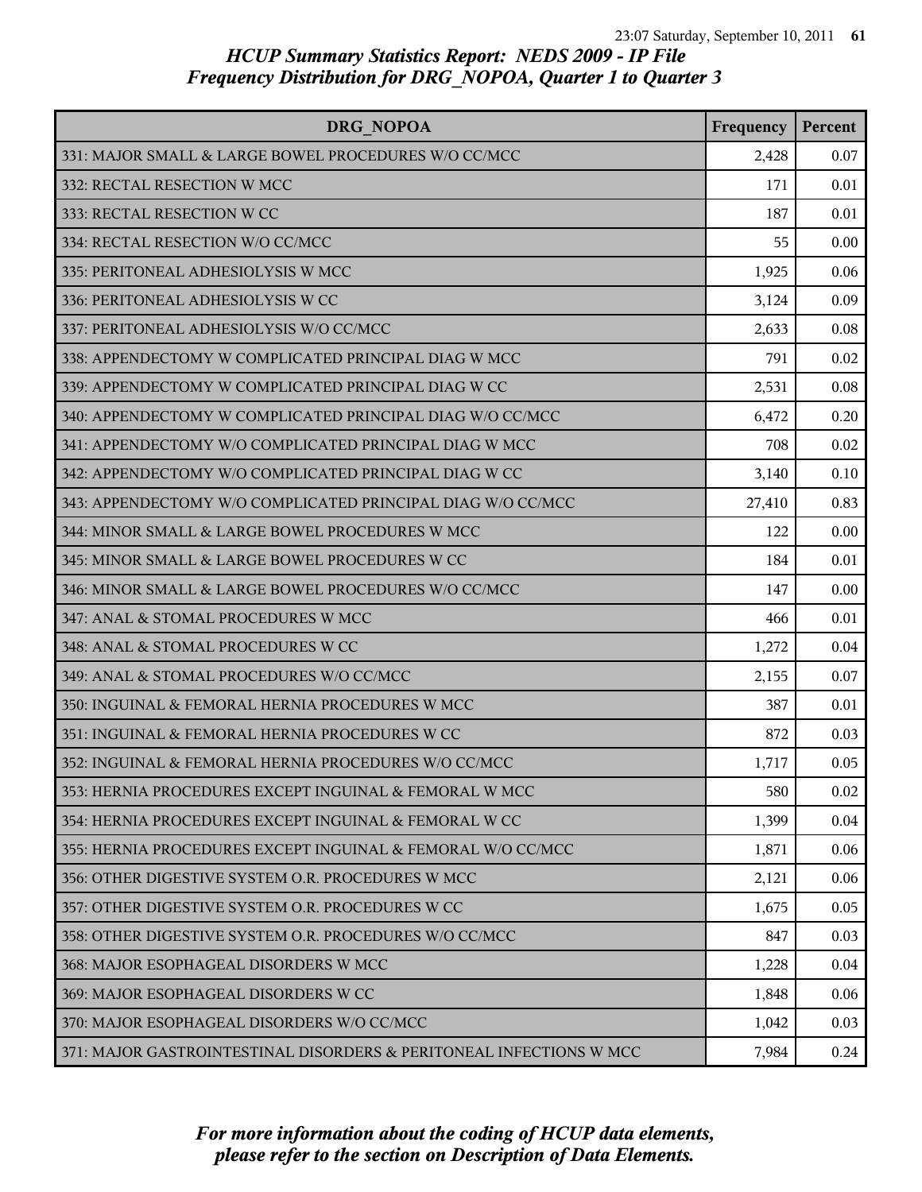## HCUP Summary Statistics Report: NEDS 2009 - IP File
## Frequency Distribution for DRG_NOPOA, Quarter 1 to Quarter 3

| DRG_NOPOA | Frequency | Percent |
|---|---|---|
| 331: MAJOR SMALL & LARGE BOWEL PROCEDURES W/O CC/MCC | 2,428 | 0.07 |
| 332: RECTAL RESECTION W MCC | 171 | 0.01 |
| 333: RECTAL RESECTION W CC | 187 | 0.01 |
| 334: RECTAL RESECTION W/O CC/MCC | 55 | 0.00 |
| 335: PERITONEAL ADHESIOLYSIS W MCC | 1,925 | 0.06 |
| 336: PERITONEAL ADHESIOLYSIS W CC | 3,124 | 0.09 |
| 337: PERITONEAL ADHESIOLYSIS W/O CC/MCC | 2,633 | 0.08 |
| 338: APPENDECTOMY W COMPLICATED PRINCIPAL DIAG W MCC | 791 | 0.02 |
| 339: APPENDECTOMY W COMPLICATED PRINCIPAL DIAG W CC | 2,531 | 0.08 |
| 340: APPENDECTOMY W COMPLICATED PRINCIPAL DIAG W/O CC/MCC | 6,472 | 0.20 |
| 341: APPENDECTOMY W/O COMPLICATED PRINCIPAL DIAG W MCC | 708 | 0.02 |
| 342: APPENDECTOMY W/O COMPLICATED PRINCIPAL DIAG W CC | 3,140 | 0.10 |
| 343: APPENDECTOMY W/O COMPLICATED PRINCIPAL DIAG W/O CC/MCC | 27,410 | 0.83 |
| 344: MINOR SMALL & LARGE BOWEL PROCEDURES W MCC | 122 | 0.00 |
| 345: MINOR SMALL & LARGE BOWEL PROCEDURES W CC | 184 | 0.01 |
| 346: MINOR SMALL & LARGE BOWEL PROCEDURES W/O CC/MCC | 147 | 0.00 |
| 347: ANAL & STOMAL PROCEDURES W MCC | 466 | 0.01 |
| 348: ANAL & STOMAL PROCEDURES W CC | 1,272 | 0.04 |
| 349: ANAL & STOMAL PROCEDURES W/O CC/MCC | 2,155 | 0.07 |
| 350: INGUINAL & FEMORAL HERNIA PROCEDURES W MCC | 387 | 0.01 |
| 351: INGUINAL & FEMORAL HERNIA PROCEDURES W CC | 872 | 0.03 |
| 352: INGUINAL & FEMORAL HERNIA PROCEDURES W/O CC/MCC | 1,717 | 0.05 |
| 353: HERNIA PROCEDURES EXCEPT INGUINAL & FEMORAL W MCC | 580 | 0.02 |
| 354: HERNIA PROCEDURES EXCEPT INGUINAL & FEMORAL W CC | 1,399 | 0.04 |
| 355: HERNIA PROCEDURES EXCEPT INGUINAL & FEMORAL W/O CC/MCC | 1,871 | 0.06 |
| 356: OTHER DIGESTIVE SYSTEM O.R. PROCEDURES W MCC | 2,121 | 0.06 |
| 357: OTHER DIGESTIVE SYSTEM O.R. PROCEDURES W CC | 1,675 | 0.05 |
| 358: OTHER DIGESTIVE SYSTEM O.R. PROCEDURES W/O CC/MCC | 847 | 0.03 |
| 368: MAJOR ESOPHAGEAL DISORDERS W MCC | 1,228 | 0.04 |
| 369: MAJOR ESOPHAGEAL DISORDERS W CC | 1,848 | 0.06 |
| 370: MAJOR ESOPHAGEAL DISORDERS W/O CC/MCC | 1,042 | 0.03 |
| 371: MAJOR GASTROINTESTINAL DISORDERS & PERITONEAL INFECTIONS W MCC | 7,984 | 0.24 |

*For more information about the coding of HCUP data elements, please refer to the section on Description of Data Elements.*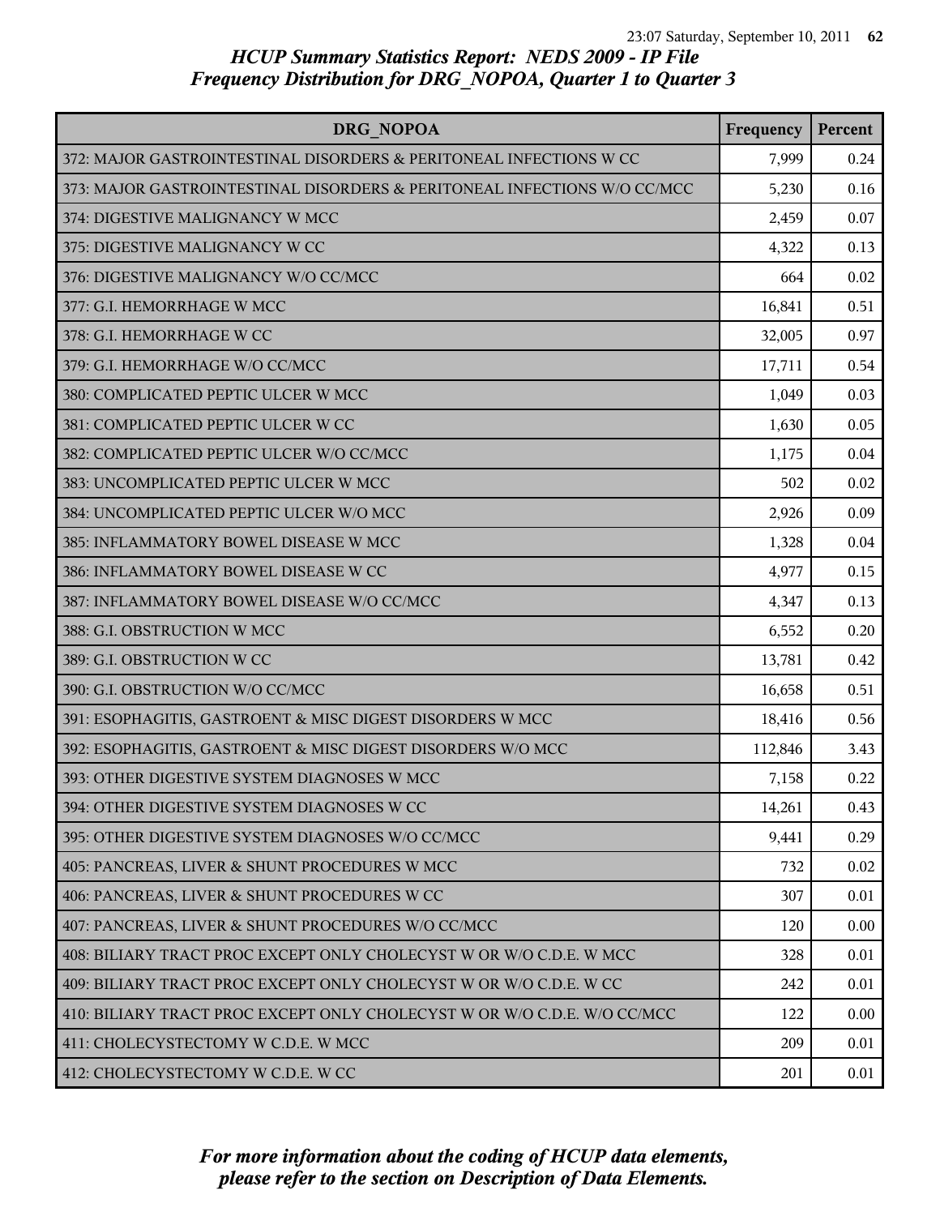## HCUP Summary Statistics Report: NEDS 2009 - IP File
## Frequency Distribution for DRG_NOPOA, Quarter 1 to Quarter 3

| DRG_NOPOA | Frequency | Percent |
|---|---|---|
| 372: MAJOR GASTROINTESTINAL DISORDERS & PERITONEAL INFECTIONS W CC | 7,999 | 0.24 |
| 373: MAJOR GASTROINTESTINAL DISORDERS & PERITONEAL INFECTIONS W/O CC/MCC | 5,230 | 0.16 |
| 374: DIGESTIVE MALIGNANCY W MCC | 2,459 | 0.07 |
| 375: DIGESTIVE MALIGNANCY W CC | 4,322 | 0.13 |
| 376: DIGESTIVE MALIGNANCY W/O CC/MCC | 664 | 0.02 |
| 377: G.I. HEMORRHAGE W MCC | 16,841 | 0.51 |
| 378: G.I. HEMORRHAGE W CC | 32,005 | 0.97 |
| 379: G.I. HEMORRHAGE W/O CC/MCC | 17,711 | 0.54 |
| 380: COMPLICATED PEPTIC ULCER W MCC | 1,049 | 0.03 |
| 381: COMPLICATED PEPTIC ULCER W CC | 1,630 | 0.05 |
| 382: COMPLICATED PEPTIC ULCER W/O CC/MCC | 1,175 | 0.04 |
| 383: UNCOMPLICATED PEPTIC ULCER W MCC | 502 | 0.02 |
| 384: UNCOMPLICATED PEPTIC ULCER W/O MCC | 2,926 | 0.09 |
| 385: INFLAMMATORY BOWEL DISEASE W MCC | 1,328 | 0.04 |
| 386: INFLAMMATORY BOWEL DISEASE W CC | 4,977 | 0.15 |
| 387: INFLAMMATORY BOWEL DISEASE W/O CC/MCC | 4,347 | 0.13 |
| 388: G.I. OBSTRUCTION W MCC | 6,552 | 0.20 |
| 389: G.I. OBSTRUCTION W CC | 13,781 | 0.42 |
| 390: G.I. OBSTRUCTION W/O CC/MCC | 16,658 | 0.51 |
| 391: ESOPHAGITIS, GASTROENT & MISC DIGEST DISORDERS W MCC | 18,416 | 0.56 |
| 392: ESOPHAGITIS, GASTROENT & MISC DIGEST DISORDERS W/O MCC | 112,846 | 3.43 |
| 393: OTHER DIGESTIVE SYSTEM DIAGNOSES W MCC | 7,158 | 0.22 |
| 394: OTHER DIGESTIVE SYSTEM DIAGNOSES W CC | 14,261 | 0.43 |
| 395: OTHER DIGESTIVE SYSTEM DIAGNOSES W/O CC/MCC | 9,441 | 0.29 |
| 405: PANCREAS, LIVER & SHUNT PROCEDURES W MCC | 732 | 0.02 |
| 406: PANCREAS, LIVER & SHUNT PROCEDURES W CC | 307 | 0.01 |
| 407: PANCREAS, LIVER & SHUNT PROCEDURES W/O CC/MCC | 120 | 0.00 |
| 408: BILIARY TRACT PROC EXCEPT ONLY CHOLECYST W OR W/O C.D.E. W MCC | 328 | 0.01 |
| 409: BILIARY TRACT PROC EXCEPT ONLY CHOLECYST W OR W/O C.D.E. W CC | 242 | 0.01 |
| 410: BILIARY TRACT PROC EXCEPT ONLY CHOLECYST W OR W/O C.D.E. W/O CC/MCC | 122 | 0.00 |
| 411: CHOLECYSTECTOMY W C.D.E. W MCC | 209 | 0.01 |
| 412: CHOLECYSTECTOMY W C.D.E. W CC | 201 | 0.01 |

*For more information about the coding of HCUP data elements, please refer to the section on Description of Data Elements.*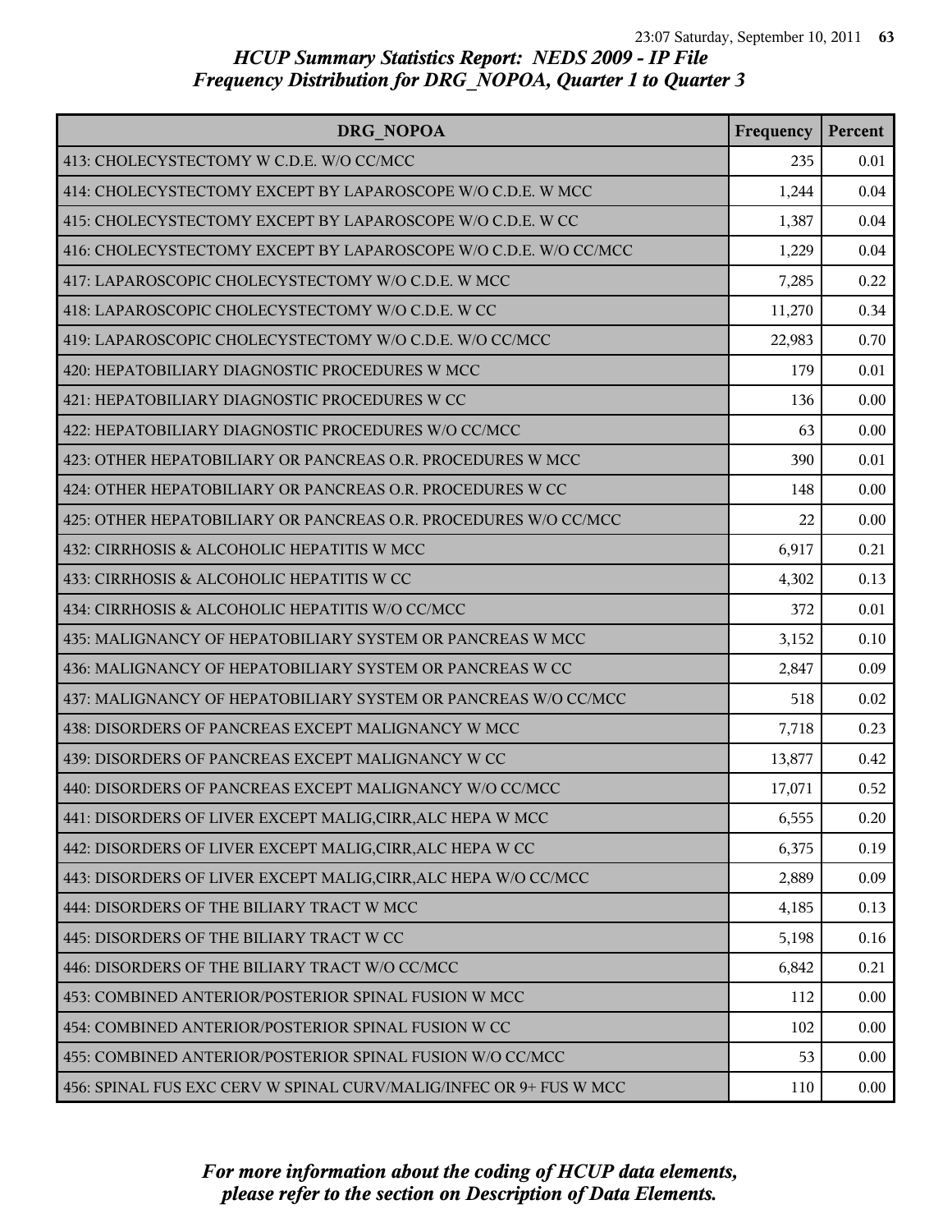# HCUP Summary Statistics Report: NEDS 2009 - IP File
## Frequency Distribution for DRG_NOPOA, Quarter 1 to Quarter 3

| DRG_NOPOA | Frequency | Percent |
| --- | --- | --- |
| 413: CHOLECYSTECTOMY W C.D.E. W/O CC/MCC | 235 | 0.01 |
| 414: CHOLECYSTECTOMY EXCEPT BY LAPAROSCOPE W/O C.D.E. W MCC | 1,244 | 0.04 |
| 415: CHOLECYSTECTOMY EXCEPT BY LAPAROSCOPE W/O C.D.E. W CC | 1,387 | 0.04 |
| 416: CHOLECYSTECTOMY EXCEPT BY LAPAROSCOPE W/O C.D.E. W/O CC/MCC | 1,229 | 0.04 |
| 417: LAPAROSCOPIC CHOLECYSTECTOMY W/O C.D.E. W MCC | 7,285 | 0.22 |
| 418: LAPAROSCOPIC CHOLECYSTECTOMY W/O C.D.E. W CC | 11,270 | 0.34 |
| 419: LAPAROSCOPIC CHOLECYSTECTOMY W/O C.D.E. W/O CC/MCC | 22,983 | 0.70 |
| 420: HEPATOBILIARY DIAGNOSTIC PROCEDURES W MCC | 179 | 0.01 |
| 421: HEPATOBILIARY DIAGNOSTIC PROCEDURES W CC | 136 | 0.00 |
| 422: HEPATOBILIARY DIAGNOSTIC PROCEDURES W/O CC/MCC | 63 | 0.00 |
| 423: OTHER HEPATOBILIARY OR PANCREAS O.R. PROCEDURES W MCC | 390 | 0.01 |
| 424: OTHER HEPATOBILIARY OR PANCREAS O.R. PROCEDURES W CC | 148 | 0.00 |
| 425: OTHER HEPATOBILIARY OR PANCREAS O.R. PROCEDURES W/O CC/MCC | 22 | 0.00 |
| 432: CIRRHOSIS & ALCOHOLIC HEPATITIS W MCC | 6,917 | 0.21 |
| 433: CIRRHOSIS & ALCOHOLIC HEPATITIS W CC | 4,302 | 0.13 |
| 434: CIRRHOSIS & ALCOHOLIC HEPATITIS W/O CC/MCC | 372 | 0.01 |
| 435: MALIGNANCY OF HEPATOBILIARY SYSTEM OR PANCREAS W MCC | 3,152 | 0.10 |
| 436: MALIGNANCY OF HEPATOBILIARY SYSTEM OR PANCREAS W CC | 2,847 | 0.09 |
| 437: MALIGNANCY OF HEPATOBILIARY SYSTEM OR PANCREAS W/O CC/MCC | 518 | 0.02 |
| 438: DISORDERS OF PANCREAS EXCEPT MALIGNANCY W MCC | 7,718 | 0.23 |
| 439: DISORDERS OF PANCREAS EXCEPT MALIGNANCY W CC | 13,877 | 0.42 |
| 440: DISORDERS OF PANCREAS EXCEPT MALIGNANCY W/O CC/MCC | 17,071 | 0.52 |
| 441: DISORDERS OF LIVER EXCEPT MALIG,CIRR,ALC HEPA W MCC | 6,555 | 0.20 |
| 442: DISORDERS OF LIVER EXCEPT MALIG,CIRR,ALC HEPA W CC | 6,375 | 0.19 |
| 443: DISORDERS OF LIVER EXCEPT MALIG,CIRR,ALC HEPA W/O CC/MCC | 2,889 | 0.09 |
| 444: DISORDERS OF THE BILIARY TRACT W MCC | 4,185 | 0.13 |
| 445: DISORDERS OF THE BILIARY TRACT W CC | 5,198 | 0.16 |
| 446: DISORDERS OF THE BILIARY TRACT W/O CC/MCC | 6,842 | 0.21 |
| 453: COMBINED ANTERIOR/POSTERIOR SPINAL FUSION W MCC | 112 | 0.00 |
| 454: COMBINED ANTERIOR/POSTERIOR SPINAL FUSION W CC | 102 | 0.00 |
| 455: COMBINED ANTERIOR/POSTERIOR SPINAL FUSION W/O CC/MCC | 53 | 0.00 |
| 456: SPINAL FUS EXC CERV W SPINAL CURV/MALIG/INFEC OR 9+ FUS W MCC | 110 | 0.00 |

*For more information about the coding of HCUP data elements, please refer to the section on Description of Data Elements.*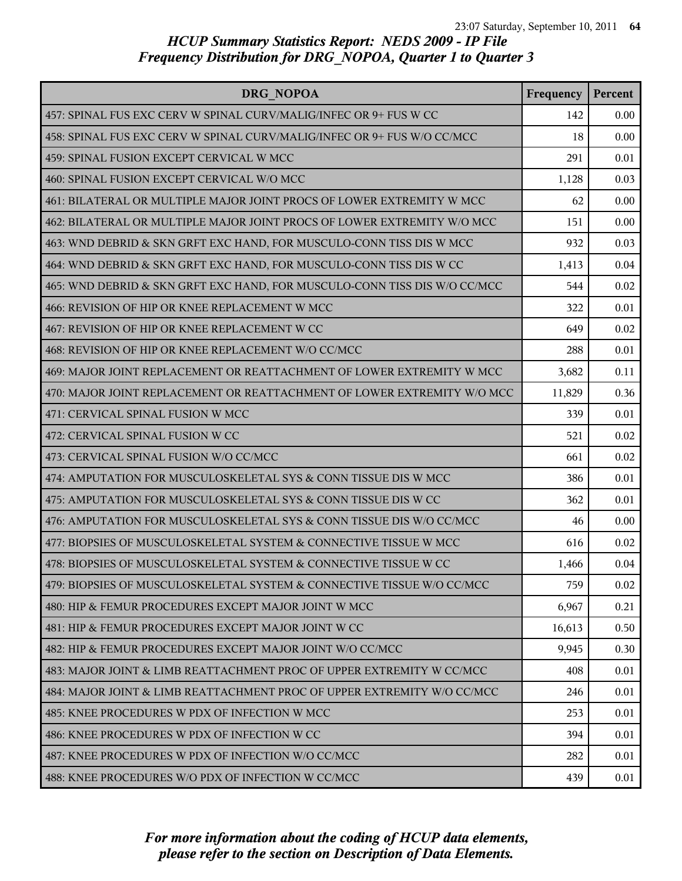# HCUP Summary Statistics Report: NEDS 2009 - IP File
## Frequency Distribution for DRG_NOPOA, Quarter 1 to Quarter 3

| DRG_NOPOA | Frequency | Percent |
|---|---|---|
| 457: SPINAL FUS EXC CERV W SPINAL CURV/MALIG/INFEC OR 9+ FUS W CC | 142 | 0.00 |
| 458: SPINAL FUS EXC CERV W SPINAL CURV/MALIG/INFEC OR 9+ FUS W/O CC/MCC | 18 | 0.00 |
| 459: SPINAL FUSION EXCEPT CERVICAL W MCC | 291 | 0.01 |
| 460: SPINAL FUSION EXCEPT CERVICAL W/O MCC | 1,128 | 0.03 |
| 461: BILATERAL OR MULTIPLE MAJOR JOINT PROCS OF LOWER EXTREMITY W MCC | 62 | 0.00 |
| 462: BILATERAL OR MULTIPLE MAJOR JOINT PROCS OF LOWER EXTREMITY W/O MCC | 151 | 0.00 |
| 463: WND DEBRID & SKN GRFT EXC HAND, FOR MUSCULO-CONN TISS DIS W MCC | 932 | 0.03 |
| 464: WND DEBRID & SKN GRFT EXC HAND, FOR MUSCULO-CONN TISS DIS W CC | 1,413 | 0.04 |
| 465: WND DEBRID & SKN GRFT EXC HAND, FOR MUSCULO-CONN TISS DIS W/O CC/MCC | 544 | 0.02 |
| 466: REVISION OF HIP OR KNEE REPLACEMENT W MCC | 322 | 0.01 |
| 467: REVISION OF HIP OR KNEE REPLACEMENT W CC | 649 | 0.02 |
| 468: REVISION OF HIP OR KNEE REPLACEMENT W/O CC/MCC | 288 | 0.01 |
| 469: MAJOR JOINT REPLACEMENT OR REATTACHMENT OF LOWER EXTREMITY W MCC | 3,682 | 0.11 |
| 470: MAJOR JOINT REPLACEMENT OR REATTACHMENT OF LOWER EXTREMITY W/O MCC | 11,829 | 0.36 |
| 471: CERVICAL SPINAL FUSION W MCC | 339 | 0.01 |
| 472: CERVICAL SPINAL FUSION W CC | 521 | 0.02 |
| 473: CERVICAL SPINAL FUSION W/O CC/MCC | 661 | 0.02 |
| 474: AMPUTATION FOR MUSCULOSKELETAL SYS & CONN TISSUE DIS W MCC | 386 | 0.01 |
| 475: AMPUTATION FOR MUSCULOSKELETAL SYS & CONN TISSUE DIS W CC | 362 | 0.01 |
| 476: AMPUTATION FOR MUSCULOSKELETAL SYS & CONN TISSUE DIS W/O CC/MCC | 46 | 0.00 |
| 477: BIOPSIES OF MUSCULOSKELETAL SYSTEM & CONNECTIVE TISSUE W MCC | 616 | 0.02 |
| 478: BIOPSIES OF MUSCULOSKELETAL SYSTEM & CONNECTIVE TISSUE W CC | 1,466 | 0.04 |
| 479: BIOPSIES OF MUSCULOSKELETAL SYSTEM & CONNECTIVE TISSUE W/O CC/MCC | 759 | 0.02 |
| 480: HIP & FEMUR PROCEDURES EXCEPT MAJOR JOINT W MCC | 6,967 | 0.21 |
| 481: HIP & FEMUR PROCEDURES EXCEPT MAJOR JOINT W CC | 16,613 | 0.50 |
| 482: HIP & FEMUR PROCEDURES EXCEPT MAJOR JOINT W/O CC/MCC | 9,945 | 0.30 |
| 483: MAJOR JOINT & LIMB REATTACHMENT PROC OF UPPER EXTREMITY W CC/MCC | 408 | 0.01 |
| 484: MAJOR JOINT & LIMB REATTACHMENT PROC OF UPPER EXTREMITY W/O CC/MCC | 246 | 0.01 |
| 485: KNEE PROCEDURES W PDX OF INFECTION W MCC | 253 | 0.01 |
| 486: KNEE PROCEDURES W PDX OF INFECTION W CC | 394 | 0.01 |
| 487: KNEE PROCEDURES W PDX OF INFECTION W/O CC/MCC | 282 | 0.01 |
| 488: KNEE PROCEDURES W/O PDX OF INFECTION W CC/MCC | 439 | 0.01 |

*For more information about the coding of HCUP data elements, please refer to the section on Description of Data Elements.*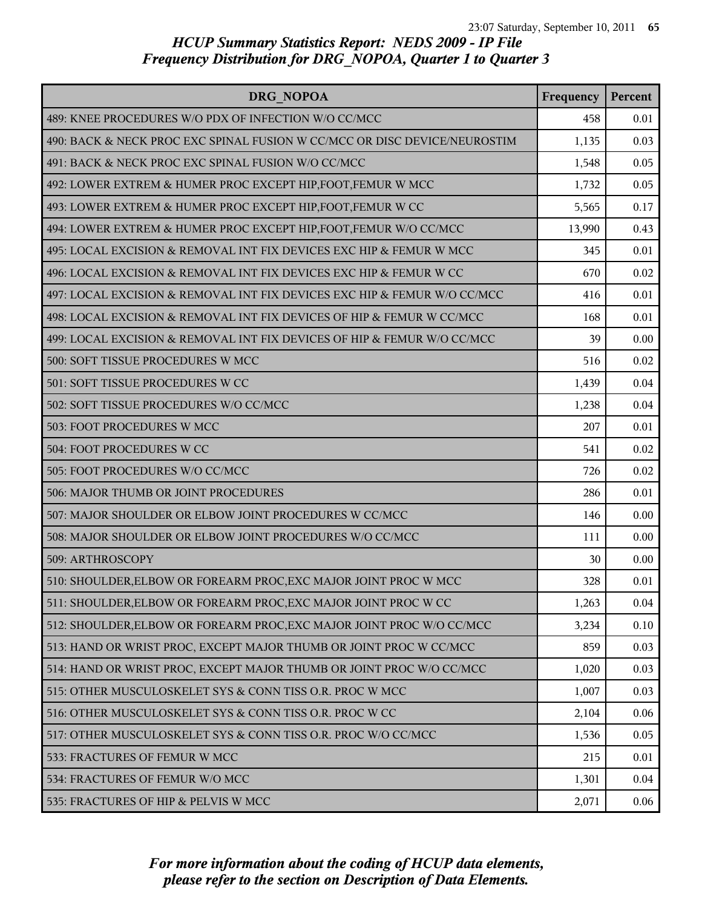*HCUP Summary Statistics Report: NEDS 2009 - IP File*
*Frequency Distribution for DRG_NOPOA, Quarter 1 to Quarter 3*

| DRG_NOPOA | Frequency | Percent |
|---|---|---|
| 489: KNEE PROCEDURES W/O PDX OF INFECTION W/O CC/MCC | 458 | 0.01 |
| 490: BACK & NECK PROC EXC SPINAL FUSION W CC/MCC OR DISC DEVICE/NEUROSTIM | 1,135 | 0.03 |
| 491: BACK & NECK PROC EXC SPINAL FUSION W/O CC/MCC | 1,548 | 0.05 |
| 492: LOWER EXTREM & HUMER PROC EXCEPT HIP,FOOT,FEMUR W MCC | 1,732 | 0.05 |
| 493: LOWER EXTREM & HUMER PROC EXCEPT HIP,FOOT,FEMUR W CC | 5,565 | 0.17 |
| 494: LOWER EXTREM & HUMER PROC EXCEPT HIP,FOOT,FEMUR W/O CC/MCC | 13,990 | 0.43 |
| 495: LOCAL EXCISION & REMOVAL INT FIX DEVICES EXC HIP & FEMUR W MCC | 345 | 0.01 |
| 496: LOCAL EXCISION & REMOVAL INT FIX DEVICES EXC HIP & FEMUR W CC | 670 | 0.02 |
| 497: LOCAL EXCISION & REMOVAL INT FIX DEVICES EXC HIP & FEMUR W/O CC/MCC | 416 | 0.01 |
| 498: LOCAL EXCISION & REMOVAL INT FIX DEVICES OF HIP & FEMUR W CC/MCC | 168 | 0.01 |
| 499: LOCAL EXCISION & REMOVAL INT FIX DEVICES OF HIP & FEMUR W/O CC/MCC | 39 | 0.00 |
| 500: SOFT TISSUE PROCEDURES W MCC | 516 | 0.02 |
| 501: SOFT TISSUE PROCEDURES W CC | 1,439 | 0.04 |
| 502: SOFT TISSUE PROCEDURES W/O CC/MCC | 1,238 | 0.04 |
| 503: FOOT PROCEDURES W MCC | 207 | 0.01 |
| 504: FOOT PROCEDURES W CC | 541 | 0.02 |
| 505: FOOT PROCEDURES W/O CC/MCC | 726 | 0.02 |
| 506: MAJOR THUMB OR JOINT PROCEDURES | 286 | 0.01 |
| 507: MAJOR SHOULDER OR ELBOW JOINT PROCEDURES W CC/MCC | 146 | 0.00 |
| 508: MAJOR SHOULDER OR ELBOW JOINT PROCEDURES W/O CC/MCC | 111 | 0.00 |
| 509: ARTHROSCOPY | 30 | 0.00 |
| 510: SHOULDER,ELBOW OR FOREARM PROC,EXC MAJOR JOINT PROC W MCC | 328 | 0.01 |
| 511: SHOULDER,ELBOW OR FOREARM PROC,EXC MAJOR JOINT PROC W CC | 1,263 | 0.04 |
| 512: SHOULDER,ELBOW OR FOREARM PROC,EXC MAJOR JOINT PROC W/O CC/MCC | 3,234 | 0.10 |
| 513: HAND OR WRIST PROC, EXCEPT MAJOR THUMB OR JOINT PROC W CC/MCC | 859 | 0.03 |
| 514: HAND OR WRIST PROC, EXCEPT MAJOR THUMB OR JOINT PROC W/O CC/MCC | 1,020 | 0.03 |
| 515: OTHER MUSCULOSKELET SYS & CONN TISS O.R. PROC W MCC | 1,007 | 0.03 |
| 516: OTHER MUSCULOSKELET SYS & CONN TISS O.R. PROC W CC | 2,104 | 0.06 |
| 517: OTHER MUSCULOSKELET SYS & CONN TISS O.R. PROC W/O CC/MCC | 1,536 | 0.05 |
| 533: FRACTURES OF FEMUR W MCC | 215 | 0.01 |
| 534: FRACTURES OF FEMUR W/O MCC | 1,301 | 0.04 |
| 535: FRACTURES OF HIP & PELVIS W MCC | 2,071 | 0.06 |

*For more information about the coding of HCUP data elements, please refer to the section on Description of Data Elements.*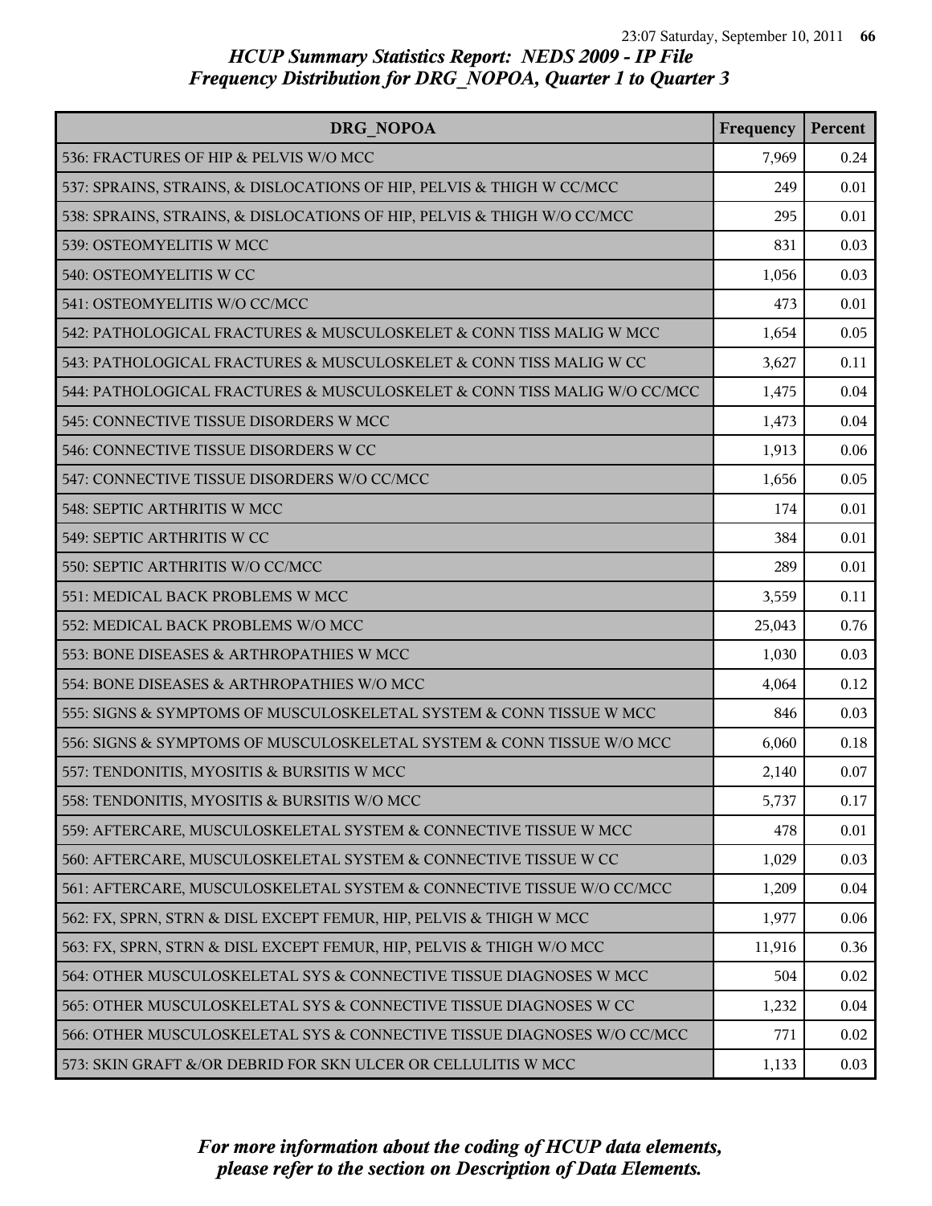# HCUP Summary Statistics Report: NEDS 2009 - IP File
## Frequency Distribution for DRG_NOPOA, Quarter 1 to Quarter 3

| DRG_NOPOA | Frequency | Percent |
|---|---|---|
| 536: FRACTURES OF HIP & PELVIS W/O MCC | 7,969 | 0.24 |
| 537: SPRAINS, STRAINS, & DISLOCATIONS OF HIP, PELVIS & THIGH W CC/MCC | 249 | 0.01 |
| 538: SPRAINS, STRAINS, & DISLOCATIONS OF HIP, PELVIS & THIGH W/O CC/MCC | 295 | 0.01 |
| 539: OSTEOMYELITIS W MCC | 831 | 0.03 |
| 540: OSTEOMYELITIS W CC | 1,056 | 0.03 |
| 541: OSTEOMYELITIS W/O CC/MCC | 473 | 0.01 |
| 542: PATHOLOGICAL FRACTURES & MUSCULOSKELET & CONN TISS MALIG W MCC | 1,654 | 0.05 |
| 543: PATHOLOGICAL FRACTURES & MUSCULOSKELET & CONN TISS MALIG W CC | 3,627 | 0.11 |
| 544: PATHOLOGICAL FRACTURES & MUSCULOSKELET & CONN TISS MALIG W/O CC/MCC | 1,475 | 0.04 |
| 545: CONNECTIVE TISSUE DISORDERS W MCC | 1,473 | 0.04 |
| 546: CONNECTIVE TISSUE DISORDERS W CC | 1,913 | 0.06 |
| 547: CONNECTIVE TISSUE DISORDERS W/O CC/MCC | 1,656 | 0.05 |
| 548: SEPTIC ARTHRITIS W MCC | 174 | 0.01 |
| 549: SEPTIC ARTHRITIS W CC | 384 | 0.01 |
| 550: SEPTIC ARTHRITIS W/O CC/MCC | 289 | 0.01 |
| 551: MEDICAL BACK PROBLEMS W MCC | 3,559 | 0.11 |
| 552: MEDICAL BACK PROBLEMS W/O MCC | 25,043 | 0.76 |
| 553: BONE DISEASES & ARTHROPATHIES W MCC | 1,030 | 0.03 |
| 554: BONE DISEASES & ARTHROPATHIES W/O MCC | 4,064 | 0.12 |
| 555: SIGNS & SYMPTOMS OF MUSCULOSKELETAL SYSTEM & CONN TISSUE W MCC | 846 | 0.03 |
| 556: SIGNS & SYMPTOMS OF MUSCULOSKELETAL SYSTEM & CONN TISSUE W/O MCC | 6,060 | 0.18 |
| 557: TENDONITIS, MYOSITIS & BURSITIS W MCC | 2,140 | 0.07 |
| 558: TENDONITIS, MYOSITIS & BURSITIS W/O MCC | 5,737 | 0.17 |
| 559: AFTERCARE, MUSCULOSKELETAL SYSTEM & CONNECTIVE TISSUE W MCC | 478 | 0.01 |
| 560: AFTERCARE, MUSCULOSKELETAL SYSTEM & CONNECTIVE TISSUE W CC | 1,029 | 0.03 |
| 561: AFTERCARE, MUSCULOSKELETAL SYSTEM & CONNECTIVE TISSUE W/O CC/MCC | 1,209 | 0.04 |
| 562: FX, SPRN, STRN & DISL EXCEPT FEMUR, HIP, PELVIS & THIGH W MCC | 1,977 | 0.06 |
| 563: FX, SPRN, STRN & DISL EXCEPT FEMUR, HIP, PELVIS & THIGH W/O MCC | 11,916 | 0.36 |
| 564: OTHER MUSCULOSKELETAL SYS & CONNECTIVE TISSUE DIAGNOSES W MCC | 504 | 0.02 |
| 565: OTHER MUSCULOSKELETAL SYS & CONNECTIVE TISSUE DIAGNOSES W CC | 1,232 | 0.04 |
| 566: OTHER MUSCULOSKELETAL SYS & CONNECTIVE TISSUE DIAGNOSES W/O CC/MCC | 771 | 0.02 |
| 573: SKIN GRAFT &/OR DEBRID FOR SKN ULCER OR CELLULITIS W MCC | 1,133 | 0.03 |

*For more information about the coding of HCUP data elements, please refer to the section on Description of Data Elements.*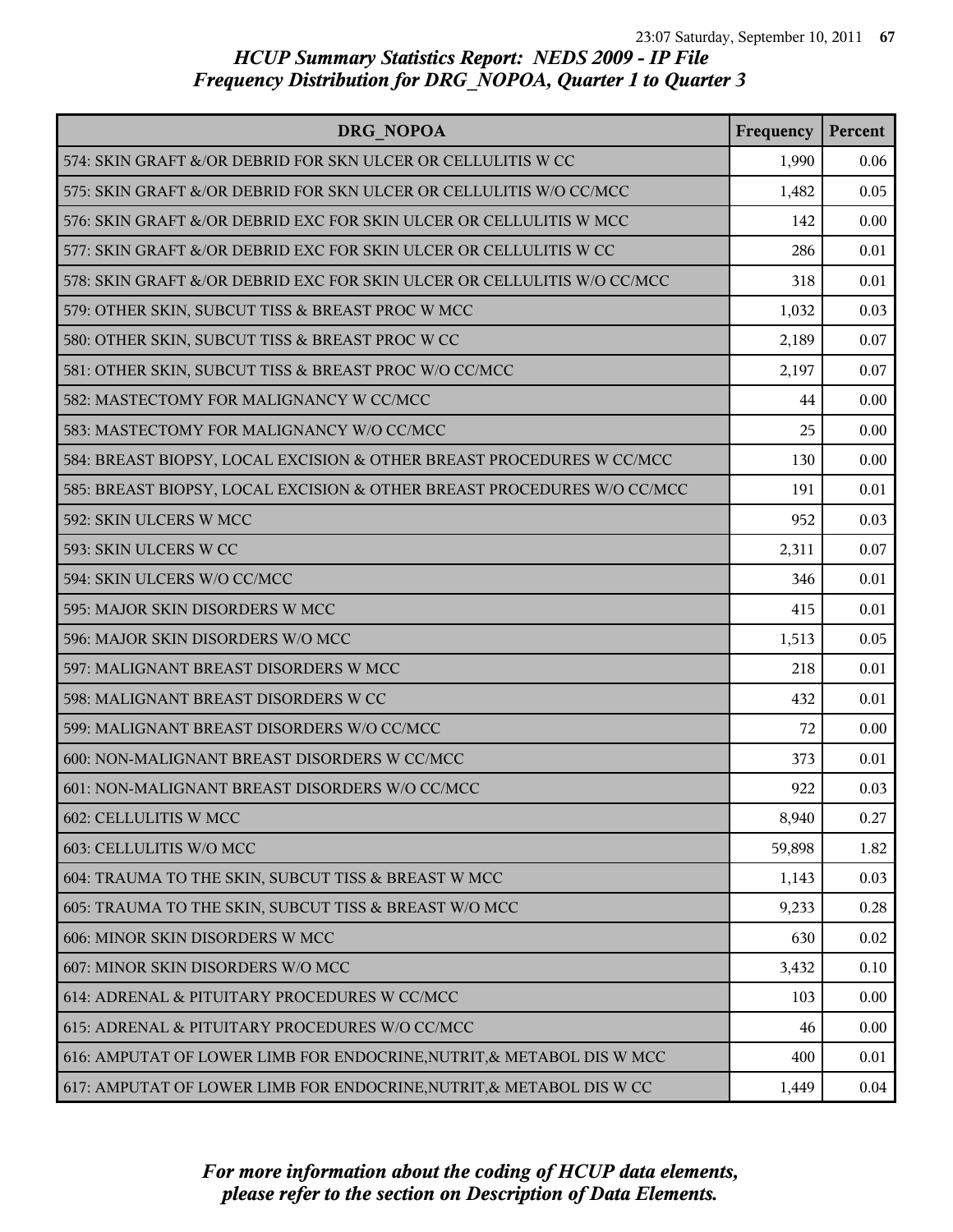*HCUP Summary Statistics Report: NEDS 2009 - IP File*
*Frequency Distribution for DRG_NOPOA, Quarter 1 to Quarter 3*

| DRG_NOPOA | Frequency | Percent |
|---|---|---|
| 574: SKIN GRAFT &/OR DEBRID FOR SKN ULCER OR CELLULITIS W CC | 1,990 | 0.06 |
| 575: SKIN GRAFT &/OR DEBRID FOR SKN ULCER OR CELLULITIS W/O CC/MCC | 1,482 | 0.05 |
| 576: SKIN GRAFT &/OR DEBRID EXC FOR SKIN ULCER OR CELLULITIS W MCC | 142 | 0.00 |
| 577: SKIN GRAFT &/OR DEBRID EXC FOR SKIN ULCER OR CELLULITIS W CC | 286 | 0.01 |
| 578: SKIN GRAFT &/OR DEBRID EXC FOR SKIN ULCER OR CELLULITIS W/O CC/MCC | 318 | 0.01 |
| 579: OTHER SKIN, SUBCUT TISS & BREAST PROC W MCC | 1,032 | 0.03 |
| 580: OTHER SKIN, SUBCUT TISS & BREAST PROC W CC | 2,189 | 0.07 |
| 581: OTHER SKIN, SUBCUT TISS & BREAST PROC W/O CC/MCC | 2,197 | 0.07 |
| 582: MASTECTOMY FOR MALIGNANCY W CC/MCC | 44 | 0.00 |
| 583: MASTECTOMY FOR MALIGNANCY W/O CC/MCC | 25 | 0.00 |
| 584: BREAST BIOPSY, LOCAL EXCISION & OTHER BREAST PROCEDURES W CC/MCC | 130 | 0.00 |
| 585: BREAST BIOPSY, LOCAL EXCISION & OTHER BREAST PROCEDURES W/O CC/MCC | 191 | 0.01 |
| 592: SKIN ULCERS W MCC | 952 | 0.03 |
| 593: SKIN ULCERS W CC | 2,311 | 0.07 |
| 594: SKIN ULCERS W/O CC/MCC | 346 | 0.01 |
| 595: MAJOR SKIN DISORDERS W MCC | 415 | 0.01 |
| 596: MAJOR SKIN DISORDERS W/O MCC | 1,513 | 0.05 |
| 597: MALIGNANT BREAST DISORDERS W MCC | 218 | 0.01 |
| 598: MALIGNANT BREAST DISORDERS W CC | 432 | 0.01 |
| 599: MALIGNANT BREAST DISORDERS W/O CC/MCC | 72 | 0.00 |
| 600: NON-MALIGNANT BREAST DISORDERS W CC/MCC | 373 | 0.01 |
| 601: NON-MALIGNANT BREAST DISORDERS W/O CC/MCC | 922 | 0.03 |
| 602: CELLULITIS W MCC | 8,940 | 0.27 |
| 603: CELLULITIS W/O MCC | 59,898 | 1.82 |
| 604: TRAUMA TO THE SKIN, SUBCUT TISS & BREAST W MCC | 1,143 | 0.03 |
| 605: TRAUMA TO THE SKIN, SUBCUT TISS & BREAST W/O MCC | 9,233 | 0.28 |
| 606: MINOR SKIN DISORDERS W MCC | 630 | 0.02 |
| 607: MINOR SKIN DISORDERS W/O MCC | 3,432 | 0.10 |
| 614: ADRENAL & PITUITARY PROCEDURES W CC/MCC | 103 | 0.00 |
| 615: ADRENAL & PITUITARY PROCEDURES W/O CC/MCC | 46 | 0.00 |
| 616: AMPUTAT OF LOWER LIMB FOR ENDOCRINE,NUTRIT,& METABOL DIS W MCC | 400 | 0.01 |
| 617: AMPUTAT OF LOWER LIMB FOR ENDOCRINE,NUTRIT,& METABOL DIS W CC | 1,449 | 0.04 |

*For more information about the coding of HCUP data elements, please refer to the section on Description of Data Elements.*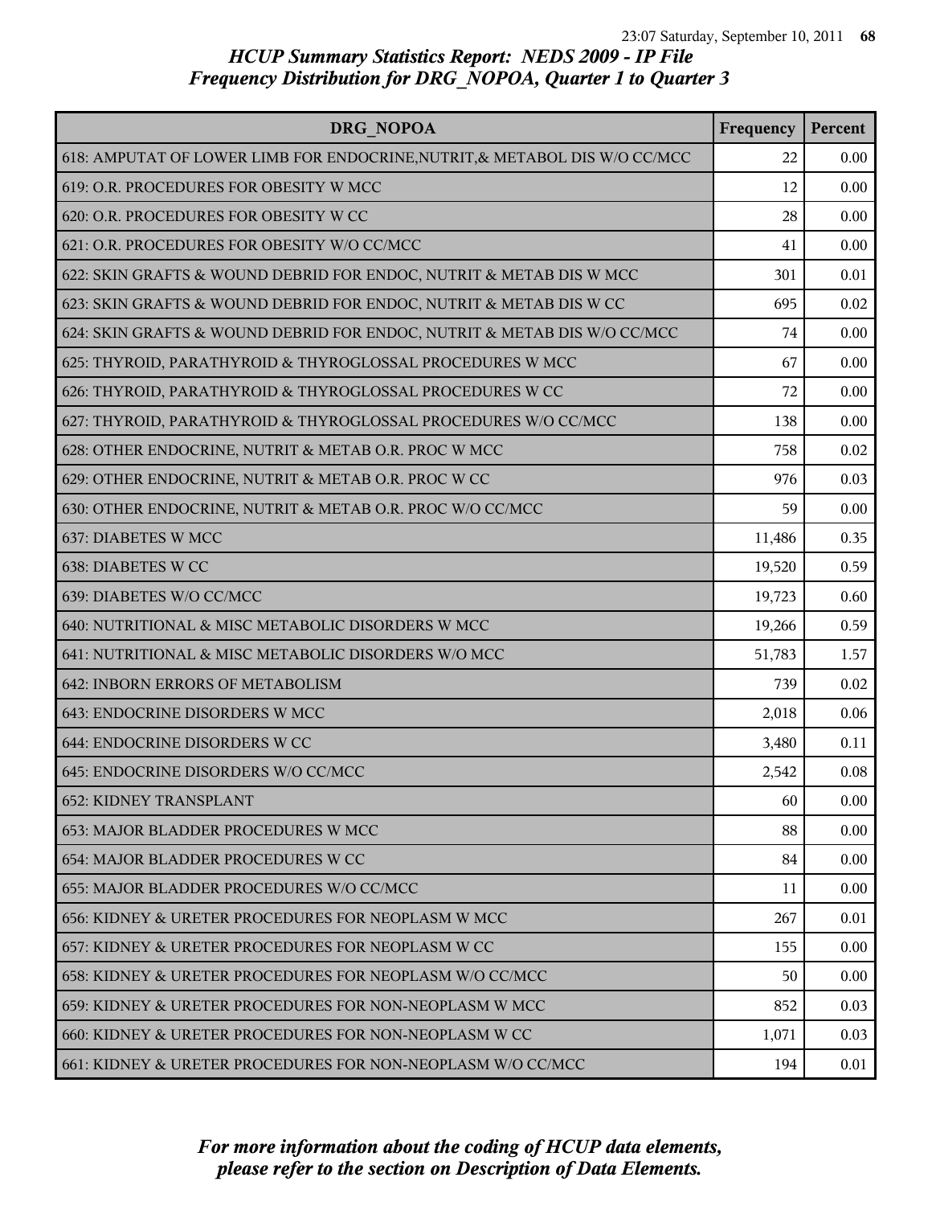# HCUP Summary Statistics Report: NEDS 2009 - IP File
## Frequency Distribution for DRG_NOPOA, Quarter 1 to Quarter 3

| DRG_NOPOA | Frequency | Percent |
|---|---|---|
| 618: AMPUTAT OF LOWER LIMB FOR ENDOCRINE,NUTRIT,& METABOL DIS W/O CC/MCC | 22 | 0.00 |
| 619: O.R. PROCEDURES FOR OBESITY W MCC | 12 | 0.00 |
| 620: O.R. PROCEDURES FOR OBESITY W CC | 28 | 0.00 |
| 621: O.R. PROCEDURES FOR OBESITY W/O CC/MCC | 41 | 0.00 |
| 622: SKIN GRAFTS & WOUND DEBRID FOR ENDOC, NUTRIT & METAB DIS W MCC | 301 | 0.01 |
| 623: SKIN GRAFTS & WOUND DEBRID FOR ENDOC, NUTRIT & METAB DIS W CC | 695 | 0.02 |
| 624: SKIN GRAFTS & WOUND DEBRID FOR ENDOC, NUTRIT & METAB DIS W/O CC/MCC | 74 | 0.00 |
| 625: THYROID, PARATHYROID & THYROGLOSSAL PROCEDURES W MCC | 67 | 0.00 |
| 626: THYROID, PARATHYROID & THYROGLOSSAL PROCEDURES W CC | 72 | 0.00 |
| 627: THYROID, PARATHYROID & THYROGLOSSAL PROCEDURES W/O CC/MCC | 138 | 0.00 |
| 628: OTHER ENDOCRINE, NUTRIT & METAB O.R. PROC W MCC | 758 | 0.02 |
| 629: OTHER ENDOCRINE, NUTRIT & METAB O.R. PROC W CC | 976 | 0.03 |
| 630: OTHER ENDOCRINE, NUTRIT & METAB O.R. PROC W/O CC/MCC | 59 | 0.00 |
| 637: DIABETES W MCC | 11,486 | 0.35 |
| 638: DIABETES W CC | 19,520 | 0.59 |
| 639: DIABETES W/O CC/MCC | 19,723 | 0.60 |
| 640: NUTRITIONAL & MISC METABOLIC DISORDERS W MCC | 19,266 | 0.59 |
| 641: NUTRITIONAL & MISC METABOLIC DISORDERS W/O MCC | 51,783 | 1.57 |
| 642: INBORN ERRORS OF METABOLISM | 739 | 0.02 |
| 643: ENDOCRINE DISORDERS W MCC | 2,018 | 0.06 |
| 644: ENDOCRINE DISORDERS W CC | 3,480 | 0.11 |
| 645: ENDOCRINE DISORDERS W/O CC/MCC | 2,542 | 0.08 |
| 652: KIDNEY TRANSPLANT | 60 | 0.00 |
| 653: MAJOR BLADDER PROCEDURES W MCC | 88 | 0.00 |
| 654: MAJOR BLADDER PROCEDURES W CC | 84 | 0.00 |
| 655: MAJOR BLADDER PROCEDURES W/O CC/MCC | 11 | 0.00 |
| 656: KIDNEY & URETER PROCEDURES FOR NEOPLASM W MCC | 267 | 0.01 |
| 657: KIDNEY & URETER PROCEDURES FOR NEOPLASM W CC | 155 | 0.00 |
| 658: KIDNEY & URETER PROCEDURES FOR NEOPLASM W/O CC/MCC | 50 | 0.00 |
| 659: KIDNEY & URETER PROCEDURES FOR NON-NEOPLASM W MCC | 852 | 0.03 |
| 660: KIDNEY & URETER PROCEDURES FOR NON-NEOPLASM W CC | 1,071 | 0.03 |
| 661: KIDNEY & URETER PROCEDURES FOR NON-NEOPLASM W/O CC/MCC | 194 | 0.01 |

*For more information about the coding of HCUP data elements, please refer to the section on Description of Data Elements.*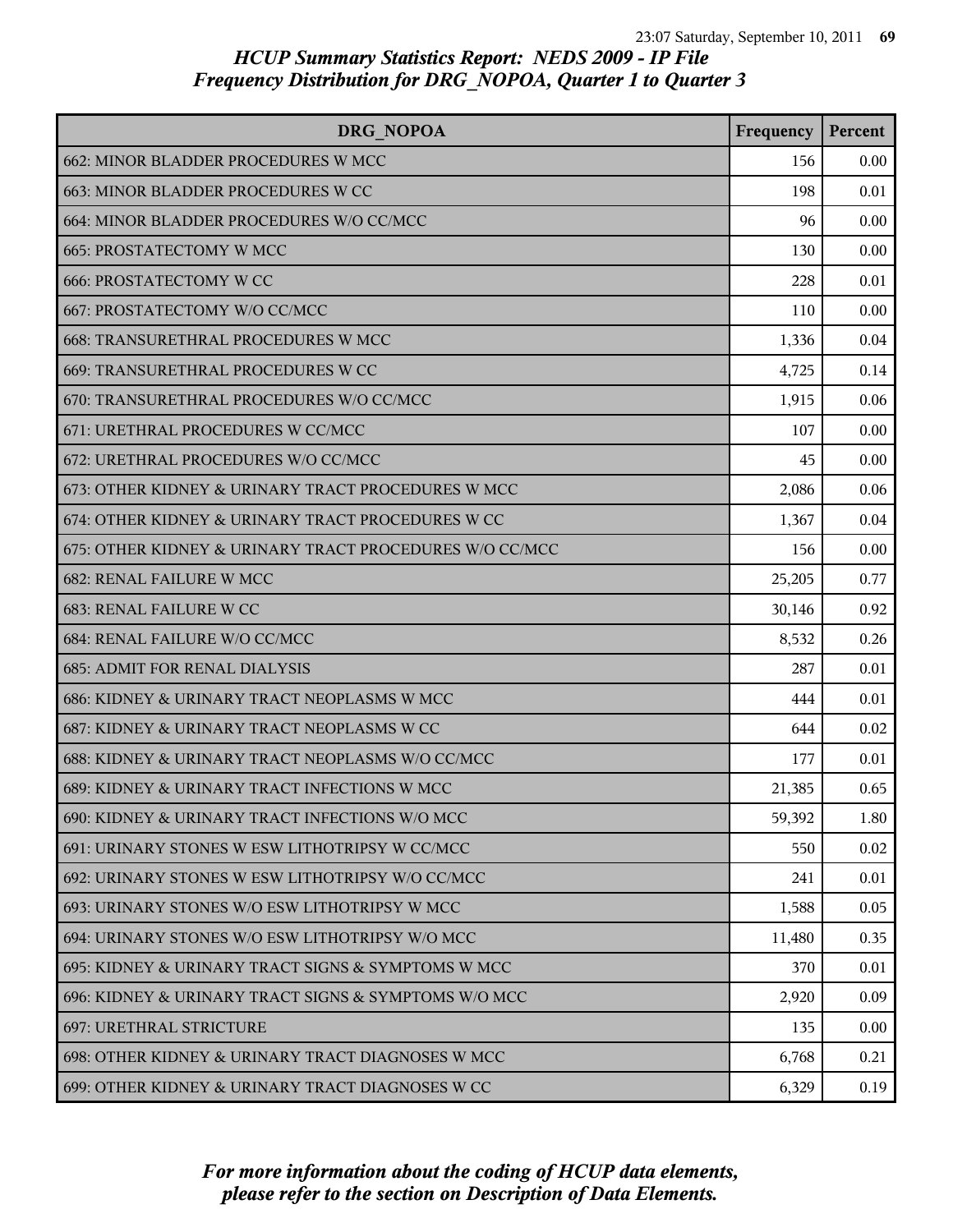*HCUP Summary Statistics Report: NEDS 2009 - IP File*
*Frequency Distribution for DRG_NOPOA, Quarter 1 to Quarter 3*

| DRG_NOPOA | Frequency | Percent |
|---|---|---|
| 662: MINOR BLADDER PROCEDURES W MCC | 156 | 0.00 |
| 663: MINOR BLADDER PROCEDURES W CC | 198 | 0.01 |
| 664: MINOR BLADDER PROCEDURES W/O CC/MCC | 96 | 0.00 |
| 665: PROSTATECTOMY W MCC | 130 | 0.00 |
| 666: PROSTATECTOMY W CC | 228 | 0.01 |
| 667: PROSTATECTOMY W/O CC/MCC | 110 | 0.00 |
| 668: TRANSURETHRAL PROCEDURES W MCC | 1,336 | 0.04 |
| 669: TRANSURETHRAL PROCEDURES W CC | 4,725 | 0.14 |
| 670: TRANSURETHRAL PROCEDURES W/O CC/MCC | 1,915 | 0.06 |
| 671: URETHRAL PROCEDURES W CC/MCC | 107 | 0.00 |
| 672: URETHRAL PROCEDURES W/O CC/MCC | 45 | 0.00 |
| 673: OTHER KIDNEY & URINARY TRACT PROCEDURES W MCC | 2,086 | 0.06 |
| 674: OTHER KIDNEY & URINARY TRACT PROCEDURES W CC | 1,367 | 0.04 |
| 675: OTHER KIDNEY & URINARY TRACT PROCEDURES W/O CC/MCC | 156 | 0.00 |
| 682: RENAL FAILURE W MCC | 25,205 | 0.77 |
| 683: RENAL FAILURE W CC | 30,146 | 0.92 |
| 684: RENAL FAILURE W/O CC/MCC | 8,532 | 0.26 |
| 685: ADMIT FOR RENAL DIALYSIS | 287 | 0.01 |
| 686: KIDNEY & URINARY TRACT NEOPLASMS W MCC | 444 | 0.01 |
| 687: KIDNEY & URINARY TRACT NEOPLASMS W CC | 644 | 0.02 |
| 688: KIDNEY & URINARY TRACT NEOPLASMS W/O CC/MCC | 177 | 0.01 |
| 689: KIDNEY & URINARY TRACT INFECTIONS W MCC | 21,385 | 0.65 |
| 690: KIDNEY & URINARY TRACT INFECTIONS W/O MCC | 59,392 | 1.80 |
| 691: URINARY STONES W ESW LITHOTRIPSY W CC/MCC | 550 | 0.02 |
| 692: URINARY STONES W ESW LITHOTRIPSY W/O CC/MCC | 241 | 0.01 |
| 693: URINARY STONES W/O ESW LITHOTRIPSY W MCC | 1,588 | 0.05 |
| 694: URINARY STONES W/O ESW LITHOTRIPSY W/O MCC | 11,480 | 0.35 |
| 695: KIDNEY & URINARY TRACT SIGNS & SYMPTOMS W MCC | 370 | 0.01 |
| 696: KIDNEY & URINARY TRACT SIGNS & SYMPTOMS W/O MCC | 2,920 | 0.09 |
| 697: URETHRAL STRICTURE | 135 | 0.00 |
| 698: OTHER KIDNEY & URINARY TRACT DIAGNOSES W MCC | 6,768 | 0.21 |
| 699: OTHER KIDNEY & URINARY TRACT DIAGNOSES W CC | 6,329 | 0.19 |

*For more information about the coding of HCUP data elements, please refer to the section on Description of Data Elements.*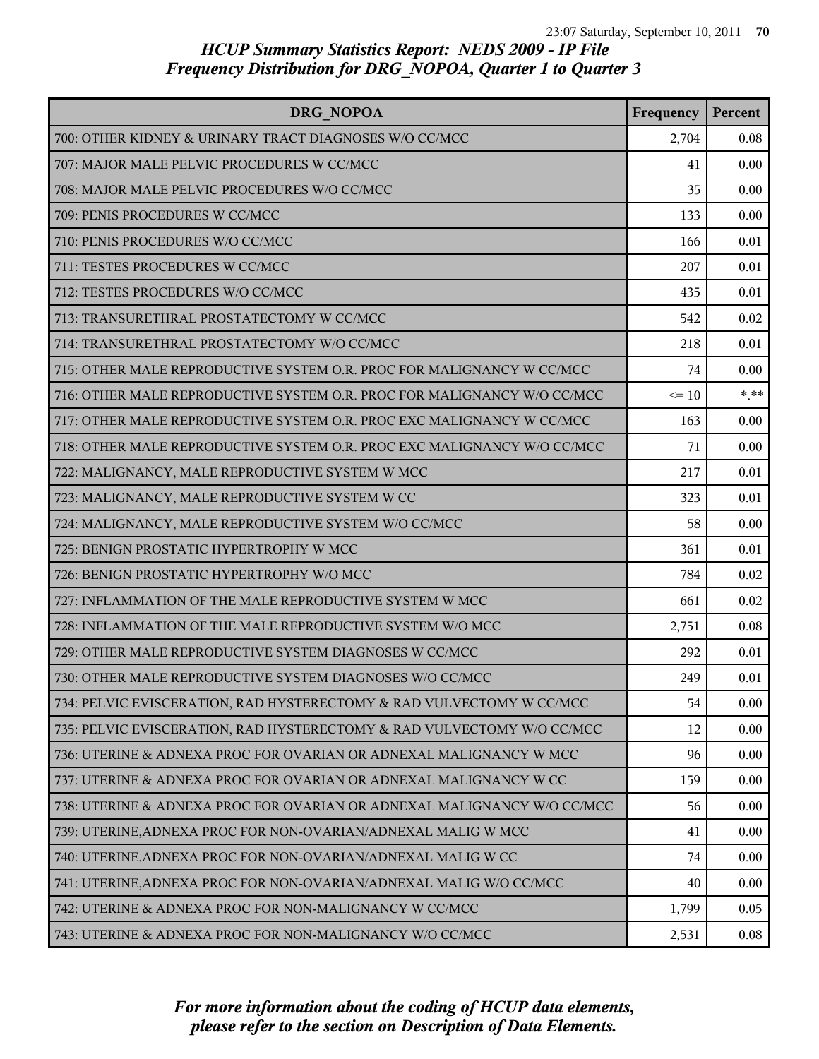# HCUP Summary Statistics Report: NEDS 2009 - IP File
## Frequency Distribution for DRG_NOPOA, Quarter 1 to Quarter 3

| DRG_NOPOA | Frequency | Percent |
|---|---|---|
| 700: OTHER KIDNEY & URINARY TRACT DIAGNOSES W/O CC/MCC | 2,704 | 0.08 |
| 707: MAJOR MALE PELVIC PROCEDURES W CC/MCC | 41 | 0.00 |
| 708: MAJOR MALE PELVIC PROCEDURES W/O CC/MCC | 35 | 0.00 |
| 709: PENIS PROCEDURES W CC/MCC | 133 | 0.00 |
| 710: PENIS PROCEDURES W/O CC/MCC | 166 | 0.01 |
| 711: TESTES PROCEDURES W CC/MCC | 207 | 0.01 |
| 712: TESTES PROCEDURES W/O CC/MCC | 435 | 0.01 |
| 713: TRANSURETHRAL PROSTATECTOMY W CC/MCC | 542 | 0.02 |
| 714: TRANSURETHRAL PROSTATECTOMY W/O CC/MCC | 218 | 0.01 |
| 715: OTHER MALE REPRODUCTIVE SYSTEM O.R. PROC FOR MALIGNANCY W CC/MCC | 74 | 0.00 |
| 716: OTHER MALE REPRODUCTIVE SYSTEM O.R. PROC FOR MALIGNANCY W/O CC/MCC | <= 10 | *.** |
| 717: OTHER MALE REPRODUCTIVE SYSTEM O.R. PROC EXC MALIGNANCY W CC/MCC | 163 | 0.00 |
| 718: OTHER MALE REPRODUCTIVE SYSTEM O.R. PROC EXC MALIGNANCY W/O CC/MCC | 71 | 0.00 |
| 722: MALIGNANCY, MALE REPRODUCTIVE SYSTEM W MCC | 217 | 0.01 |
| 723: MALIGNANCY, MALE REPRODUCTIVE SYSTEM W CC | 323 | 0.01 |
| 724: MALIGNANCY, MALE REPRODUCTIVE SYSTEM W/O CC/MCC | 58 | 0.00 |
| 725: BENIGN PROSTATIC HYPERTROPHY W MCC | 361 | 0.01 |
| 726: BENIGN PROSTATIC HYPERTROPHY W/O MCC | 784 | 0.02 |
| 727: INFLAMMATION OF THE MALE REPRODUCTIVE SYSTEM W MCC | 661 | 0.02 |
| 728: INFLAMMATION OF THE MALE REPRODUCTIVE SYSTEM W/O MCC | 2,751 | 0.08 |
| 729: OTHER MALE REPRODUCTIVE SYSTEM DIAGNOSES W CC/MCC | 292 | 0.01 |
| 730: OTHER MALE REPRODUCTIVE SYSTEM DIAGNOSES W/O CC/MCC | 249 | 0.01 |
| 734: PELVIC EVISCERATION, RAD HYSTERECTOMY & RAD VULVECTOMY W CC/MCC | 54 | 0.00 |
| 735: PELVIC EVISCERATION, RAD HYSTERECTOMY & RAD VULVECTOMY W/O CC/MCC | 12 | 0.00 |
| 736: UTERINE & ADNEXA PROC FOR OVARIAN OR ADNEXAL MALIGNANCY W MCC | 96 | 0.00 |
| 737: UTERINE & ADNEXA PROC FOR OVARIAN OR ADNEXAL MALIGNANCY W CC | 159 | 0.00 |
| 738: UTERINE & ADNEXA PROC FOR OVARIAN OR ADNEXAL MALIGNANCY W/O CC/MCC | 56 | 0.00 |
| 739: UTERINE,ADNEXA PROC FOR NON-OVARIAN/ADNEXAL MALIG W MCC | 41 | 0.00 |
| 740: UTERINE,ADNEXA PROC FOR NON-OVARIAN/ADNEXAL MALIG W CC | 74 | 0.00 |
| 741: UTERINE,ADNEXA PROC FOR NON-OVARIAN/ADNEXAL MALIG W/O CC/MCC | 40 | 0.00 |
| 742: UTERINE & ADNEXA PROC FOR NON-MALIGNANCY W CC/MCC | 1,799 | 0.05 |
| 743: UTERINE & ADNEXA PROC FOR NON-MALIGNANCY W/O CC/MCC | 2,531 | 0.08 |

*For more information about the coding of HCUP data elements, please refer to the section on Description of Data Elements.*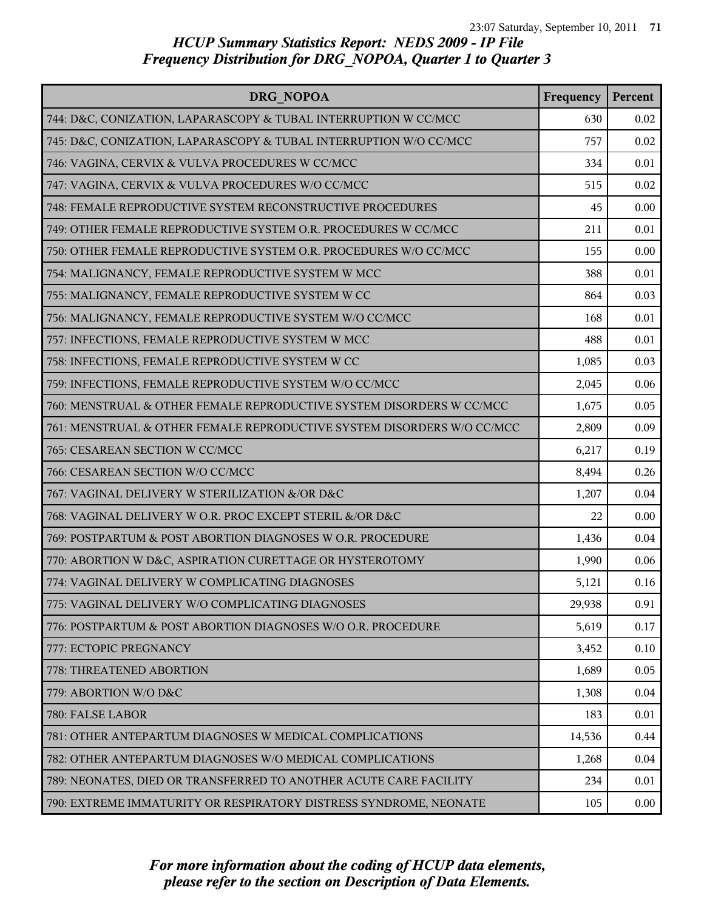# HCUP Summary Statistics Report: NEDS 2009 - IP File
## Frequency Distribution for DRG_NOPOA, Quarter 1 to Quarter 3

| DRG_NOPOA | Frequency | Percent |
|---|---|---|
| 744: D&C, CONIZATION, LAPARASCOPY & TUBAL INTERRUPTION W CC/MCC | 630 | 0.02 |
| 745: D&C, CONIZATION, LAPARASCOPY & TUBAL INTERRUPTION W/O CC/MCC | 757 | 0.02 |
| 746: VAGINA, CERVIX & VULVA PROCEDURES W CC/MCC | 334 | 0.01 |
| 747: VAGINA, CERVIX & VULVA PROCEDURES W/O CC/MCC | 515 | 0.02 |
| 748: FEMALE REPRODUCTIVE SYSTEM RECONSTRUCTIVE PROCEDURES | 45 | 0.00 |
| 749: OTHER FEMALE REPRODUCTIVE SYSTEM O.R. PROCEDURES W CC/MCC | 211 | 0.01 |
| 750: OTHER FEMALE REPRODUCTIVE SYSTEM O.R. PROCEDURES W/O CC/MCC | 155 | 0.00 |
| 754: MALIGNANCY, FEMALE REPRODUCTIVE SYSTEM W MCC | 388 | 0.01 |
| 755: MALIGNANCY, FEMALE REPRODUCTIVE SYSTEM W CC | 864 | 0.03 |
| 756: MALIGNANCY, FEMALE REPRODUCTIVE SYSTEM W/O CC/MCC | 168 | 0.01 |
| 757: INFECTIONS, FEMALE REPRODUCTIVE SYSTEM W MCC | 488 | 0.01 |
| 758: INFECTIONS, FEMALE REPRODUCTIVE SYSTEM W CC | 1,085 | 0.03 |
| 759: INFECTIONS, FEMALE REPRODUCTIVE SYSTEM W/O CC/MCC | 2,045 | 0.06 |
| 760: MENSTRUAL & OTHER FEMALE REPRODUCTIVE SYSTEM DISORDERS W CC/MCC | 1,675 | 0.05 |
| 761: MENSTRUAL & OTHER FEMALE REPRODUCTIVE SYSTEM DISORDERS W/O CC/MCC | 2,809 | 0.09 |
| 765: CESAREAN SECTION W CC/MCC | 6,217 | 0.19 |
| 766: CESAREAN SECTION W/O CC/MCC | 8,494 | 0.26 |
| 767: VAGINAL DELIVERY W STERILIZATION &/OR D&C | 1,207 | 0.04 |
| 768: VAGINAL DELIVERY W O.R. PROC EXCEPT STERIL &/OR D&C | 22 | 0.00 |
| 769: POSTPARTUM & POST ABORTION DIAGNOSES W O.R. PROCEDURE | 1,436 | 0.04 |
| 770: ABORTION W D&C, ASPIRATION CURETTAGE OR HYSTEROTOMY | 1,990 | 0.06 |
| 774: VAGINAL DELIVERY W COMPLICATING DIAGNOSES | 5,121 | 0.16 |
| 775: VAGINAL DELIVERY W/O COMPLICATING DIAGNOSES | 29,938 | 0.91 |
| 776: POSTPARTUM & POST ABORTION DIAGNOSES W/O O.R. PROCEDURE | 5,619 | 0.17 |
| 777: ECTOPIC PREGNANCY | 3,452 | 0.10 |
| 778: THREATENED ABORTION | 1,689 | 0.05 |
| 779: ABORTION W/O D&C | 1,308 | 0.04 |
| 780: FALSE LABOR | 183 | 0.01 |
| 781: OTHER ANTEPARTUM DIAGNOSES W MEDICAL COMPLICATIONS | 14,536 | 0.44 |
| 782: OTHER ANTEPARTUM DIAGNOSES W/O MEDICAL COMPLICATIONS | 1,268 | 0.04 |
| 789: NEONATES, DIED OR TRANSFERRED TO ANOTHER ACUTE CARE FACILITY | 234 | 0.01 |
| 790: EXTREME IMMATURITY OR RESPIRATORY DISTRESS SYNDROME, NEONATE | 105 | 0.00 |

*For more information about the coding of HCUP data elements, please refer to the section on Description of Data Elements.*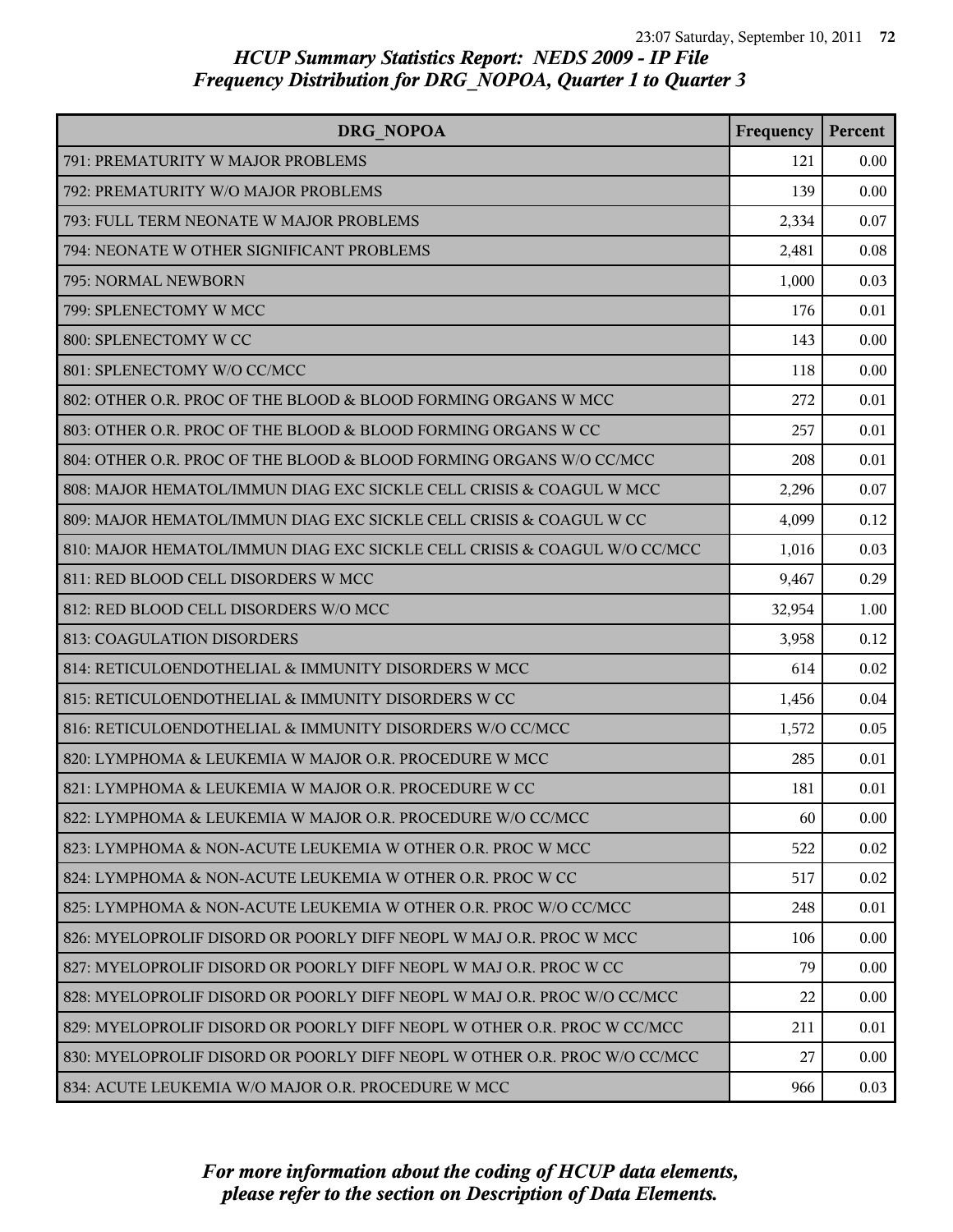## HCUP Summary Statistics Report: NEDS 2009 - IP File
## Frequency Distribution for DRG_NOPOA, Quarter 1 to Quarter 3

| DRG_NOPOA | Frequency | Percent |
|---|---|---|
| 791: PREMATURITY W MAJOR PROBLEMS | 121 | 0.00 |
| 792: PREMATURITY W/O MAJOR PROBLEMS | 139 | 0.00 |
| 793: FULL TERM NEONATE W MAJOR PROBLEMS | 2,334 | 0.07 |
| 794: NEONATE W OTHER SIGNIFICANT PROBLEMS | 2,481 | 0.08 |
| 795: NORMAL NEWBORN | 1,000 | 0.03 |
| 799: SPLENECTOMY W MCC | 176 | 0.01 |
| 800: SPLENECTOMY W CC | 143 | 0.00 |
| 801: SPLENECTOMY W/O CC/MCC | 118 | 0.00 |
| 802: OTHER O.R. PROC OF THE BLOOD & BLOOD FORMING ORGANS W MCC | 272 | 0.01 |
| 803: OTHER O.R. PROC OF THE BLOOD & BLOOD FORMING ORGANS W CC | 257 | 0.01 |
| 804: OTHER O.R. PROC OF THE BLOOD & BLOOD FORMING ORGANS W/O CC/MCC | 208 | 0.01 |
| 808: MAJOR HEMATOL/IMMUN DIAG EXC SICKLE CELL CRISIS & COAGUL W MCC | 2,296 | 0.07 |
| 809: MAJOR HEMATOL/IMMUN DIAG EXC SICKLE CELL CRISIS & COAGUL W CC | 4,099 | 0.12 |
| 810: MAJOR HEMATOL/IMMUN DIAG EXC SICKLE CELL CRISIS & COAGUL W/O CC/MCC | 1,016 | 0.03 |
| 811: RED BLOOD CELL DISORDERS W MCC | 9,467 | 0.29 |
| 812: RED BLOOD CELL DISORDERS W/O MCC | 32,954 | 1.00 |
| 813: COAGULATION DISORDERS | 3,958 | 0.12 |
| 814: RETICULOENDOTHELIAL & IMMUNITY DISORDERS W MCC | 614 | 0.02 |
| 815: RETICULOENDOTHELIAL & IMMUNITY DISORDERS W CC | 1,456 | 0.04 |
| 816: RETICULOENDOTHELIAL & IMMUNITY DISORDERS W/O CC/MCC | 1,572 | 0.05 |
| 820: LYMPHOMA & LEUKEMIA W MAJOR O.R. PROCEDURE W MCC | 285 | 0.01 |
| 821: LYMPHOMA & LEUKEMIA W MAJOR O.R. PROCEDURE W CC | 181 | 0.01 |
| 822: LYMPHOMA & LEUKEMIA W MAJOR O.R. PROCEDURE W/O CC/MCC | 60 | 0.00 |
| 823: LYMPHOMA & NON-ACUTE LEUKEMIA W OTHER O.R. PROC W MCC | 522 | 0.02 |
| 824: LYMPHOMA & NON-ACUTE LEUKEMIA W OTHER O.R. PROC W CC | 517 | 0.02 |
| 825: LYMPHOMA & NON-ACUTE LEUKEMIA W OTHER O.R. PROC W/O CC/MCC | 248 | 0.01 |
| 826: MYELOPROLIF DISORD OR POORLY DIFF NEOPL W MAJ O.R. PROC W MCC | 106 | 0.00 |
| 827: MYELOPROLIF DISORD OR POORLY DIFF NEOPL W MAJ O.R. PROC W CC | 79 | 0.00 |
| 828: MYELOPROLIF DISORD OR POORLY DIFF NEOPL W MAJ O.R. PROC W/O CC/MCC | 22 | 0.00 |
| 829: MYELOPROLIF DISORD OR POORLY DIFF NEOPL W OTHER O.R. PROC W CC/MCC | 211 | 0.01 |
| 830: MYELOPROLIF DISORD OR POORLY DIFF NEOPL W OTHER O.R. PROC W/O CC/MCC | 27 | 0.00 |
| 834: ACUTE LEUKEMIA W/O MAJOR O.R. PROCEDURE W MCC | 966 | 0.03 |

*For more information about the coding of HCUP data elements, please refer to the section on Description of Data Elements.*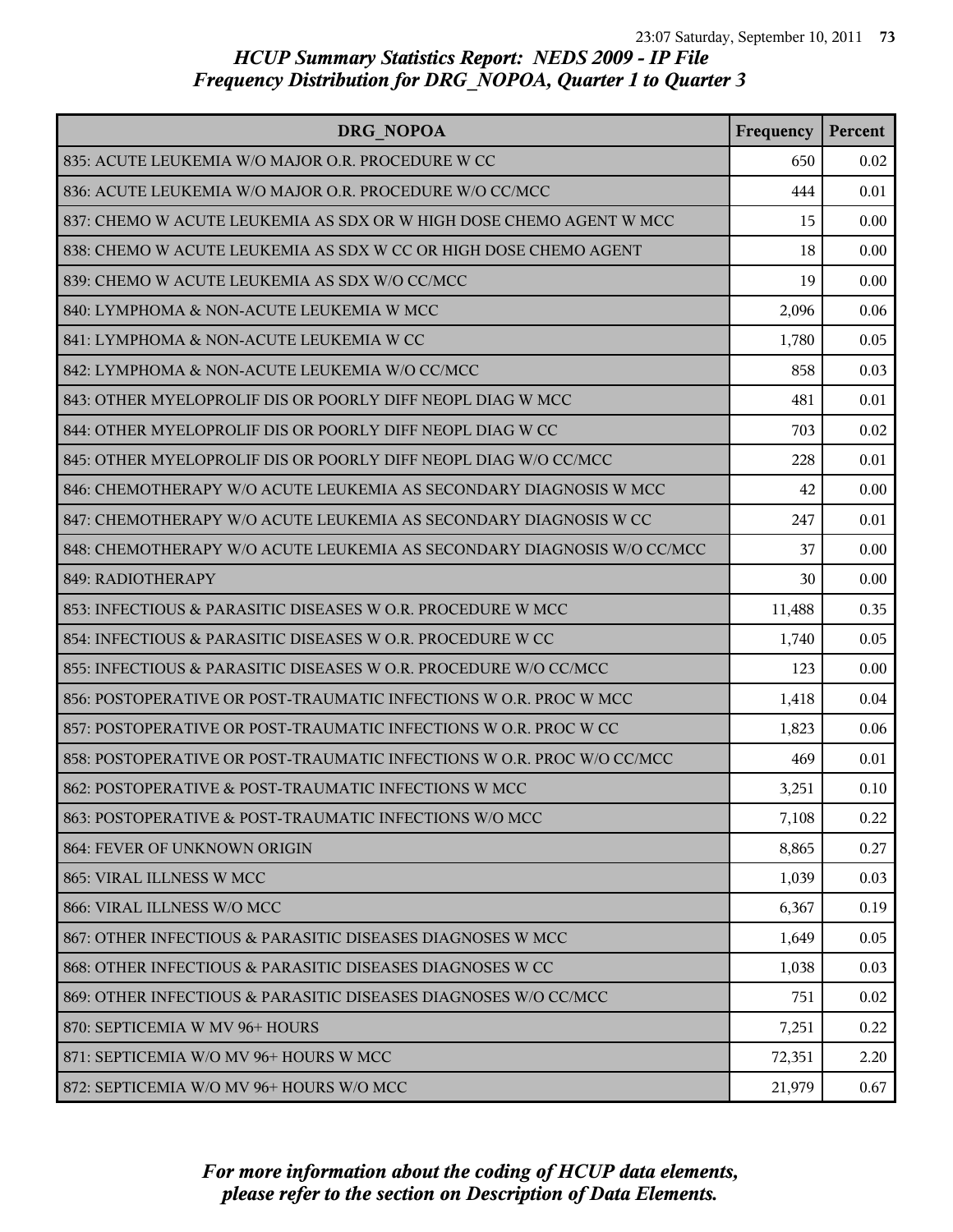*HCUP Summary Statistics Report: NEDS 2009 - IP File*
*Frequency Distribution for DRG_NOPOA, Quarter 1 to Quarter 3*

| DRG_NOPOA | Frequency | Percent |
|---|---|---|
| 835: ACUTE LEUKEMIA W/O MAJOR O.R. PROCEDURE W CC | 650 | 0.02 |
| 836: ACUTE LEUKEMIA W/O MAJOR O.R. PROCEDURE W/O CC/MCC | 444 | 0.01 |
| 837: CHEMO W ACUTE LEUKEMIA AS SDX OR W HIGH DOSE CHEMO AGENT W MCC | 15 | 0.00 |
| 838: CHEMO W ACUTE LEUKEMIA AS SDX W CC OR HIGH DOSE CHEMO AGENT | 18 | 0.00 |
| 839: CHEMO W ACUTE LEUKEMIA AS SDX W/O CC/MCC | 19 | 0.00 |
| 840: LYMPHOMA & NON-ACUTE LEUKEMIA W MCC | 2,096 | 0.06 |
| 841: LYMPHOMA & NON-ACUTE LEUKEMIA W CC | 1,780 | 0.05 |
| 842: LYMPHOMA & NON-ACUTE LEUKEMIA W/O CC/MCC | 858 | 0.03 |
| 843: OTHER MYELOPROLIF DIS OR POORLY DIFF NEOPL DIAG W MCC | 481 | 0.01 |
| 844: OTHER MYELOPROLIF DIS OR POORLY DIFF NEOPL DIAG W CC | 703 | 0.02 |
| 845: OTHER MYELOPROLIF DIS OR POORLY DIFF NEOPL DIAG W/O CC/MCC | 228 | 0.01 |
| 846: CHEMOTHERAPY W/O ACUTE LEUKEMIA AS SECONDARY DIAGNOSIS W MCC | 42 | 0.00 |
| 847: CHEMOTHERAPY W/O ACUTE LEUKEMIA AS SECONDARY DIAGNOSIS W CC | 247 | 0.01 |
| 848: CHEMOTHERAPY W/O ACUTE LEUKEMIA AS SECONDARY DIAGNOSIS W/O CC/MCC | 37 | 0.00 |
| 849: RADIOTHERAPY | 30 | 0.00 |
| 853: INFECTIOUS & PARASITIC DISEASES W O.R. PROCEDURE W MCC | 11,488 | 0.35 |
| 854: INFECTIOUS & PARASITIC DISEASES W O.R. PROCEDURE W CC | 1,740 | 0.05 |
| 855: INFECTIOUS & PARASITIC DISEASES W O.R. PROCEDURE W/O CC/MCC | 123 | 0.00 |
| 856: POSTOPERATIVE OR POST-TRAUMATIC INFECTIONS W O.R. PROC W MCC | 1,418 | 0.04 |
| 857: POSTOPERATIVE OR POST-TRAUMATIC INFECTIONS W O.R. PROC W CC | 1,823 | 0.06 |
| 858: POSTOPERATIVE OR POST-TRAUMATIC INFECTIONS W O.R. PROC W/O CC/MCC | 469 | 0.01 |
| 862: POSTOPERATIVE & POST-TRAUMATIC INFECTIONS W MCC | 3,251 | 0.10 |
| 863: POSTOPERATIVE & POST-TRAUMATIC INFECTIONS W/O MCC | 7,108 | 0.22 |
| 864: FEVER OF UNKNOWN ORIGIN | 8,865 | 0.27 |
| 865: VIRAL ILLNESS W MCC | 1,039 | 0.03 |
| 866: VIRAL ILLNESS W/O MCC | 6,367 | 0.19 |
| 867: OTHER INFECTIOUS & PARASITIC DISEASES DIAGNOSES W MCC | 1,649 | 0.05 |
| 868: OTHER INFECTIOUS & PARASITIC DISEASES DIAGNOSES W CC | 1,038 | 0.03 |
| 869: OTHER INFECTIOUS & PARASITIC DISEASES DIAGNOSES W/O CC/MCC | 751 | 0.02 |
| 870: SEPTICEMIA W MV 96+ HOURS | 7,251 | 0.22 |
| 871: SEPTICEMIA W/O MV 96+ HOURS W MCC | 72,351 | 2.20 |
| 872: SEPTICEMIA W/O MV 96+ HOURS W/O MCC | 21,979 | 0.67 |

*For more information about the coding of HCUP data elements, please refer to the section on Description of Data Elements.*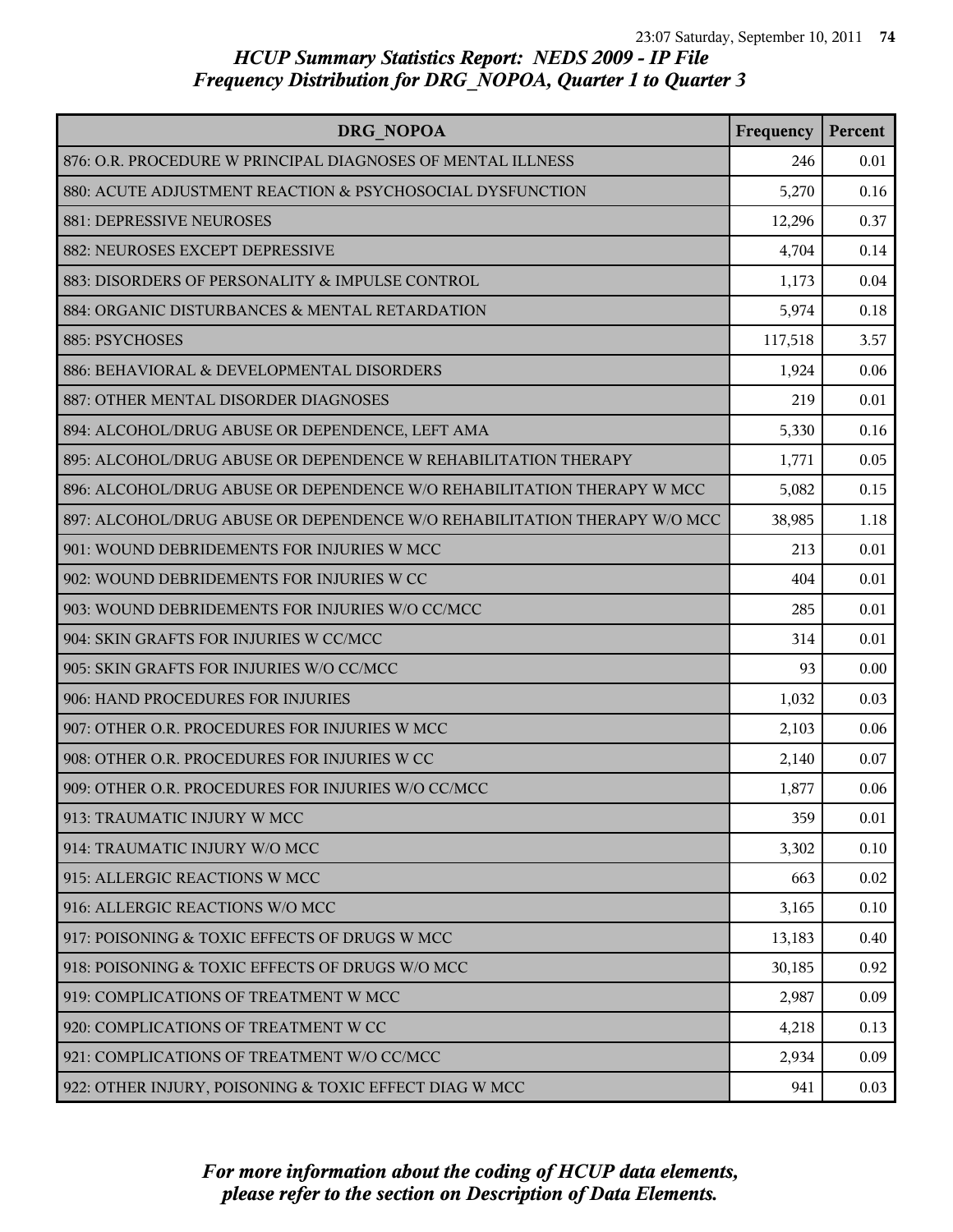# HCUP Summary Statistics Report: NEDS 2009 - IP File
## Frequency Distribution for DRG_NOPOA, Quarter 1 to Quarter 3

| DRG_NOPOA | Frequency | Percent |
|---|---|---|
| 876: O.R. PROCEDURE W PRINCIPAL DIAGNOSES OF MENTAL ILLNESS | 246 | 0.01 |
| 880: ACUTE ADJUSTMENT REACTION & PSYCHOSOCIAL DYSFUNCTION | 5,270 | 0.16 |
| 881: DEPRESSIVE NEUROSES | 12,296 | 0.37 |
| 882: NEUROSES EXCEPT DEPRESSIVE | 4,704 | 0.14 |
| 883: DISORDERS OF PERSONALITY & IMPULSE CONTROL | 1,173 | 0.04 |
| 884: ORGANIC DISTURBANCES & MENTAL RETARDATION | 5,974 | 0.18 |
| 885: PSYCHOSES | 117,518 | 3.57 |
| 886: BEHAVIORAL & DEVELOPMENTAL DISORDERS | 1,924 | 0.06 |
| 887: OTHER MENTAL DISORDER DIAGNOSES | 219 | 0.01 |
| 894: ALCOHOL/DRUG ABUSE OR DEPENDENCE, LEFT AMA | 5,330 | 0.16 |
| 895: ALCOHOL/DRUG ABUSE OR DEPENDENCE W REHABILITATION THERAPY | 1,771 | 0.05 |
| 896: ALCOHOL/DRUG ABUSE OR DEPENDENCE W/O REHABILITATION THERAPY W MCC | 5,082 | 0.15 |
| 897: ALCOHOL/DRUG ABUSE OR DEPENDENCE W/O REHABILITATION THERAPY W/O MCC | 38,985 | 1.18 |
| 901: WOUND DEBRIDEMENTS FOR INJURIES W MCC | 213 | 0.01 |
| 902: WOUND DEBRIDEMENTS FOR INJURIES W CC | 404 | 0.01 |
| 903: WOUND DEBRIDEMENTS FOR INJURIES W/O CC/MCC | 285 | 0.01 |
| 904: SKIN GRAFTS FOR INJURIES W CC/MCC | 314 | 0.01 |
| 905: SKIN GRAFTS FOR INJURIES W/O CC/MCC | 93 | 0.00 |
| 906: HAND PROCEDURES FOR INJURIES | 1,032 | 0.03 |
| 907: OTHER O.R. PROCEDURES FOR INJURIES W MCC | 2,103 | 0.06 |
| 908: OTHER O.R. PROCEDURES FOR INJURIES W CC | 2,140 | 0.07 |
| 909: OTHER O.R. PROCEDURES FOR INJURIES W/O CC/MCC | 1,877 | 0.06 |
| 913: TRAUMATIC INJURY W MCC | 359 | 0.01 |
| 914: TRAUMATIC INJURY W/O MCC | 3,302 | 0.10 |
| 915: ALLERGIC REACTIONS W MCC | 663 | 0.02 |
| 916: ALLERGIC REACTIONS W/O MCC | 3,165 | 0.10 |
| 917: POISONING & TOXIC EFFECTS OF DRUGS W MCC | 13,183 | 0.40 |
| 918: POISONING & TOXIC EFFECTS OF DRUGS W/O MCC | 30,185 | 0.92 |
| 919: COMPLICATIONS OF TREATMENT W MCC | 2,987 | 0.09 |
| 920: COMPLICATIONS OF TREATMENT W CC | 4,218 | 0.13 |
| 921: COMPLICATIONS OF TREATMENT W/O CC/MCC | 2,934 | 0.09 |
| 922: OTHER INJURY, POISONING & TOXIC EFFECT DIAG W MCC | 941 | 0.03 |

*For more information about the coding of HCUP data elements, please refer to the section on Description of Data Elements.*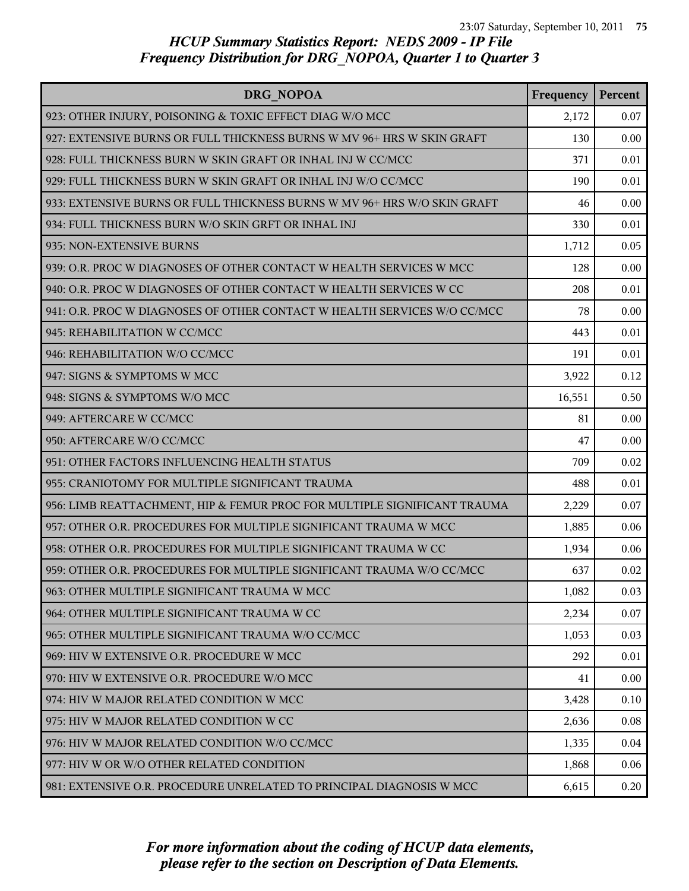# HCUP Summary Statistics Report: NEDS 2009 - IP File
## Frequency Distribution for DRG_NOPOA, Quarter 1 to Quarter 3

| DRG_NOPOA | Frequency | Percent |
|---|---|---|
| 923: OTHER INJURY, POISONING & TOXIC EFFECT DIAG W/O MCC | 2,172 | 0.07 |
| 927: EXTENSIVE BURNS OR FULL THICKNESS BURNS W MV 96+ HRS W SKIN GRAFT | 130 | 0.00 |
| 928: FULL THICKNESS BURN W SKIN GRAFT OR INHAL INJ W CC/MCC | 371 | 0.01 |
| 929: FULL THICKNESS BURN W SKIN GRAFT OR INHAL INJ W/O CC/MCC | 190 | 0.01 |
| 933: EXTENSIVE BURNS OR FULL THICKNESS BURNS W MV 96+ HRS W/O SKIN GRAFT | 46 | 0.00 |
| 934: FULL THICKNESS BURN W/O SKIN GRFT OR INHAL INJ | 330 | 0.01 |
| 935: NON-EXTENSIVE BURNS | 1,712 | 0.05 |
| 939: O.R. PROC W DIAGNOSES OF OTHER CONTACT W HEALTH SERVICES W MCC | 128 | 0.00 |
| 940: O.R. PROC W DIAGNOSES OF OTHER CONTACT W HEALTH SERVICES W CC | 208 | 0.01 |
| 941: O.R. PROC W DIAGNOSES OF OTHER CONTACT W HEALTH SERVICES W/O CC/MCC | 78 | 0.00 |
| 945: REHABILITATION W CC/MCC | 443 | 0.01 |
| 946: REHABILITATION W/O CC/MCC | 191 | 0.01 |
| 947: SIGNS & SYMPTOMS W MCC | 3,922 | 0.12 |
| 948: SIGNS & SYMPTOMS W/O MCC | 16,551 | 0.50 |
| 949: AFTERCARE W CC/MCC | 81 | 0.00 |
| 950: AFTERCARE W/O CC/MCC | 47 | 0.00 |
| 951: OTHER FACTORS INFLUENCING HEALTH STATUS | 709 | 0.02 |
| 955: CRANIOTOMY FOR MULTIPLE SIGNIFICANT TRAUMA | 488 | 0.01 |
| 956: LIMB REATTACHMENT, HIP & FEMUR PROC FOR MULTIPLE SIGNIFICANT TRAUMA | 2,229 | 0.07 |
| 957: OTHER O.R. PROCEDURES FOR MULTIPLE SIGNIFICANT TRAUMA W MCC | 1,885 | 0.06 |
| 958: OTHER O.R. PROCEDURES FOR MULTIPLE SIGNIFICANT TRAUMA W CC | 1,934 | 0.06 |
| 959: OTHER O.R. PROCEDURES FOR MULTIPLE SIGNIFICANT TRAUMA W/O CC/MCC | 637 | 0.02 |
| 963: OTHER MULTIPLE SIGNIFICANT TRAUMA W MCC | 1,082 | 0.03 |
| 964: OTHER MULTIPLE SIGNIFICANT TRAUMA W CC | 2,234 | 0.07 |
| 965: OTHER MULTIPLE SIGNIFICANT TRAUMA W/O CC/MCC | 1,053 | 0.03 |
| 969: HIV W EXTENSIVE O.R. PROCEDURE W MCC | 292 | 0.01 |
| 970: HIV W EXTENSIVE O.R. PROCEDURE W/O MCC | 41 | 0.00 |
| 974: HIV W MAJOR RELATED CONDITION W MCC | 3,428 | 0.10 |
| 975: HIV W MAJOR RELATED CONDITION W CC | 2,636 | 0.08 |
| 976: HIV W MAJOR RELATED CONDITION W/O CC/MCC | 1,335 | 0.04 |
| 977: HIV W OR W/O OTHER RELATED CONDITION | 1,868 | 0.06 |
| 981: EXTENSIVE O.R. PROCEDURE UNRELATED TO PRINCIPAL DIAGNOSIS W MCC | 6,615 | 0.20 |

*For more information about the coding of HCUP data elements, please refer to the section on Description of Data Elements.*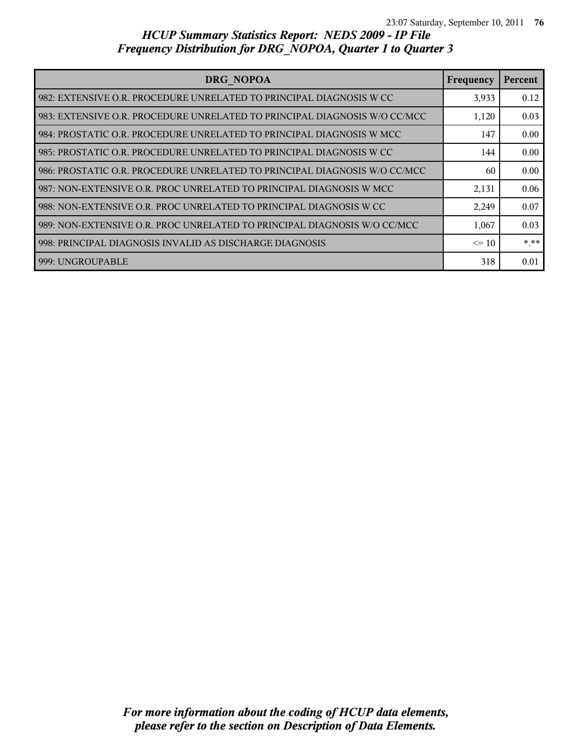# HCUP Summary Statistics Report: NEDS 2009 - IP File
## Frequency Distribution for DRG_NOPOA, Quarter 1 to Quarter 3

| DRG_NOPOA | Frequency | Percent |
|---|---|---|
| 982: EXTENSIVE O.R. PROCEDURE UNRELATED TO PRINCIPAL DIAGNOSIS W CC | 3,933 | 0.12 |
| 983: EXTENSIVE O.R. PROCEDURE UNRELATED TO PRINCIPAL DIAGNOSIS W/O CC/MCC | 1,120 | 0.03 |
| 984: PROSTATIC O.R. PROCEDURE UNRELATED TO PRINCIPAL DIAGNOSIS W MCC | 147 | 0.00 |
| 985: PROSTATIC O.R. PROCEDURE UNRELATED TO PRINCIPAL DIAGNOSIS W CC | 144 | 0.00 |
| 986: PROSTATIC O.R. PROCEDURE UNRELATED TO PRINCIPAL DIAGNOSIS W/O CC/MCC | 60 | 0.00 |
| 987: NON-EXTENSIVE O.R. PROC UNRELATED TO PRINCIPAL DIAGNOSIS W MCC | 2,131 | 0.06 |
| 988: NON-EXTENSIVE O.R. PROC UNRELATED TO PRINCIPAL DIAGNOSIS W CC | 2,249 | 0.07 |
| 989: NON-EXTENSIVE O.R. PROC UNRELATED TO PRINCIPAL DIAGNOSIS W/O CC/MCC | 1,067 | 0.03 |
| 998: PRINCIPAL DIAGNOSIS INVALID AS DISCHARGE DIAGNOSIS | <= 10 | *.** |
| 999: UNGROUPABLE | 318 | 0.01 |

*For more information about the coding of HCUP data elements, please refer to the section on Description of Data Elements.*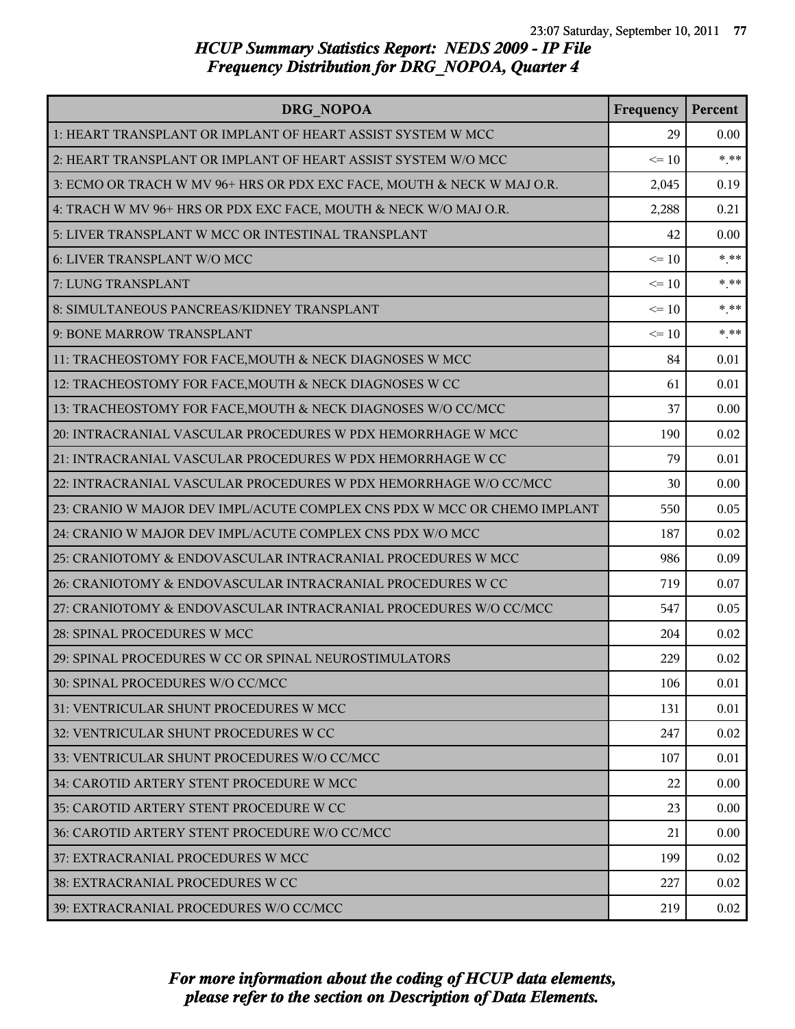# HCUP Summary Statistics Report: NEDS 2009 - IP File
## Frequency Distribution for DRG_NOPOA, Quarter 4

| DRG_NOPOA | Frequency | Percent |
|---|---|---|
| 1: HEART TRANSPLANT OR IMPLANT OF HEART ASSIST SYSTEM W MCC | 29 | 0.00 |
| 2: HEART TRANSPLANT OR IMPLANT OF HEART ASSIST SYSTEM W/O MCC | <= 10 | *.** |
| 3: ECMO OR TRACH W MV 96+ HRS OR PDX EXC FACE, MOUTH & NECK W MAJ O.R. | 2,045 | 0.19 |
| 4: TRACH W MV 96+ HRS OR PDX EXC FACE, MOUTH & NECK W/O MAJ O.R. | 2,288 | 0.21 |
| 5: LIVER TRANSPLANT W MCC OR INTESTINAL TRANSPLANT | 42 | 0.00 |
| 6: LIVER TRANSPLANT W/O MCC | <= 10 | *.** |
| 7: LUNG TRANSPLANT | <= 10 | *.** |
| 8: SIMULTANEOUS PANCREAS/KIDNEY TRANSPLANT | <= 10 | *.** |
| 9: BONE MARROW TRANSPLANT | <= 10 | *.** |
| 11: TRACHEOSTOMY FOR FACE,MOUTH & NECK DIAGNOSES W MCC | 84 | 0.01 |
| 12: TRACHEOSTOMY FOR FACE,MOUTH & NECK DIAGNOSES W CC | 61 | 0.01 |
| 13: TRACHEOSTOMY FOR FACE,MOUTH & NECK DIAGNOSES W/O CC/MCC | 37 | 0.00 |
| 20: INTRACRANIAL VASCULAR PROCEDURES W PDX HEMORRHAGE W MCC | 190 | 0.02 |
| 21: INTRACRANIAL VASCULAR PROCEDURES W PDX HEMORRHAGE W CC | 79 | 0.01 |
| 22: INTRACRANIAL VASCULAR PROCEDURES W PDX HEMORRHAGE W/O CC/MCC | 30 | 0.00 |
| 23: CRANIO W MAJOR DEV IMPL/ACUTE COMPLEX CNS PDX W MCC OR CHEMO IMPLANT | 550 | 0.05 |
| 24: CRANIO W MAJOR DEV IMPL/ACUTE COMPLEX CNS PDX W/O MCC | 187 | 0.02 |
| 25: CRANIOTOMY & ENDOVASCULAR INTRACRANIAL PROCEDURES W MCC | 986 | 0.09 |
| 26: CRANIOTOMY & ENDOVASCULAR INTRACRANIAL PROCEDURES W CC | 719 | 0.07 |
| 27: CRANIOTOMY & ENDOVASCULAR INTRACRANIAL PROCEDURES W/O CC/MCC | 547 | 0.05 |
| 28: SPINAL PROCEDURES W MCC | 204 | 0.02 |
| 29: SPINAL PROCEDURES W CC OR SPINAL NEUROSTIMULATORS | 229 | 0.02 |
| 30: SPINAL PROCEDURES W/O CC/MCC | 106 | 0.01 |
| 31: VENTRICULAR SHUNT PROCEDURES W MCC | 131 | 0.01 |
| 32: VENTRICULAR SHUNT PROCEDURES W CC | 247 | 0.02 |
| 33: VENTRICULAR SHUNT PROCEDURES W/O CC/MCC | 107 | 0.01 |
| 34: CAROTID ARTERY STENT PROCEDURE W MCC | 22 | 0.00 |
| 35: CAROTID ARTERY STENT PROCEDURE W CC | 23 | 0.00 |
| 36: CAROTID ARTERY STENT PROCEDURE W/O CC/MCC | 21 | 0.00 |
| 37: EXTRACRANIAL PROCEDURES W MCC | 199 | 0.02 |
| 38: EXTRACRANIAL PROCEDURES W CC | 227 | 0.02 |
| 39: EXTRACRANIAL PROCEDURES W/O CC/MCC | 219 | 0.02 |

*For more information about the coding of HCUP data elements, please refer to the section on Description of Data Elements.*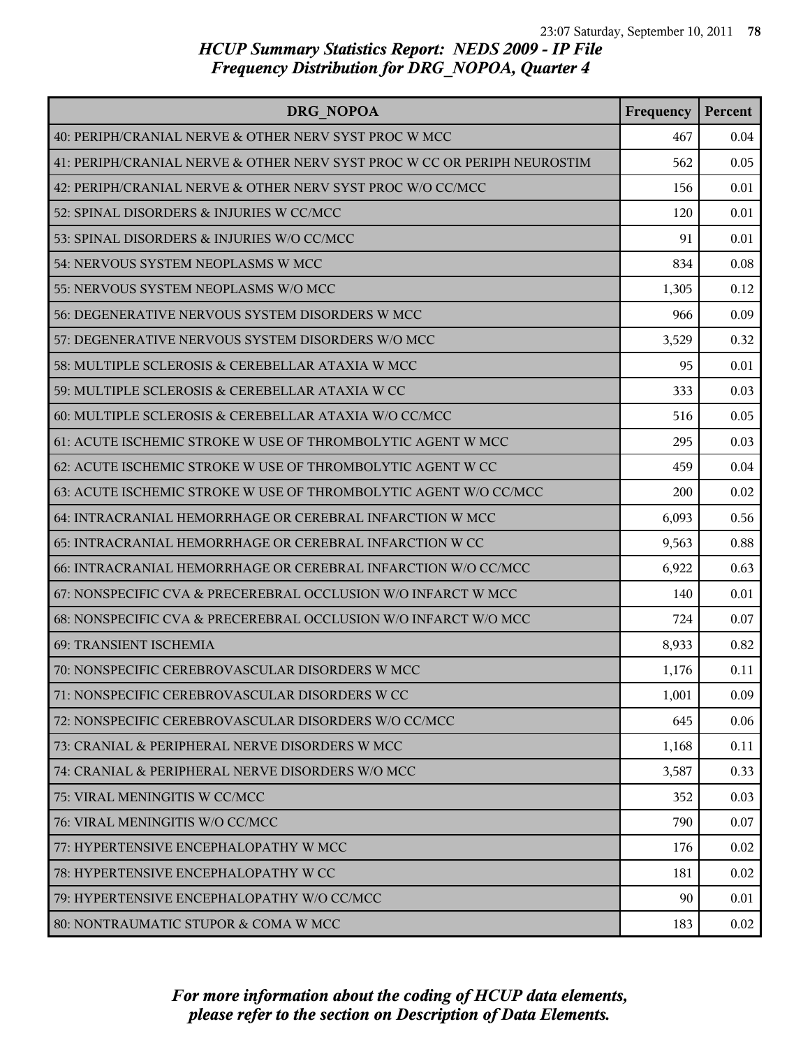# HCUP Summary Statistics Report: NEDS 2009 - IP File
## Frequency Distribution for DRG_NOPOA, Quarter 4

| DRG_NOPOA | Frequency | Percent |
|---|---|---|
| 40: PERIPH/CRANIAL NERVE & OTHER NERV SYST PROC W MCC | 467 | 0.04 |
| 41: PERIPH/CRANIAL NERVE & OTHER NERV SYST PROC W CC OR PERIPH NEUROSTIM | 562 | 0.05 |
| 42: PERIPH/CRANIAL NERVE & OTHER NERV SYST PROC W/O CC/MCC | 156 | 0.01 |
| 52: SPINAL DISORDERS & INJURIES W CC/MCC | 120 | 0.01 |
| 53: SPINAL DISORDERS & INJURIES W/O CC/MCC | 91 | 0.01 |
| 54: NERVOUS SYSTEM NEOPLASMS W MCC | 834 | 0.08 |
| 55: NERVOUS SYSTEM NEOPLASMS W/O MCC | 1,305 | 0.12 |
| 56: DEGENERATIVE NERVOUS SYSTEM DISORDERS W MCC | 966 | 0.09 |
| 57: DEGENERATIVE NERVOUS SYSTEM DISORDERS W/O MCC | 3,529 | 0.32 |
| 58: MULTIPLE SCLEROSIS & CEREBELLAR ATAXIA W MCC | 95 | 0.01 |
| 59: MULTIPLE SCLEROSIS & CEREBELLAR ATAXIA W CC | 333 | 0.03 |
| 60: MULTIPLE SCLEROSIS & CEREBELLAR ATAXIA W/O CC/MCC | 516 | 0.05 |
| 61: ACUTE ISCHEMIC STROKE W USE OF THROMBOLYTIC AGENT W MCC | 295 | 0.03 |
| 62: ACUTE ISCHEMIC STROKE W USE OF THROMBOLYTIC AGENT W CC | 459 | 0.04 |
| 63: ACUTE ISCHEMIC STROKE W USE OF THROMBOLYTIC AGENT W/O CC/MCC | 200 | 0.02 |
| 64: INTRACRANIAL HEMORRHAGE OR CEREBRAL INFARCTION W MCC | 6,093 | 0.56 |
| 65: INTRACRANIAL HEMORRHAGE OR CEREBRAL INFARCTION W CC | 9,563 | 0.88 |
| 66: INTRACRANIAL HEMORRHAGE OR CEREBRAL INFARCTION W/O CC/MCC | 6,922 | 0.63 |
| 67: NONSPECIFIC CVA & PRECEREBRAL OCCLUSION W/O INFARCT W MCC | 140 | 0.01 |
| 68: NONSPECIFIC CVA & PRECEREBRAL OCCLUSION W/O INFARCT W/O MCC | 724 | 0.07 |
| 69: TRANSIENT ISCHEMIA | 8,933 | 0.82 |
| 70: NONSPECIFIC CEREBROVASCULAR DISORDERS W MCC | 1,176 | 0.11 |
| 71: NONSPECIFIC CEREBROVASCULAR DISORDERS W CC | 1,001 | 0.09 |
| 72: NONSPECIFIC CEREBROVASCULAR DISORDERS W/O CC/MCC | 645 | 0.06 |
| 73: CRANIAL & PERIPHERAL NERVE DISORDERS W MCC | 1,168 | 0.11 |
| 74: CRANIAL & PERIPHERAL NERVE DISORDERS W/O MCC | 3,587 | 0.33 |
| 75: VIRAL MENINGITIS W CC/MCC | 352 | 0.03 |
| 76: VIRAL MENINGITIS W/O CC/MCC | 790 | 0.07 |
| 77: HYPERTENSIVE ENCEPHALOPATHY W MCC | 176 | 0.02 |
| 78: HYPERTENSIVE ENCEPHALOPATHY W CC | 181 | 0.02 |
| 79: HYPERTENSIVE ENCEPHALOPATHY W/O CC/MCC | 90 | 0.01 |
| 80: NONTRAUMATIC STUPOR & COMA W MCC | 183 | 0.02 |

*For more information about the coding of HCUP data elements, please refer to the section on Description of Data Elements.*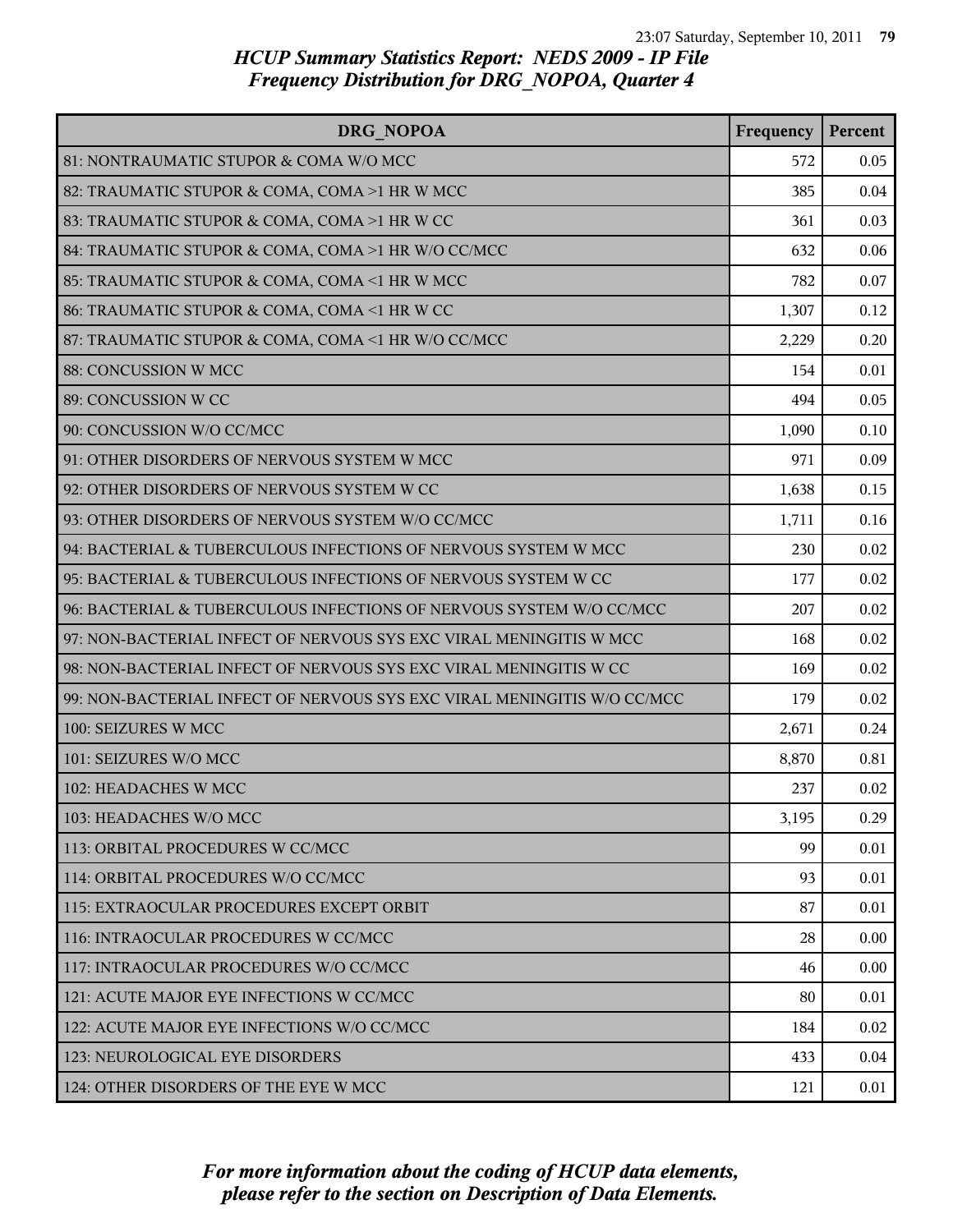# HCUP Summary Statistics Report: NEDS 2009 - IP File
## Frequency Distribution for DRG_NOPOA, Quarter 4

| DRG_NOPOA | Frequency | Percent |
|---|---|---|
| 81: NONTRAUMATIC STUPOR & COMA W/O MCC | 572 | 0.05 |
| 82: TRAUMATIC STUPOR & COMA, COMA >1 HR W MCC | 385 | 0.04 |
| 83: TRAUMATIC STUPOR & COMA, COMA >1 HR W CC | 361 | 0.03 |
| 84: TRAUMATIC STUPOR & COMA, COMA >1 HR W/O CC/MCC | 632 | 0.06 |
| 85: TRAUMATIC STUPOR & COMA, COMA <1 HR W MCC | 782 | 0.07 |
| 86: TRAUMATIC STUPOR & COMA, COMA <1 HR W CC | 1,307 | 0.12 |
| 87: TRAUMATIC STUPOR & COMA, COMA <1 HR W/O CC/MCC | 2,229 | 0.20 |
| 88: CONCUSSION W MCC | 154 | 0.01 |
| 89: CONCUSSION W CC | 494 | 0.05 |
| 90: CONCUSSION W/O CC/MCC | 1,090 | 0.10 |
| 91: OTHER DISORDERS OF NERVOUS SYSTEM W MCC | 971 | 0.09 |
| 92: OTHER DISORDERS OF NERVOUS SYSTEM W CC | 1,638 | 0.15 |
| 93: OTHER DISORDERS OF NERVOUS SYSTEM W/O CC/MCC | 1,711 | 0.16 |
| 94: BACTERIAL & TUBERCULOUS INFECTIONS OF NERVOUS SYSTEM W MCC | 230 | 0.02 |
| 95: BACTERIAL & TUBERCULOUS INFECTIONS OF NERVOUS SYSTEM W CC | 177 | 0.02 |
| 96: BACTERIAL & TUBERCULOUS INFECTIONS OF NERVOUS SYSTEM W/O CC/MCC | 207 | 0.02 |
| 97: NON-BACTERIAL INFECT OF NERVOUS SYS EXC VIRAL MENINGITIS W MCC | 168 | 0.02 |
| 98: NON-BACTERIAL INFECT OF NERVOUS SYS EXC VIRAL MENINGITIS W CC | 169 | 0.02 |
| 99: NON-BACTERIAL INFECT OF NERVOUS SYS EXC VIRAL MENINGITIS W/O CC/MCC | 179 | 0.02 |
| 100: SEIZURES W MCC | 2,671 | 0.24 |
| 101: SEIZURES W/O MCC | 8,870 | 0.81 |
| 102: HEADACHES W MCC | 237 | 0.02 |
| 103: HEADACHES W/O MCC | 3,195 | 0.29 |
| 113: ORBITAL PROCEDURES W CC/MCC | 99 | 0.01 |
| 114: ORBITAL PROCEDURES W/O CC/MCC | 93 | 0.01 |
| 115: EXTRAOCULAR PROCEDURES EXCEPT ORBIT | 87 | 0.01 |
| 116: INTRAOCULAR PROCEDURES W CC/MCC | 28 | 0.00 |
| 117: INTRAOCULAR PROCEDURES W/O CC/MCC | 46 | 0.00 |
| 121: ACUTE MAJOR EYE INFECTIONS W CC/MCC | 80 | 0.01 |
| 122: ACUTE MAJOR EYE INFECTIONS W/O CC/MCC | 184 | 0.02 |
| 123: NEUROLOGICAL EYE DISORDERS | 433 | 0.04 |
| 124: OTHER DISORDERS OF THE EYE W MCC | 121 | 0.01 |

*For more information about the coding of HCUP data elements, please refer to the section on Description of Data Elements.*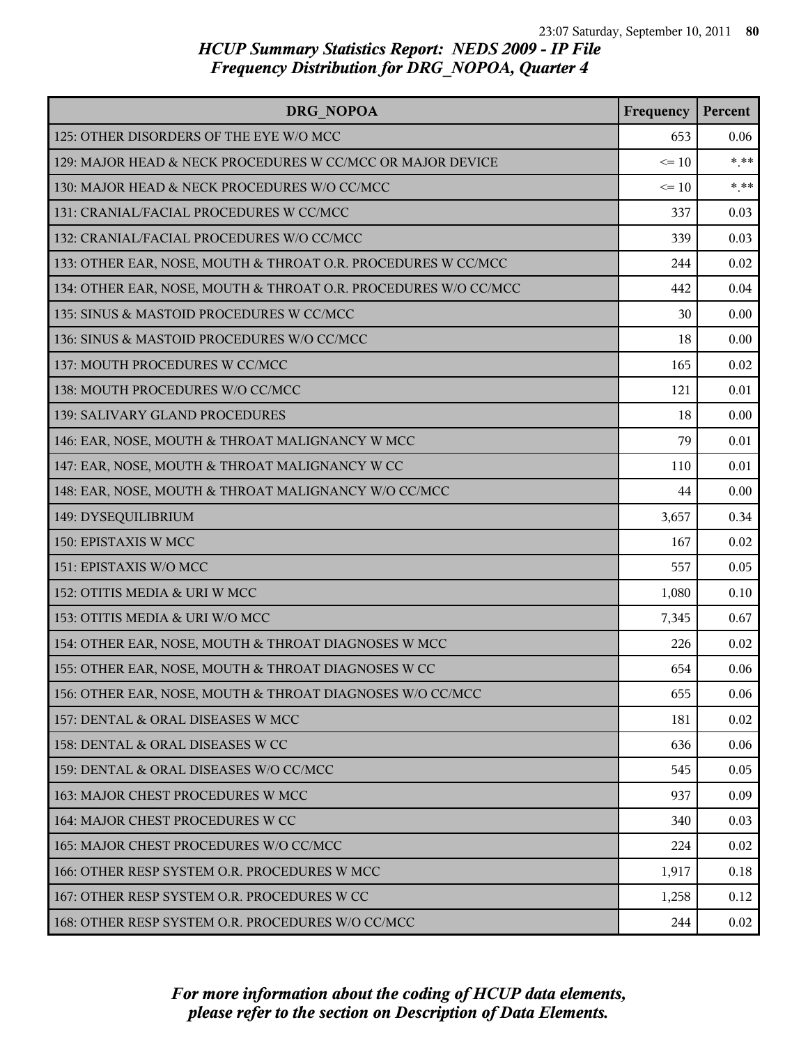## HCUP Summary Statistics Report: NEDS 2009 - IP File
## Frequency Distribution for DRG_NOPOA, Quarter 4

| DRG_NOPOA | Frequency | Percent |
|---|---|---|
| 125: OTHER DISORDERS OF THE EYE W/O MCC | 653 | 0.06 |
| 129: MAJOR HEAD & NECK PROCEDURES W CC/MCC OR MAJOR DEVICE | <= 10 | *.** |
| 130: MAJOR HEAD & NECK PROCEDURES W/O CC/MCC | <= 10 | *.** |
| 131: CRANIAL/FACIAL PROCEDURES W CC/MCC | 337 | 0.03 |
| 132: CRANIAL/FACIAL PROCEDURES W/O CC/MCC | 339 | 0.03 |
| 133: OTHER EAR, NOSE, MOUTH & THROAT O.R. PROCEDURES W CC/MCC | 244 | 0.02 |
| 134: OTHER EAR, NOSE, MOUTH & THROAT O.R. PROCEDURES W/O CC/MCC | 442 | 0.04 |
| 135: SINUS & MASTOID PROCEDURES W CC/MCC | 30 | 0.00 |
| 136: SINUS & MASTOID PROCEDURES W/O CC/MCC | 18 | 0.00 |
| 137: MOUTH PROCEDURES W CC/MCC | 165 | 0.02 |
| 138: MOUTH PROCEDURES W/O CC/MCC | 121 | 0.01 |
| 139: SALIVARY GLAND PROCEDURES | 18 | 0.00 |
| 146: EAR, NOSE, MOUTH & THROAT MALIGNANCY W MCC | 79 | 0.01 |
| 147: EAR, NOSE, MOUTH & THROAT MALIGNANCY W CC | 110 | 0.01 |
| 148: EAR, NOSE, MOUTH & THROAT MALIGNANCY W/O CC/MCC | 44 | 0.00 |
| 149: DYSEQUILIBRIUM | 3,657 | 0.34 |
| 150: EPISTAXIS W MCC | 167 | 0.02 |
| 151: EPISTAXIS W/O MCC | 557 | 0.05 |
| 152: OTITIS MEDIA & URI W MCC | 1,080 | 0.10 |
| 153: OTITIS MEDIA & URI W/O MCC | 7,345 | 0.67 |
| 154: OTHER EAR, NOSE, MOUTH & THROAT DIAGNOSES W MCC | 226 | 0.02 |
| 155: OTHER EAR, NOSE, MOUTH & THROAT DIAGNOSES W CC | 654 | 0.06 |
| 156: OTHER EAR, NOSE, MOUTH & THROAT DIAGNOSES W/O CC/MCC | 655 | 0.06 |
| 157: DENTAL & ORAL DISEASES W MCC | 181 | 0.02 |
| 158: DENTAL & ORAL DISEASES W CC | 636 | 0.06 |
| 159: DENTAL & ORAL DISEASES W/O CC/MCC | 545 | 0.05 |
| 163: MAJOR CHEST PROCEDURES W MCC | 937 | 0.09 |
| 164: MAJOR CHEST PROCEDURES W CC | 340 | 0.03 |
| 165: MAJOR CHEST PROCEDURES W/O CC/MCC | 224 | 0.02 |
| 166: OTHER RESP SYSTEM O.R. PROCEDURES W MCC | 1,917 | 0.18 |
| 167: OTHER RESP SYSTEM O.R. PROCEDURES W CC | 1,258 | 0.12 |
| 168: OTHER RESP SYSTEM O.R. PROCEDURES W/O CC/MCC | 244 | 0.02 |

*For more information about the coding of HCUP data elements, please refer to the section on Description of Data Elements.*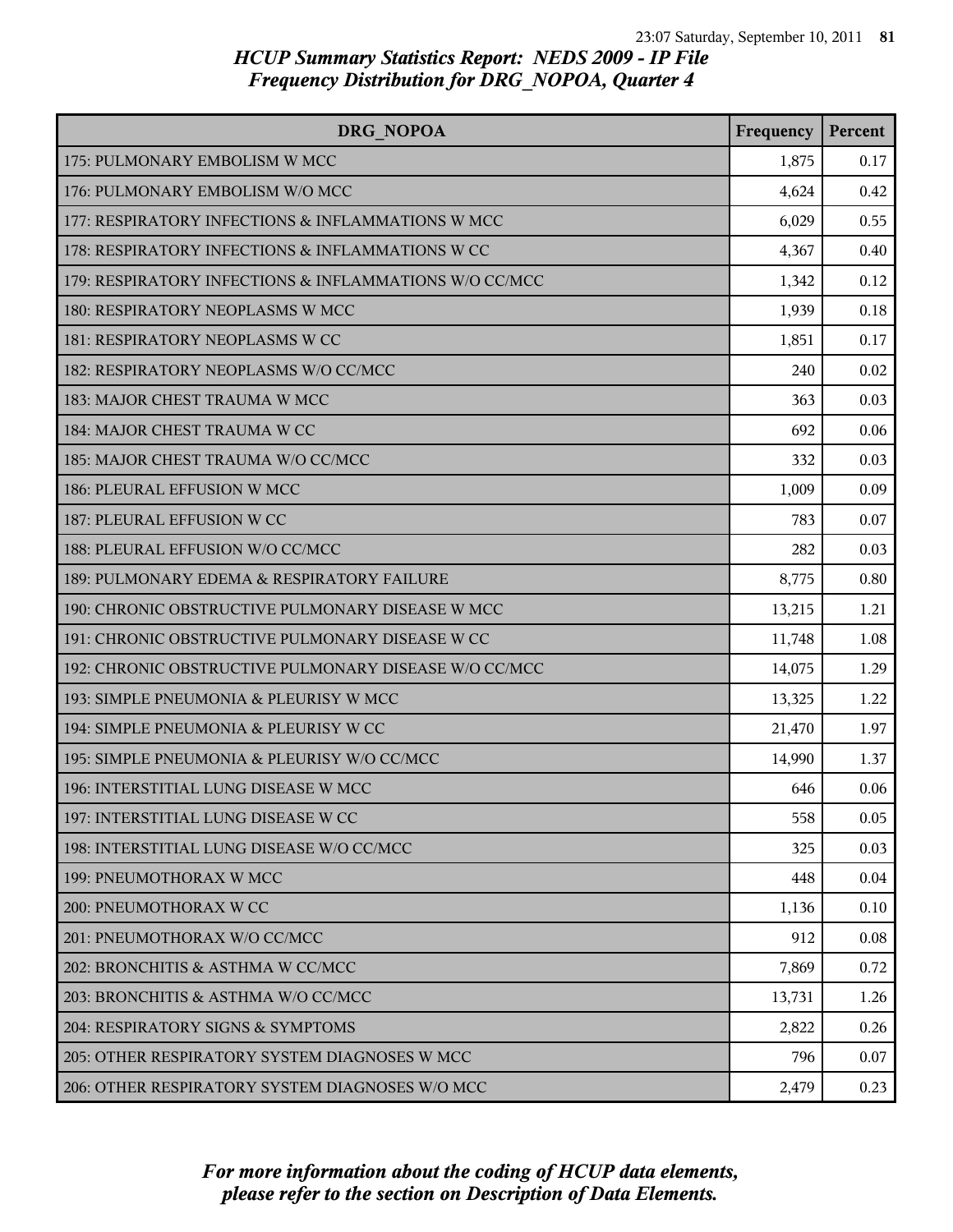# HCUP Summary Statistics Report: NEDS 2009 - IP File
## Frequency Distribution for DRG_NOPOA, Quarter 4

| DRG_NOPOA | Frequency | Percent |
|---|---|---|
| 175: PULMONARY EMBOLISM W MCC | 1,875 | 0.17 |
| 176: PULMONARY EMBOLISM W/O MCC | 4,624 | 0.42 |
| 177: RESPIRATORY INFECTIONS & INFLAMMATIONS W MCC | 6,029 | 0.55 |
| 178: RESPIRATORY INFECTIONS & INFLAMMATIONS W CC | 4,367 | 0.40 |
| 179: RESPIRATORY INFECTIONS & INFLAMMATIONS W/O CC/MCC | 1,342 | 0.12 |
| 180: RESPIRATORY NEOPLASMS W MCC | 1,939 | 0.18 |
| 181: RESPIRATORY NEOPLASMS W CC | 1,851 | 0.17 |
| 182: RESPIRATORY NEOPLASMS W/O CC/MCC | 240 | 0.02 |
| 183: MAJOR CHEST TRAUMA W MCC | 363 | 0.03 |
| 184: MAJOR CHEST TRAUMA W CC | 692 | 0.06 |
| 185: MAJOR CHEST TRAUMA W/O CC/MCC | 332 | 0.03 |
| 186: PLEURAL EFFUSION W MCC | 1,009 | 0.09 |
| 187: PLEURAL EFFUSION W CC | 783 | 0.07 |
| 188: PLEURAL EFFUSION W/O CC/MCC | 282 | 0.03 |
| 189: PULMONARY EDEMA & RESPIRATORY FAILURE | 8,775 | 0.80 |
| 190: CHRONIC OBSTRUCTIVE PULMONARY DISEASE W MCC | 13,215 | 1.21 |
| 191: CHRONIC OBSTRUCTIVE PULMONARY DISEASE W CC | 11,748 | 1.08 |
| 192: CHRONIC OBSTRUCTIVE PULMONARY DISEASE W/O CC/MCC | 14,075 | 1.29 |
| 193: SIMPLE PNEUMONIA & PLEURISY W MCC | 13,325 | 1.22 |
| 194: SIMPLE PNEUMONIA & PLEURISY W CC | 21,470 | 1.97 |
| 195: SIMPLE PNEUMONIA & PLEURISY W/O CC/MCC | 14,990 | 1.37 |
| 196: INTERSTITIAL LUNG DISEASE W MCC | 646 | 0.06 |
| 197: INTERSTITIAL LUNG DISEASE W CC | 558 | 0.05 |
| 198: INTERSTITIAL LUNG DISEASE W/O CC/MCC | 325 | 0.03 |
| 199: PNEUMOTHORAX W MCC | 448 | 0.04 |
| 200: PNEUMOTHORAX W CC | 1,136 | 0.10 |
| 201: PNEUMOTHORAX W/O CC/MCC | 912 | 0.08 |
| 202: BRONCHITIS & ASTHMA W CC/MCC | 7,869 | 0.72 |
| 203: BRONCHITIS & ASTHMA W/O CC/MCC | 13,731 | 1.26 |
| 204: RESPIRATORY SIGNS & SYMPTOMS | 2,822 | 0.26 |
| 205: OTHER RESPIRATORY SYSTEM DIAGNOSES W MCC | 796 | 0.07 |
| 206: OTHER RESPIRATORY SYSTEM DIAGNOSES W/O MCC | 2,479 | 0.23 |

*For more information about the coding of HCUP data elements, please refer to the section on Description of Data Elements.*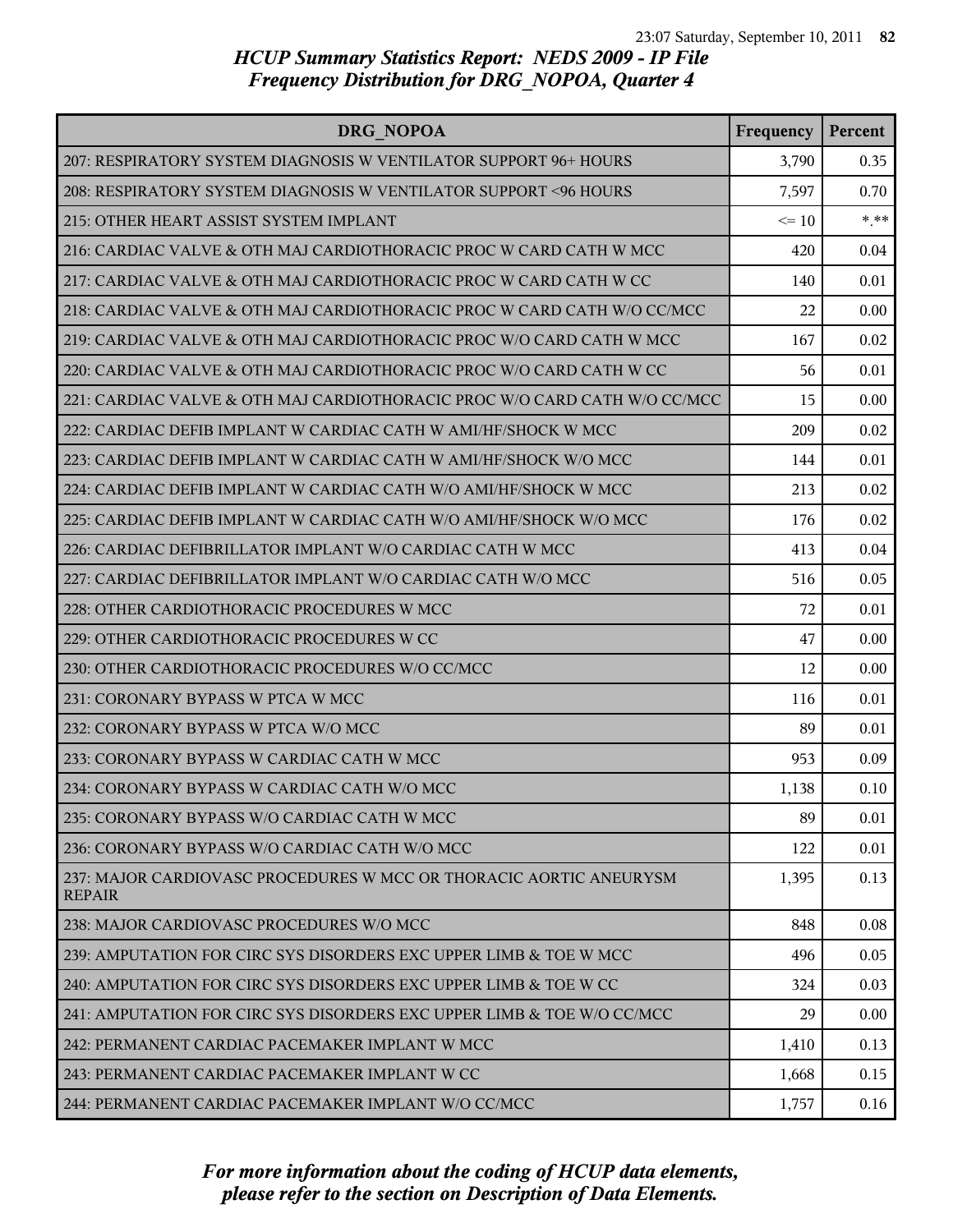# HCUP Summary Statistics Report: NEDS 2009 - IP File
## Frequency Distribution for DRG_NOPOA, Quarter 4

| DRG_NOPOA | Frequency | Percent |
|---|---|---|
| 207: RESPIRATORY SYSTEM DIAGNOSIS W VENTILATOR SUPPORT 96+ HOURS | 3,790 | 0.35 |
| 208: RESPIRATORY SYSTEM DIAGNOSIS W VENTILATOR SUPPORT <96 HOURS | 7,597 | 0.70 |
| 215: OTHER HEART ASSIST SYSTEM IMPLANT | <= 10 | *.** |
| 216: CARDIAC VALVE & OTH MAJ CARDIOTHORACIC PROC W CARD CATH W MCC | 420 | 0.04 |
| 217: CARDIAC VALVE & OTH MAJ CARDIOTHORACIC PROC W CARD CATH W CC | 140 | 0.01 |
| 218: CARDIAC VALVE & OTH MAJ CARDIOTHORACIC PROC W CARD CATH W/O CC/MCC | 22 | 0.00 |
| 219: CARDIAC VALVE & OTH MAJ CARDIOTHORACIC PROC W/O CARD CATH W MCC | 167 | 0.02 |
| 220: CARDIAC VALVE & OTH MAJ CARDIOTHORACIC PROC W/O CARD CATH W CC | 56 | 0.01 |
| 221: CARDIAC VALVE & OTH MAJ CARDIOTHORACIC PROC W/O CARD CATH W/O CC/MCC | 15 | 0.00 |
| 222: CARDIAC DEFIB IMPLANT W CARDIAC CATH W AMI/HF/SHOCK W MCC | 209 | 0.02 |
| 223: CARDIAC DEFIB IMPLANT W CARDIAC CATH W AMI/HF/SHOCK W/O MCC | 144 | 0.01 |
| 224: CARDIAC DEFIB IMPLANT W CARDIAC CATH W/O AMI/HF/SHOCK W MCC | 213 | 0.02 |
| 225: CARDIAC DEFIB IMPLANT W CARDIAC CATH W/O AMI/HF/SHOCK W/O MCC | 176 | 0.02 |
| 226: CARDIAC DEFIBRILLATOR IMPLANT W/O CARDIAC CATH W MCC | 413 | 0.04 |
| 227: CARDIAC DEFIBRILLATOR IMPLANT W/O CARDIAC CATH W/O MCC | 516 | 0.05 |
| 228: OTHER CARDIOTHORACIC PROCEDURES W MCC | 72 | 0.01 |
| 229: OTHER CARDIOTHORACIC PROCEDURES W CC | 47 | 0.00 |
| 230: OTHER CARDIOTHORACIC PROCEDURES W/O CC/MCC | 12 | 0.00 |
| 231: CORONARY BYPASS W PTCA W MCC | 116 | 0.01 |
| 232: CORONARY BYPASS W PTCA W/O MCC | 89 | 0.01 |
| 233: CORONARY BYPASS W CARDIAC CATH W MCC | 953 | 0.09 |
| 234: CORONARY BYPASS W CARDIAC CATH W/O MCC | 1,138 | 0.10 |
| 235: CORONARY BYPASS W/O CARDIAC CATH W MCC | 89 | 0.01 |
| 236: CORONARY BYPASS W/O CARDIAC CATH W/O MCC | 122 | 0.01 |
| 237: MAJOR CARDIOVASC PROCEDURES W MCC OR THORACIC AORTIC ANEURYSM REPAIR | 1,395 | 0.13 |
| 238: MAJOR CARDIOVASC PROCEDURES W/O MCC | 848 | 0.08 |
| 239: AMPUTATION FOR CIRC SYS DISORDERS EXC UPPER LIMB & TOE W MCC | 496 | 0.05 |
| 240: AMPUTATION FOR CIRC SYS DISORDERS EXC UPPER LIMB & TOE W CC | 324 | 0.03 |
| 241: AMPUTATION FOR CIRC SYS DISORDERS EXC UPPER LIMB & TOE W/O CC/MCC | 29 | 0.00 |
| 242: PERMANENT CARDIAC PACEMAKER IMPLANT W MCC | 1,410 | 0.13 |
| 243: PERMANENT CARDIAC PACEMAKER IMPLANT W CC | 1,668 | 0.15 |
| 244: PERMANENT CARDIAC PACEMAKER IMPLANT W/O CC/MCC | 1,757 | 0.16 |

*For more information about the coding of HCUP data elements, please refer to the section on Description of Data Elements.*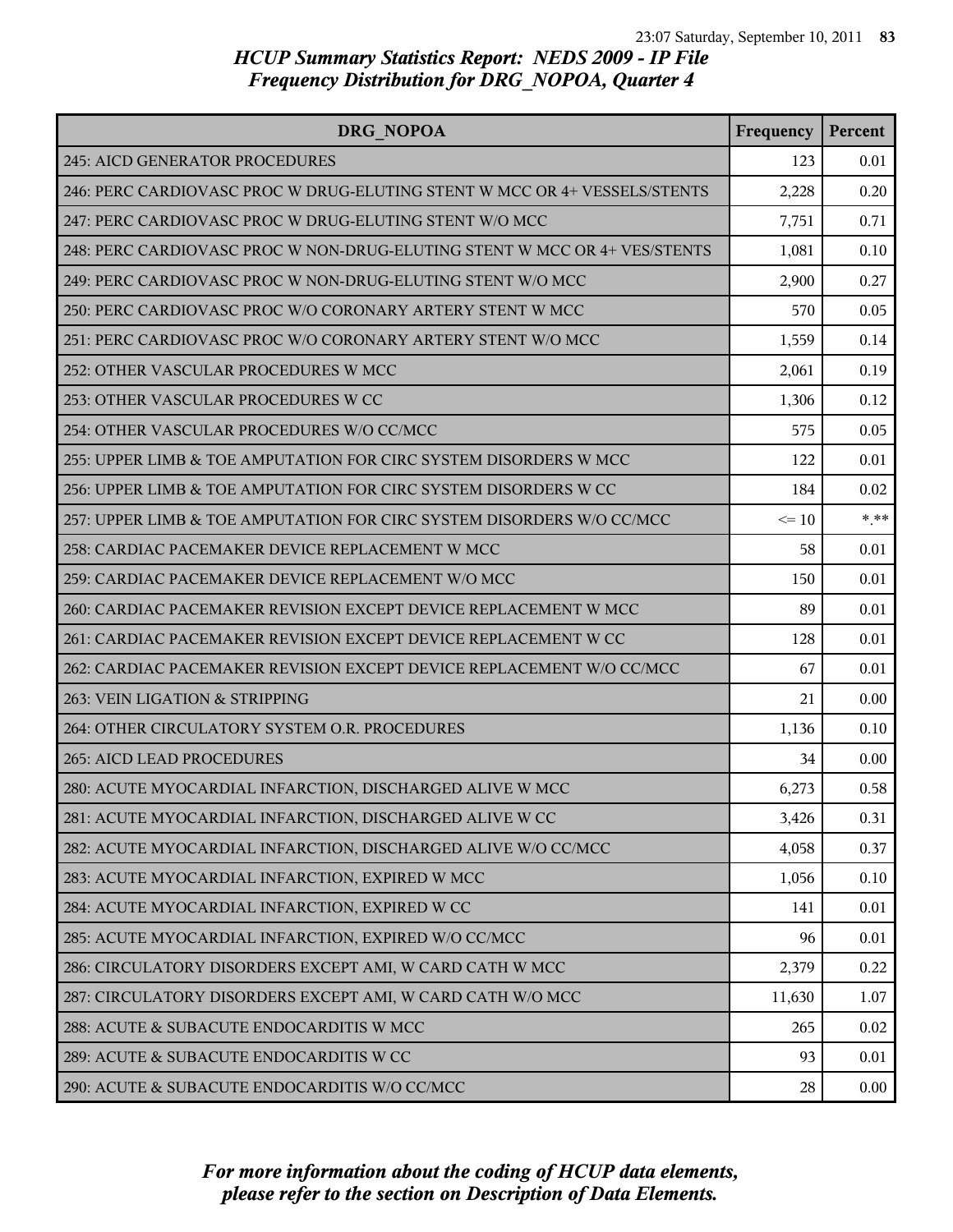# HCUP Summary Statistics Report: NEDS 2009 - IP File
## Frequency Distribution for DRG_NOPOA, Quarter 4

| DRG_NOPOA | Frequency | Percent |
|---|---|---|
| 245: AICD GENERATOR PROCEDURES | 123 | 0.01 |
| 246: PERC CARDIOVASC PROC W DRUG-ELUTING STENT W MCC OR 4+ VESSELS/STENTS | 2,228 | 0.20 |
| 247: PERC CARDIOVASC PROC W DRUG-ELUTING STENT W/O MCC | 7,751 | 0.71 |
| 248: PERC CARDIOVASC PROC W NON-DRUG-ELUTING STENT W MCC OR 4+ VES/STENTS | 1,081 | 0.10 |
| 249: PERC CARDIOVASC PROC W NON-DRUG-ELUTING STENT W/O MCC | 2,900 | 0.27 |
| 250: PERC CARDIOVASC PROC W/O CORONARY ARTERY STENT W MCC | 570 | 0.05 |
| 251: PERC CARDIOVASC PROC W/O CORONARY ARTERY STENT W/O MCC | 1,559 | 0.14 |
| 252: OTHER VASCULAR PROCEDURES W MCC | 2,061 | 0.19 |
| 253: OTHER VASCULAR PROCEDURES W CC | 1,306 | 0.12 |
| 254: OTHER VASCULAR PROCEDURES W/O CC/MCC | 575 | 0.05 |
| 255: UPPER LIMB & TOE AMPUTATION FOR CIRC SYSTEM DISORDERS W MCC | 122 | 0.01 |
| 256: UPPER LIMB & TOE AMPUTATION FOR CIRC SYSTEM DISORDERS W CC | 184 | 0.02 |
| 257: UPPER LIMB & TOE AMPUTATION FOR CIRC SYSTEM DISORDERS W/O CC/MCC | <= 10 | *.** |
| 258: CARDIAC PACEMAKER DEVICE REPLACEMENT W MCC | 58 | 0.01 |
| 259: CARDIAC PACEMAKER DEVICE REPLACEMENT W/O MCC | 150 | 0.01 |
| 260: CARDIAC PACEMAKER REVISION EXCEPT DEVICE REPLACEMENT W MCC | 89 | 0.01 |
| 261: CARDIAC PACEMAKER REVISION EXCEPT DEVICE REPLACEMENT W CC | 128 | 0.01 |
| 262: CARDIAC PACEMAKER REVISION EXCEPT DEVICE REPLACEMENT W/O CC/MCC | 67 | 0.01 |
| 263: VEIN LIGATION & STRIPPING | 21 | 0.00 |
| 264: OTHER CIRCULATORY SYSTEM O.R. PROCEDURES | 1,136 | 0.10 |
| 265: AICD LEAD PROCEDURES | 34 | 0.00 |
| 280: ACUTE MYOCARDIAL INFARCTION, DISCHARGED ALIVE W MCC | 6,273 | 0.58 |
| 281: ACUTE MYOCARDIAL INFARCTION, DISCHARGED ALIVE W CC | 3,426 | 0.31 |
| 282: ACUTE MYOCARDIAL INFARCTION, DISCHARGED ALIVE W/O CC/MCC | 4,058 | 0.37 |
| 283: ACUTE MYOCARDIAL INFARCTION, EXPIRED W MCC | 1,056 | 0.10 |
| 284: ACUTE MYOCARDIAL INFARCTION, EXPIRED W CC | 141 | 0.01 |
| 285: ACUTE MYOCARDIAL INFARCTION, EXPIRED W/O CC/MCC | 96 | 0.01 |
| 286: CIRCULATORY DISORDERS EXCEPT AMI, W CARD CATH W MCC | 2,379 | 0.22 |
| 287: CIRCULATORY DISORDERS EXCEPT AMI, W CARD CATH W/O MCC | 11,630 | 1.07 |
| 288: ACUTE & SUBACUTE ENDOCARDITIS W MCC | 265 | 0.02 |
| 289: ACUTE & SUBACUTE ENDOCARDITIS W CC | 93 | 0.01 |
| 290: ACUTE & SUBACUTE ENDOCARDITIS W/O CC/MCC | 28 | 0.00 |

*For more information about the coding of HCUP data elements, please refer to the section on Description of Data Elements.*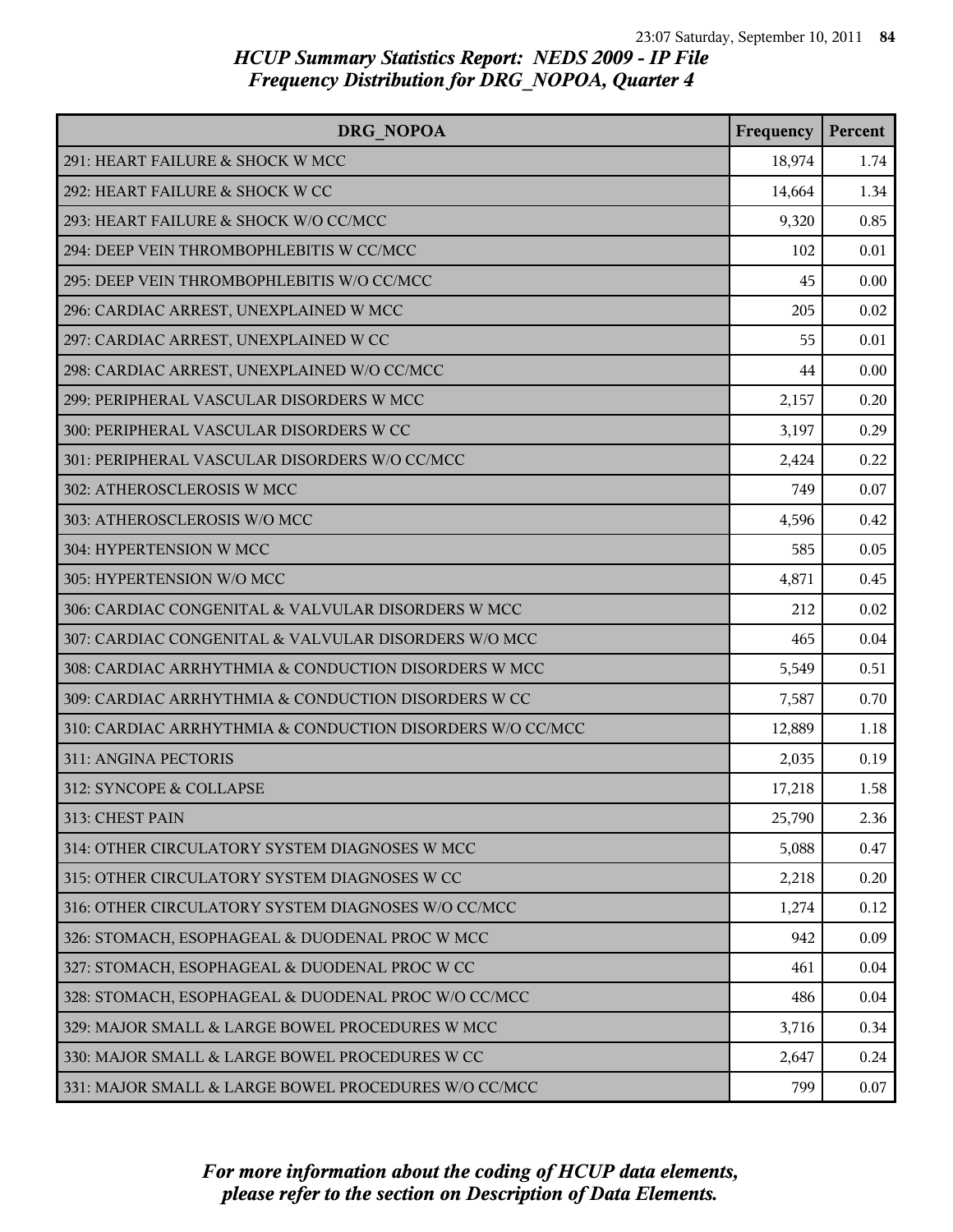# HCUP Summary Statistics Report: NEDS 2009 - IP File
## Frequency Distribution for DRG_NOPOA, Quarter 4

| DRG_NOPOA | Frequency | Percent |
|---|---|---|
| 291: HEART FAILURE & SHOCK W MCC | 18,974 | 1.74 |
| 292: HEART FAILURE & SHOCK W CC | 14,664 | 1.34 |
| 293: HEART FAILURE & SHOCK W/O CC/MCC | 9,320 | 0.85 |
| 294: DEEP VEIN THROMBOPHLEBITIS W CC/MCC | 102 | 0.01 |
| 295: DEEP VEIN THROMBOPHLEBITIS W/O CC/MCC | 45 | 0.00 |
| 296: CARDIAC ARREST, UNEXPLAINED W MCC | 205 | 0.02 |
| 297: CARDIAC ARREST, UNEXPLAINED W CC | 55 | 0.01 |
| 298: CARDIAC ARREST, UNEXPLAINED W/O CC/MCC | 44 | 0.00 |
| 299: PERIPHERAL VASCULAR DISORDERS W MCC | 2,157 | 0.20 |
| 300: PERIPHERAL VASCULAR DISORDERS W CC | 3,197 | 0.29 |
| 301: PERIPHERAL VASCULAR DISORDERS W/O CC/MCC | 2,424 | 0.22 |
| 302: ATHEROSCLEROSIS W MCC | 749 | 0.07 |
| 303: ATHEROSCLEROSIS W/O MCC | 4,596 | 0.42 |
| 304: HYPERTENSION W MCC | 585 | 0.05 |
| 305: HYPERTENSION W/O MCC | 4,871 | 0.45 |
| 306: CARDIAC CONGENITAL & VALVULAR DISORDERS W MCC | 212 | 0.02 |
| 307: CARDIAC CONGENITAL & VALVULAR DISORDERS W/O MCC | 465 | 0.04 |
| 308: CARDIAC ARRHYTHMIA & CONDUCTION DISORDERS W MCC | 5,549 | 0.51 |
| 309: CARDIAC ARRHYTHMIA & CONDUCTION DISORDERS W CC | 7,587 | 0.70 |
| 310: CARDIAC ARRHYTHMIA & CONDUCTION DISORDERS W/O CC/MCC | 12,889 | 1.18 |
| 311: ANGINA PECTORIS | 2,035 | 0.19 |
| 312: SYNCOPE & COLLAPSE | 17,218 | 1.58 |
| 313: CHEST PAIN | 25,790 | 2.36 |
| 314: OTHER CIRCULATORY SYSTEM DIAGNOSES W MCC | 5,088 | 0.47 |
| 315: OTHER CIRCULATORY SYSTEM DIAGNOSES W CC | 2,218 | 0.20 |
| 316: OTHER CIRCULATORY SYSTEM DIAGNOSES W/O CC/MCC | 1,274 | 0.12 |
| 326: STOMACH, ESOPHAGEAL & DUODENAL PROC W MCC | 942 | 0.09 |
| 327: STOMACH, ESOPHAGEAL & DUODENAL PROC W CC | 461 | 0.04 |
| 328: STOMACH, ESOPHAGEAL & DUODENAL PROC W/O CC/MCC | 486 | 0.04 |
| 329: MAJOR SMALL & LARGE BOWEL PROCEDURES W MCC | 3,716 | 0.34 |
| 330: MAJOR SMALL & LARGE BOWEL PROCEDURES W CC | 2,647 | 0.24 |
| 331: MAJOR SMALL & LARGE BOWEL PROCEDURES W/O CC/MCC | 799 | 0.07 |

*For more information about the coding of HCUP data elements, please refer to the section on Description of Data Elements.*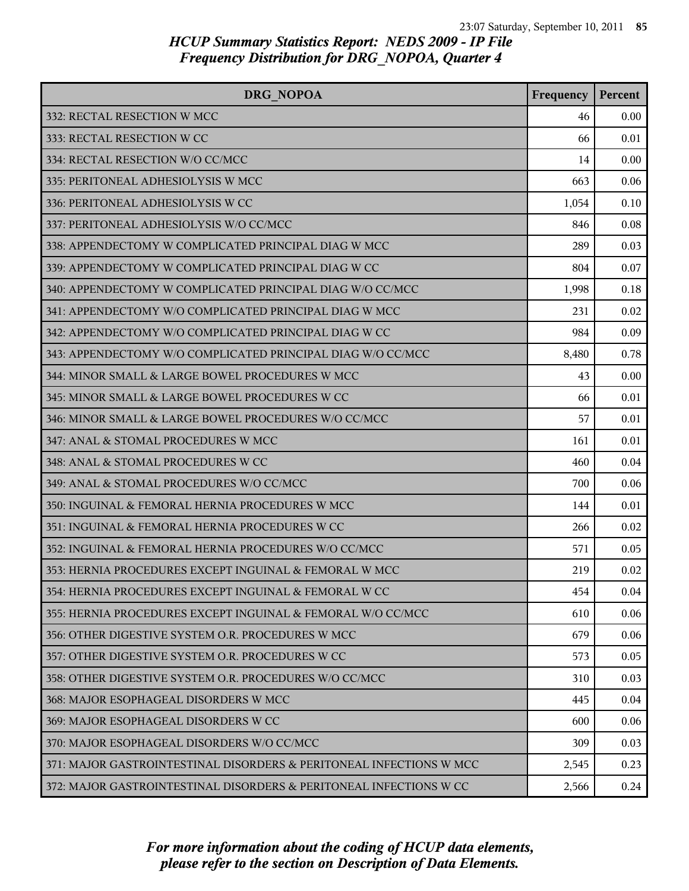## HCUP Summary Statistics Report: NEDS 2009 - IP File
## Frequency Distribution for DRG_NOPOA, Quarter 4

| DRG_NOPOA | Frequency | Percent |
|---|---|---|
| 332: RECTAL RESECTION W MCC | 46 | 0.00 |
| 333: RECTAL RESECTION W CC | 66 | 0.01 |
| 334: RECTAL RESECTION W/O CC/MCC | 14 | 0.00 |
| 335: PERITONEAL ADHESIOLYSIS W MCC | 663 | 0.06 |
| 336: PERITONEAL ADHESIOLYSIS W CC | 1,054 | 0.10 |
| 337: PERITONEAL ADHESIOLYSIS W/O CC/MCC | 846 | 0.08 |
| 338: APPENDECTOMY W COMPLICATED PRINCIPAL DIAG W MCC | 289 | 0.03 |
| 339: APPENDECTOMY W COMPLICATED PRINCIPAL DIAG W CC | 804 | 0.07 |
| 340: APPENDECTOMY W COMPLICATED PRINCIPAL DIAG W/O CC/MCC | 1,998 | 0.18 |
| 341: APPENDECTOMY W/O COMPLICATED PRINCIPAL DIAG W MCC | 231 | 0.02 |
| 342: APPENDECTOMY W/O COMPLICATED PRINCIPAL DIAG W CC | 984 | 0.09 |
| 343: APPENDECTOMY W/O COMPLICATED PRINCIPAL DIAG W/O CC/MCC | 8,480 | 0.78 |
| 344: MINOR SMALL & LARGE BOWEL PROCEDURES W MCC | 43 | 0.00 |
| 345: MINOR SMALL & LARGE BOWEL PROCEDURES W CC | 66 | 0.01 |
| 346: MINOR SMALL & LARGE BOWEL PROCEDURES W/O CC/MCC | 57 | 0.01 |
| 347: ANAL & STOMAL PROCEDURES W MCC | 161 | 0.01 |
| 348: ANAL & STOMAL PROCEDURES W CC | 460 | 0.04 |
| 349: ANAL & STOMAL PROCEDURES W/O CC/MCC | 700 | 0.06 |
| 350: INGUINAL & FEMORAL HERNIA PROCEDURES W MCC | 144 | 0.01 |
| 351: INGUINAL & FEMORAL HERNIA PROCEDURES W CC | 266 | 0.02 |
| 352: INGUINAL & FEMORAL HERNIA PROCEDURES W/O CC/MCC | 571 | 0.05 |
| 353: HERNIA PROCEDURES EXCEPT INGUINAL & FEMORAL W MCC | 219 | 0.02 |
| 354: HERNIA PROCEDURES EXCEPT INGUINAL & FEMORAL W CC | 454 | 0.04 |
| 355: HERNIA PROCEDURES EXCEPT INGUINAL & FEMORAL W/O CC/MCC | 610 | 0.06 |
| 356: OTHER DIGESTIVE SYSTEM O.R. PROCEDURES W MCC | 679 | 0.06 |
| 357: OTHER DIGESTIVE SYSTEM O.R. PROCEDURES W CC | 573 | 0.05 |
| 358: OTHER DIGESTIVE SYSTEM O.R. PROCEDURES W/O CC/MCC | 310 | 0.03 |
| 368: MAJOR ESOPHAGEAL DISORDERS W MCC | 445 | 0.04 |
| 369: MAJOR ESOPHAGEAL DISORDERS W CC | 600 | 0.06 |
| 370: MAJOR ESOPHAGEAL DISORDERS W/O CC/MCC | 309 | 0.03 |
| 371: MAJOR GASTROINTESTINAL DISORDERS & PERITONEAL INFECTIONS W MCC | 2,545 | 0.23 |
| 372: MAJOR GASTROINTESTINAL DISORDERS & PERITONEAL INFECTIONS W CC | 2,566 | 0.24 |

*For more information about the coding of HCUP data elements, please refer to the section on Description of Data Elements.*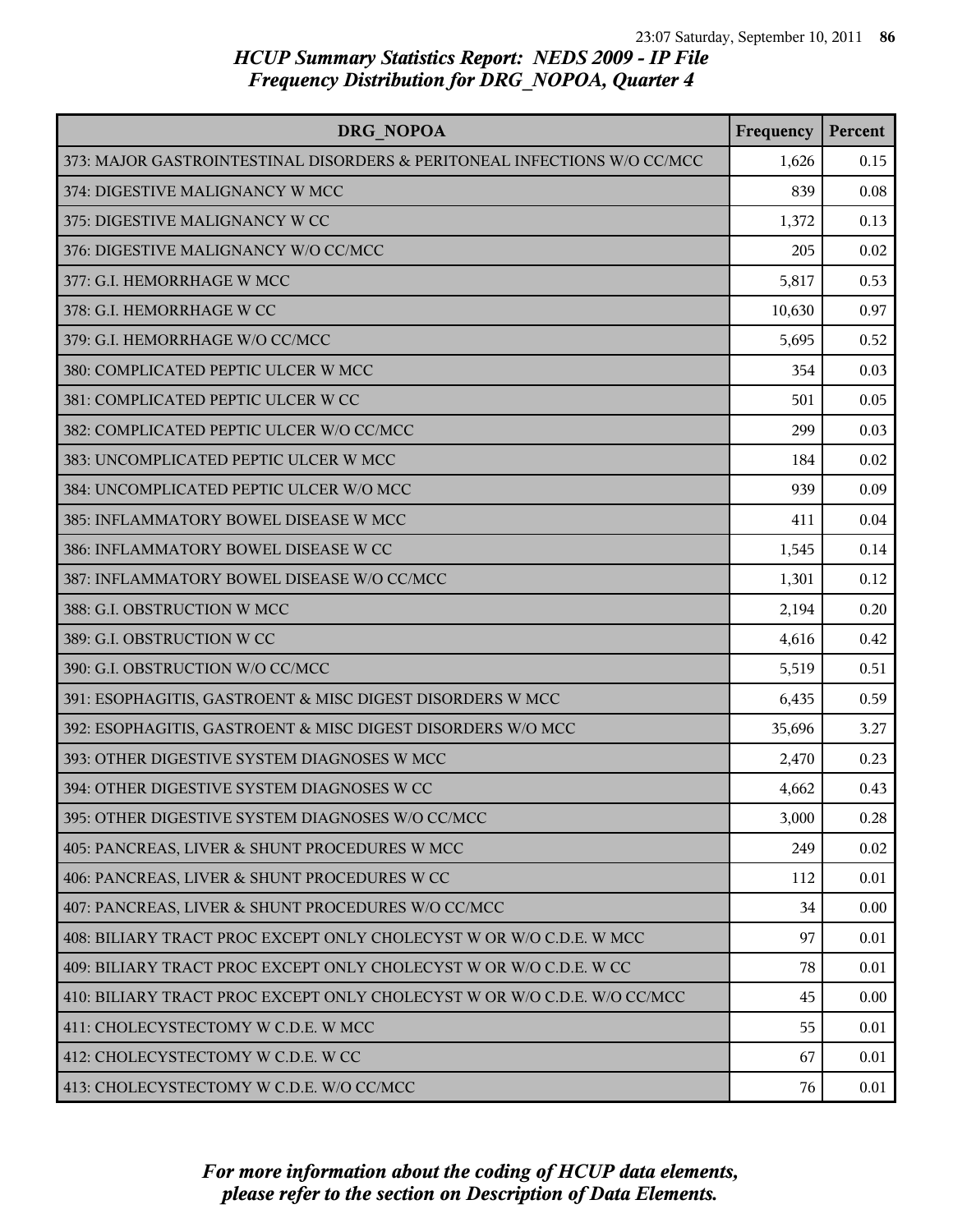*HCUP Summary Statistics Report: NEDS 2009 - IP File*
*Frequency Distribution for DRG_NOPOA, Quarter 4*

| DRG_NOPOA | Frequency | Percent |
|---|---|---|
| 373: MAJOR GASTROINTESTINAL DISORDERS & PERITONEAL INFECTIONS W/O CC/MCC | 1,626 | 0.15 |
| 374: DIGESTIVE MALIGNANCY W MCC | 839 | 0.08 |
| 375: DIGESTIVE MALIGNANCY W CC | 1,372 | 0.13 |
| 376: DIGESTIVE MALIGNANCY W/O CC/MCC | 205 | 0.02 |
| 377: G.I. HEMORRHAGE W MCC | 5,817 | 0.53 |
| 378: G.I. HEMORRHAGE W CC | 10,630 | 0.97 |
| 379: G.I. HEMORRHAGE W/O CC/MCC | 5,695 | 0.52 |
| 380: COMPLICATED PEPTIC ULCER W MCC | 354 | 0.03 |
| 381: COMPLICATED PEPTIC ULCER W CC | 501 | 0.05 |
| 382: COMPLICATED PEPTIC ULCER W/O CC/MCC | 299 | 0.03 |
| 383: UNCOMPLICATED PEPTIC ULCER W MCC | 184 | 0.02 |
| 384: UNCOMPLICATED PEPTIC ULCER W/O MCC | 939 | 0.09 |
| 385: INFLAMMATORY BOWEL DISEASE W MCC | 411 | 0.04 |
| 386: INFLAMMATORY BOWEL DISEASE W CC | 1,545 | 0.14 |
| 387: INFLAMMATORY BOWEL DISEASE W/O CC/MCC | 1,301 | 0.12 |
| 388: G.I. OBSTRUCTION W MCC | 2,194 | 0.20 |
| 389: G.I. OBSTRUCTION W CC | 4,616 | 0.42 |
| 390: G.I. OBSTRUCTION W/O CC/MCC | 5,519 | 0.51 |
| 391: ESOPHAGITIS, GASTROENT & MISC DIGEST DISORDERS W MCC | 6,435 | 0.59 |
| 392: ESOPHAGITIS, GASTROENT & MISC DIGEST DISORDERS W/O MCC | 35,696 | 3.27 |
| 393: OTHER DIGESTIVE SYSTEM DIAGNOSES W MCC | 2,470 | 0.23 |
| 394: OTHER DIGESTIVE SYSTEM DIAGNOSES W CC | 4,662 | 0.43 |
| 395: OTHER DIGESTIVE SYSTEM DIAGNOSES W/O CC/MCC | 3,000 | 0.28 |
| 405: PANCREAS, LIVER & SHUNT PROCEDURES W MCC | 249 | 0.02 |
| 406: PANCREAS, LIVER & SHUNT PROCEDURES W CC | 112 | 0.01 |
| 407: PANCREAS, LIVER & SHUNT PROCEDURES W/O CC/MCC | 34 | 0.00 |
| 408: BILIARY TRACT PROC EXCEPT ONLY CHOLECYST W OR W/O C.D.E. W MCC | 97 | 0.01 |
| 409: BILIARY TRACT PROC EXCEPT ONLY CHOLECYST W OR W/O C.D.E. W CC | 78 | 0.01 |
| 410: BILIARY TRACT PROC EXCEPT ONLY CHOLECYST W OR W/O C.D.E. W/O CC/MCC | 45 | 0.00 |
| 411: CHOLECYSTECTOMY W C.D.E. W MCC | 55 | 0.01 |
| 412: CHOLECYSTECTOMY W C.D.E. W CC | 67 | 0.01 |
| 413: CHOLECYSTECTOMY W C.D.E. W/O CC/MCC | 76 | 0.01 |

*For more information about the coding of HCUP data elements, please refer to the section on Description of Data Elements.*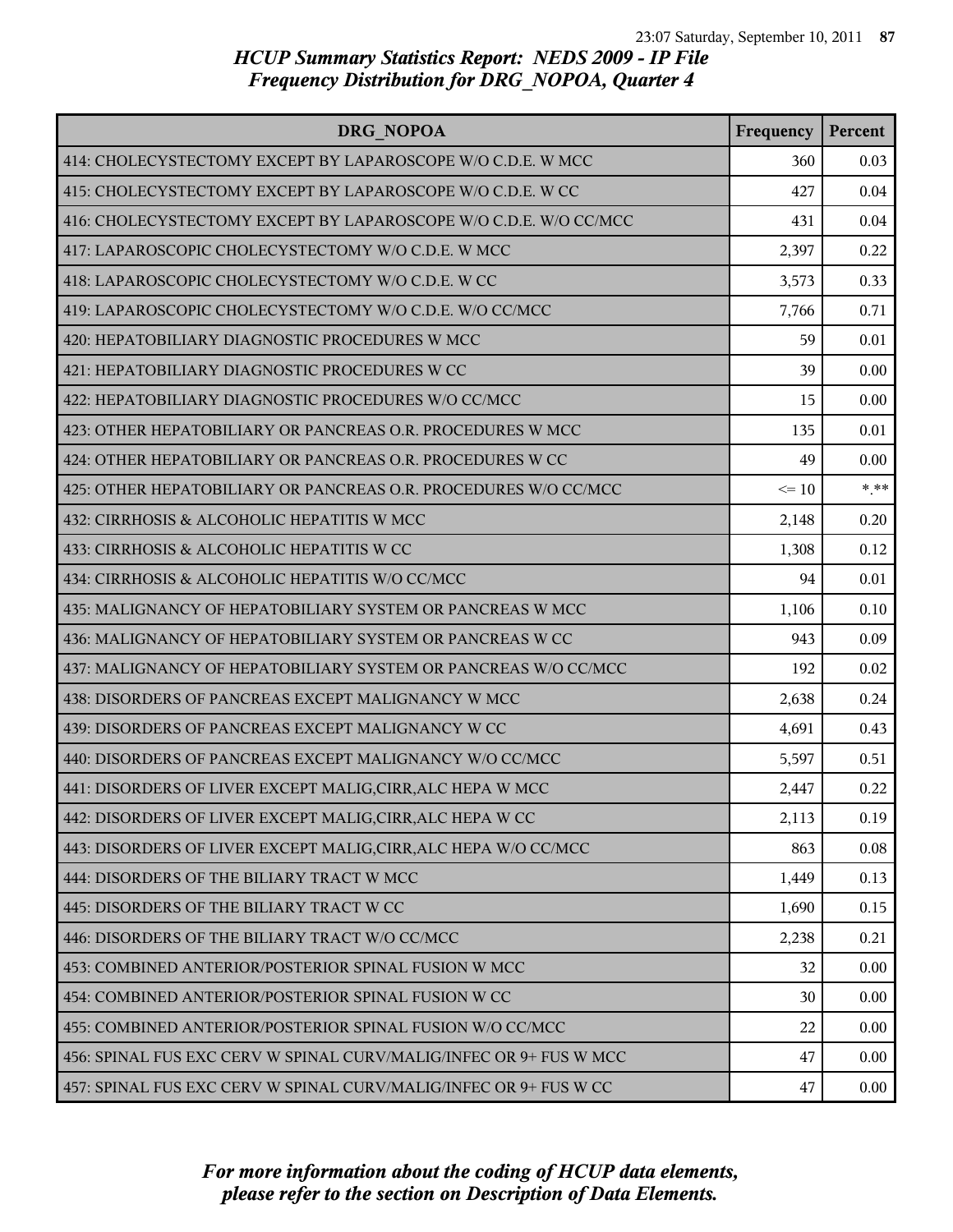# HCUP Summary Statistics Report: NEDS 2009 - IP File
## Frequency Distribution for DRG_NOPOA, Quarter 4

| DRG_NOPOA | Frequency | Percent |
|---|---|---|
| 414: CHOLECYSTECTOMY EXCEPT BY LAPAROSCOPE W/O C.D.E. W MCC | 360 | 0.03 |
| 415: CHOLECYSTECTOMY EXCEPT BY LAPAROSCOPE W/O C.D.E. W CC | 427 | 0.04 |
| 416: CHOLECYSTECTOMY EXCEPT BY LAPAROSCOPE W/O C.D.E. W/O CC/MCC | 431 | 0.04 |
| 417: LAPAROSCOPIC CHOLECYSTECTOMY W/O C.D.E. W MCC | 2,397 | 0.22 |
| 418: LAPAROSCOPIC CHOLECYSTECTOMY W/O C.D.E. W CC | 3,573 | 0.33 |
| 419: LAPAROSCOPIC CHOLECYSTECTOMY W/O C.D.E. W/O CC/MCC | 7,766 | 0.71 |
| 420: HEPATOBILIARY DIAGNOSTIC PROCEDURES W MCC | 59 | 0.01 |
| 421: HEPATOBILIARY DIAGNOSTIC PROCEDURES W CC | 39 | 0.00 |
| 422: HEPATOBILIARY DIAGNOSTIC PROCEDURES W/O CC/MCC | 15 | 0.00 |
| 423: OTHER HEPATOBILIARY OR PANCREAS O.R. PROCEDURES W MCC | 135 | 0.01 |
| 424: OTHER HEPATOBILIARY OR PANCREAS O.R. PROCEDURES W CC | 49 | 0.00 |
| 425: OTHER HEPATOBILIARY OR PANCREAS O.R. PROCEDURES W/O CC/MCC | <= 10 | *.** |
| 432: CIRRHOSIS & ALCOHOLIC HEPATITIS W MCC | 2,148 | 0.20 |
| 433: CIRRHOSIS & ALCOHOLIC HEPATITIS W CC | 1,308 | 0.12 |
| 434: CIRRHOSIS & ALCOHOLIC HEPATITIS W/O CC/MCC | 94 | 0.01 |
| 435: MALIGNANCY OF HEPATOBILIARY SYSTEM OR PANCREAS W MCC | 1,106 | 0.10 |
| 436: MALIGNANCY OF HEPATOBILIARY SYSTEM OR PANCREAS W CC | 943 | 0.09 |
| 437: MALIGNANCY OF HEPATOBILIARY SYSTEM OR PANCREAS W/O CC/MCC | 192 | 0.02 |
| 438: DISORDERS OF PANCREAS EXCEPT MALIGNANCY W MCC | 2,638 | 0.24 |
| 439: DISORDERS OF PANCREAS EXCEPT MALIGNANCY W CC | 4,691 | 0.43 |
| 440: DISORDERS OF PANCREAS EXCEPT MALIGNANCY W/O CC/MCC | 5,597 | 0.51 |
| 441: DISORDERS OF LIVER EXCEPT MALIG,CIRR,ALC HEPA W MCC | 2,447 | 0.22 |
| 442: DISORDERS OF LIVER EXCEPT MALIG,CIRR,ALC HEPA W CC | 2,113 | 0.19 |
| 443: DISORDERS OF LIVER EXCEPT MALIG,CIRR,ALC HEPA W/O CC/MCC | 863 | 0.08 |
| 444: DISORDERS OF THE BILIARY TRACT W MCC | 1,449 | 0.13 |
| 445: DISORDERS OF THE BILIARY TRACT W CC | 1,690 | 0.15 |
| 446: DISORDERS OF THE BILIARY TRACT W/O CC/MCC | 2,238 | 0.21 |
| 453: COMBINED ANTERIOR/POSTERIOR SPINAL FUSION W MCC | 32 | 0.00 |
| 454: COMBINED ANTERIOR/POSTERIOR SPINAL FUSION W CC | 30 | 0.00 |
| 455: COMBINED ANTERIOR/POSTERIOR SPINAL FUSION W/O CC/MCC | 22 | 0.00 |
| 456: SPINAL FUS EXC CERV W SPINAL CURV/MALIG/INFEC OR 9+ FUS W MCC | 47 | 0.00 |
| 457: SPINAL FUS EXC CERV W SPINAL CURV/MALIG/INFEC OR 9+ FUS W CC | 47 | 0.00 |

*For more information about the coding of HCUP data elements, please refer to the section on Description of Data Elements.*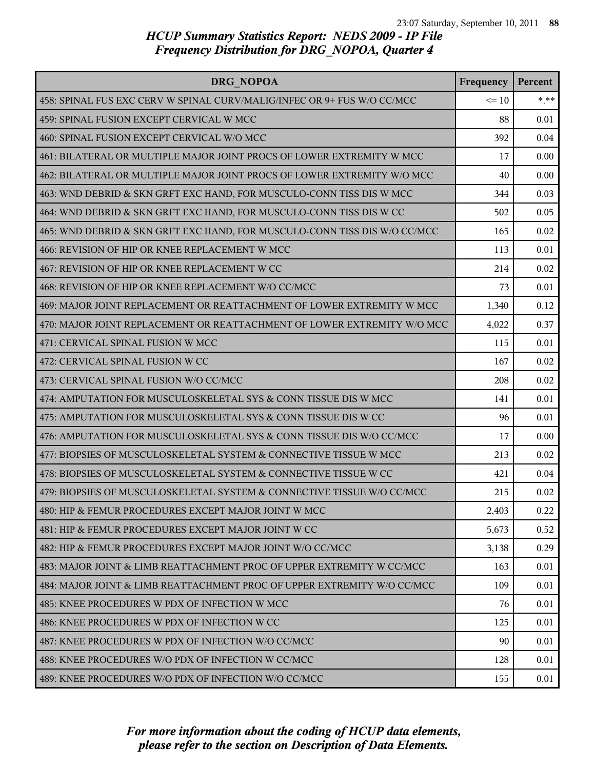# HCUP Summary Statistics Report: NEDS 2009 - IP File
## Frequency Distribution for DRG_NOPOA, Quarter 4

| DRG_NOPOA | Frequency | Percent |
|---|---|---|
| 458: SPINAL FUS EXC CERV W SPINAL CURV/MALIG/INFEC OR 9+ FUS W/O CC/MCC | <= 10 | *.** |
| 459: SPINAL FUSION EXCEPT CERVICAL W MCC | 88 | 0.01 |
| 460: SPINAL FUSION EXCEPT CERVICAL W/O MCC | 392 | 0.04 |
| 461: BILATERAL OR MULTIPLE MAJOR JOINT PROCS OF LOWER EXTREMITY W MCC | 17 | 0.00 |
| 462: BILATERAL OR MULTIPLE MAJOR JOINT PROCS OF LOWER EXTREMITY W/O MCC | 40 | 0.00 |
| 463: WND DEBRID & SKN GRFT EXC HAND, FOR MUSCULO-CONN TISS DIS W MCC | 344 | 0.03 |
| 464: WND DEBRID & SKN GRFT EXC HAND, FOR MUSCULO-CONN TISS DIS W CC | 502 | 0.05 |
| 465: WND DEBRID & SKN GRFT EXC HAND, FOR MUSCULO-CONN TISS DIS W/O CC/MCC | 165 | 0.02 |
| 466: REVISION OF HIP OR KNEE REPLACEMENT W MCC | 113 | 0.01 |
| 467: REVISION OF HIP OR KNEE REPLACEMENT W CC | 214 | 0.02 |
| 468: REVISION OF HIP OR KNEE REPLACEMENT W/O CC/MCC | 73 | 0.01 |
| 469: MAJOR JOINT REPLACEMENT OR REATTACHMENT OF LOWER EXTREMITY W MCC | 1,340 | 0.12 |
| 470: MAJOR JOINT REPLACEMENT OR REATTACHMENT OF LOWER EXTREMITY W/O MCC | 4,022 | 0.37 |
| 471: CERVICAL SPINAL FUSION W MCC | 115 | 0.01 |
| 472: CERVICAL SPINAL FUSION W CC | 167 | 0.02 |
| 473: CERVICAL SPINAL FUSION W/O CC/MCC | 208 | 0.02 |
| 474: AMPUTATION FOR MUSCULOSKELETAL SYS & CONN TISSUE DIS W MCC | 141 | 0.01 |
| 475: AMPUTATION FOR MUSCULOSKELETAL SYS & CONN TISSUE DIS W CC | 96 | 0.01 |
| 476: AMPUTATION FOR MUSCULOSKELETAL SYS & CONN TISSUE DIS W/O CC/MCC | 17 | 0.00 |
| 477: BIOPSIES OF MUSCULOSKELETAL SYSTEM & CONNECTIVE TISSUE W MCC | 213 | 0.02 |
| 478: BIOPSIES OF MUSCULOSKELETAL SYSTEM & CONNECTIVE TISSUE W CC | 421 | 0.04 |
| 479: BIOPSIES OF MUSCULOSKELETAL SYSTEM & CONNECTIVE TISSUE W/O CC/MCC | 215 | 0.02 |
| 480: HIP & FEMUR PROCEDURES EXCEPT MAJOR JOINT W MCC | 2,403 | 0.22 |
| 481: HIP & FEMUR PROCEDURES EXCEPT MAJOR JOINT W CC | 5,673 | 0.52 |
| 482: HIP & FEMUR PROCEDURES EXCEPT MAJOR JOINT W/O CC/MCC | 3,138 | 0.29 |
| 483: MAJOR JOINT & LIMB REATTACHMENT PROC OF UPPER EXTREMITY W CC/MCC | 163 | 0.01 |
| 484: MAJOR JOINT & LIMB REATTACHMENT PROC OF UPPER EXTREMITY W/O CC/MCC | 109 | 0.01 |
| 485: KNEE PROCEDURES W PDX OF INFECTION W MCC | 76 | 0.01 |
| 486: KNEE PROCEDURES W PDX OF INFECTION W CC | 125 | 0.01 |
| 487: KNEE PROCEDURES W PDX OF INFECTION W/O CC/MCC | 90 | 0.01 |
| 488: KNEE PROCEDURES W/O PDX OF INFECTION W CC/MCC | 128 | 0.01 |
| 489: KNEE PROCEDURES W/O PDX OF INFECTION W/O CC/MCC | 155 | 0.01 |

*For more information about the coding of HCUP data elements, please refer to the section on Description of Data Elements.*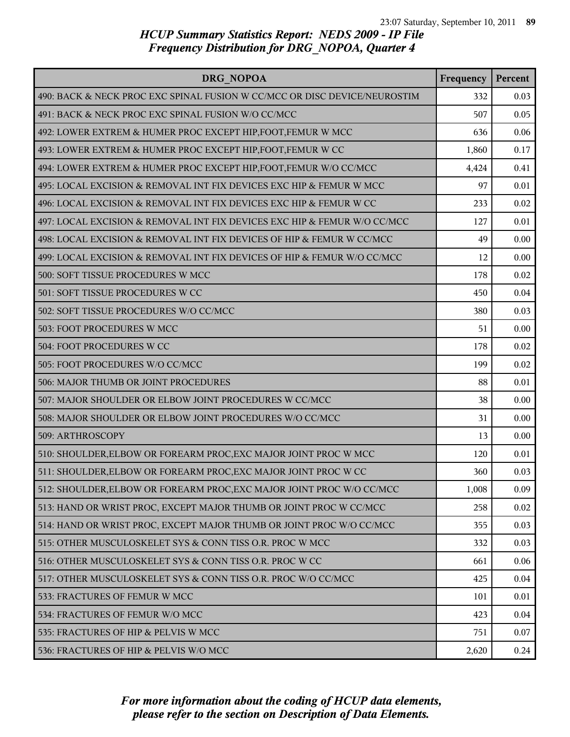## HCUP Summary Statistics Report: NEDS 2009 - IP File
## Frequency Distribution for DRG_NOPOA, Quarter 4

| DRG_NOPOA | Frequency | Percent |
|---|---|---|
| 490: BACK & NECK PROC EXC SPINAL FUSION W CC/MCC OR DISC DEVICE/NEUROSTIM | 332 | 0.03 |
| 491: BACK & NECK PROC EXC SPINAL FUSION W/O CC/MCC | 507 | 0.05 |
| 492: LOWER EXTREM & HUMER PROC EXCEPT HIP,FOOT,FEMUR W MCC | 636 | 0.06 |
| 493: LOWER EXTREM & HUMER PROC EXCEPT HIP,FOOT,FEMUR W CC | 1,860 | 0.17 |
| 494: LOWER EXTREM & HUMER PROC EXCEPT HIP,FOOT,FEMUR W/O CC/MCC | 4,424 | 0.41 |
| 495: LOCAL EXCISION & REMOVAL INT FIX DEVICES EXC HIP & FEMUR W MCC | 97 | 0.01 |
| 496: LOCAL EXCISION & REMOVAL INT FIX DEVICES EXC HIP & FEMUR W CC | 233 | 0.02 |
| 497: LOCAL EXCISION & REMOVAL INT FIX DEVICES EXC HIP & FEMUR W/O CC/MCC | 127 | 0.01 |
| 498: LOCAL EXCISION & REMOVAL INT FIX DEVICES OF HIP & FEMUR W CC/MCC | 49 | 0.00 |
| 499: LOCAL EXCISION & REMOVAL INT FIX DEVICES OF HIP & FEMUR W/O CC/MCC | 12 | 0.00 |
| 500: SOFT TISSUE PROCEDURES W MCC | 178 | 0.02 |
| 501: SOFT TISSUE PROCEDURES W CC | 450 | 0.04 |
| 502: SOFT TISSUE PROCEDURES W/O CC/MCC | 380 | 0.03 |
| 503: FOOT PROCEDURES W MCC | 51 | 0.00 |
| 504: FOOT PROCEDURES W CC | 178 | 0.02 |
| 505: FOOT PROCEDURES W/O CC/MCC | 199 | 0.02 |
| 506: MAJOR THUMB OR JOINT PROCEDURES | 88 | 0.01 |
| 507: MAJOR SHOULDER OR ELBOW JOINT PROCEDURES W CC/MCC | 38 | 0.00 |
| 508: MAJOR SHOULDER OR ELBOW JOINT PROCEDURES W/O CC/MCC | 31 | 0.00 |
| 509: ARTHROSCOPY | 13 | 0.00 |
| 510: SHOULDER,ELBOW OR FOREARM PROC,EXC MAJOR JOINT PROC W MCC | 120 | 0.01 |
| 511: SHOULDER,ELBOW OR FOREARM PROC,EXC MAJOR JOINT PROC W CC | 360 | 0.03 |
| 512: SHOULDER,ELBOW OR FOREARM PROC,EXC MAJOR JOINT PROC W/O CC/MCC | 1,008 | 0.09 |
| 513: HAND OR WRIST PROC, EXCEPT MAJOR THUMB OR JOINT PROC W CC/MCC | 258 | 0.02 |
| 514: HAND OR WRIST PROC, EXCEPT MAJOR THUMB OR JOINT PROC W/O CC/MCC | 355 | 0.03 |
| 515: OTHER MUSCULOSKELET SYS & CONN TISS O.R. PROC W MCC | 332 | 0.03 |
| 516: OTHER MUSCULOSKELET SYS & CONN TISS O.R. PROC W CC | 661 | 0.06 |
| 517: OTHER MUSCULOSKELET SYS & CONN TISS O.R. PROC W/O CC/MCC | 425 | 0.04 |
| 533: FRACTURES OF FEMUR W MCC | 101 | 0.01 |
| 534: FRACTURES OF FEMUR W/O MCC | 423 | 0.04 |
| 535: FRACTURES OF HIP & PELVIS W MCC | 751 | 0.07 |
| 536: FRACTURES OF HIP & PELVIS W/O MCC | 2,620 | 0.24 |

*For more information about the coding of HCUP data elements, please refer to the section on Description of Data Elements.*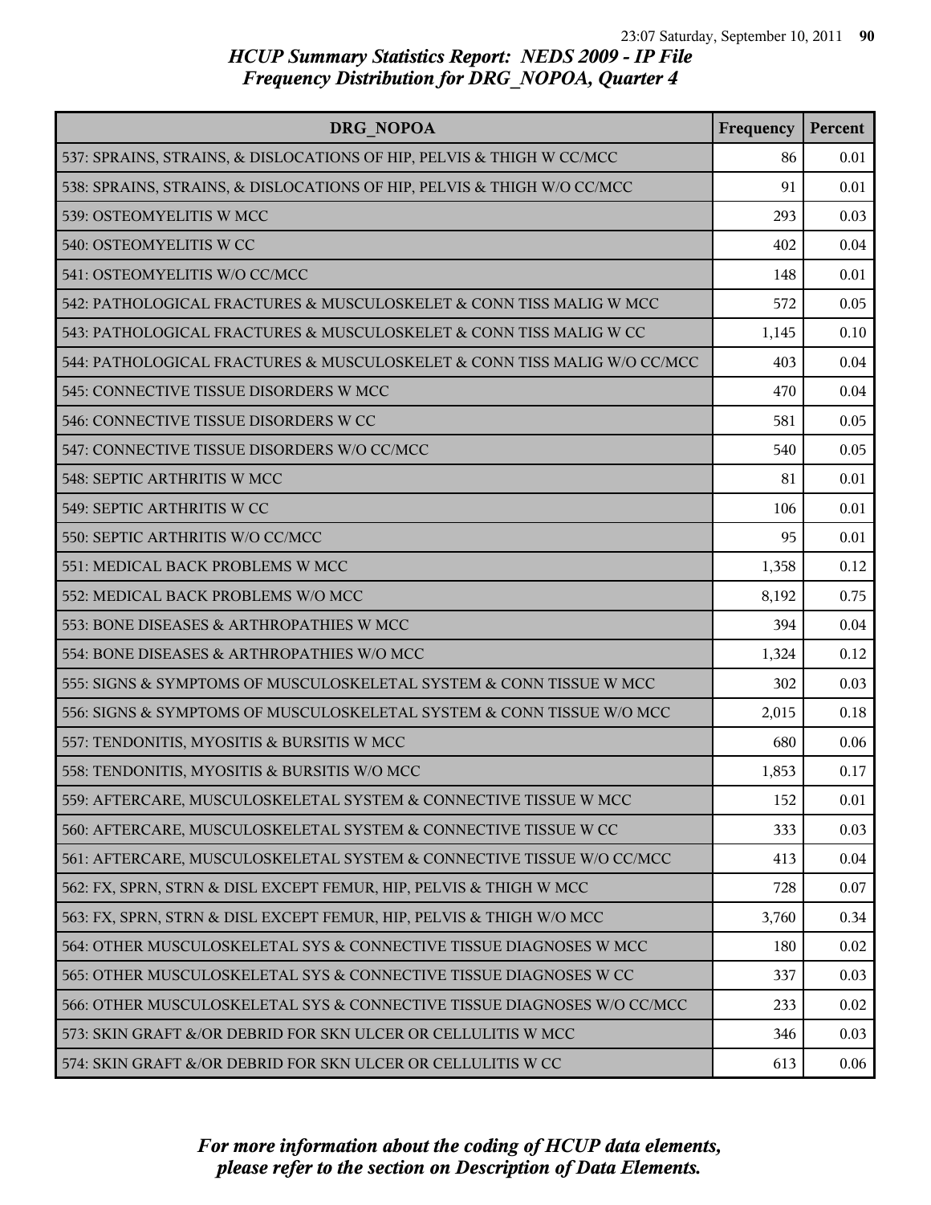# HCUP Summary Statistics Report: NEDS 2009 - IP File
## Frequency Distribution for DRG_NOPOA, Quarter 4

| DRG_NOPOA | Frequency | Percent |
|---|---|---|
| 537: SPRAINS, STRAINS, & DISLOCATIONS OF HIP, PELVIS & THIGH W CC/MCC | 86 | 0.01 |
| 538: SPRAINS, STRAINS, & DISLOCATIONS OF HIP, PELVIS & THIGH W/O CC/MCC | 91 | 0.01 |
| 539: OSTEOMYELITIS W MCC | 293 | 0.03 |
| 540: OSTEOMYELITIS W CC | 402 | 0.04 |
| 541: OSTEOMYELITIS W/O CC/MCC | 148 | 0.01 |
| 542: PATHOLOGICAL FRACTURES & MUSCULOSKELET & CONN TISS MALIG W MCC | 572 | 0.05 |
| 543: PATHOLOGICAL FRACTURES & MUSCULOSKELET & CONN TISS MALIG W CC | 1,145 | 0.10 |
| 544: PATHOLOGICAL FRACTURES & MUSCULOSKELET & CONN TISS MALIG W/O CC/MCC | 403 | 0.04 |
| 545: CONNECTIVE TISSUE DISORDERS W MCC | 470 | 0.04 |
| 546: CONNECTIVE TISSUE DISORDERS W CC | 581 | 0.05 |
| 547: CONNECTIVE TISSUE DISORDERS W/O CC/MCC | 540 | 0.05 |
| 548: SEPTIC ARTHRITIS W MCC | 81 | 0.01 |
| 549: SEPTIC ARTHRITIS W CC | 106 | 0.01 |
| 550: SEPTIC ARTHRITIS W/O CC/MCC | 95 | 0.01 |
| 551: MEDICAL BACK PROBLEMS W MCC | 1,358 | 0.12 |
| 552: MEDICAL BACK PROBLEMS W/O MCC | 8,192 | 0.75 |
| 553: BONE DISEASES & ARTHROPATHIES W MCC | 394 | 0.04 |
| 554: BONE DISEASES & ARTHROPATHIES W/O MCC | 1,324 | 0.12 |
| 555: SIGNS & SYMPTOMS OF MUSCULOSKELETAL SYSTEM & CONN TISSUE W MCC | 302 | 0.03 |
| 556: SIGNS & SYMPTOMS OF MUSCULOSKELETAL SYSTEM & CONN TISSUE W/O MCC | 2,015 | 0.18 |
| 557: TENDONITIS, MYOSITIS & BURSITIS W MCC | 680 | 0.06 |
| 558: TENDONITIS, MYOSITIS & BURSITIS W/O MCC | 1,853 | 0.17 |
| 559: AFTERCARE, MUSCULOSKELETAL SYSTEM & CONNECTIVE TISSUE W MCC | 152 | 0.01 |
| 560: AFTERCARE, MUSCULOSKELETAL SYSTEM & CONNECTIVE TISSUE W CC | 333 | 0.03 |
| 561: AFTERCARE, MUSCULOSKELETAL SYSTEM & CONNECTIVE TISSUE W/O CC/MCC | 413 | 0.04 |
| 562: FX, SPRN, STRN & DISL EXCEPT FEMUR, HIP, PELVIS & THIGH W MCC | 728 | 0.07 |
| 563: FX, SPRN, STRN & DISL EXCEPT FEMUR, HIP, PELVIS & THIGH W/O MCC | 3,760 | 0.34 |
| 564: OTHER MUSCULOSKELETAL SYS & CONNECTIVE TISSUE DIAGNOSES W MCC | 180 | 0.02 |
| 565: OTHER MUSCULOSKELETAL SYS & CONNECTIVE TISSUE DIAGNOSES W CC | 337 | 0.03 |
| 566: OTHER MUSCULOSKELETAL SYS & CONNECTIVE TISSUE DIAGNOSES W/O CC/MCC | 233 | 0.02 |
| 573: SKIN GRAFT &/OR DEBRID FOR SKN ULCER OR CELLULITIS W MCC | 346 | 0.03 |
| 574: SKIN GRAFT &/OR DEBRID FOR SKN ULCER OR CELLULITIS W CC | 613 | 0.06 |

*For more information about the coding of HCUP data elements, please refer to the section on Description of Data Elements.*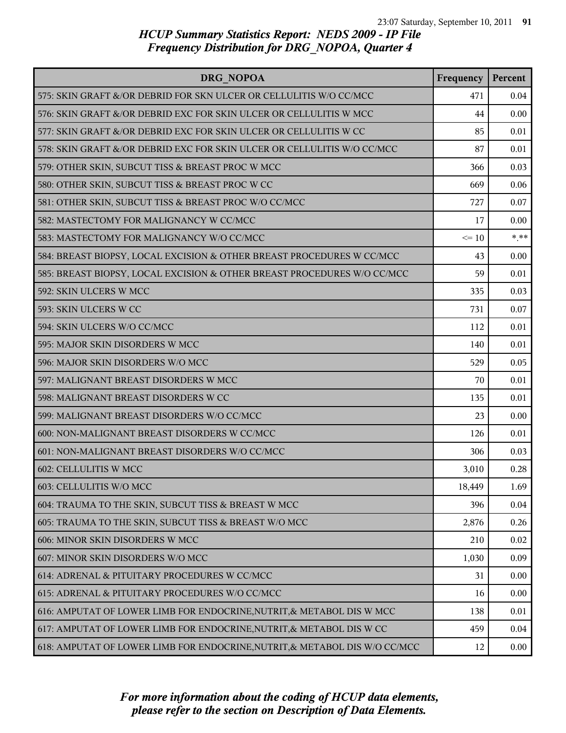## HCUP Summary Statistics Report: NEDS 2009 - IP File
## Frequency Distribution for DRG_NOPOA, Quarter 4

| DRG_NOPOA | Frequency | Percent |
|---|---|---|
| 575: SKIN GRAFT &/OR DEBRID FOR SKN ULCER OR CELLULITIS W/O CC/MCC | 471 | 0.04 |
| 576: SKIN GRAFT &/OR DEBRID EXC FOR SKIN ULCER OR CELLULITIS W MCC | 44 | 0.00 |
| 577: SKIN GRAFT &/OR DEBRID EXC FOR SKIN ULCER OR CELLULITIS W CC | 85 | 0.01 |
| 578: SKIN GRAFT &/OR DEBRID EXC FOR SKIN ULCER OR CELLULITIS W/O CC/MCC | 87 | 0.01 |
| 579: OTHER SKIN, SUBCUT TISS & BREAST PROC W MCC | 366 | 0.03 |
| 580: OTHER SKIN, SUBCUT TISS & BREAST PROC W CC | 669 | 0.06 |
| 581: OTHER SKIN, SUBCUT TISS & BREAST PROC W/O CC/MCC | 727 | 0.07 |
| 582: MASTECTOMY FOR MALIGNANCY W CC/MCC | 17 | 0.00 |
| 583: MASTECTOMY FOR MALIGNANCY W/O CC/MCC | <= 10 | *.** |
| 584: BREAST BIOPSY, LOCAL EXCISION & OTHER BREAST PROCEDURES W CC/MCC | 43 | 0.00 |
| 585: BREAST BIOPSY, LOCAL EXCISION & OTHER BREAST PROCEDURES W/O CC/MCC | 59 | 0.01 |
| 592: SKIN ULCERS W MCC | 335 | 0.03 |
| 593: SKIN ULCERS W CC | 731 | 0.07 |
| 594: SKIN ULCERS W/O CC/MCC | 112 | 0.01 |
| 595: MAJOR SKIN DISORDERS W MCC | 140 | 0.01 |
| 596: MAJOR SKIN DISORDERS W/O MCC | 529 | 0.05 |
| 597: MALIGNANT BREAST DISORDERS W MCC | 70 | 0.01 |
| 598: MALIGNANT BREAST DISORDERS W CC | 135 | 0.01 |
| 599: MALIGNANT BREAST DISORDERS W/O CC/MCC | 23 | 0.00 |
| 600: NON-MALIGNANT BREAST DISORDERS W CC/MCC | 126 | 0.01 |
| 601: NON-MALIGNANT BREAST DISORDERS W/O CC/MCC | 306 | 0.03 |
| 602: CELLULITIS W MCC | 3,010 | 0.28 |
| 603: CELLULITIS W/O MCC | 18,449 | 1.69 |
| 604: TRAUMA TO THE SKIN, SUBCUT TISS & BREAST W MCC | 396 | 0.04 |
| 605: TRAUMA TO THE SKIN, SUBCUT TISS & BREAST W/O MCC | 2,876 | 0.26 |
| 606: MINOR SKIN DISORDERS W MCC | 210 | 0.02 |
| 607: MINOR SKIN DISORDERS W/O MCC | 1,030 | 0.09 |
| 614: ADRENAL & PITUITARY PROCEDURES W CC/MCC | 31 | 0.00 |
| 615: ADRENAL & PITUITARY PROCEDURES W/O CC/MCC | 16 | 0.00 |
| 616: AMPUTAT OF LOWER LIMB FOR ENDOCRINE,NUTRIT,& METABOL DIS W MCC | 138 | 0.01 |
| 617: AMPUTAT OF LOWER LIMB FOR ENDOCRINE,NUTRIT,& METABOL DIS W CC | 459 | 0.04 |
| 618: AMPUTAT OF LOWER LIMB FOR ENDOCRINE,NUTRIT,& METABOL DIS W/O CC/MCC | 12 | 0.00 |

*For more information about the coding of HCUP data elements, please refer to the section on Description of Data Elements.*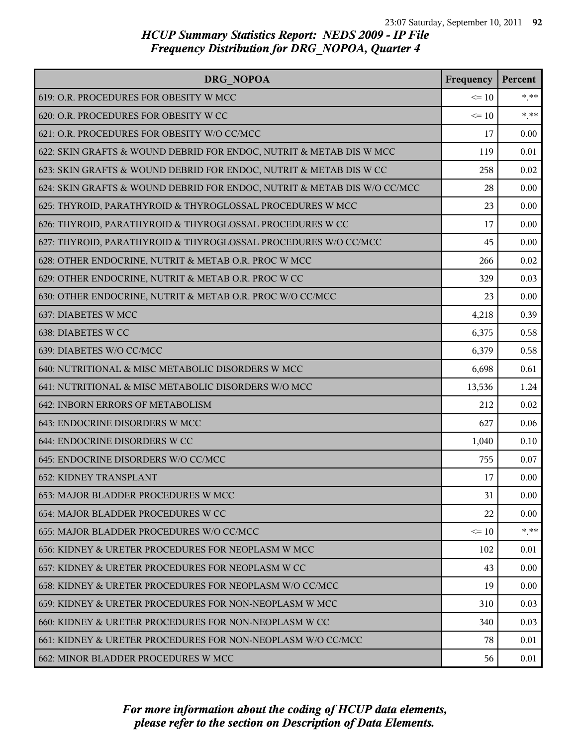## HCUP Summary Statistics Report: NEDS 2009 - IP File
## Frequency Distribution for DRG_NOPOA, Quarter 4

| DRG_NOPOA | Frequency | Percent |
|---|---|---|
| 619: O.R. PROCEDURES FOR OBESITY W MCC | <= 10 | *.** |
| 620: O.R. PROCEDURES FOR OBESITY W CC | <= 10 | *.** |
| 621: O.R. PROCEDURES FOR OBESITY W/O CC/MCC | 17 | 0.00 |
| 622: SKIN GRAFTS & WOUND DEBRID FOR ENDOC, NUTRIT & METAB DIS W MCC | 119 | 0.01 |
| 623: SKIN GRAFTS & WOUND DEBRID FOR ENDOC, NUTRIT & METAB DIS W CC | 258 | 0.02 |
| 624: SKIN GRAFTS & WOUND DEBRID FOR ENDOC, NUTRIT & METAB DIS W/O CC/MCC | 28 | 0.00 |
| 625: THYROID, PARATHYROID & THYROGLOSSAL PROCEDURES W MCC | 23 | 0.00 |
| 626: THYROID, PARATHYROID & THYROGLOSSAL PROCEDURES W CC | 17 | 0.00 |
| 627: THYROID, PARATHYROID & THYROGLOSSAL PROCEDURES W/O CC/MCC | 45 | 0.00 |
| 628: OTHER ENDOCRINE, NUTRIT & METAB O.R. PROC W MCC | 266 | 0.02 |
| 629: OTHER ENDOCRINE, NUTRIT & METAB O.R. PROC W CC | 329 | 0.03 |
| 630: OTHER ENDOCRINE, NUTRIT & METAB O.R. PROC W/O CC/MCC | 23 | 0.00 |
| 637: DIABETES W MCC | 4,218 | 0.39 |
| 638: DIABETES W CC | 6,375 | 0.58 |
| 639: DIABETES W/O CC/MCC | 6,379 | 0.58 |
| 640: NUTRITIONAL & MISC METABOLIC DISORDERS W MCC | 6,698 | 0.61 |
| 641: NUTRITIONAL & MISC METABOLIC DISORDERS W/O MCC | 13,536 | 1.24 |
| 642: INBORN ERRORS OF METABOLISM | 212 | 0.02 |
| 643: ENDOCRINE DISORDERS W MCC | 627 | 0.06 |
| 644: ENDOCRINE DISORDERS W CC | 1,040 | 0.10 |
| 645: ENDOCRINE DISORDERS W/O CC/MCC | 755 | 0.07 |
| 652: KIDNEY TRANSPLANT | 17 | 0.00 |
| 653: MAJOR BLADDER PROCEDURES W MCC | 31 | 0.00 |
| 654: MAJOR BLADDER PROCEDURES W CC | 22 | 0.00 |
| 655: MAJOR BLADDER PROCEDURES W/O CC/MCC | <= 10 | *.** |
| 656: KIDNEY & URETER PROCEDURES FOR NEOPLASM W MCC | 102 | 0.01 |
| 657: KIDNEY & URETER PROCEDURES FOR NEOPLASM W CC | 43 | 0.00 |
| 658: KIDNEY & URETER PROCEDURES FOR NEOPLASM W/O CC/MCC | 19 | 0.00 |
| 659: KIDNEY & URETER PROCEDURES FOR NON-NEOPLASM W MCC | 310 | 0.03 |
| 660: KIDNEY & URETER PROCEDURES FOR NON-NEOPLASM W CC | 340 | 0.03 |
| 661: KIDNEY & URETER PROCEDURES FOR NON-NEOPLASM W/O CC/MCC | 78 | 0.01 |
| 662: MINOR BLADDER PROCEDURES W MCC | 56 | 0.01 |

*For more information about the coding of HCUP data elements, please refer to the section on Description of Data Elements.*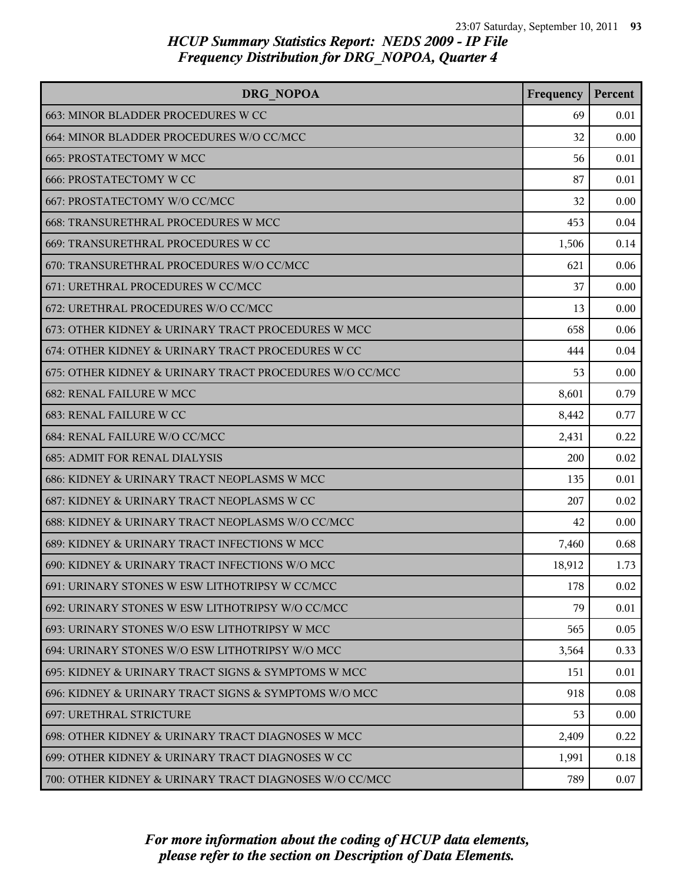*HCUP Summary Statistics Report: NEDS 2009 - IP File*
*Frequency Distribution for DRG_NOPOA, Quarter 4*

| DRG_NOPOA | Frequency | Percent |
|---|---|---|
| 663: MINOR BLADDER PROCEDURES W CC | 69 | 0.01 |
| 664: MINOR BLADDER PROCEDURES W/O CC/MCC | 32 | 0.00 |
| 665: PROSTATECTOMY W MCC | 56 | 0.01 |
| 666: PROSTATECTOMY W CC | 87 | 0.01 |
| 667: PROSTATECTOMY W/O CC/MCC | 32 | 0.00 |
| 668: TRANSURETHRAL PROCEDURES W MCC | 453 | 0.04 |
| 669: TRANSURETHRAL PROCEDURES W CC | 1,506 | 0.14 |
| 670: TRANSURETHRAL PROCEDURES W/O CC/MCC | 621 | 0.06 |
| 671: URETHRAL PROCEDURES W CC/MCC | 37 | 0.00 |
| 672: URETHRAL PROCEDURES W/O CC/MCC | 13 | 0.00 |
| 673: OTHER KIDNEY & URINARY TRACT PROCEDURES W MCC | 658 | 0.06 |
| 674: OTHER KIDNEY & URINARY TRACT PROCEDURES W CC | 444 | 0.04 |
| 675: OTHER KIDNEY & URINARY TRACT PROCEDURES W/O CC/MCC | 53 | 0.00 |
| 682: RENAL FAILURE W MCC | 8,601 | 0.79 |
| 683: RENAL FAILURE W CC | 8,442 | 0.77 |
| 684: RENAL FAILURE W/O CC/MCC | 2,431 | 0.22 |
| 685: ADMIT FOR RENAL DIALYSIS | 200 | 0.02 |
| 686: KIDNEY & URINARY TRACT NEOPLASMS W MCC | 135 | 0.01 |
| 687: KIDNEY & URINARY TRACT NEOPLASMS W CC | 207 | 0.02 |
| 688: KIDNEY & URINARY TRACT NEOPLASMS W/O CC/MCC | 42 | 0.00 |
| 689: KIDNEY & URINARY TRACT INFECTIONS W MCC | 7,460 | 0.68 |
| 690: KIDNEY & URINARY TRACT INFECTIONS W/O MCC | 18,912 | 1.73 |
| 691: URINARY STONES W ESW LITHOTRIPSY W CC/MCC | 178 | 0.02 |
| 692: URINARY STONES W ESW LITHOTRIPSY W/O CC/MCC | 79 | 0.01 |
| 693: URINARY STONES W/O ESW LITHOTRIPSY W MCC | 565 | 0.05 |
| 694: URINARY STONES W/O ESW LITHOTRIPSY W/O MCC | 3,564 | 0.33 |
| 695: KIDNEY & URINARY TRACT SIGNS & SYMPTOMS W MCC | 151 | 0.01 |
| 696: KIDNEY & URINARY TRACT SIGNS & SYMPTOMS W/O MCC | 918 | 0.08 |
| 697: URETHRAL STRICTURE | 53 | 0.00 |
| 698: OTHER KIDNEY & URINARY TRACT DIAGNOSES W MCC | 2,409 | 0.22 |
| 699: OTHER KIDNEY & URINARY TRACT DIAGNOSES W CC | 1,991 | 0.18 |
| 700: OTHER KIDNEY & URINARY TRACT DIAGNOSES W/O CC/MCC | 789 | 0.07 |

*For more information about the coding of HCUP data elements, please refer to the section on Description of Data Elements.*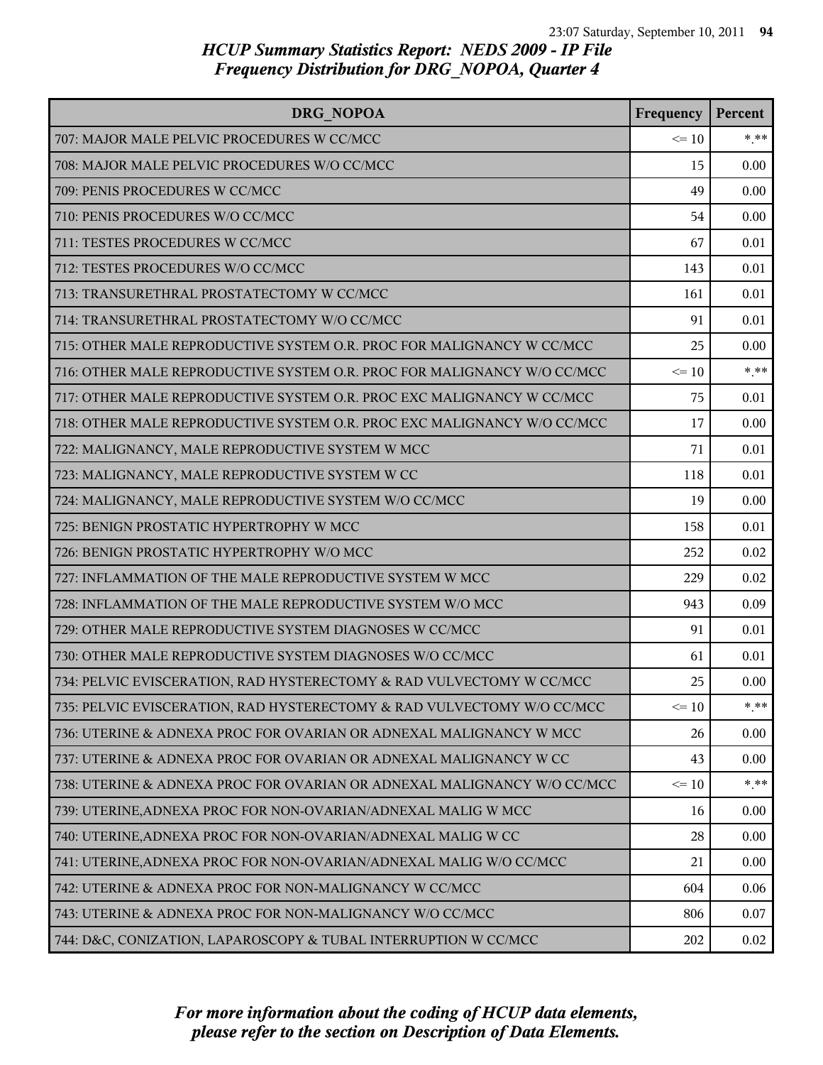## HCUP Summary Statistics Report: NEDS 2009 - IP File
## Frequency Distribution for DRG_NOPOA, Quarter 4

| DRG_NOPOA | Frequency | Percent |
|---|---|---|
| 707: MAJOR MALE PELVIC PROCEDURES W CC/MCC | <= 10 | *.** |
| 708: MAJOR MALE PELVIC PROCEDURES W/O CC/MCC | 15 | 0.00 |
| 709: PENIS PROCEDURES W CC/MCC | 49 | 0.00 |
| 710: PENIS PROCEDURES W/O CC/MCC | 54 | 0.00 |
| 711: TESTES PROCEDURES W CC/MCC | 67 | 0.01 |
| 712: TESTES PROCEDURES W/O CC/MCC | 143 | 0.01 |
| 713: TRANSURETHRAL PROSTATECTOMY W CC/MCC | 161 | 0.01 |
| 714: TRANSURETHRAL PROSTATECTOMY W/O CC/MCC | 91 | 0.01 |
| 715: OTHER MALE REPRODUCTIVE SYSTEM O.R. PROC FOR MALIGNANCY W CC/MCC | 25 | 0.00 |
| 716: OTHER MALE REPRODUCTIVE SYSTEM O.R. PROC FOR MALIGNANCY W/O CC/MCC | <= 10 | *.** |
| 717: OTHER MALE REPRODUCTIVE SYSTEM O.R. PROC EXC MALIGNANCY W CC/MCC | 75 | 0.01 |
| 718: OTHER MALE REPRODUCTIVE SYSTEM O.R. PROC EXC MALIGNANCY W/O CC/MCC | 17 | 0.00 |
| 722: MALIGNANCY, MALE REPRODUCTIVE SYSTEM W MCC | 71 | 0.01 |
| 723: MALIGNANCY, MALE REPRODUCTIVE SYSTEM W CC | 118 | 0.01 |
| 724: MALIGNANCY, MALE REPRODUCTIVE SYSTEM W/O CC/MCC | 19 | 0.00 |
| 725: BENIGN PROSTATIC HYPERTROPHY W MCC | 158 | 0.01 |
| 726: BENIGN PROSTATIC HYPERTROPHY W/O MCC | 252 | 0.02 |
| 727: INFLAMMATION OF THE MALE REPRODUCTIVE SYSTEM W MCC | 229 | 0.02 |
| 728: INFLAMMATION OF THE MALE REPRODUCTIVE SYSTEM W/O MCC | 943 | 0.09 |
| 729: OTHER MALE REPRODUCTIVE SYSTEM DIAGNOSES W CC/MCC | 91 | 0.01 |
| 730: OTHER MALE REPRODUCTIVE SYSTEM DIAGNOSES W/O CC/MCC | 61 | 0.01 |
| 734: PELVIC EVISCERATION, RAD HYSTERECTOMY & RAD VULVECTOMY W CC/MCC | 25 | 0.00 |
| 735: PELVIC EVISCERATION, RAD HYSTERECTOMY & RAD VULVECTOMY W/O CC/MCC | <= 10 | *.** |
| 736: UTERINE & ADNEXA PROC FOR OVARIAN OR ADNEXAL MALIGNANCY W MCC | 26 | 0.00 |
| 737: UTERINE & ADNEXA PROC FOR OVARIAN OR ADNEXAL MALIGNANCY W CC | 43 | 0.00 |
| 738: UTERINE & ADNEXA PROC FOR OVARIAN OR ADNEXAL MALIGNANCY W/O CC/MCC | <= 10 | *.** |
| 739: UTERINE,ADNEXA PROC FOR NON-OVARIAN/ADNEXAL MALIG W MCC | 16 | 0.00 |
| 740: UTERINE,ADNEXA PROC FOR NON-OVARIAN/ADNEXAL MALIG W CC | 28 | 0.00 |
| 741: UTERINE,ADNEXA PROC FOR NON-OVARIAN/ADNEXAL MALIG W/O CC/MCC | 21 | 0.00 |
| 742: UTERINE & ADNEXA PROC FOR NON-MALIGNANCY W CC/MCC | 604 | 0.06 |
| 743: UTERINE & ADNEXA PROC FOR NON-MALIGNANCY W/O CC/MCC | 806 | 0.07 |
| 744: D&C, CONIZATION, LAPAROSCOPY & TUBAL INTERRUPTION W CC/MCC | 202 | 0.02 |

*For more information about the coding of HCUP data elements, please refer to the section on Description of Data Elements.*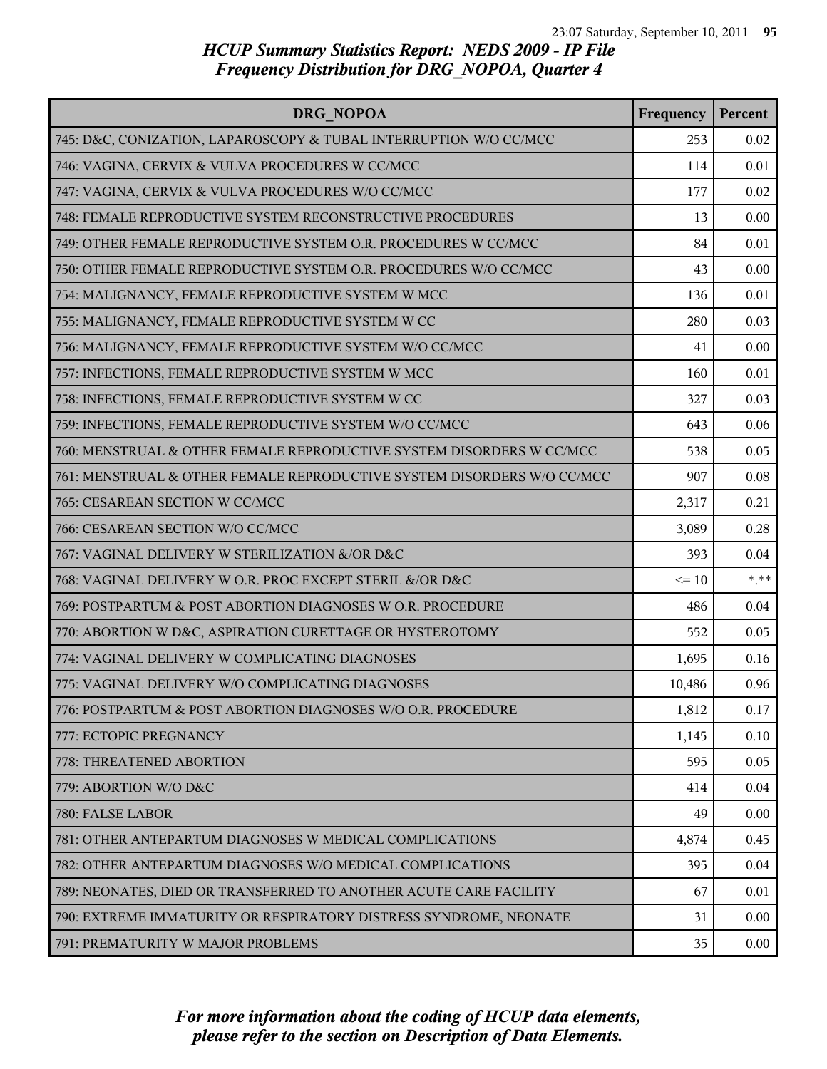## HCUP Summary Statistics Report: NEDS 2009 - IP File
### Frequency Distribution for DRG_NOPOA, Quarter 4

| DRG_NOPOA | Frequency | Percent |
|---|---|---|
| 745: D&C, CONIZATION, LAPAROSCOPY & TUBAL INTERRUPTION W/O CC/MCC | 253 | 0.02 |
| 746: VAGINA, CERVIX & VULVA PROCEDURES W CC/MCC | 114 | 0.01 |
| 747: VAGINA, CERVIX & VULVA PROCEDURES W/O CC/MCC | 177 | 0.02 |
| 748: FEMALE REPRODUCTIVE SYSTEM RECONSTRUCTIVE PROCEDURES | 13 | 0.00 |
| 749: OTHER FEMALE REPRODUCTIVE SYSTEM O.R. PROCEDURES W CC/MCC | 84 | 0.01 |
| 750: OTHER FEMALE REPRODUCTIVE SYSTEM O.R. PROCEDURES W/O CC/MCC | 43 | 0.00 |
| 754: MALIGNANCY, FEMALE REPRODUCTIVE SYSTEM W MCC | 136 | 0.01 |
| 755: MALIGNANCY, FEMALE REPRODUCTIVE SYSTEM W CC | 280 | 0.03 |
| 756: MALIGNANCY, FEMALE REPRODUCTIVE SYSTEM W/O CC/MCC | 41 | 0.00 |
| 757: INFECTIONS, FEMALE REPRODUCTIVE SYSTEM W MCC | 160 | 0.01 |
| 758: INFECTIONS, FEMALE REPRODUCTIVE SYSTEM W CC | 327 | 0.03 |
| 759: INFECTIONS, FEMALE REPRODUCTIVE SYSTEM W/O CC/MCC | 643 | 0.06 |
| 760: MENSTRUAL & OTHER FEMALE REPRODUCTIVE SYSTEM DISORDERS W CC/MCC | 538 | 0.05 |
| 761: MENSTRUAL & OTHER FEMALE REPRODUCTIVE SYSTEM DISORDERS W/O CC/MCC | 907 | 0.08 |
| 765: CESAREAN SECTION W CC/MCC | 2,317 | 0.21 |
| 766: CESAREAN SECTION W/O CC/MCC | 3,089 | 0.28 |
| 767: VAGINAL DELIVERY W STERILIZATION &/OR D&C | 393 | 0.04 |
| 768: VAGINAL DELIVERY W O.R. PROC EXCEPT STERIL &/OR D&C | <= 10 | *.** |
| 769: POSTPARTUM & POST ABORTION DIAGNOSES W O.R. PROCEDURE | 486 | 0.04 |
| 770: ABORTION W D&C, ASPIRATION CURETTAGE OR HYSTEROTOMY | 552 | 0.05 |
| 774: VAGINAL DELIVERY W COMPLICATING DIAGNOSES | 1,695 | 0.16 |
| 775: VAGINAL DELIVERY W/O COMPLICATING DIAGNOSES | 10,486 | 0.96 |
| 776: POSTPARTUM & POST ABORTION DIAGNOSES W/O O.R. PROCEDURE | 1,812 | 0.17 |
| 777: ECTOPIC PREGNANCY | 1,145 | 0.10 |
| 778: THREATENED ABORTION | 595 | 0.05 |
| 779: ABORTION W/O D&C | 414 | 0.04 |
| 780: FALSE LABOR | 49 | 0.00 |
| 781: OTHER ANTEPARTUM DIAGNOSES W MEDICAL COMPLICATIONS | 4,874 | 0.45 |
| 782: OTHER ANTEPARTUM DIAGNOSES W/O MEDICAL COMPLICATIONS | 395 | 0.04 |
| 789: NEONATES, DIED OR TRANSFERRED TO ANOTHER ACUTE CARE FACILITY | 67 | 0.01 |
| 790: EXTREME IMMATURITY OR RESPIRATORY DISTRESS SYNDROME, NEONATE | 31 | 0.00 |
| 791: PREMATURITY W MAJOR PROBLEMS | 35 | 0.00 |

*For more information about the coding of HCUP data elements, please refer to the section on Description of Data Elements.*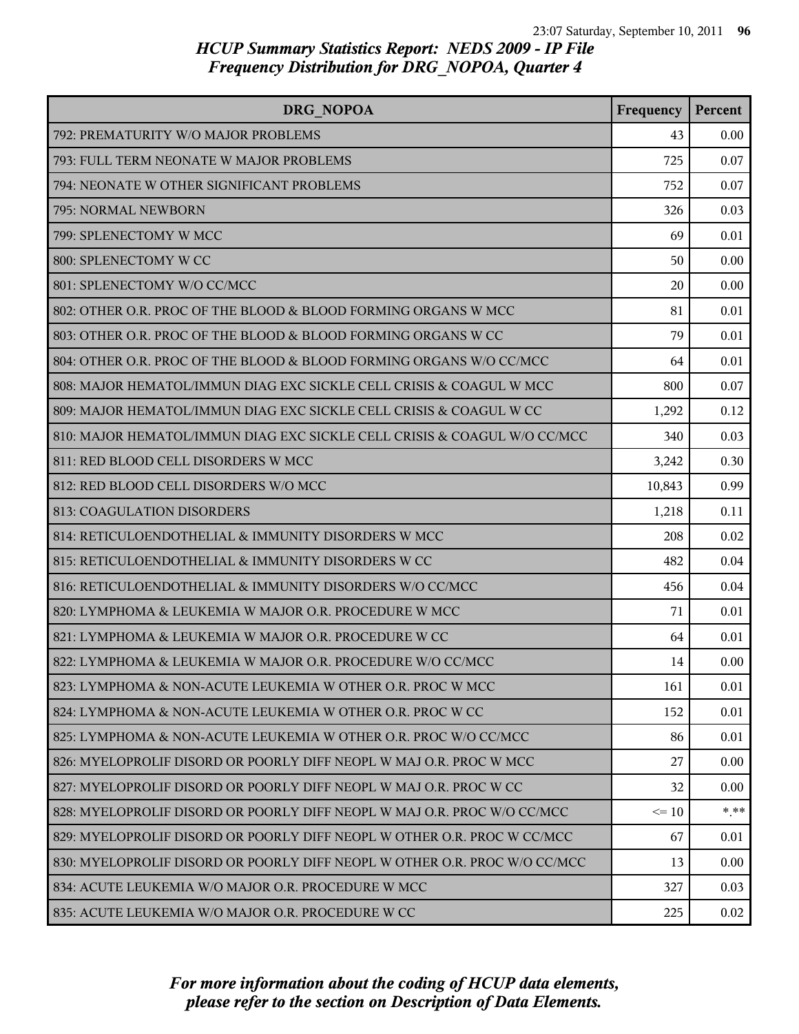# HCUP Summary Statistics Report: NEDS 2009 - IP File
## Frequency Distribution for DRG_NOPOA, Quarter 4

| DRG_NOPOA | Frequency | Percent |
|---|---|---|
| 792: PREMATURITY W/O MAJOR PROBLEMS | 43 | 0.00 |
| 793: FULL TERM NEONATE W MAJOR PROBLEMS | 725 | 0.07 |
| 794: NEONATE W OTHER SIGNIFICANT PROBLEMS | 752 | 0.07 |
| 795: NORMAL NEWBORN | 326 | 0.03 |
| 799: SPLENECTOMY W MCC | 69 | 0.01 |
| 800: SPLENECTOMY W CC | 50 | 0.00 |
| 801: SPLENECTOMY W/O CC/MCC | 20 | 0.00 |
| 802: OTHER O.R. PROC OF THE BLOOD & BLOOD FORMING ORGANS W MCC | 81 | 0.01 |
| 803: OTHER O.R. PROC OF THE BLOOD & BLOOD FORMING ORGANS W CC | 79 | 0.01 |
| 804: OTHER O.R. PROC OF THE BLOOD & BLOOD FORMING ORGANS W/O CC/MCC | 64 | 0.01 |
| 808: MAJOR HEMATOL/IMMUN DIAG EXC SICKLE CELL CRISIS & COAGUL W MCC | 800 | 0.07 |
| 809: MAJOR HEMATOL/IMMUN DIAG EXC SICKLE CELL CRISIS & COAGUL W CC | 1,292 | 0.12 |
| 810: MAJOR HEMATOL/IMMUN DIAG EXC SICKLE CELL CRISIS & COAGUL W/O CC/MCC | 340 | 0.03 |
| 811: RED BLOOD CELL DISORDERS W MCC | 3,242 | 0.30 |
| 812: RED BLOOD CELL DISORDERS W/O MCC | 10,843 | 0.99 |
| 813: COAGULATION DISORDERS | 1,218 | 0.11 |
| 814: RETICULOENDOTHELIAL & IMMUNITY DISORDERS W MCC | 208 | 0.02 |
| 815: RETICULOENDOTHELIAL & IMMUNITY DISORDERS W CC | 482 | 0.04 |
| 816: RETICULOENDOTHELIAL & IMMUNITY DISORDERS W/O CC/MCC | 456 | 0.04 |
| 820: LYMPHOMA & LEUKEMIA W MAJOR O.R. PROCEDURE W MCC | 71 | 0.01 |
| 821: LYMPHOMA & LEUKEMIA W MAJOR O.R. PROCEDURE W CC | 64 | 0.01 |
| 822: LYMPHOMA & LEUKEMIA W MAJOR O.R. PROCEDURE W/O CC/MCC | 14 | 0.00 |
| 823: LYMPHOMA & NON-ACUTE LEUKEMIA W OTHER O.R. PROC W MCC | 161 | 0.01 |
| 824: LYMPHOMA & NON-ACUTE LEUKEMIA W OTHER O.R. PROC W CC | 152 | 0.01 |
| 825: LYMPHOMA & NON-ACUTE LEUKEMIA W OTHER O.R. PROC W/O CC/MCC | 86 | 0.01 |
| 826: MYELOPROLIF DISORD OR POORLY DIFF NEOPL W MAJ O.R. PROC W MCC | 27 | 0.00 |
| 827: MYELOPROLIF DISORD OR POORLY DIFF NEOPL W MAJ O.R. PROC W CC | 32 | 0.00 |
| 828: MYELOPROLIF DISORD OR POORLY DIFF NEOPL W MAJ O.R. PROC W/O CC/MCC | <= 10 | *.** |
| 829: MYELOPROLIF DISORD OR POORLY DIFF NEOPL W OTHER O.R. PROC W CC/MCC | 67 | 0.01 |
| 830: MYELOPROLIF DISORD OR POORLY DIFF NEOPL W OTHER O.R. PROC W/O CC/MCC | 13 | 0.00 |
| 834: ACUTE LEUKEMIA W/O MAJOR O.R. PROCEDURE W MCC | 327 | 0.03 |
| 835: ACUTE LEUKEMIA W/O MAJOR O.R. PROCEDURE W CC | 225 | 0.02 |

*For more information about the coding of HCUP data elements, please refer to the section on Description of Data Elements.*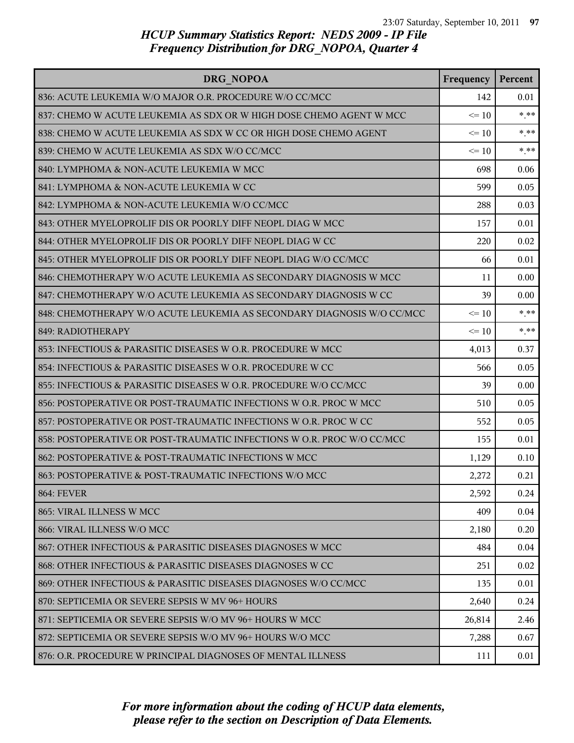*HCUP Summary Statistics Report: NEDS 2009 - IP File*
*Frequency Distribution for DRG_NOPOA, Quarter 4*

| DRG_NOPOA | Frequency | Percent |
|---|---|---|
| 836: ACUTE LEUKEMIA W/O MAJOR O.R. PROCEDURE W/O CC/MCC | 142 | 0.01 |
| 837: CHEMO W ACUTE LEUKEMIA AS SDX OR W HIGH DOSE CHEMO AGENT W MCC | <= 10 | *.** |
| 838: CHEMO W ACUTE LEUKEMIA AS SDX W CC OR HIGH DOSE CHEMO AGENT | <= 10 | *.** |
| 839: CHEMO W ACUTE LEUKEMIA AS SDX W/O CC/MCC | <= 10 | *.** |
| 840: LYMPHOMA & NON-ACUTE LEUKEMIA W MCC | 698 | 0.06 |
| 841: LYMPHOMA & NON-ACUTE LEUKEMIA W CC | 599 | 0.05 |
| 842: LYMPHOMA & NON-ACUTE LEUKEMIA W/O CC/MCC | 288 | 0.03 |
| 843: OTHER MYELOPROLIF DIS OR POORLY DIFF NEOPL DIAG W MCC | 157 | 0.01 |
| 844: OTHER MYELOPROLIF DIS OR POORLY DIFF NEOPL DIAG W CC | 220 | 0.02 |
| 845: OTHER MYELOPROLIF DIS OR POORLY DIFF NEOPL DIAG W/O CC/MCC | 66 | 0.01 |
| 846: CHEMOTHERAPY W/O ACUTE LEUKEMIA AS SECONDARY DIAGNOSIS W MCC | 11 | 0.00 |
| 847: CHEMOTHERAPY W/O ACUTE LEUKEMIA AS SECONDARY DIAGNOSIS W CC | 39 | 0.00 |
| 848: CHEMOTHERAPY W/O ACUTE LEUKEMIA AS SECONDARY DIAGNOSIS W/O CC/MCC | <= 10 | *.** |
| 849: RADIOTHERAPY | <= 10 | *.** |
| 853: INFECTIOUS & PARASITIC DISEASES W O.R. PROCEDURE W MCC | 4,013 | 0.37 |
| 854: INFECTIOUS & PARASITIC DISEASES W O.R. PROCEDURE W CC | 566 | 0.05 |
| 855: INFECTIOUS & PARASITIC DISEASES W O.R. PROCEDURE W/O CC/MCC | 39 | 0.00 |
| 856: POSTOPERATIVE OR POST-TRAUMATIC INFECTIONS W O.R. PROC W MCC | 510 | 0.05 |
| 857: POSTOPERATIVE OR POST-TRAUMATIC INFECTIONS W O.R. PROC W CC | 552 | 0.05 |
| 858: POSTOPERATIVE OR POST-TRAUMATIC INFECTIONS W O.R. PROC W/O CC/MCC | 155 | 0.01 |
| 862: POSTOPERATIVE & POST-TRAUMATIC INFECTIONS W MCC | 1,129 | 0.10 |
| 863: POSTOPERATIVE & POST-TRAUMATIC INFECTIONS W/O MCC | 2,272 | 0.21 |
| 864: FEVER | 2,592 | 0.24 |
| 865: VIRAL ILLNESS W MCC | 409 | 0.04 |
| 866: VIRAL ILLNESS W/O MCC | 2,180 | 0.20 |
| 867: OTHER INFECTIOUS & PARASITIC DISEASES DIAGNOSES W MCC | 484 | 0.04 |
| 868: OTHER INFECTIOUS & PARASITIC DISEASES DIAGNOSES W CC | 251 | 0.02 |
| 869: OTHER INFECTIOUS & PARASITIC DISEASES DIAGNOSES W/O CC/MCC | 135 | 0.01 |
| 870: SEPTICEMIA OR SEVERE SEPSIS W MV 96+ HOURS | 2,640 | 0.24 |
| 871: SEPTICEMIA OR SEVERE SEPSIS W/O MV 96+ HOURS W MCC | 26,814 | 2.46 |
| 872: SEPTICEMIA OR SEVERE SEPSIS W/O MV 96+ HOURS W/O MCC | 7,288 | 0.67 |
| 876: O.R. PROCEDURE W PRINCIPAL DIAGNOSES OF MENTAL ILLNESS | 111 | 0.01 |

*For more information about the coding of HCUP data elements, please refer to the section on Description of Data Elements.*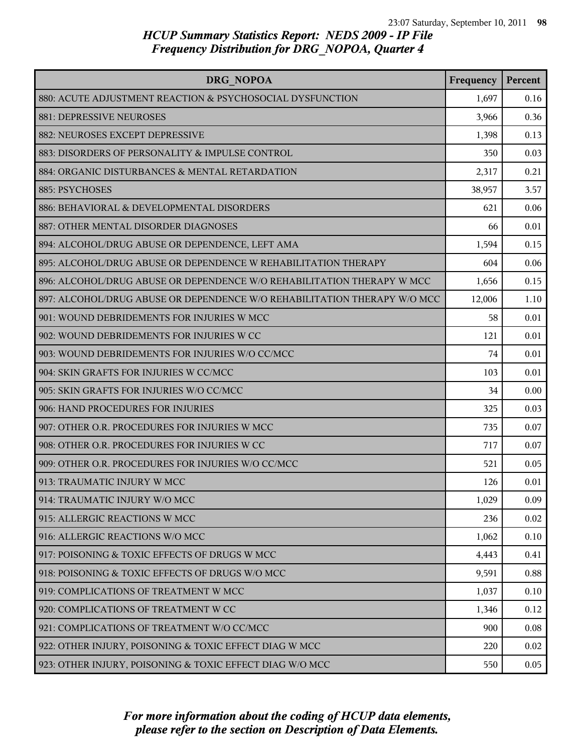# HCUP Summary Statistics Report: NEDS 2009 - IP File
## Frequency Distribution for DRG_NOPOA, Quarter 4

| DRG_NOPOA | Frequency | Percent |
|---|---|---|
| 880: ACUTE ADJUSTMENT REACTION & PSYCHOSOCIAL DYSFUNCTION | 1,697 | 0.16 |
| 881: DEPRESSIVE NEUROSES | 3,966 | 0.36 |
| 882: NEUROSES EXCEPT DEPRESSIVE | 1,398 | 0.13 |
| 883: DISORDERS OF PERSONALITY & IMPULSE CONTROL | 350 | 0.03 |
| 884: ORGANIC DISTURBANCES & MENTAL RETARDATION | 2,317 | 0.21 |
| 885: PSYCHOSES | 38,957 | 3.57 |
| 886: BEHAVIORAL & DEVELOPMENTAL DISORDERS | 621 | 0.06 |
| 887: OTHER MENTAL DISORDER DIAGNOSES | 66 | 0.01 |
| 894: ALCOHOL/DRUG ABUSE OR DEPENDENCE, LEFT AMA | 1,594 | 0.15 |
| 895: ALCOHOL/DRUG ABUSE OR DEPENDENCE W REHABILITATION THERAPY | 604 | 0.06 |
| 896: ALCOHOL/DRUG ABUSE OR DEPENDENCE W/O REHABILITATION THERAPY W MCC | 1,656 | 0.15 |
| 897: ALCOHOL/DRUG ABUSE OR DEPENDENCE W/O REHABILITATION THERAPY W/O MCC | 12,006 | 1.10 |
| 901: WOUND DEBRIDEMENTS FOR INJURIES W MCC | 58 | 0.01 |
| 902: WOUND DEBRIDEMENTS FOR INJURIES W CC | 121 | 0.01 |
| 903: WOUND DEBRIDEMENTS FOR INJURIES W/O CC/MCC | 74 | 0.01 |
| 904: SKIN GRAFTS FOR INJURIES W CC/MCC | 103 | 0.01 |
| 905: SKIN GRAFTS FOR INJURIES W/O CC/MCC | 34 | 0.00 |
| 906: HAND PROCEDURES FOR INJURIES | 325 | 0.03 |
| 907: OTHER O.R. PROCEDURES FOR INJURIES W MCC | 735 | 0.07 |
| 908: OTHER O.R. PROCEDURES FOR INJURIES W CC | 717 | 0.07 |
| 909: OTHER O.R. PROCEDURES FOR INJURIES W/O CC/MCC | 521 | 0.05 |
| 913: TRAUMATIC INJURY W MCC | 126 | 0.01 |
| 914: TRAUMATIC INJURY W/O MCC | 1,029 | 0.09 |
| 915: ALLERGIC REACTIONS W MCC | 236 | 0.02 |
| 916: ALLERGIC REACTIONS W/O MCC | 1,062 | 0.10 |
| 917: POISONING & TOXIC EFFECTS OF DRUGS W MCC | 4,443 | 0.41 |
| 918: POISONING & TOXIC EFFECTS OF DRUGS W/O MCC | 9,591 | 0.88 |
| 919: COMPLICATIONS OF TREATMENT W MCC | 1,037 | 0.10 |
| 920: COMPLICATIONS OF TREATMENT W CC | 1,346 | 0.12 |
| 921: COMPLICATIONS OF TREATMENT W/O CC/MCC | 900 | 0.08 |
| 922: OTHER INJURY, POISONING & TOXIC EFFECT DIAG W MCC | 220 | 0.02 |
| 923: OTHER INJURY, POISONING & TOXIC EFFECT DIAG W/O MCC | 550 | 0.05 |

*For more information about the coding of HCUP data elements, please refer to the section on Description of Data Elements.*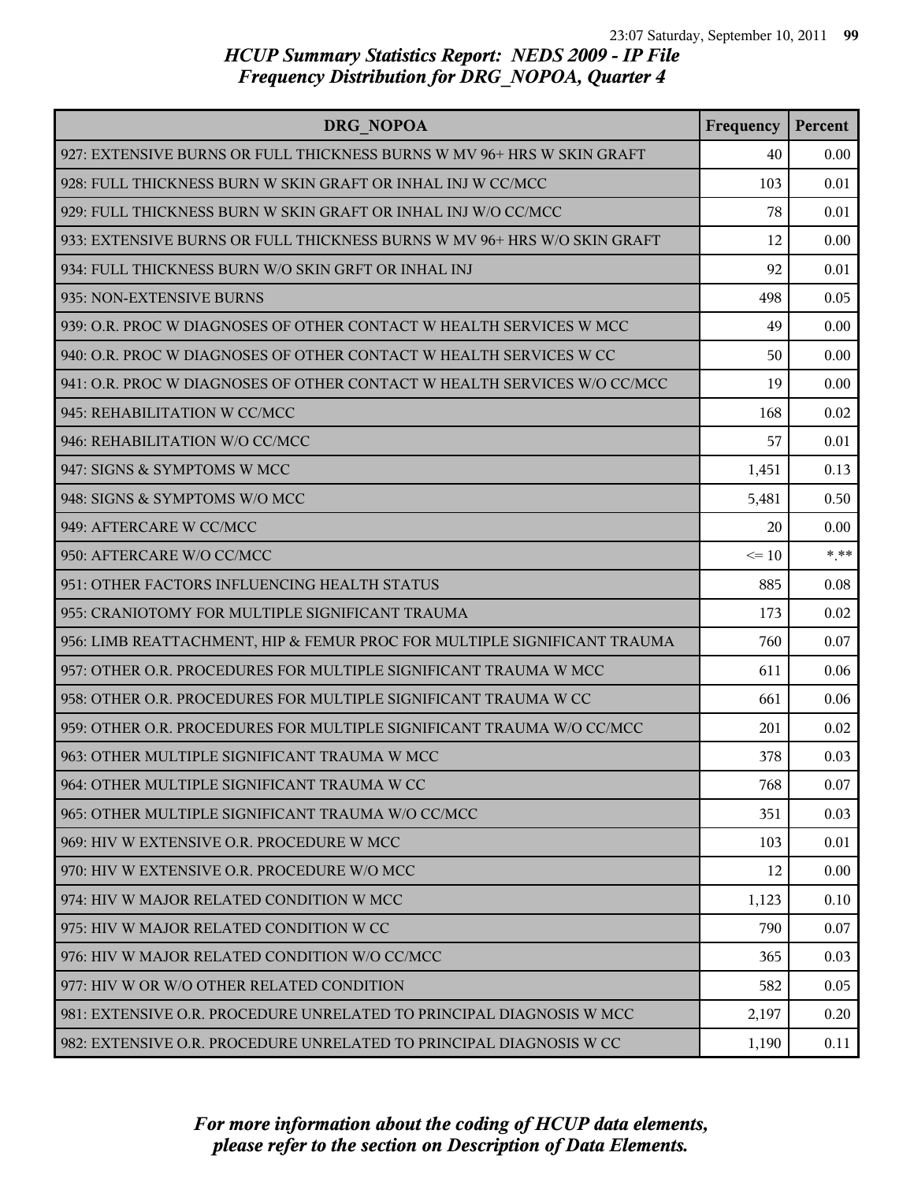# HCUP Summary Statistics Report: NEDS 2009 - IP File
## Frequency Distribution for DRG_NOPOA, Quarter 4

| DRG_NOPOA | Frequency | Percent |
|---|---|---|
| 927: EXTENSIVE BURNS OR FULL THICKNESS BURNS W MV 96+ HRS W SKIN GRAFT | 40 | 0.00 |
| 928: FULL THICKNESS BURN W SKIN GRAFT OR INHAL INJ W CC/MCC | 103 | 0.01 |
| 929: FULL THICKNESS BURN W SKIN GRAFT OR INHAL INJ W/O CC/MCC | 78 | 0.01 |
| 933: EXTENSIVE BURNS OR FULL THICKNESS BURNS W MV 96+ HRS W/O SKIN GRAFT | 12 | 0.00 |
| 934: FULL THICKNESS BURN W/O SKIN GRFT OR INHAL INJ | 92 | 0.01 |
| 935: NON-EXTENSIVE BURNS | 498 | 0.05 |
| 939: O.R. PROC W DIAGNOSES OF OTHER CONTACT W HEALTH SERVICES W MCC | 49 | 0.00 |
| 940: O.R. PROC W DIAGNOSES OF OTHER CONTACT W HEALTH SERVICES W CC | 50 | 0.00 |
| 941: O.R. PROC W DIAGNOSES OF OTHER CONTACT W HEALTH SERVICES W/O CC/MCC | 19 | 0.00 |
| 945: REHABILITATION W CC/MCC | 168 | 0.02 |
| 946: REHABILITATION W/O CC/MCC | 57 | 0.01 |
| 947: SIGNS & SYMPTOMS W MCC | 1,451 | 0.13 |
| 948: SIGNS & SYMPTOMS W/O MCC | 5,481 | 0.50 |
| 949: AFTERCARE W CC/MCC | 20 | 0.00 |
| 950: AFTERCARE W/O CC/MCC | <= 10 | *.** |
| 951: OTHER FACTORS INFLUENCING HEALTH STATUS | 885 | 0.08 |
| 955: CRANIOTOMY FOR MULTIPLE SIGNIFICANT TRAUMA | 173 | 0.02 |
| 956: LIMB REATTACHMENT, HIP & FEMUR PROC FOR MULTIPLE SIGNIFICANT TRAUMA | 760 | 0.07 |
| 957: OTHER O.R. PROCEDURES FOR MULTIPLE SIGNIFICANT TRAUMA W MCC | 611 | 0.06 |
| 958: OTHER O.R. PROCEDURES FOR MULTIPLE SIGNIFICANT TRAUMA W CC | 661 | 0.06 |
| 959: OTHER O.R. PROCEDURES FOR MULTIPLE SIGNIFICANT TRAUMA W/O CC/MCC | 201 | 0.02 |
| 963: OTHER MULTIPLE SIGNIFICANT TRAUMA W MCC | 378 | 0.03 |
| 964: OTHER MULTIPLE SIGNIFICANT TRAUMA W CC | 768 | 0.07 |
| 965: OTHER MULTIPLE SIGNIFICANT TRAUMA W/O CC/MCC | 351 | 0.03 |
| 969: HIV W EXTENSIVE O.R. PROCEDURE W MCC | 103 | 0.01 |
| 970: HIV W EXTENSIVE O.R. PROCEDURE W/O MCC | 12 | 0.00 |
| 974: HIV W MAJOR RELATED CONDITION W MCC | 1,123 | 0.10 |
| 975: HIV W MAJOR RELATED CONDITION W CC | 790 | 0.07 |
| 976: HIV W MAJOR RELATED CONDITION W/O CC/MCC | 365 | 0.03 |
| 977: HIV W OR W/O OTHER RELATED CONDITION | 582 | 0.05 |
| 981: EXTENSIVE O.R. PROCEDURE UNRELATED TO PRINCIPAL DIAGNOSIS W MCC | 2,197 | 0.20 |
| 982: EXTENSIVE O.R. PROCEDURE UNRELATED TO PRINCIPAL DIAGNOSIS W CC | 1,190 | 0.11 |

*For more information about the coding of HCUP data elements, please refer to the section on Description of Data Elements.*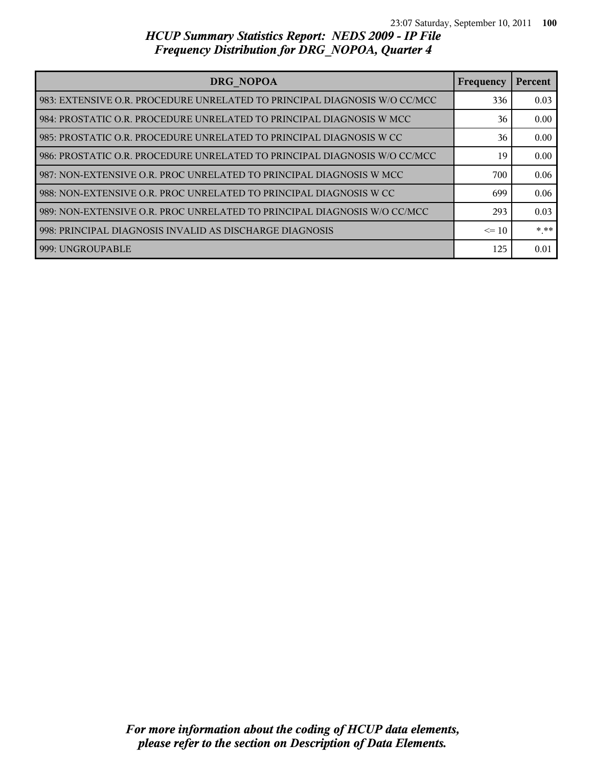# HCUP Summary Statistics Report: NEDS 2009 - IP File
## Frequency Distribution for DRG_NOPOA, Quarter 4

| DRG_NOPOA | Frequency | Percent |
|---|---|---|
| 983: EXTENSIVE O.R. PROCEDURE UNRELATED TO PRINCIPAL DIAGNOSIS W/O CC/MCC | 336 | 0.03 |
| 984: PROSTATIC O.R. PROCEDURE UNRELATED TO PRINCIPAL DIAGNOSIS W MCC | 36 | 0.00 |
| 985: PROSTATIC O.R. PROCEDURE UNRELATED TO PRINCIPAL DIAGNOSIS W CC | 36 | 0.00 |
| 986: PROSTATIC O.R. PROCEDURE UNRELATED TO PRINCIPAL DIAGNOSIS W/O CC/MCC | 19 | 0.00 |
| 987: NON-EXTENSIVE O.R. PROC UNRELATED TO PRINCIPAL DIAGNOSIS W MCC | 700 | 0.06 |
| 988: NON-EXTENSIVE O.R. PROC UNRELATED TO PRINCIPAL DIAGNOSIS W CC | 699 | 0.06 |
| 989: NON-EXTENSIVE O.R. PROC UNRELATED TO PRINCIPAL DIAGNOSIS W/O CC/MCC | 293 | 0.03 |
| 998: PRINCIPAL DIAGNOSIS INVALID AS DISCHARGE DIAGNOSIS | <= 10 | *.** |
| 999: UNGROUPABLE | 125 | 0.01 |

*For more information about the coding of HCUP data elements, please refer to the section on Description of Data Elements.*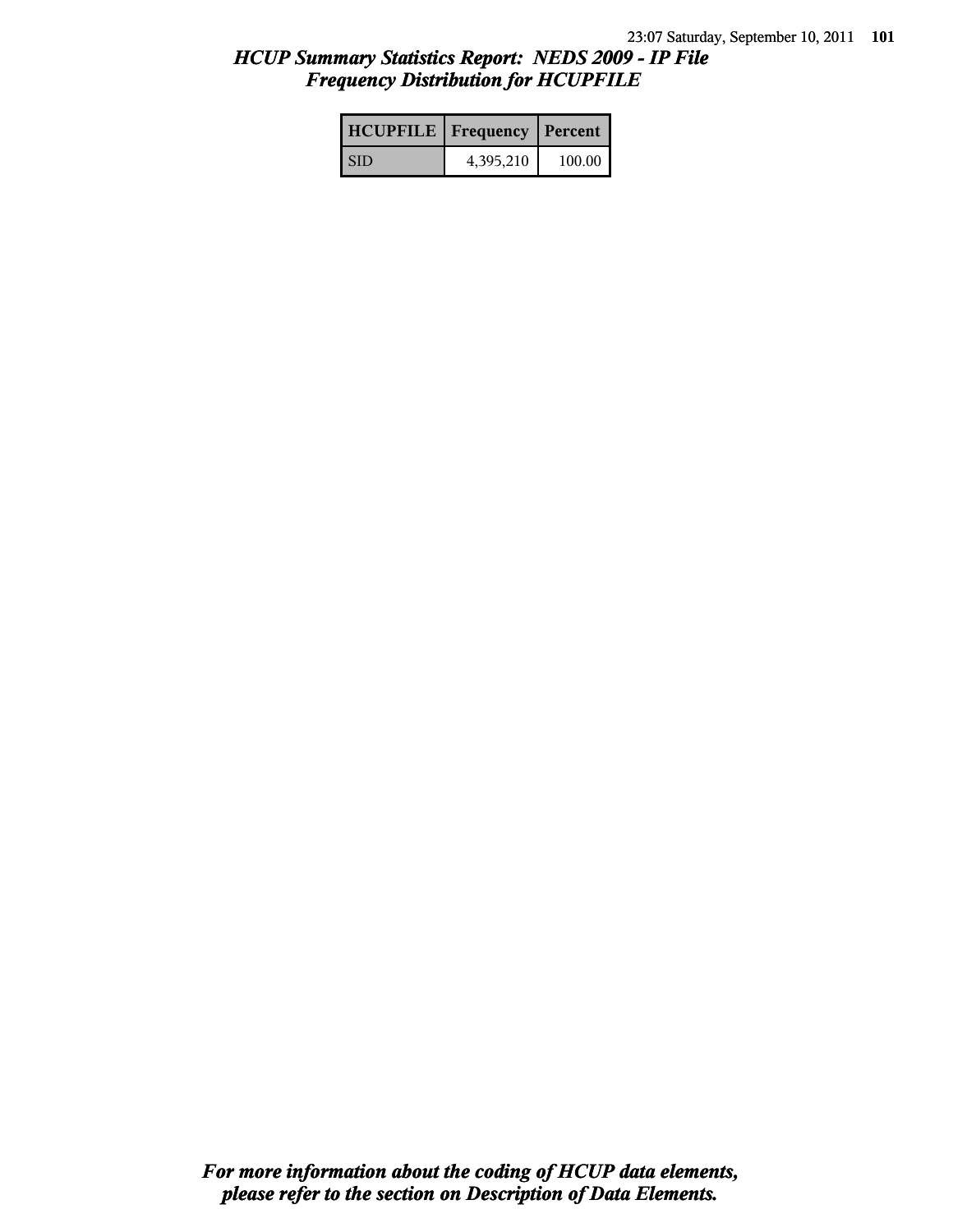## *HCUP Summary Statistics Report: NEDS 2009 - IP File*
## *Frequency Distribution for HCUPFILE*

| HCUPFILE | Frequency | Percent |
|---|---|---|
| SID | 4,395,210 | 100.00 |

***For more information about the coding of HCUP data elements, please refer to the section on Description of Data Elements.***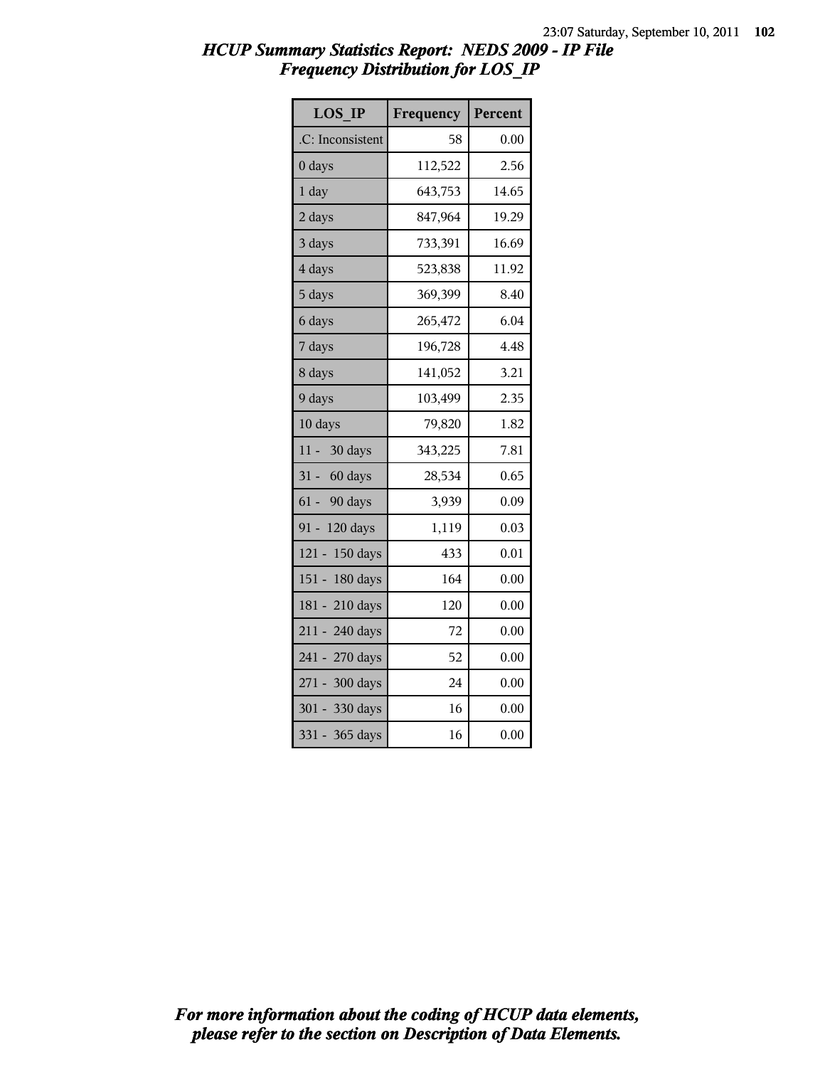# HCUP Summary Statistics Report: NEDS 2009 - IP File
## Frequency Distribution for LOS_IP

| LOS_IP | Frequency | Percent |
|---|---|---|
| .C: Inconsistent | 58 | 0.00 |
| 0 days | 112,522 | 2.56 |
| 1 day | 643,753 | 14.65 |
| 2 days | 847,964 | 19.29 |
| 3 days | 733,391 | 16.69 |
| 4 days | 523,838 | 11.92 |
| 5 days | 369,399 | 8.40 |
| 6 days | 265,472 | 6.04 |
| 7 days | 196,728 | 4.48 |
| 8 days | 141,052 | 3.21 |
| 9 days | 103,499 | 2.35 |
| 10 days | 79,820 | 1.82 |
| 11 - 30 days | 343,225 | 7.81 |
| 31 - 60 days | 28,534 | 0.65 |
| 61 - 90 days | 3,939 | 0.09 |
| 91 - 120 days | 1,119 | 0.03 |
| 121 - 150 days | 433 | 0.01 |
| 151 - 180 days | 164 | 0.00 |
| 181 - 210 days | 120 | 0.00 |
| 211 - 240 days | 72 | 0.00 |
| 241 - 270 days | 52 | 0.00 |
| 271 - 300 days | 24 | 0.00 |
| 301 - 330 days | 16 | 0.00 |
| 331 - 365 days | 16 | 0.00 |

*For more information about the coding of HCUP data elements, please refer to the section on Description of Data Elements.*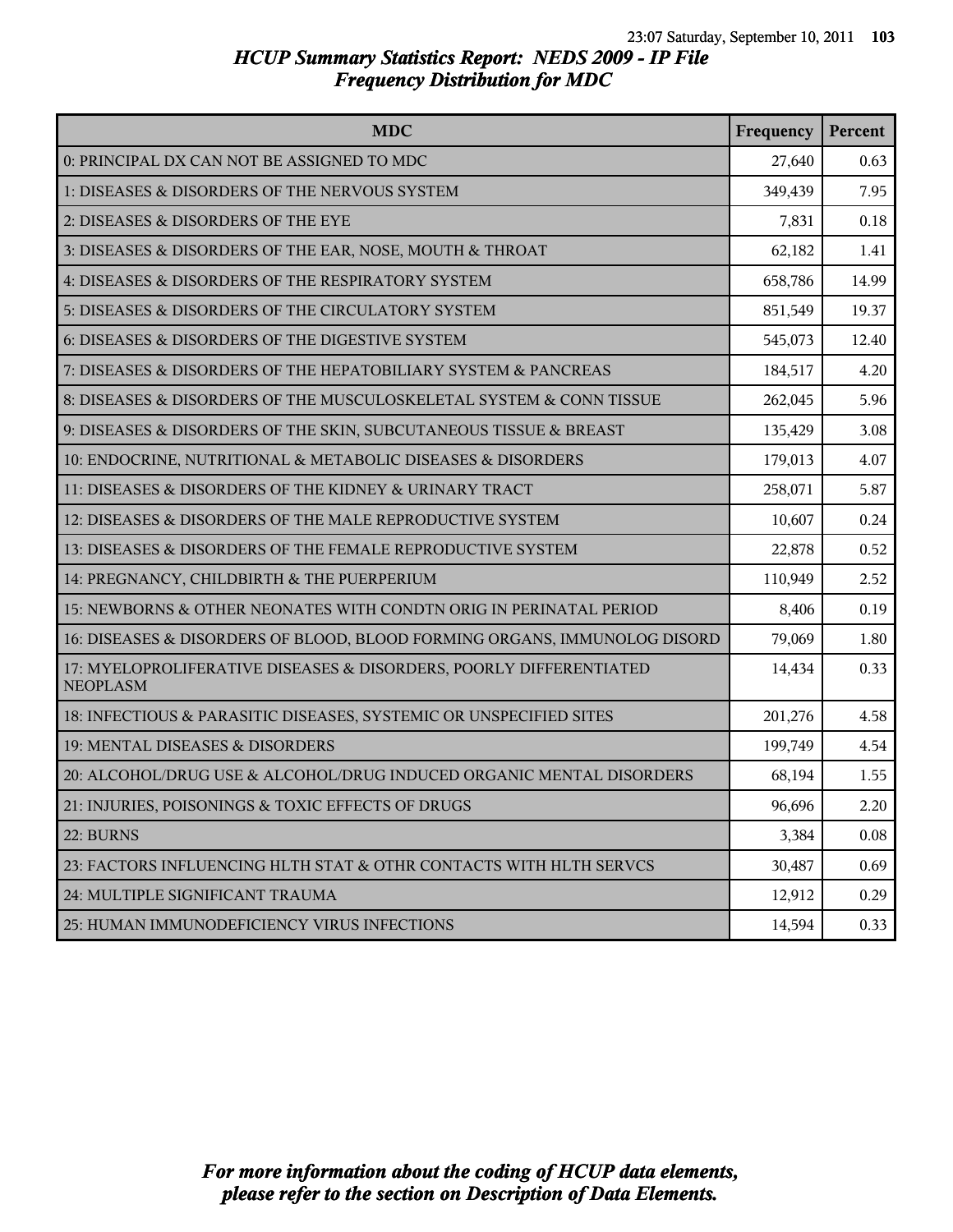# HCUP Summary Statistics Report: NEDS 2009 - IP File
## Frequency Distribution for MDC

| MDC | Frequency | Percent |
|---|---|---|
| 0: PRINCIPAL DX CAN NOT BE ASSIGNED TO MDC | 27,640 | 0.63 |
| 1: DISEASES & DISORDERS OF THE NERVOUS SYSTEM | 349,439 | 7.95 |
| 2: DISEASES & DISORDERS OF THE EYE | 7,831 | 0.18 |
| 3: DISEASES & DISORDERS OF THE EAR, NOSE, MOUTH & THROAT | 62,182 | 1.41 |
| 4: DISEASES & DISORDERS OF THE RESPIRATORY SYSTEM | 658,786 | 14.99 |
| 5: DISEASES & DISORDERS OF THE CIRCULATORY SYSTEM | 851,549 | 19.37 |
| 6: DISEASES & DISORDERS OF THE DIGESTIVE SYSTEM | 545,073 | 12.40 |
| 7: DISEASES & DISORDERS OF THE HEPATOBILIARY SYSTEM & PANCREAS | 184,517 | 4.20 |
| 8: DISEASES & DISORDERS OF THE MUSCULOSKELETAL SYSTEM & CONN TISSUE | 262,045 | 5.96 |
| 9: DISEASES & DISORDERS OF THE SKIN, SUBCUTANEOUS TISSUE & BREAST | 135,429 | 3.08 |
| 10: ENDOCRINE, NUTRITIONAL & METABOLIC DISEASES & DISORDERS | 179,013 | 4.07 |
| 11: DISEASES & DISORDERS OF THE KIDNEY & URINARY TRACT | 258,071 | 5.87 |
| 12: DISEASES & DISORDERS OF THE MALE REPRODUCTIVE SYSTEM | 10,607 | 0.24 |
| 13: DISEASES & DISORDERS OF THE FEMALE REPRODUCTIVE SYSTEM | 22,878 | 0.52 |
| 14: PREGNANCY, CHILDBIRTH & THE PUERPERIUM | 110,949 | 2.52 |
| 15: NEWBORNS & OTHER NEONATES WITH CONDTN ORIG IN PERINATAL PERIOD | 8,406 | 0.19 |
| 16: DISEASES & DISORDERS OF BLOOD, BLOOD FORMING ORGANS, IMMUNOLOG DISORD | 79,069 | 1.80 |
| 17: MYELOPROLIFERATIVE DISEASES & DISORDERS, POORLY DIFFERENTIATED NEOPLASM | 14,434 | 0.33 |
| 18: INFECTIOUS & PARASITIC DISEASES, SYSTEMIC OR UNSPECIFIED SITES | 201,276 | 4.58 |
| 19: MENTAL DISEASES & DISORDERS | 199,749 | 4.54 |
| 20: ALCOHOL/DRUG USE & ALCOHOL/DRUG INDUCED ORGANIC MENTAL DISORDERS | 68,194 | 1.55 |
| 21: INJURIES, POISONINGS & TOXIC EFFECTS OF DRUGS | 96,696 | 2.20 |
| 22: BURNS | 3,384 | 0.08 |
| 23: FACTORS INFLUENCING HLTH STAT & OTHR CONTACTS WITH HLTH SERVCS | 30,487 | 0.69 |
| 24: MULTIPLE SIGNIFICANT TRAUMA | 12,912 | 0.29 |
| 25: HUMAN IMMUNODEFICIENCY VIRUS INFECTIONS | 14,594 | 0.33 |

*For more information about the coding of HCUP data elements, please refer to the section on Description of Data Elements.*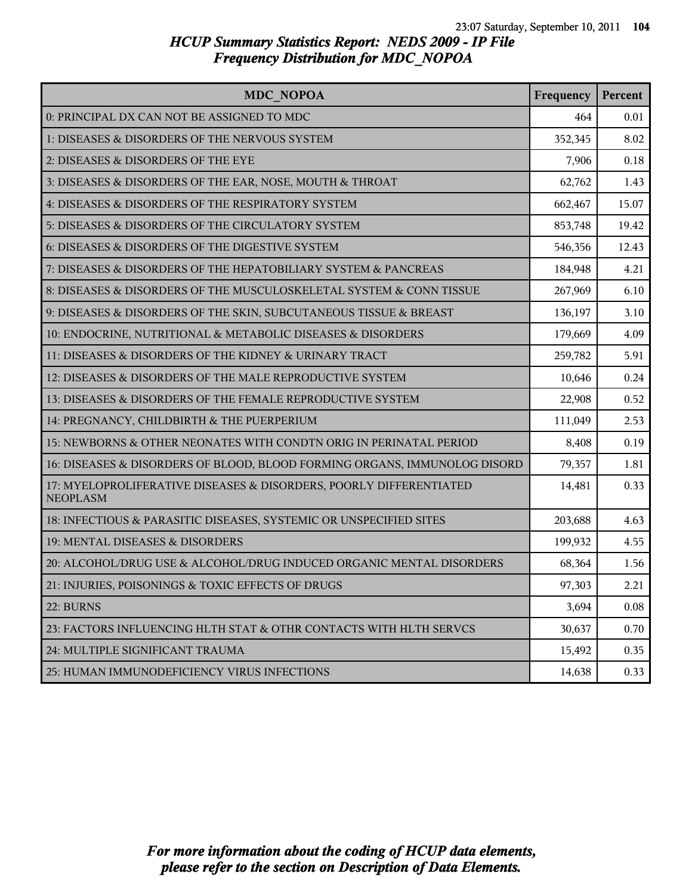# HCUP Summary Statistics Report: NEDS 2009 - IP File
## Frequency Distribution for MDC_NOPOA

| MDC_NOPOA | Frequency | Percent |
|---|---|---|
| 0: PRINCIPAL DX CAN NOT BE ASSIGNED TO MDC | 464 | 0.01 |
| 1: DISEASES & DISORDERS OF THE NERVOUS SYSTEM | 352,345 | 8.02 |
| 2: DISEASES & DISORDERS OF THE EYE | 7,906 | 0.18 |
| 3: DISEASES & DISORDERS OF THE EAR, NOSE, MOUTH & THROAT | 62,762 | 1.43 |
| 4: DISEASES & DISORDERS OF THE RESPIRATORY SYSTEM | 662,467 | 15.07 |
| 5: DISEASES & DISORDERS OF THE CIRCULATORY SYSTEM | 853,748 | 19.42 |
| 6: DISEASES & DISORDERS OF THE DIGESTIVE SYSTEM | 546,356 | 12.43 |
| 7: DISEASES & DISORDERS OF THE HEPATOBILIARY SYSTEM & PANCREAS | 184,948 | 4.21 |
| 8: DISEASES & DISORDERS OF THE MUSCULOSKELETAL SYSTEM & CONN TISSUE | 267,969 | 6.10 |
| 9: DISEASES & DISORDERS OF THE SKIN, SUBCUTANEOUS TISSUE & BREAST | 136,197 | 3.10 |
| 10: ENDOCRINE, NUTRITIONAL & METABOLIC DISEASES & DISORDERS | 179,669 | 4.09 |
| 11: DISEASES & DISORDERS OF THE KIDNEY & URINARY TRACT | 259,782 | 5.91 |
| 12: DISEASES & DISORDERS OF THE MALE REPRODUCTIVE SYSTEM | 10,646 | 0.24 |
| 13: DISEASES & DISORDERS OF THE FEMALE REPRODUCTIVE SYSTEM | 22,908 | 0.52 |
| 14: PREGNANCY, CHILDBIRTH & THE PUERPERIUM | 111,049 | 2.53 |
| 15: NEWBORNS & OTHER NEONATES WITH CONDTN ORIG IN PERINATAL PERIOD | 8,408 | 0.19 |
| 16: DISEASES & DISORDERS OF BLOOD, BLOOD FORMING ORGANS, IMMUNOLOG DISORD | 79,357 | 1.81 |
| 17: MYELOPROLIFERATIVE DISEASES & DISORDERS, POORLY DIFFERENTIATED NEOPLASM | 14,481 | 0.33 |
| 18: INFECTIOUS & PARASITIC DISEASES, SYSTEMIC OR UNSPECIFIED SITES | 203,688 | 4.63 |
| 19: MENTAL DISEASES & DISORDERS | 199,932 | 4.55 |
| 20: ALCOHOL/DRUG USE & ALCOHOL/DRUG INDUCED ORGANIC MENTAL DISORDERS | 68,364 | 1.56 |
| 21: INJURIES, POISONINGS & TOXIC EFFECTS OF DRUGS | 97,303 | 2.21 |
| 22: BURNS | 3,694 | 0.08 |
| 23: FACTORS INFLUENCING HLTH STAT & OTHR CONTACTS WITH HLTH SERVCS | 30,637 | 0.70 |
| 24: MULTIPLE SIGNIFICANT TRAUMA | 15,492 | 0.35 |
| 25: HUMAN IMMUNODEFICIENCY VIRUS INFECTIONS | 14,638 | 0.33 |

*For more information about the coding of HCUP data elements, please refer to the section on Description of Data Elements.*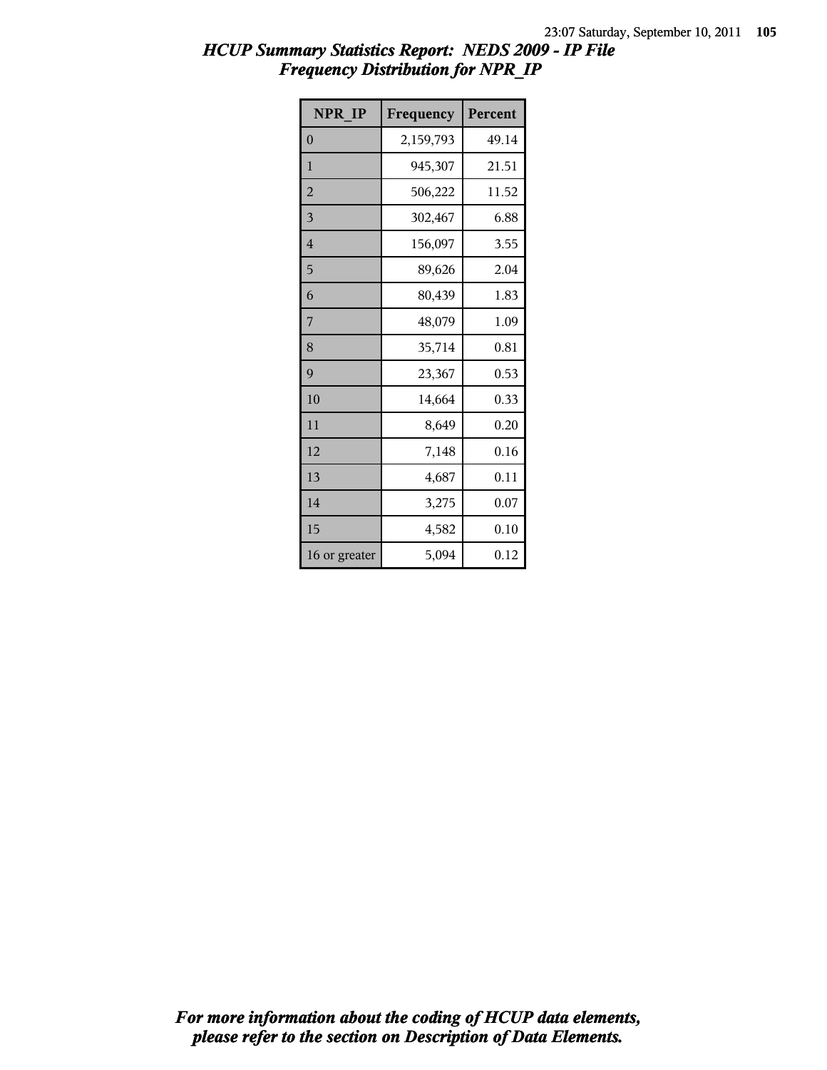# HCUP Summary Statistics Report: NEDS 2009 - IP File

## Frequency Distribution for NPR_IP

| NPR_IP | Frequency | Percent |
|---|---|---|
| 0 | 2,159,793 | 49.14 |
| 1 | 945,307 | 21.51 |
| 2 | 506,222 | 11.52 |
| 3 | 302,467 | 6.88 |
| 4 | 156,097 | 3.55 |
| 5 | 89,626 | 2.04 |
| 6 | 80,439 | 1.83 |
| 7 | 48,079 | 1.09 |
| 8 | 35,714 | 0.81 |
| 9 | 23,367 | 0.53 |
| 10 | 14,664 | 0.33 |
| 11 | 8,649 | 0.20 |
| 12 | 7,148 | 0.16 |
| 13 | 4,687 | 0.11 |
| 14 | 3,275 | 0.07 |
| 15 | 4,582 | 0.10 |
| 16 or greater | 5,094 | 0.12 |

*For more information about the coding of HCUP data elements, please refer to the section on Description of Data Elements.*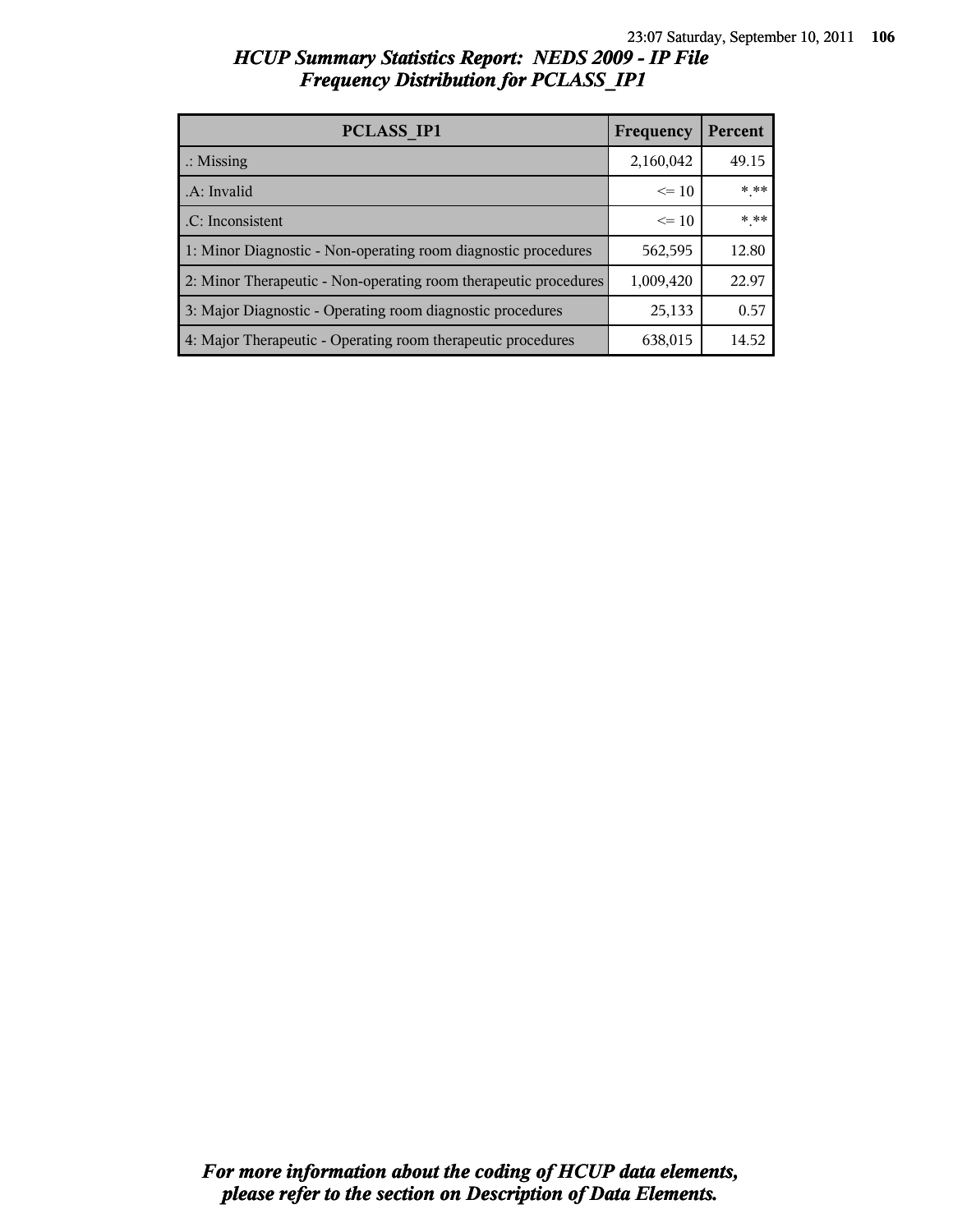## *HCUP Summary Statistics Report: NEDS 2009 - IP File*
## *Frequency Distribution for PCLASS_IP1*

| PCLASS_IP1 | Frequency | Percent |
|---|---|---|
| .: Missing | 2,160,042 | 49.15 |
| .A: Invalid | <= 10 | *.** |
| .C: Inconsistent | <= 10 | *.** |
| 1: Minor Diagnostic - Non-operating room diagnostic procedures | 562,595 | 12.80 |
| 2: Minor Therapeutic - Non-operating room therapeutic procedures | 1,009,420 | 22.97 |
| 3: Major Diagnostic - Operating room diagnostic procedures | 25,133 | 0.57 |
| 4: Major Therapeutic - Operating room therapeutic procedures | 638,015 | 14.52 |

***For more information about the coding of HCUP data elements, please refer to the section on Description of Data Elements.***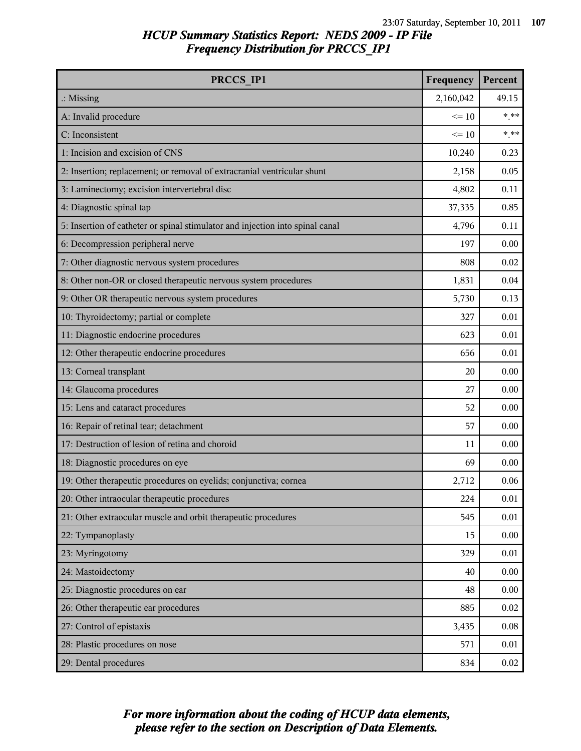# HCUP Summary Statistics Report: NEDS 2009 - IP File
## Frequency Distribution for PRCCS_IP1

| PRCCS_IP1 | Frequency | Percent |
|---|---|---|
| .: Missing | 2,160,042 | 49.15 |
| A: Invalid procedure | <= 10 | *.** |
| C: Inconsistent | <= 10 | *.** |
| 1: Incision and excision of CNS | 10,240 | 0.23 |
| 2: Insertion; replacement; or removal of extracranial ventricular shunt | 2,158 | 0.05 |
| 3: Laminectomy; excision intervertebral disc | 4,802 | 0.11 |
| 4: Diagnostic spinal tap | 37,335 | 0.85 |
| 5: Insertion of catheter or spinal stimulator and injection into spinal canal | 4,796 | 0.11 |
| 6: Decompression peripheral nerve | 197 | 0.00 |
| 7: Other diagnostic nervous system procedures | 808 | 0.02 |
| 8: Other non-OR or closed therapeutic nervous system procedures | 1,831 | 0.04 |
| 9: Other OR therapeutic nervous system procedures | 5,730 | 0.13 |
| 10: Thyroidectomy; partial or complete | 327 | 0.01 |
| 11: Diagnostic endocrine procedures | 623 | 0.01 |
| 12: Other therapeutic endocrine procedures | 656 | 0.01 |
| 13: Corneal transplant | 20 | 0.00 |
| 14: Glaucoma procedures | 27 | 0.00 |
| 15: Lens and cataract procedures | 52 | 0.00 |
| 16: Repair of retinal tear; detachment | 57 | 0.00 |
| 17: Destruction of lesion of retina and choroid | 11 | 0.00 |
| 18: Diagnostic procedures on eye | 69 | 0.00 |
| 19: Other therapeutic procedures on eyelids; conjunctiva; cornea | 2,712 | 0.06 |
| 20: Other intraocular therapeutic procedures | 224 | 0.01 |
| 21: Other extraocular muscle and orbit therapeutic procedures | 545 | 0.01 |
| 22: Tympanoplasty | 15 | 0.00 |
| 23: Myringotomy | 329 | 0.01 |
| 24: Mastoidectomy | 40 | 0.00 |
| 25: Diagnostic procedures on ear | 48 | 0.00 |
| 26: Other therapeutic ear procedures | 885 | 0.02 |
| 27: Control of epistaxis | 3,435 | 0.08 |
| 28: Plastic procedures on nose | 571 | 0.01 |
| 29: Dental procedures | 834 | 0.02 |

*For more information about the coding of HCUP data elements, please refer to the section on Description of Data Elements.*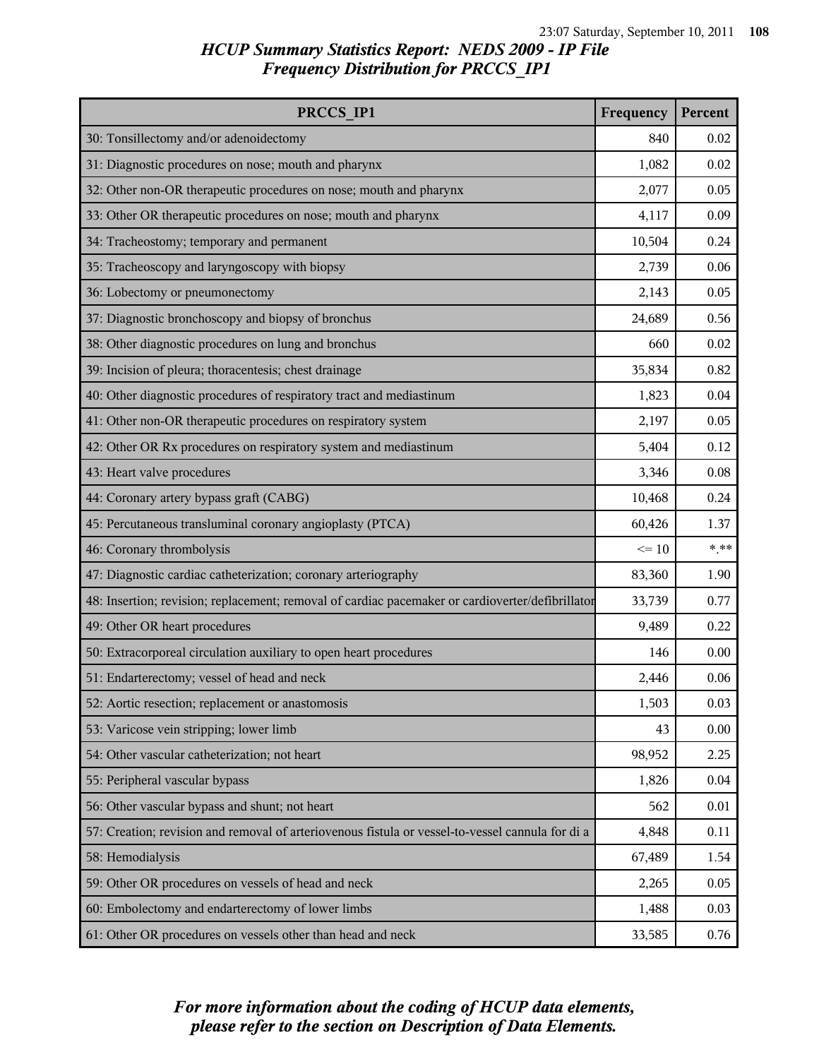# HCUP Summary Statistics Report: NEDS 2009 - IP File
## Frequency Distribution for PRCCS_IP1

| PRCCS_IP1 | Frequency | Percent |
|---|---|---|
| 30: Tonsillectomy and/or adenoidectomy | 840 | 0.02 |
| 31: Diagnostic procedures on nose; mouth and pharynx | 1,082 | 0.02 |
| 32: Other non-OR therapeutic procedures on nose; mouth and pharynx | 2,077 | 0.05 |
| 33: Other OR therapeutic procedures on nose; mouth and pharynx | 4,117 | 0.09 |
| 34: Tracheostomy; temporary and permanent | 10,504 | 0.24 |
| 35: Tracheoscopy and laryngoscopy with biopsy | 2,739 | 0.06 |
| 36: Lobectomy or pneumonectomy | 2,143 | 0.05 |
| 37: Diagnostic bronchoscopy and biopsy of bronchus | 24,689 | 0.56 |
| 38: Other diagnostic procedures on lung and bronchus | 660 | 0.02 |
| 39: Incision of pleura; thoracentesis; chest drainage | 35,834 | 0.82 |
| 40: Other diagnostic procedures of respiratory tract and mediastinum | 1,823 | 0.04 |
| 41: Other non-OR therapeutic procedures on respiratory system | 2,197 | 0.05 |
| 42: Other OR Rx procedures on respiratory system and mediastinum | 5,404 | 0.12 |
| 43: Heart valve procedures | 3,346 | 0.08 |
| 44: Coronary artery bypass graft (CABG) | 10,468 | 0.24 |
| 45: Percutaneous transluminal coronary angioplasty (PTCA) | 60,426 | 1.37 |
| 46: Coronary thrombolysis | <= 10 | *.** |
| 47: Diagnostic cardiac catheterization; coronary arteriography | 83,360 | 1.90 |
| 48: Insertion; revision; replacement; removal of cardiac pacemaker or cardioverter/defibrillator | 33,739 | 0.77 |
| 49: Other OR heart procedures | 9,489 | 0.22 |
| 50: Extracorporeal circulation auxiliary to open heart procedures | 146 | 0.00 |
| 51: Endarterectomy; vessel of head and neck | 2,446 | 0.06 |
| 52: Aortic resection; replacement or anastomosis | 1,503 | 0.03 |
| 53: Varicose vein stripping; lower limb | 43 | 0.00 |
| 54: Other vascular catheterization; not heart | 98,952 | 2.25 |
| 55: Peripheral vascular bypass | 1,826 | 0.04 |
| 56: Other vascular bypass and shunt; not heart | 562 | 0.01 |
| 57: Creation; revision and removal of arteriovenous fistula or vessel-to-vessel cannula for di a | 4,848 | 0.11 |
| 58: Hemodialysis | 67,489 | 1.54 |
| 59: Other OR procedures on vessels of head and neck | 2,265 | 0.05 |
| 60: Embolectomy and endarterectomy of lower limbs | 1,488 | 0.03 |
| 61: Other OR procedures on vessels other than head and neck | 33,585 | 0.76 |

*For more information about the coding of HCUP data elements, please refer to the section on Description of Data Elements.*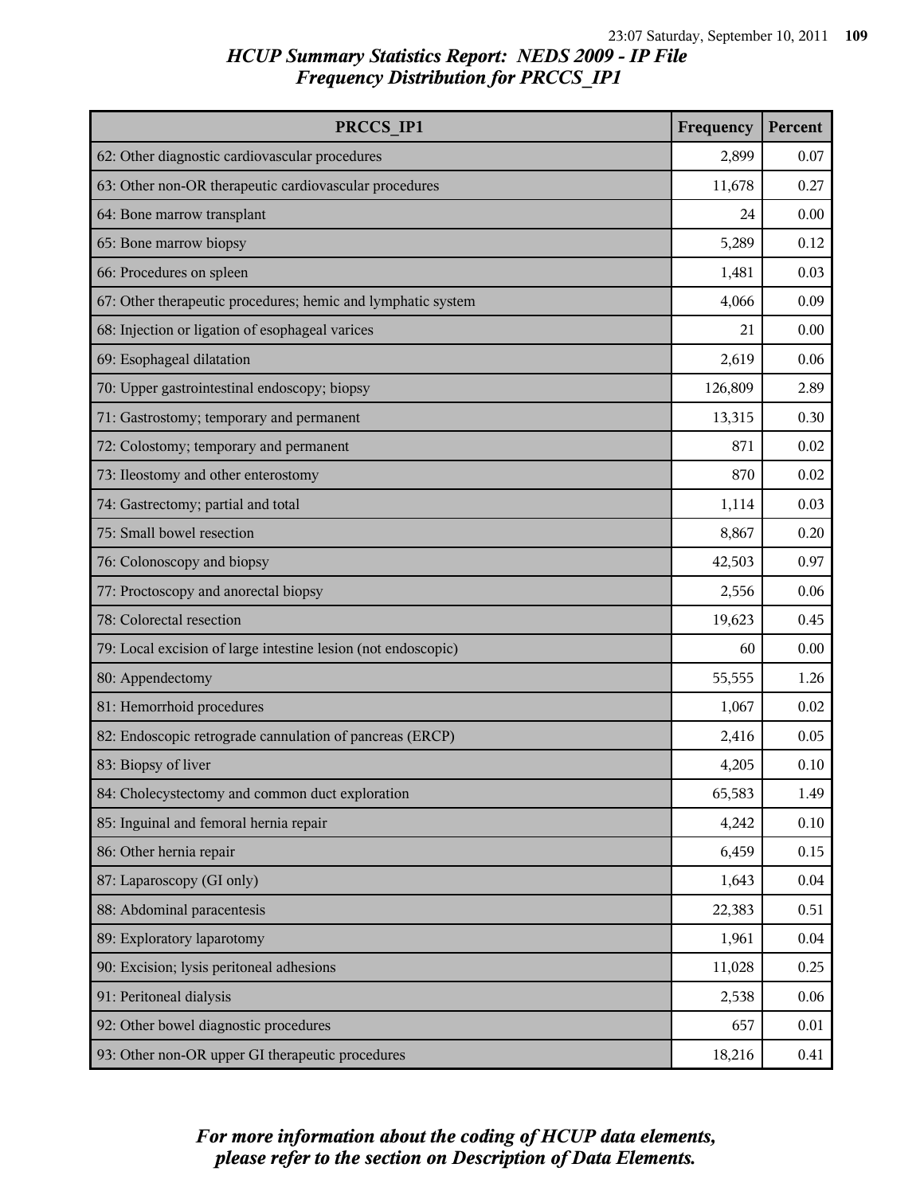## HCUP Summary Statistics Report: NEDS 2009 - IP File
## Frequency Distribution for PRCCS_IP1

| PRCCS_IP1 | Frequency | Percent |
|---|---|---|
| 62: Other diagnostic cardiovascular procedures | 2,899 | 0.07 |
| 63: Other non-OR therapeutic cardiovascular procedures | 11,678 | 0.27 |
| 64: Bone marrow transplant | 24 | 0.00 |
| 65: Bone marrow biopsy | 5,289 | 0.12 |
| 66: Procedures on spleen | 1,481 | 0.03 |
| 67: Other therapeutic procedures; hemic and lymphatic system | 4,066 | 0.09 |
| 68: Injection or ligation of esophageal varices | 21 | 0.00 |
| 69: Esophageal dilatation | 2,619 | 0.06 |
| 70: Upper gastrointestinal endoscopy; biopsy | 126,809 | 2.89 |
| 71: Gastrostomy; temporary and permanent | 13,315 | 0.30 |
| 72: Colostomy; temporary and permanent | 871 | 0.02 |
| 73: Ileostomy and other enterostomy | 870 | 0.02 |
| 74: Gastrectomy; partial and total | 1,114 | 0.03 |
| 75: Small bowel resection | 8,867 | 0.20 |
| 76: Colonoscopy and biopsy | 42,503 | 0.97 |
| 77: Proctoscopy and anorectal biopsy | 2,556 | 0.06 |
| 78: Colorectal resection | 19,623 | 0.45 |
| 79: Local excision of large intestine lesion (not endoscopic) | 60 | 0.00 |
| 80: Appendectomy | 55,555 | 1.26 |
| 81: Hemorrhoid procedures | 1,067 | 0.02 |
| 82: Endoscopic retrograde cannulation of pancreas (ERCP) | 2,416 | 0.05 |
| 83: Biopsy of liver | 4,205 | 0.10 |
| 84: Cholecystectomy and common duct exploration | 65,583 | 1.49 |
| 85: Inguinal and femoral hernia repair | 4,242 | 0.10 |
| 86: Other hernia repair | 6,459 | 0.15 |
| 87: Laparoscopy (GI only) | 1,643 | 0.04 |
| 88: Abdominal paracentesis | 22,383 | 0.51 |
| 89: Exploratory laparotomy | 1,961 | 0.04 |
| 90: Excision; lysis peritoneal adhesions | 11,028 | 0.25 |
| 91: Peritoneal dialysis | 2,538 | 0.06 |
| 92: Other bowel diagnostic procedures | 657 | 0.01 |
| 93: Other non-OR upper GI therapeutic procedures | 18,216 | 0.41 |

*For more information about the coding of HCUP data elements, please refer to the section on Description of Data Elements.*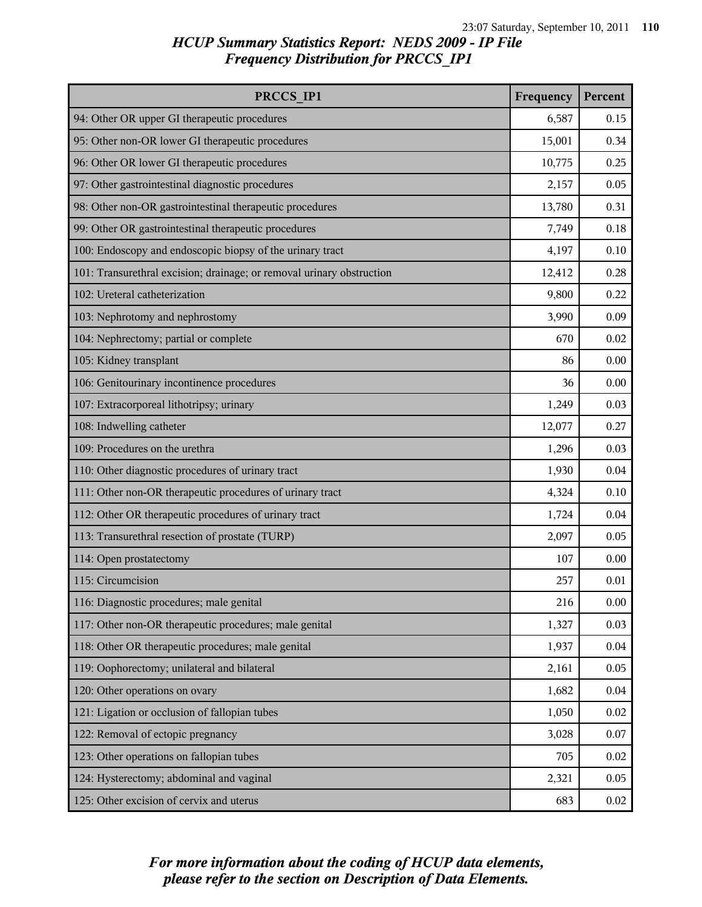# HCUP Summary Statistics Report: NEDS 2009 - IP File
## Frequency Distribution for PRCCS_IP1

| PRCCS_IP1 | Frequency | Percent |
|---|---|---|
| 94: Other OR upper GI therapeutic procedures | 6,587 | 0.15 |
| 95: Other non-OR lower GI therapeutic procedures | 15,001 | 0.34 |
| 96: Other OR lower GI therapeutic procedures | 10,775 | 0.25 |
| 97: Other gastrointestinal diagnostic procedures | 2,157 | 0.05 |
| 98: Other non-OR gastrointestinal therapeutic procedures | 13,780 | 0.31 |
| 99: Other OR gastrointestinal therapeutic procedures | 7,749 | 0.18 |
| 100: Endoscopy and endoscopic biopsy of the urinary tract | 4,197 | 0.10 |
| 101: Transurethral excision; drainage; or removal urinary obstruction | 12,412 | 0.28 |
| 102: Ureteral catheterization | 9,800 | 0.22 |
| 103: Nephrotomy and nephrostomy | 3,990 | 0.09 |
| 104: Nephrectomy; partial or complete | 670 | 0.02 |
| 105: Kidney transplant | 86 | 0.00 |
| 106: Genitourinary incontinence procedures | 36 | 0.00 |
| 107: Extracorporeal lithotripsy; urinary | 1,249 | 0.03 |
| 108: Indwelling catheter | 12,077 | 0.27 |
| 109: Procedures on the urethra | 1,296 | 0.03 |
| 110: Other diagnostic procedures of urinary tract | 1,930 | 0.04 |
| 111: Other non-OR therapeutic procedures of urinary tract | 4,324 | 0.10 |
| 112: Other OR therapeutic procedures of urinary tract | 1,724 | 0.04 |
| 113: Transurethral resection of prostate (TURP) | 2,097 | 0.05 |
| 114: Open prostatectomy | 107 | 0.00 |
| 115: Circumcision | 257 | 0.01 |
| 116: Diagnostic procedures; male genital | 216 | 0.00 |
| 117: Other non-OR therapeutic procedures; male genital | 1,327 | 0.03 |
| 118: Other OR therapeutic procedures; male genital | 1,937 | 0.04 |
| 119: Oophorectomy; unilateral and bilateral | 2,161 | 0.05 |
| 120: Other operations on ovary | 1,682 | 0.04 |
| 121: Ligation or occlusion of fallopian tubes | 1,050 | 0.02 |
| 122: Removal of ectopic pregnancy | 3,028 | 0.07 |
| 123: Other operations on fallopian tubes | 705 | 0.02 |
| 124: Hysterectomy; abdominal and vaginal | 2,321 | 0.05 |
| 125: Other excision of cervix and uterus | 683 | 0.02 |

*For more information about the coding of HCUP data elements, please refer to the section on Description of Data Elements.*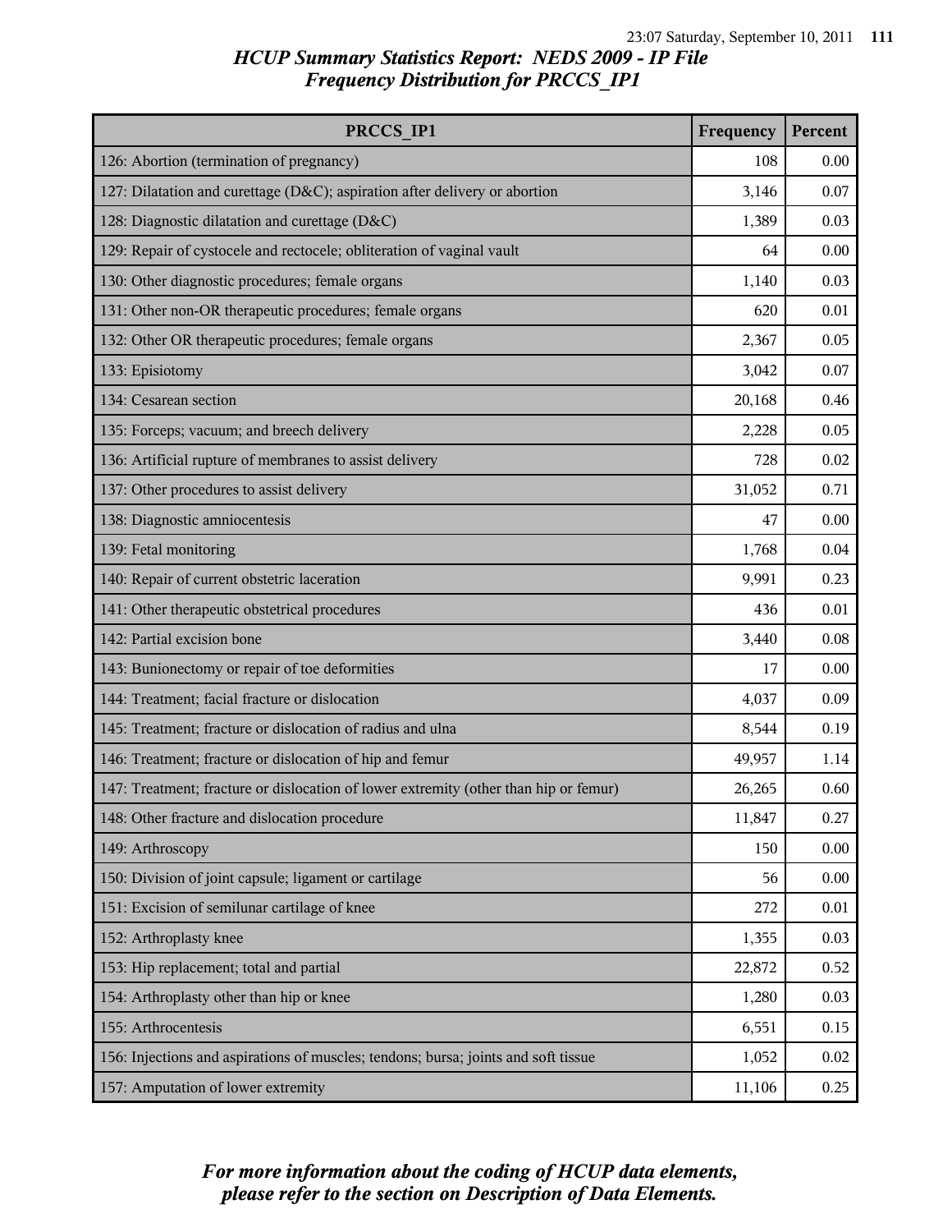## *HCUP Summary Statistics Report: NEDS 2009 - IP File*
## *Frequency Distribution for PRCCS_IP1*

| PRCCS_IP1 | Frequency | Percent |
|---|---|---|
| 126: Abortion (termination of pregnancy) | 108 | 0.00 |
| 127: Dilatation and curettage (D&C); aspiration after delivery or abortion | 3,146 | 0.07 |
| 128: Diagnostic dilatation and curettage (D&C) | 1,389 | 0.03 |
| 129: Repair of cystocele and rectocele; obliteration of vaginal vault | 64 | 0.00 |
| 130: Other diagnostic procedures; female organs | 1,140 | 0.03 |
| 131: Other non-OR therapeutic procedures; female organs | 620 | 0.01 |
| 132: Other OR therapeutic procedures; female organs | 2,367 | 0.05 |
| 133: Episiotomy | 3,042 | 0.07 |
| 134: Cesarean section | 20,168 | 0.46 |
| 135: Forceps; vacuum; and breech delivery | 2,228 | 0.05 |
| 136: Artificial rupture of membranes to assist delivery | 728 | 0.02 |
| 137: Other procedures to assist delivery | 31,052 | 0.71 |
| 138: Diagnostic amniocentesis | 47 | 0.00 |
| 139: Fetal monitoring | 1,768 | 0.04 |
| 140: Repair of current obstetric laceration | 9,991 | 0.23 |
| 141: Other therapeutic obstetrical procedures | 436 | 0.01 |
| 142: Partial excision bone | 3,440 | 0.08 |
| 143: Bunionectomy or repair of toe deformities | 17 | 0.00 |
| 144: Treatment; facial fracture or dislocation | 4,037 | 0.09 |
| 145: Treatment; fracture or dislocation of radius and ulna | 8,544 | 0.19 |
| 146: Treatment; fracture or dislocation of hip and femur | 49,957 | 1.14 |
| 147: Treatment; fracture or dislocation of lower extremity (other than hip or femur) | 26,265 | 0.60 |
| 148: Other fracture and dislocation procedure | 11,847 | 0.27 |
| 149: Arthroscopy | 150 | 0.00 |
| 150: Division of joint capsule; ligament or cartilage | 56 | 0.00 |
| 151: Excision of semilunar cartilage of knee | 272 | 0.01 |
| 152: Arthroplasty knee | 1,355 | 0.03 |
| 153: Hip replacement; total and partial | 22,872 | 0.52 |
| 154: Arthroplasty other than hip or knee | 1,280 | 0.03 |
| 155: Arthrocentesis | 6,551 | 0.15 |
| 156: Injections and aspirations of muscles; tendons; bursa; joints and soft tissue | 1,052 | 0.02 |
| 157: Amputation of lower extremity | 11,106 | 0.25 |

*For more information about the coding of HCUP data elements, please refer to the section on Description of Data Elements.*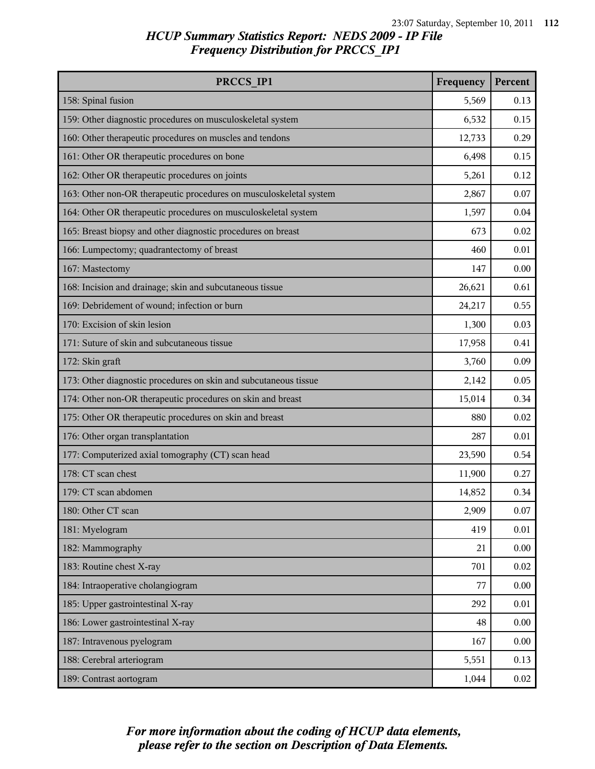# HCUP Summary Statistics Report: NEDS 2009 - IP File
## Frequency Distribution for PRCCS_IP1

| PRCCS_IP1 | Frequency | Percent |
|---|---|---|
| 158: Spinal fusion | 5,569 | 0.13 |
| 159: Other diagnostic procedures on musculoskeletal system | 6,532 | 0.15 |
| 160: Other therapeutic procedures on muscles and tendons | 12,733 | 0.29 |
| 161: Other OR therapeutic procedures on bone | 6,498 | 0.15 |
| 162: Other OR therapeutic procedures on joints | 5,261 | 0.12 |
| 163: Other non-OR therapeutic procedures on musculoskeletal system | 2,867 | 0.07 |
| 164: Other OR therapeutic procedures on musculoskeletal system | 1,597 | 0.04 |
| 165: Breast biopsy and other diagnostic procedures on breast | 673 | 0.02 |
| 166: Lumpectomy; quadrantectomy of breast | 460 | 0.01 |
| 167: Mastectomy | 147 | 0.00 |
| 168: Incision and drainage; skin and subcutaneous tissue | 26,621 | 0.61 |
| 169: Debridement of wound; infection or burn | 24,217 | 0.55 |
| 170: Excision of skin lesion | 1,300 | 0.03 |
| 171: Suture of skin and subcutaneous tissue | 17,958 | 0.41 |
| 172: Skin graft | 3,760 | 0.09 |
| 173: Other diagnostic procedures on skin and subcutaneous tissue | 2,142 | 0.05 |
| 174: Other non-OR therapeutic procedures on skin and breast | 15,014 | 0.34 |
| 175: Other OR therapeutic procedures on skin and breast | 880 | 0.02 |
| 176: Other organ transplantation | 287 | 0.01 |
| 177: Computerized axial tomography (CT) scan head | 23,590 | 0.54 |
| 178: CT scan chest | 11,900 | 0.27 |
| 179: CT scan abdomen | 14,852 | 0.34 |
| 180: Other CT scan | 2,909 | 0.07 |
| 181: Myelogram | 419 | 0.01 |
| 182: Mammography | 21 | 0.00 |
| 183: Routine chest X-ray | 701 | 0.02 |
| 184: Intraoperative cholangiogram | 77 | 0.00 |
| 185: Upper gastrointestinal X-ray | 292 | 0.01 |
| 186: Lower gastrointestinal X-ray | 48 | 0.00 |
| 187: Intravenous pyelogram | 167 | 0.00 |
| 188: Cerebral arteriogram | 5,551 | 0.13 |
| 189: Contrast aortogram | 1,044 | 0.02 |

*For more information about the coding of HCUP data elements, please refer to the section on Description of Data Elements.*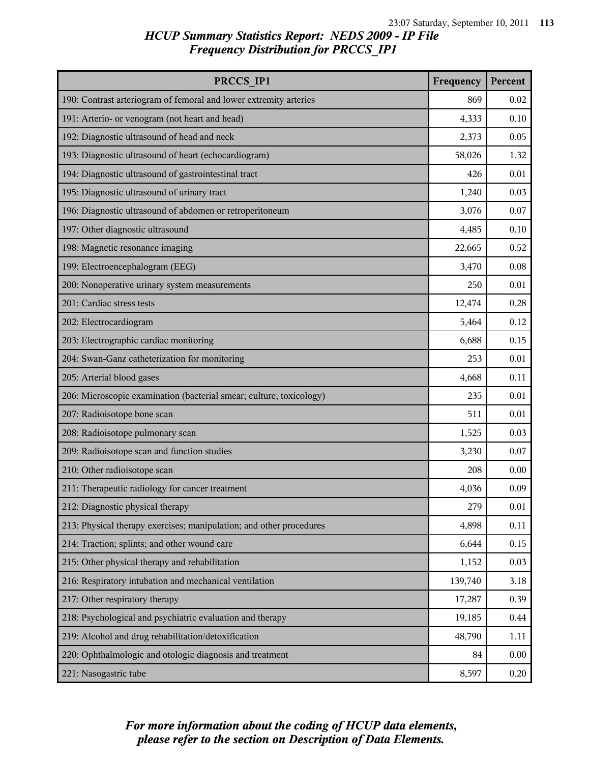# HCUP Summary Statistics Report: NEDS 2009 - IP File
## Frequency Distribution for PRCCS_IP1

| PRCCS_IP1 | Frequency | Percent |
| --- | --- | --- |
| 190: Contrast arteriogram of femoral and lower extremity arteries | 869 | 0.02 |
| 191: Arterio- or venogram (not heart and head) | 4,333 | 0.10 |
| 192: Diagnostic ultrasound of head and neck | 2,373 | 0.05 |
| 193: Diagnostic ultrasound of heart (echocardiogram) | 58,026 | 1.32 |
| 194: Diagnostic ultrasound of gastrointestinal tract | 426 | 0.01 |
| 195: Diagnostic ultrasound of urinary tract | 1,240 | 0.03 |
| 196: Diagnostic ultrasound of abdomen or retroperitoneum | 3,076 | 0.07 |
| 197: Other diagnostic ultrasound | 4,485 | 0.10 |
| 198: Magnetic resonance imaging | 22,665 | 0.52 |
| 199: Electroencephalogram (EEG) | 3,470 | 0.08 |
| 200: Nonoperative urinary system measurements | 250 | 0.01 |
| 201: Cardiac stress tests | 12,474 | 0.28 |
| 202: Electrocardiogram | 5,464 | 0.12 |
| 203: Electrographic cardiac monitoring | 6,688 | 0.15 |
| 204: Swan-Ganz catheterization for monitoring | 253 | 0.01 |
| 205: Arterial blood gases | 4,668 | 0.11 |
| 206: Microscopic examination (bacterial smear; culture; toxicology) | 235 | 0.01 |
| 207: Radioisotope bone scan | 511 | 0.01 |
| 208: Radioisotope pulmonary scan | 1,525 | 0.03 |
| 209: Radioisotope scan and function studies | 3,230 | 0.07 |
| 210: Other radioisotope scan | 208 | 0.00 |
| 211: Therapeutic radiology for cancer treatment | 4,036 | 0.09 |
| 212: Diagnostic physical therapy | 279 | 0.01 |
| 213: Physical therapy exercises; manipulation; and other procedures | 4,898 | 0.11 |
| 214: Traction; splints; and other wound care | 6,644 | 0.15 |
| 215: Other physical therapy and rehabilitation | 1,152 | 0.03 |
| 216: Respiratory intubation and mechanical ventilation | 139,740 | 3.18 |
| 217: Other respiratory therapy | 17,287 | 0.39 |
| 218: Psychological and psychiatric evaluation and therapy | 19,185 | 0.44 |
| 219: Alcohol and drug rehabilitation/detoxification | 48,790 | 1.11 |
| 220: Ophthalmologic and otologic diagnosis and treatment | 84 | 0.00 |
| 221: Nasogastric tube | 8,597 | 0.20 |

*For more information about the coding of HCUP data elements, please refer to the section on Description of Data Elements.*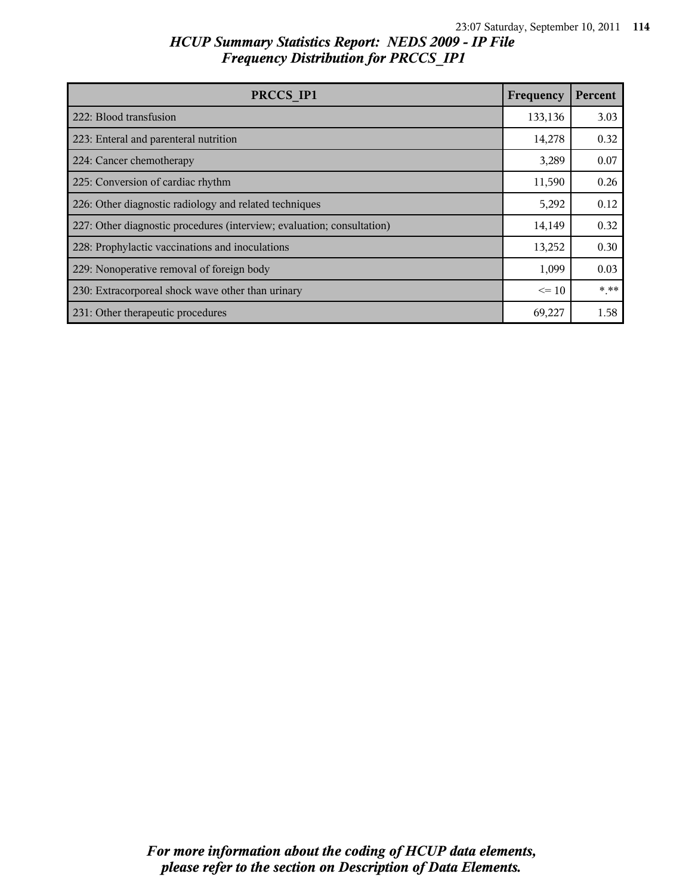*HCUP Summary Statistics Report: NEDS 2009 - IP File*
*Frequency Distribution for PRCCS_IP1*

| PRCCS_IP1 | Frequency | Percent |
|---|---|---|
| 222: Blood transfusion | 133,136 | 3.03 |
| 223: Enteral and parenteral nutrition | 14,278 | 0.32 |
| 224: Cancer chemotherapy | 3,289 | 0.07 |
| 225: Conversion of cardiac rhythm | 11,590 | 0.26 |
| 226: Other diagnostic radiology and related techniques | 5,292 | 0.12 |
| 227: Other diagnostic procedures (interview; evaluation; consultation) | 14,149 | 0.32 |
| 228: Prophylactic vaccinations and inoculations | 13,252 | 0.30 |
| 229: Nonoperative removal of foreign body | 1,099 | 0.03 |
| 230: Extracorporeal shock wave other than urinary | <= 10 | *.** |
| 231: Other therapeutic procedures | 69,227 | 1.58 |

*For more information about the coding of HCUP data elements, please refer to the section on Description of Data Elements.*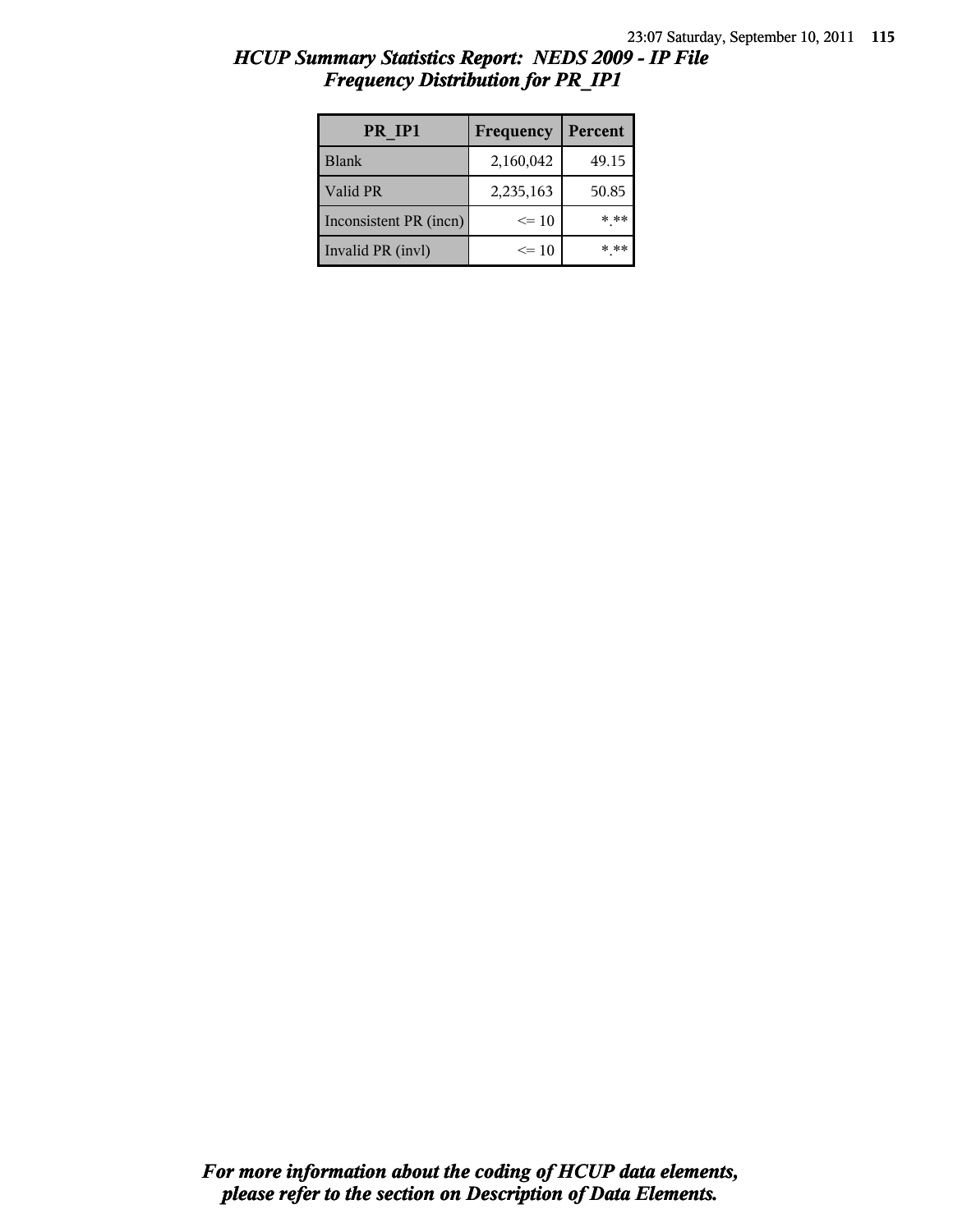*HCUP Summary Statistics Report: NEDS 2009 - IP File*
*Frequency Distribution for PR_IP1*

| PR_IP1 | Frequency | Percent |
|---|---|---|
| Blank | 2,160,042 | 49.15 |
| Valid PR | 2,235,163 | 50.85 |
| Inconsistent PR (incn) | <= 10 | *.** |
| Invalid PR (invl) | <= 10 | *.** |

*For more information about the coding of HCUP data elements, please refer to the section on Description of Data Elements.*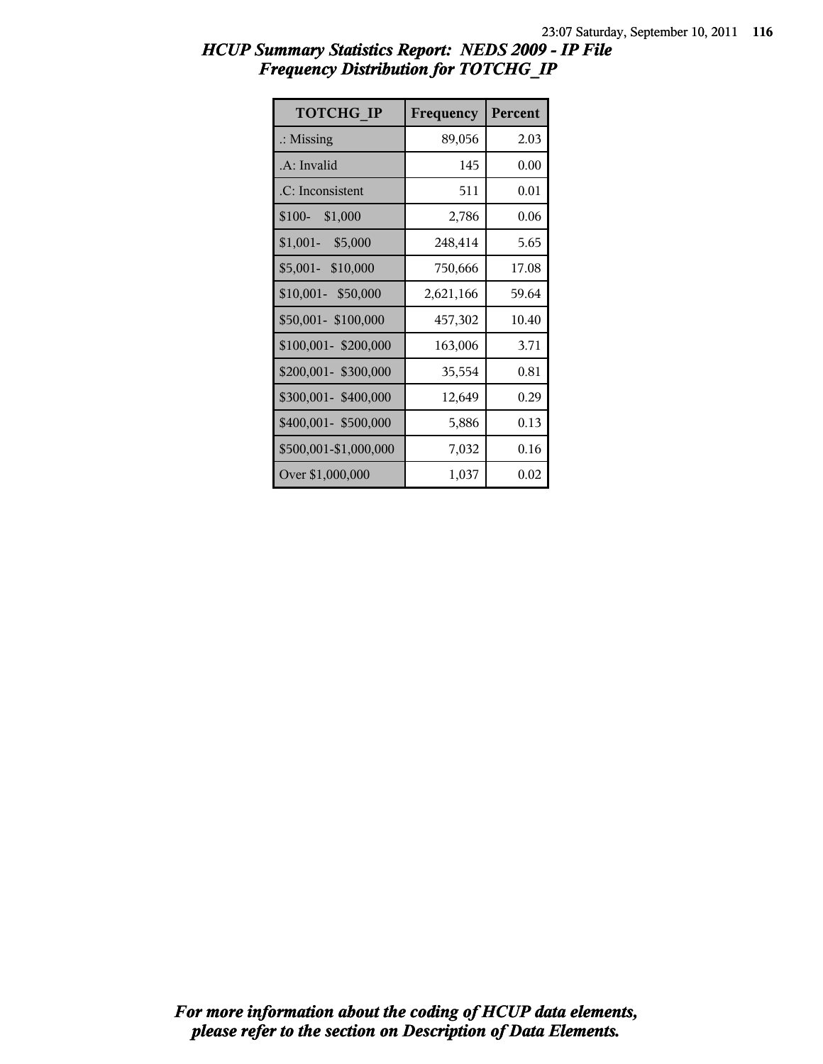## *HCUP Summary Statistics Report: NEDS 2009 - IP File*
## *Frequency Distribution for TOTCHG_IP*

| TOTCHG_IP | Frequency | Percent |
|---|---|---|
| .: Missing | 89,056 | 2.03 |
| .A: Invalid | 145 | 0.00 |
| .C: Inconsistent | 511 | 0.01 |
| $100- $1,000 | 2,786 | 0.06 |
| $1,001- $5,000 | 248,414 | 5.65 |
| $5,001- $10,000 | 750,666 | 17.08 |
| $10,001- $50,000 | 2,621,166 | 59.64 |
| $50,001- $100,000 | 457,302 | 10.40 |
| $100,001- $200,000 | 163,006 | 3.71 |
| $200,001- $300,000 | 35,554 | 0.81 |
| $300,001- $400,000 | 12,649 | 0.29 |
| $400,001- $500,000 | 5,886 | 0.13 |
| $500,001-$1,000,000 | 7,032 | 0.16 |
| Over $1,000,000 | 1,037 | 0.02 |

***For more information about the coding of HCUP data elements, please refer to the section on Description of Data Elements.***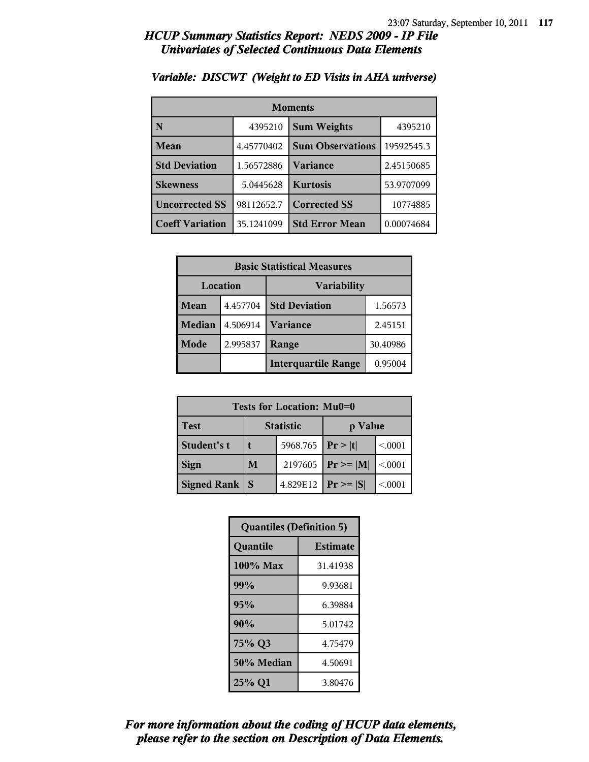# *HCUP Summary Statistics Report: NEDS 2009 - IP File*
## *Univariates of Selected Continuous Data Elements*

### *Variable: DISCWT (Weight to ED Visits in AHA universe)*

| Moments | | | |
|---|---|---|---|
| **N** | 4395210 | **Sum Weights** | 4395210 |
| **Mean** | 4.45770402 | **Sum Observations** | 19592545.3 |
| **Std Deviation** | 1.56572886 | **Variance** | 2.45150685 |
| **Skewness** | 5.0445628 | **Kurtosis** | 53.9707099 |
| **Uncorrected SS** | 98112652.7 | **Corrected SS** | 10774885 |
| **Coeff Variation** | 35.1241099 | **Std Error Mean** | 0.00074684 |

| Basic Statistical Measures | | | |
|---|---|---|---|
| **Location** | | **Variability** | |
| **Mean** | 4.457704 | **Std Deviation** | 1.56573 |
| **Median** | 4.506914 | **Variance** | 2.45151 |
| **Mode** | 2.995837 | **Range** | 30.40986 |
| | | **Interquartile Range** | 0.95004 |

| Tests for Location: Mu0=0 | | | | |
|---|---|---|---|---|
| **Test** | **Statistic** | | **p Value** | |
| **Student's t** | **t** | 5968.765 | **Pr > \|t\|** | <.0001 |
| **Sign** | **M** | 2197605 | **Pr >= \|M\|** | <.0001 |
| **Signed Rank** | **S** | 4.829E12 | **Pr >= \|S\|** | <.0001 |

| Quantiles (Definition 5) | |
|---|---|
| **Quantile** | **Estimate** |
| **100% Max** | 31.41938 |
| **99%** | 9.93681 |
| **95%** | 6.39884 |
| **90%** | 5.01742 |
| **75% Q3** | 4.75479 |
| **50% Median** | 4.50691 |
| **25% Q1** | 3.80476 |

***For more information about the coding of HCUP data elements, please refer to the section on Description of Data Elements.***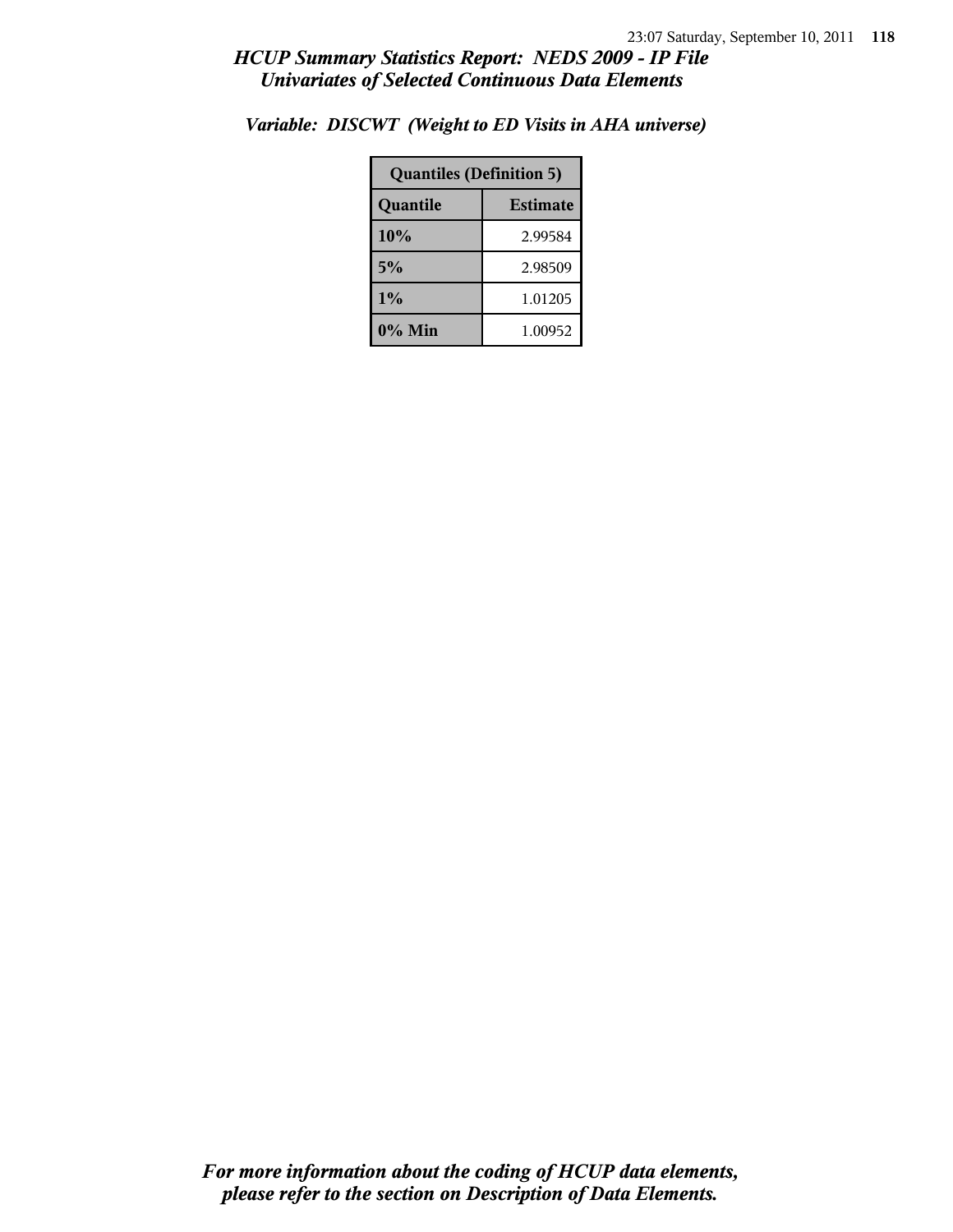*Variable: DISCWT (Weight to ED Visits in AHA universe)*

| Quantiles (Definition 5) | |
|---|---|
| **Quantile** | **Estimate** |
| **10%** | 2.99584 |
| **5%** | 2.98509 |
| **1%** | 1.01205 |
| **0% Min** | 1.00952 |

***For more information about the coding of HCUP data elements, please refer to the section on Description of Data Elements.***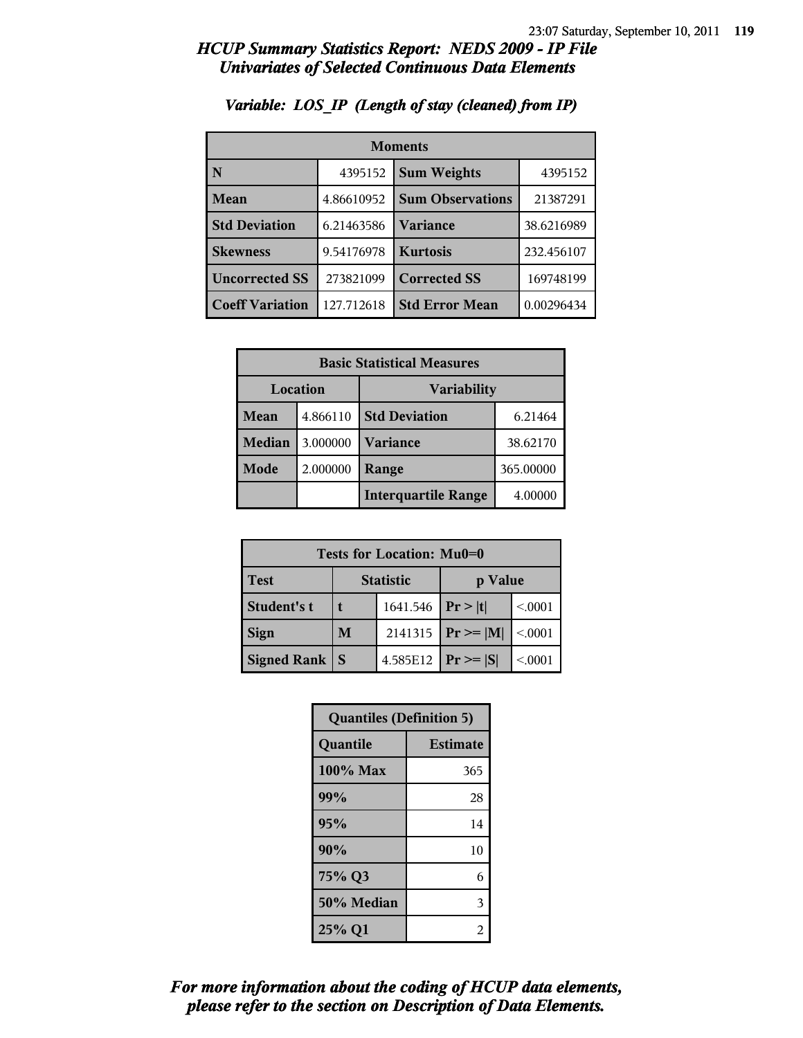# HCUP Summary Statistics Report: NEDS 2009 - IP File
## Univariates of Selected Continuous Data Elements

### Variable: LOS_IP (Length of stay (cleaned) from IP)

| Moments | | | |
|---|---|---|---|
| **N** | 4395152 | **Sum Weights** | 4395152 |
| **Mean** | 4.86610952 | **Sum Observations** | 21387291 |
| **Std Deviation** | 6.21463586 | **Variance** | 38.6216989 |
| **Skewness** | 9.54176978 | **Kurtosis** | 232.456107 |
| **Uncorrected SS** | 273821099 | **Corrected SS** | 169748199 |
| **Coeff Variation** | 127.712618 | **Std Error Mean** | 0.00296434 |

| Basic Statistical Measures | | | |
|---|---|---|---|
| Location | | Variability | |
| **Mean** | 4.866110 | **Std Deviation** | 6.21464 |
| **Median** | 3.000000 | **Variance** | 38.62170 |
| **Mode** | 2.000000 | **Range** | 365.00000 |
| | | **Interquartile Range** | 4.00000 |

| Tests for Location: Mu0=0 | | | | |
|---|---|---|---|---|
| **Test** | Statistic | | p Value | |
| **Student's t** | t | 1641.546 | Pr > \|t\| | <.0001 |
| **Sign** | M | 2141315 | Pr >= \|M\| | <.0001 |
| **Signed Rank** | S | 4.585E12 | Pr >= \|S\| | <.0001 |

| Quantiles (Definition 5) | |
|---|---|
| **Quantile** | **Estimate** |
| **100% Max** | 365 |
| **99%** | 28 |
| **95%** | 14 |
| **90%** | 10 |
| **75% Q3** | 6 |
| **50% Median** | 3 |
| **25% Q1** | 2 |

*For more information about the coding of HCUP data elements, please refer to the section on Description of Data Elements.*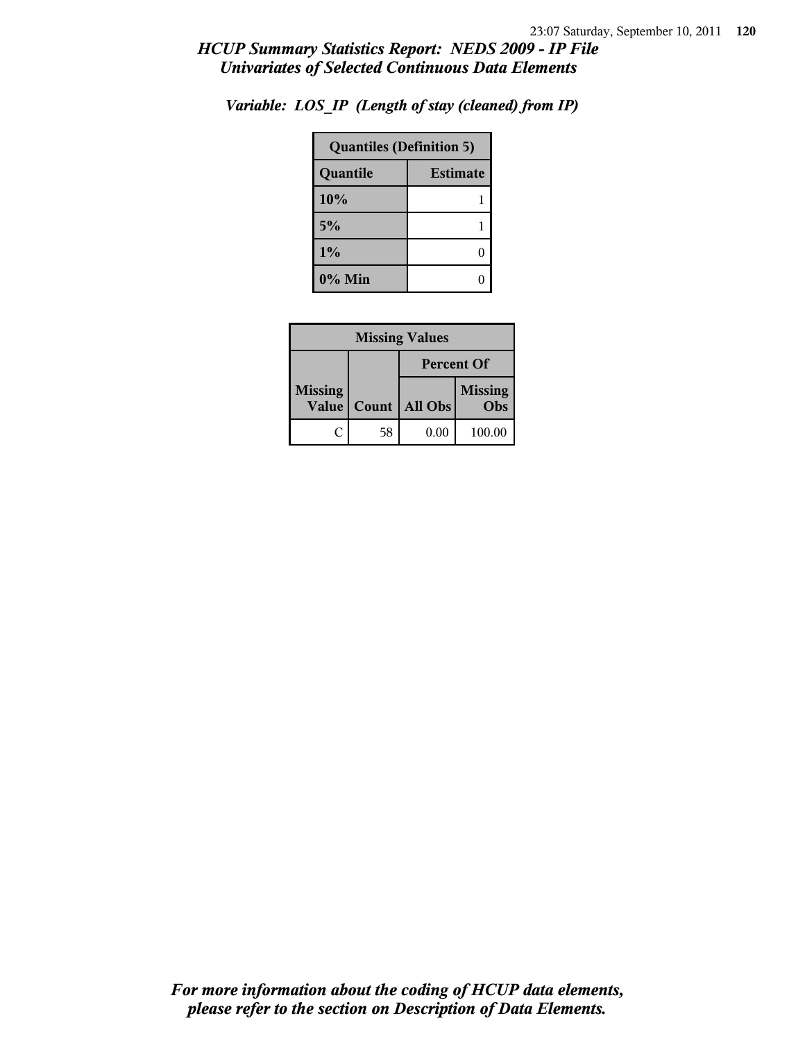## HCUP Summary Statistics Report: NEDS 2009 - IP File
## Univariates of Selected Continuous Data Elements

### Variable: LOS_IP (Length of stay (cleaned) from IP)

| Quantiles (Definition 5) | |
|---|---|
| **Quantile** | **Estimate** |
| 10% | 1 |
| 5% | 1 |
| 1% | 0 |
| 0% Min | 0 |

| Missing Values | | | |
|---|---|---|---|
| | | Percent Of | |
| Missing Value | Count | All Obs | Missing Obs |
| C | 58 | 0.00 | 100.00 |

*For more information about the coding of HCUP data elements, please refer to the section on Description of Data Elements.*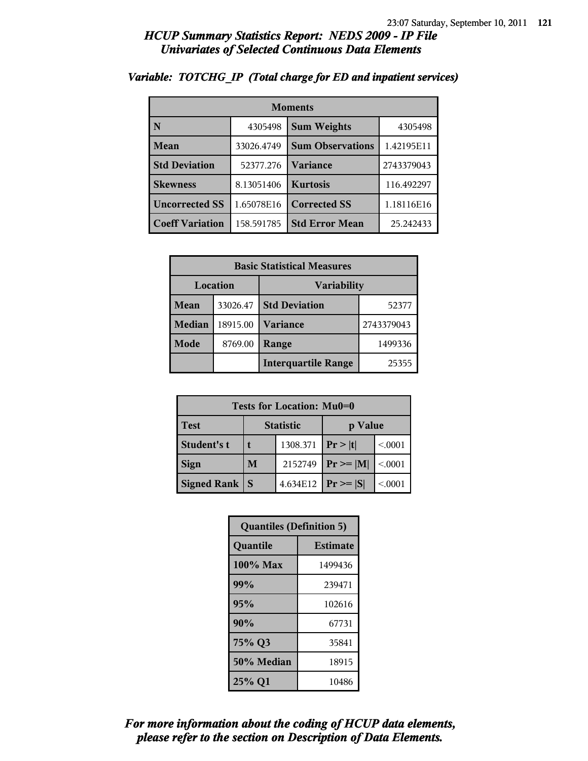# HCUP Summary Statistics Report: NEDS 2009 - IP File
## Univariates of Selected Continuous Data Elements

### Variable: TOTCHG_IP (Total charge for ED and inpatient services)

| Moments | | | |
|---|---|---|---|
| N | 4305498 | Sum Weights | 4305498 |
| Mean | 33026.4749 | Sum Observations | 1.42195E11 |
| Std Deviation | 52377.276 | Variance | 2743379043 |
| Skewness | 8.13051406 | Kurtosis | 116.492297 |
| Uncorrected SS | 1.65078E16 | Corrected SS | 1.18116E16 |
| Coeff Variation | 158.591785 | Std Error Mean | 25.242433 |

| Basic Statistical Measures | | | |
|---|---|---|---|
| Location | | Variability | |
| Mean | 33026.47 | Std Deviation | 52377 |
| Median | 18915.00 | Variance | 2743379043 |
| Mode | 8769.00 | Range | 1499336 |
| | | Interquartile Range | 25355 |

| Tests for Location: Mu0=0 | | | | |
|---|---|---|---|---|
| Test | Statistic | | p Value | |
| Student's t | t | 1308.371 | Pr > \|t\| | <.0001 |
| Sign | M | 2152749 | Pr >= \|M\| | <.0001 |
| Signed Rank | S | 4.634E12 | Pr >= \|S\| | <.0001 |

| Quantiles (Definition 5) | |
|---|---|
| Quantile | Estimate |
| 100% Max | 1499436 |
| 99% | 239471 |
| 95% | 102616 |
| 90% | 67731 |
| 75% Q3 | 35841 |
| 50% Median | 18915 |
| 25% Q1 | 10486 |

*For more information about the coding of HCUP data elements, please refer to the section on Description of Data Elements.*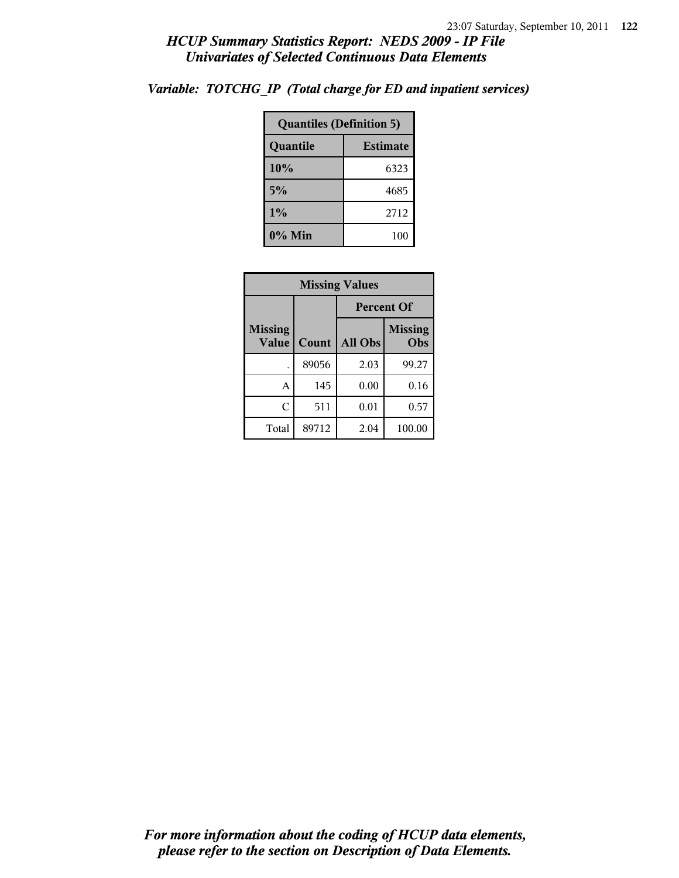# *HCUP Summary Statistics Report: NEDS 2009 - IP File*
# *Univariates of Selected Continuous Data Elements*

### *Variable: TOTCHG_IP (Total charge for ED and inpatient services)*

| Quantiles (Definition 5) | |
|---|---|
| **Quantile** | **Estimate** |
| **10%** | 6323 |
| **5%** | 4685 |
| **1%** | 2712 |
| **0% Min** | 100 |

| Missing Values | | | |
|---|---|---|---|
| | | Percent Of | |
| Missing Value | Count | All Obs | Missing Obs |
| . | 89056 | 2.03 | 99.27 |
| A | 145 | 0.00 | 0.16 |
| C | 511 | 0.01 | 0.57 |
| Total | 89712 | 2.04 | 100.00 |

*For more information about the coding of HCUP data elements, please refer to the section on Description of Data Elements.*